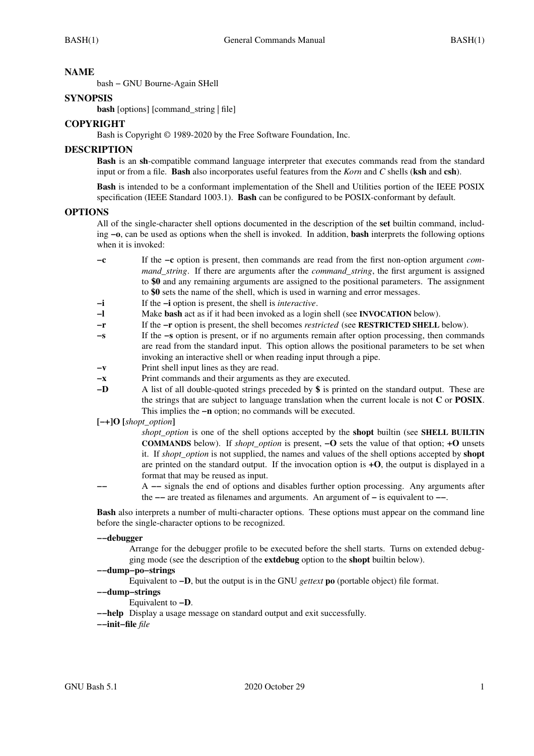## NAME

bash − GNU Bourne-Again SHell

## SYNOPSIS

**bash** [options] [command_string | file]

## COPYRIGHT

Bash is Copyright © 1989-2020 by the Free Software Foundation, Inc.

## DESCRIPTION

**Bash** is an **sh**-compatible command language interpreter that executes commands read from the standard input or from a file. **Bash** also incorporates useful features from the *Korn* and *C* shells (**ksh** and **csh**).

**Bash** is intended to be a conformant implementation of the Shell and Utilities portion of the IEEE POSIX specification (IEEE Standard 1003.1). **Bash** can be configured to be POSIX-conformant by default.

## OPTIONS

All of the single-character shell options documented in the description of the **set** builtin command, including **−o**, can be used as options when the shell is invoked. In addition, **bash** interprets the following options when it is invoked:

**−c** If the **−c** option is present, then commands are read from the first non-option argument *command_string*. If there are arguments after the *command_string*, the first argument is assigned to **$0** and any remaining arguments are assigned to the positional parameters. The assignment to **$0** sets the name of the shell, which is used in warning and error messages.

**−i** If the **−i** option is present, the shell is *interactive*.

**−l** Make **bash** act as if it had been invoked as a login shell (see **INVOCATION** below).

**−r** If the **−r** option is present, the shell becomes *restricted* (see **RESTRICTED SHELL** below).

**−s** If the **−s** option is present, or if no arguments remain after option processing, then commands are read from the standard input. This option allows the positional parameters to be set when invoking an interactive shell or when reading input through a pipe.

**−v** Print shell input lines as they are read.

**−x** Print commands and their arguments as they are executed.

**−D** A list of all double-quoted strings preceded by **$** is printed on the standard output. These are the strings that are subject to language translation when the current locale is not **C** or **POSIX**. This implies the **−n** option; no commands will be executed.

**[−+]O [***shopt_option***]**
*shopt_option* is one of the shell options accepted by the **shopt** builtin (see **SHELL BUILTIN COMMANDS** below). If *shopt_option* is present, **−O** sets the value of that option; **+O** unsets it. If *shopt_option* is not supplied, the names and values of the shell options accepted by **shopt** are printed on the standard output. If the invocation option is **+O**, the output is displayed in a format that may be reused as input.

**−−** A **−−** signals the end of options and disables further option processing. Any arguments after the **−−** are treated as filenames and arguments. An argument of **−** is equivalent to **−−**.

**Bash** also interprets a number of multi-character options. These options must appear on the command line before the single-character options to be recognized.

**−−debugger**
Arrange for the debugger profile to be executed before the shell starts. Turns on extended debugging mode (see the description of the **extdebug** option to the **shopt** builtin below).

**−−dump−po−strings**
Equivalent to **−D**, but the output is in the GNU *gettext* **po** (portable object) file format.

**−−dump−strings**
Equivalent to **−D**.

**−−help** Display a usage message on standard output and exit successfully.

**−−init−file** *file*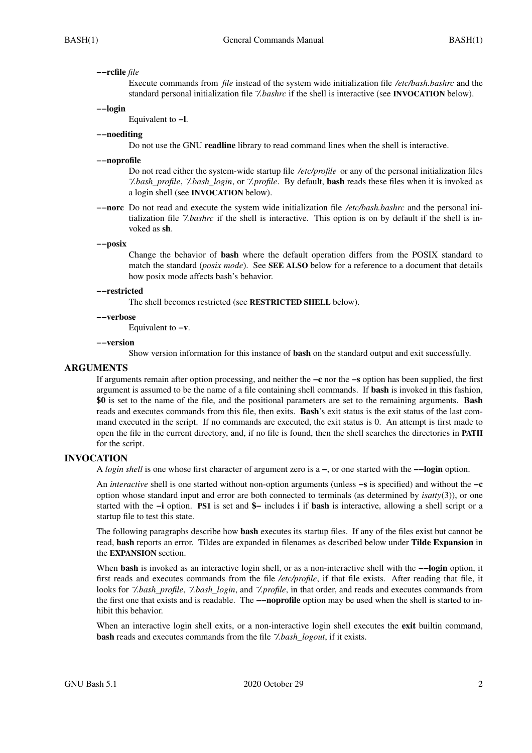**--rcfile** *file*

Execute commands from *file* instead of the system wide initialization file */etc/bash.bashrc* and the standard personal initialization file *~/.bashrc* if the shell is interactive (see **INVOCATION** below).

**--login**

Equivalent to **-l**.

**--noediting**

Do not use the GNU **readline** library to read command lines when the shell is interactive.

**--noprofile**

Do not read either the system-wide startup file */etc/profile* or any of the personal initialization files *~/.bash_profile*, *~/.bash_login*, or *~/.profile*. By default, **bash** reads these files when it is invoked as a login shell (see **INVOCATION** below).

**--norc**

Do not read and execute the system wide initialization file */etc/bash.bashrc* and the personal initialization file *~/.bashrc* if the shell is interactive. This option is on by default if the shell is invoked as **sh**.

**--posix**

Change the behavior of **bash** where the default operation differs from the POSIX standard to match the standard (*posix mode*). See **SEE ALSO** below for a reference to a document that details how posix mode affects bash's behavior.

**--restricted**

The shell becomes restricted (see **RESTRICTED SHELL** below).

**--verbose**

Equivalent to **-v**.

**--version**

Show version information for this instance of **bash** on the standard output and exit successfully.

## ARGUMENTS

If arguments remain after option processing, and neither the **-c** nor the **-s** option has been supplied, the first argument is assumed to be the name of a file containing shell commands. If **bash** is invoked in this fashion, **$0** is set to the name of the file, and the positional parameters are set to the remaining arguments. **Bash** reads and executes commands from this file, then exits. **Bash**'s exit status is the exit status of the last command executed in the script. If no commands are executed, the exit status is 0. An attempt is first made to open the file in the current directory, and, if no file is found, then the shell searches the directories in **PATH** for the script.

## INVOCATION

A *login shell* is one whose first character of argument zero is a **-**, or one started with the **--login** option.

An *interactive* shell is one started without non-option arguments (unless **-s** is specified) and without the **-c** option whose standard input and error are both connected to terminals (as determined by *isatty*(3)), or one started with the **-i** option. **PS1** is set and **$-** includes **i** if **bash** is interactive, allowing a shell script or a startup file to test this state.

The following paragraphs describe how **bash** executes its startup files. If any of the files exist but cannot be read, **bash** reports an error. Tildes are expanded in filenames as described below under **Tilde Expansion** in the **EXPANSION** section.

When **bash** is invoked as an interactive login shell, or as a non-interactive shell with the **--login** option, it first reads and executes commands from the file */etc/profile*, if that file exists. After reading that file, it looks for *~/.bash_profile*, *~/.bash_login*, and *~/.profile*, in that order, and reads and executes commands from the first one that exists and is readable. The **--noprofile** option may be used when the shell is started to inhibit this behavior.

When an interactive login shell exits, or a non-interactive login shell executes the **exit** builtin command, **bash** reads and executes commands from the file *~/.bash_logout*, if it exists.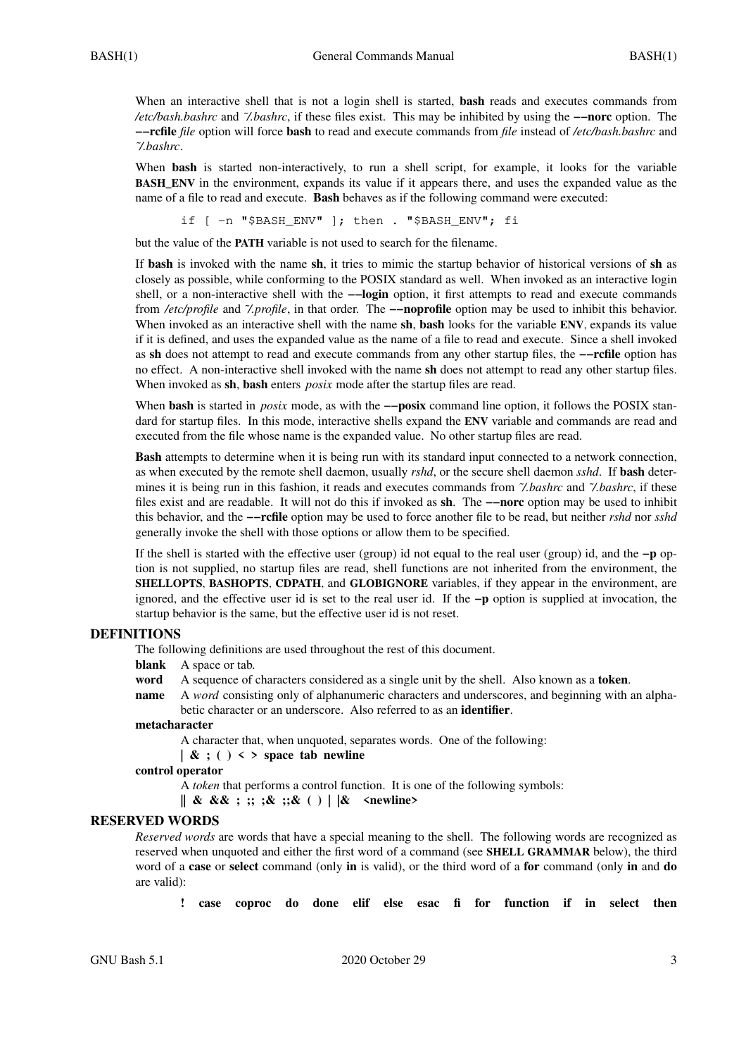When an interactive shell that is not a login shell is started, **bash** reads and executes commands from */etc/bash.bashrc* and *~/.bashrc*, if these files exist. This may be inhibited by using the **--norc** option. The **--rcfile** *file* option will force **bash** to read and execute commands from *file* instead of */etc/bash.bashrc* and *~/.bashrc*.

When **bash** is started non-interactively, to run a shell script, for example, it looks for the variable **BASH_ENV** in the environment, expands its value if it appears there, and uses the expanded value as the name of a file to read and execute. **Bash** behaves as if the following command were executed:

```
if [ -n "$BASH_ENV" ]; then . "$BASH_ENV"; fi
```

but the value of the **PATH** variable is not used to search for the filename.

If **bash** is invoked with the name **sh**, it tries to mimic the startup behavior of historical versions of **sh** as closely as possible, while conforming to the POSIX standard as well. When invoked as an interactive login shell, or a non-interactive shell with the **--login** option, it first attempts to read and execute commands from */etc/profile* and *~/.profile*, in that order. The **--noprofile** option may be used to inhibit this behavior. When invoked as an interactive shell with the name **sh**, **bash** looks for the variable **ENV**, expands its value if it is defined, and uses the expanded value as the name of a file to read and execute. Since a shell invoked as **sh** does not attempt to read and execute commands from any other startup files, the **--rcfile** option has no effect. A non-interactive shell invoked with the name **sh** does not attempt to read any other startup files. When invoked as **sh**, **bash** enters *posix* mode after the startup files are read.

When **bash** is started in *posix* mode, as with the **--posix** command line option, it follows the POSIX standard for startup files. In this mode, interactive shells expand the **ENV** variable and commands are read and executed from the file whose name is the expanded value. No other startup files are read.

**Bash** attempts to determine when it is being run with its standard input connected to a network connection, as when executed by the remote shell daemon, usually *rshd*, or the secure shell daemon *sshd*. If **bash** determines it is being run in this fashion, it reads and executes commands from *~/.bashrc* and *~/.bashrc*, if these files exist and are readable. It will not do this if invoked as **sh**. The **--norc** option may be used to inhibit this behavior, and the **--rcfile** option may be used to force another file to be read, but neither *rshd* nor *sshd* generally invoke the shell with those options or allow them to be specified.

If the shell is started with the effective user (group) id not equal to the real user (group) id, and the **-p** option is not supplied, no startup files are read, shell functions are not inherited from the environment, the **SHELLOPTS**, **BASHOPTS**, **CDPATH**, and **GLOBIGNORE** variables, if they appear in the environment, are ignored, and the effective user id is set to the real user id. If the **-p** option is supplied at invocation, the startup behavior is the same, but the effective user id is not reset.

## DEFINITIONS

The following definitions are used throughout the rest of this document.

**blank** A space or tab.

**word** A sequence of characters considered as a single unit by the shell. Also known as a **token**.

**name** A *word* consisting only of alphanumeric characters and underscores, and beginning with an alphabetic character or an underscore. Also referred to as an **identifier**.

**metacharacter**
: A character that, when unquoted, separates words. One of the following:
: **| & ; ( ) < > space tab newline**

**control operator**
: A *token* that performs a control function. It is one of the following symbols:
: **|| & && ; ;; ;& ;;& ( ) | |& <newline>**

## RESERVED WORDS

*Reserved words* are words that have a special meaning to the shell. The following words are recognized as reserved when unquoted and either the first word of a command (see **SHELL GRAMMAR** below), the third word of a **case** or **select** command (only **in** is valid), or the third word of a **for** command (only **in** and **do** are valid):

**! case coproc do done elif else esac fi for function if in select then**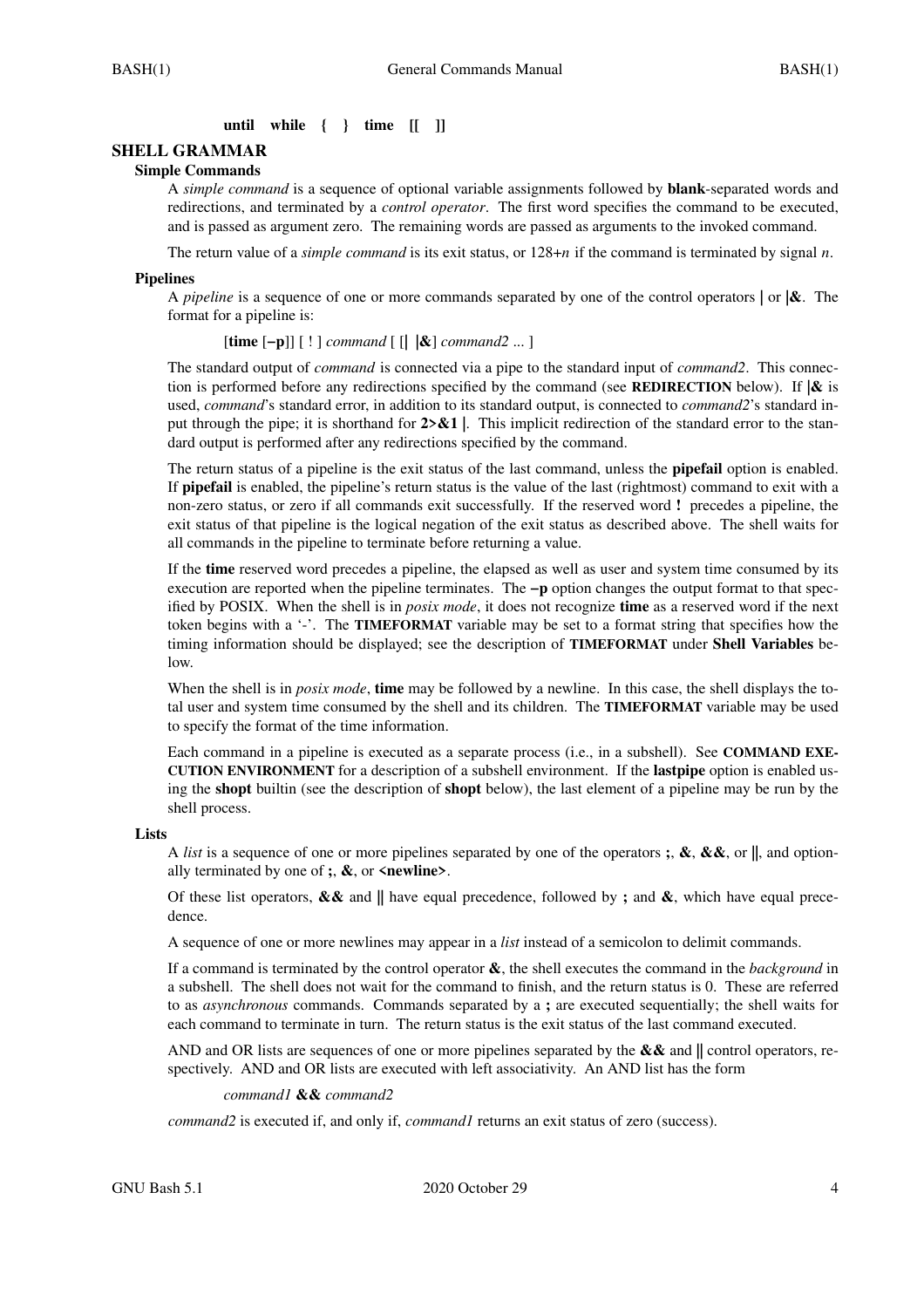**until while { } time [[ ]]**

## SHELL GRAMMAR

### Simple Commands

A *simple command* is a sequence of optional variable assignments followed by **blank**-separated words and redirections, and terminated by a *control operator*. The first word specifies the command to be executed, and is passed as argument zero. The remaining words are passed as arguments to the invoked command.

The return value of a *simple command* is its exit status, or 128+*n* if the command is terminated by signal *n*.

### Pipelines

A *pipeline* is a sequence of one or more commands separated by one of the control operators **|** or **|&**. The format for a pipeline is:

> [**time** [**−p**]] [ ! ] *command* [ [**|** **|&**] *command2* ... ]

The standard output of *command* is connected via a pipe to the standard input of *command2*. This connection is performed before any redirections specified by the command (see **REDIRECTION** below). If **|&** is used, *command*'s standard error, in addition to its standard output, is connected to *command2*'s standard input through the pipe; it is shorthand for **2>&1 |**. This implicit redirection of the standard error to the standard output is performed after any redirections specified by the command.

The return status of a pipeline is the exit status of the last command, unless the **pipefail** option is enabled. If **pipefail** is enabled, the pipeline's return status is the value of the last (rightmost) command to exit with a non-zero status, or zero if all commands exit successfully. If the reserved word **!** precedes a pipeline, the exit status of that pipeline is the logical negation of the exit status as described above. The shell waits for all commands in the pipeline to terminate before returning a value.

If the **time** reserved word precedes a pipeline, the elapsed as well as user and system time consumed by its execution are reported when the pipeline terminates. The **−p** option changes the output format to that specified by POSIX. When the shell is in *posix mode*, it does not recognize **time** as a reserved word if the next token begins with a '-'. The **TIMEFORMAT** variable may be set to a format string that specifies how the timing information should be displayed; see the description of **TIMEFORMAT** under **Shell Variables** below.

When the shell is in *posix mode*, **time** may be followed by a newline. In this case, the shell displays the total user and system time consumed by the shell and its children. The **TIMEFORMAT** variable may be used to specify the format of the time information.

Each command in a pipeline is executed as a separate process (i.e., in a subshell). See **COMMAND EXECUTION ENVIRONMENT** for a description of a subshell environment. If the **lastpipe** option is enabled using the **shopt** builtin (see the description of **shopt** below), the last element of a pipeline may be run by the shell process.

### Lists

A *list* is a sequence of one or more pipelines separated by one of the operators **;**, **&**, **&&**, or **||**, and optionally terminated by one of **;**, **&**, or **<newline>**.

Of these list operators, **&&** and **||** have equal precedence, followed by **;** and **&**, which have equal precedence.

A sequence of one or more newlines may appear in a *list* instead of a semicolon to delimit commands.

If a command is terminated by the control operator **&**, the shell executes the command in the *background* in a subshell. The shell does not wait for the command to finish, and the return status is 0. These are referred to as *asynchronous* commands. Commands separated by a **;** are executed sequentially; the shell waits for each command to terminate in turn. The return status is the exit status of the last command executed.

AND and OR lists are sequences of one or more pipelines separated by the **&&** and **||** control operators, respectively. AND and OR lists are executed with left associativity. An AND list has the form

> *command1* **&&** *command2*

*command2* is executed if, and only if, *command1* returns an exit status of zero (success).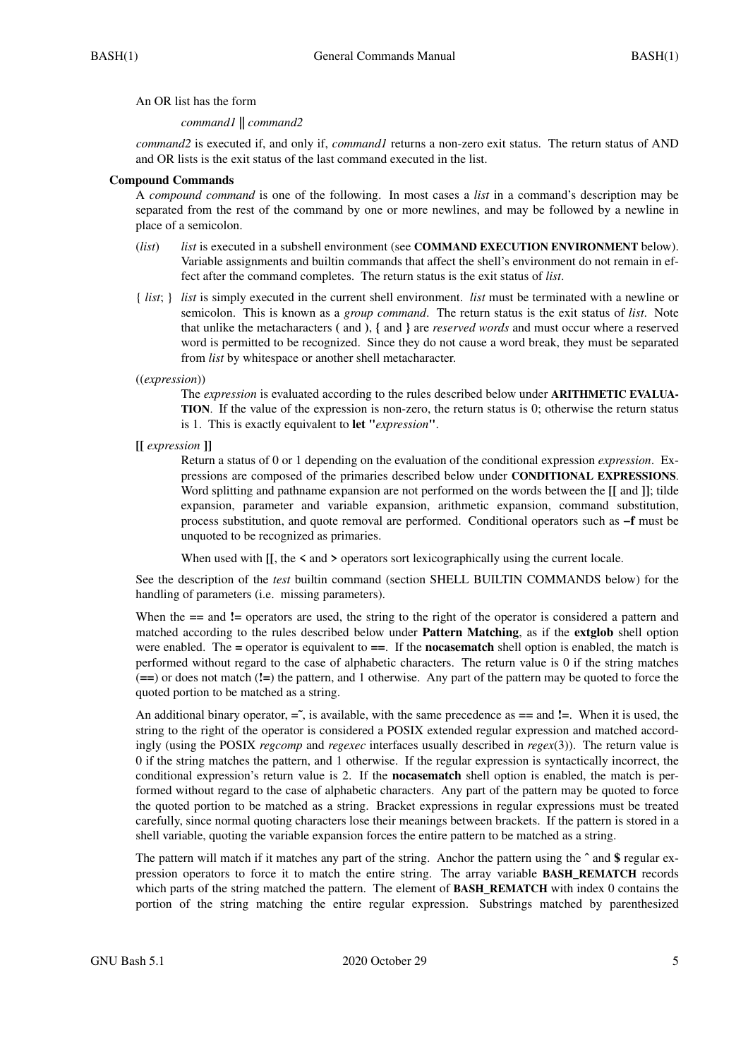An OR list has the form

*command1* **||** *command2*

*command2* is executed if, and only if, *command1* returns a non-zero exit status. The return status of AND and OR lists is the exit status of the last command executed in the list.

### Compound Commands

A *compound command* is one of the following. In most cases a *list* in a command's description may be separated from the rest of the command by one or more newlines, and may be followed by a newline in place of a semicolon.

(*list*) *list* is executed in a subshell environment (see **COMMAND EXECUTION ENVIRONMENT** below). Variable assignments and builtin commands that affect the shell's environment do not remain in effect after the command completes. The return status is the exit status of *list*.

{ *list*; } *list* is simply executed in the current shell environment. *list* must be terminated with a newline or semicolon. This is known as a *group command*. The return status is the exit status of *list*. Note that unlike the metacharacters **(** and **)**, **{** and **}** are *reserved words* and must occur where a reserved word is permitted to be recognized. Since they do not cause a word break, they must be separated from *list* by whitespace or another shell metacharacter.

((*expression*))
The *expression* is evaluated according to the rules described below under **ARITHMETIC EVALUATION**. If the value of the expression is non-zero, the return status is 0; otherwise the return status is 1. This is exactly equivalent to **let "***expression***"**.

**[[** *expression* **]]**
Return a status of 0 or 1 depending on the evaluation of the conditional expression *expression*. Expressions are composed of the primaries described below under **CONDITIONAL EXPRESSIONS**. Word splitting and pathname expansion are not performed on the words between the **[[** and **]]**; tilde expansion, parameter and variable expansion, arithmetic expansion, command substitution, process substitution, and quote removal are performed. Conditional operators such as **−f** must be unquoted to be recognized as primaries.

When used with **[[**, the **<** and **>** operators sort lexicographically using the current locale.

See the description of the *test* builtin command (section SHELL BUILTIN COMMANDS below) for the handling of parameters (i.e. missing parameters).

When the **==** and **!=** operators are used, the string to the right of the operator is considered a pattern and matched according to the rules described below under **Pattern Matching**, as if the **extglob** shell option were enabled. The **=** operator is equivalent to **==**. If the **nocasematch** shell option is enabled, the match is performed without regard to the case of alphabetic characters. The return value is 0 if the string matches (**==**) or does not match (**!=**) the pattern, and 1 otherwise. Any part of the pattern may be quoted to force the quoted portion to be matched as a string.

An additional binary operator, **=~**, is available, with the same precedence as **==** and **!=**. When it is used, the string to the right of the operator is considered a POSIX extended regular expression and matched accordingly (using the POSIX *regcomp* and *regexec* interfaces usually described in *regex*(3)). The return value is 0 if the string matches the pattern, and 1 otherwise. If the regular expression is syntactically incorrect, the conditional expression's return value is 2. If the **nocasematch** shell option is enabled, the match is performed without regard to the case of alphabetic characters. Any part of the pattern may be quoted to force the quoted portion to be matched as a string. Bracket expressions in regular expressions must be treated carefully, since normal quoting characters lose their meanings between brackets. If the pattern is stored in a shell variable, quoting the variable expansion forces the entire pattern to be matched as a string.

The pattern will match if it matches any part of the string. Anchor the pattern using the **^** and **$** regular expression operators to force it to match the entire string. The array variable **BASH_REMATCH** records which parts of the string matched the pattern. The element of **BASH_REMATCH** with index 0 contains the portion of the string matching the entire regular expression. Substrings matched by parenthesized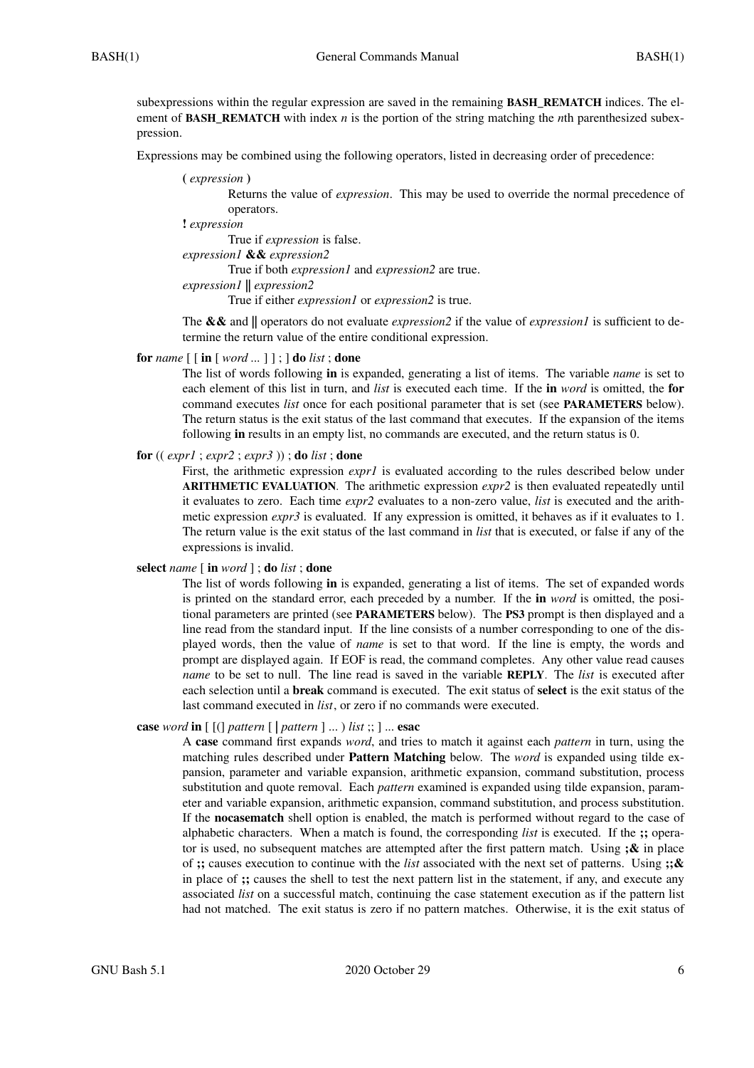subexpressions within the regular expression are saved in the remaining **BASH_REMATCH** indices. The element of **BASH_REMATCH** with index *n* is the portion of the string matching the *n*th parenthesized subexpression.

Expressions may be combined using the following operators, listed in decreasing order of precedence:

**(** *expression* **)**
: Returns the value of *expression*. This may be used to override the normal precedence of operators.

**!** *expression*
: True if *expression* is false.

*expression1* **&&** *expression2*
: True if both *expression1* and *expression2* are true.

*expression1* **||** *expression2*
: True if either *expression1* or *expression2* is true.

The **&&** and **||** operators do not evaluate *expression2* if the value of *expression1* is sufficient to determine the return value of the entire conditional expression.

**for** *name* [ [ **in** [ *word ...* ] ] ; ] **do** *list* ; **done**
: The list of words following **in** is expanded, generating a list of items. The variable *name* is set to each element of this list in turn, and *list* is executed each time. If the **in** *word* is omitted, the **for** command executes *list* once for each positional parameter that is set (see **PARAMETERS** below). The return status is the exit status of the last command that executes. If the expansion of the items following **in** results in an empty list, no commands are executed, and the return status is 0.

**for** (( *expr1* ; *expr2* ; *expr3* )) ; **do** *list* ; **done**
: First, the arithmetic expression *expr1* is evaluated according to the rules described below under **ARITHMETIC EVALUATION**. The arithmetic expression *expr2* is then evaluated repeatedly until it evaluates to zero. Each time *expr2* evaluates to a non-zero value, *list* is executed and the arithmetic expression *expr3* is evaluated. If any expression is omitted, it behaves as if it evaluates to 1. The return value is the exit status of the last command in *list* that is executed, or false if any of the expressions is invalid.

**select** *name* [ **in** *word* ] ; **do** *list* ; **done**
: The list of words following **in** is expanded, generating a list of items. The set of expanded words is printed on the standard error, each preceded by a number. If the **in** *word* is omitted, the positional parameters are printed (see **PARAMETERS** below). The **PS3** prompt is then displayed and a line read from the standard input. If the line consists of a number corresponding to one of the displayed words, then the value of *name* is set to that word. If the line is empty, the words and prompt are displayed again. If EOF is read, the command completes. Any other value read causes *name* to be set to null. The line read is saved in the variable **REPLY**. The *list* is executed after each selection until a **break** command is executed. The exit status of **select** is the exit status of the last command executed in *list*, or zero if no commands were executed.

**case** *word* **in** [ [(] *pattern* [ **|** *pattern* ] ... ) *list* ;; ] ... **esac**
: A **case** command first expands *word*, and tries to match it against each *pattern* in turn, using the matching rules described under **Pattern Matching** below. The *word* is expanded using tilde expansion, parameter and variable expansion, arithmetic expansion, command substitution, process substitution and quote removal. Each *pattern* examined is expanded using tilde expansion, parameter and variable expansion, arithmetic expansion, command substitution, and process substitution. If the **nocasematch** shell option is enabled, the match is performed without regard to the case of alphabetic characters. When a match is found, the corresponding *list* is executed. If the **;;** operator is used, no subsequent matches are attempted after the first pattern match. Using **;&** in place of **;;** causes execution to continue with the *list* associated with the next set of patterns. Using **;;&** in place of **;;** causes the shell to test the next pattern list in the statement, if any, and execute any associated *list* on a successful match, continuing the case statement execution as if the pattern list had not matched. The exit status is zero if no pattern matches. Otherwise, it is the exit status of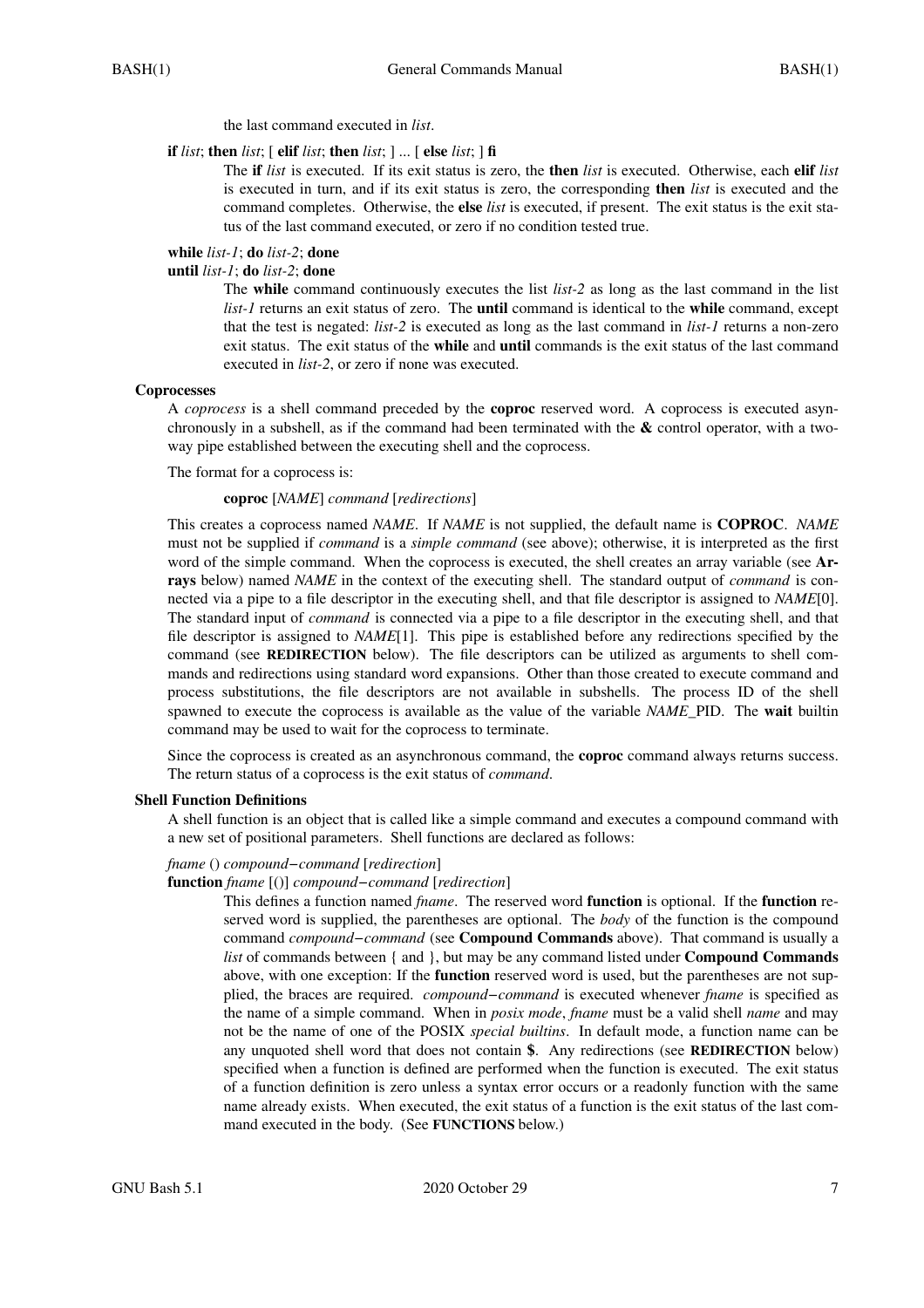the last command executed in *list*.

**if** *list*; **then** *list*; [ **elif** *list*; **then** *list*; ] ... [ **else** *list*; ] **fi**

The **if** *list* is executed. If its exit status is zero, the **then** *list* is executed. Otherwise, each **elif** *list* is executed in turn, and if its exit status is zero, the corresponding **then** *list* is executed and the command completes. Otherwise, the **else** *list* is executed, if present. The exit status is the exit status of the last command executed, or zero if no condition tested true.

**while** *list-1*; **do** *list-2*; **done**
**until** *list-1*; **do** *list-2*; **done**

The **while** command continuously executes the list *list-2* as long as the last command in the list *list-1* returns an exit status of zero. The **until** command is identical to the **while** command, except that the test is negated: *list-2* is executed as long as the last command in *list-1* returns a non-zero exit status. The exit status of the **while** and **until** commands is the exit status of the last command executed in *list-2*, or zero if none was executed.

### Coprocesses

A *coprocess* is a shell command preceded by the **coproc** reserved word. A coprocess is executed asynchronously in a subshell, as if the command had been terminated with the **&** control operator, with a two-way pipe established between the executing shell and the coprocess.

The format for a coprocess is:

**coproc** [*NAME*] *command* [*redirections*]

This creates a coprocess named *NAME*. If *NAME* is not supplied, the default name is **COPROC**. *NAME* must not be supplied if *command* is a *simple command* (see above); otherwise, it is interpreted as the first word of the simple command. When the coprocess is executed, the shell creates an array variable (see **Arrays** below) named *NAME* in the context of the executing shell. The standard output of *command* is connected via a pipe to a file descriptor in the executing shell, and that file descriptor is assigned to *NAME*[0]. The standard input of *command* is connected via a pipe to a file descriptor in the executing shell, and that file descriptor is assigned to *NAME*[1]. This pipe is established before any redirections specified by the command (see **REDIRECTION** below). The file descriptors can be utilized as arguments to shell commands and redirections using standard word expansions. Other than those created to execute command and process substitutions, the file descriptors are not available in subshells. The process ID of the shell spawned to execute the coprocess is available as the value of the variable *NAME*_PID. The **wait** builtin command may be used to wait for the coprocess to terminate.

Since the coprocess is created as an asynchronous command, the **coproc** command always returns success. The return status of a coprocess is the exit status of *command*.

### Shell Function Definitions

A shell function is an object that is called like a simple command and executes a compound command with a new set of positional parameters. Shell functions are declared as follows:

*fname* () *compound−command* [*redirection*]
**function** *fname* [()] *compound−command* [*redirection*]

This defines a function named *fname*. The reserved word **function** is optional. If the **function** reserved word is supplied, the parentheses are optional. The *body* of the function is the compound command *compound−command* (see **Compound Commands** above). That command is usually a *list* of commands between { and }, but may be any command listed under **Compound Commands** above, with one exception: If the **function** reserved word is used, but the parentheses are not supplied, the braces are required. *compound−command* is executed whenever *fname* is specified as the name of a simple command. When in *posix mode*, *fname* must be a valid shell *name* and may not be the name of one of the POSIX *special builtins*. In default mode, a function name can be any unquoted shell word that does not contain **$**. Any redirections (see **REDIRECTION** below) specified when a function is defined are performed when the function is executed. The exit status of a function definition is zero unless a syntax error occurs or a readonly function with the same name already exists. When executed, the exit status of a function is the exit status of the last command executed in the body. (See **FUNCTIONS** below.)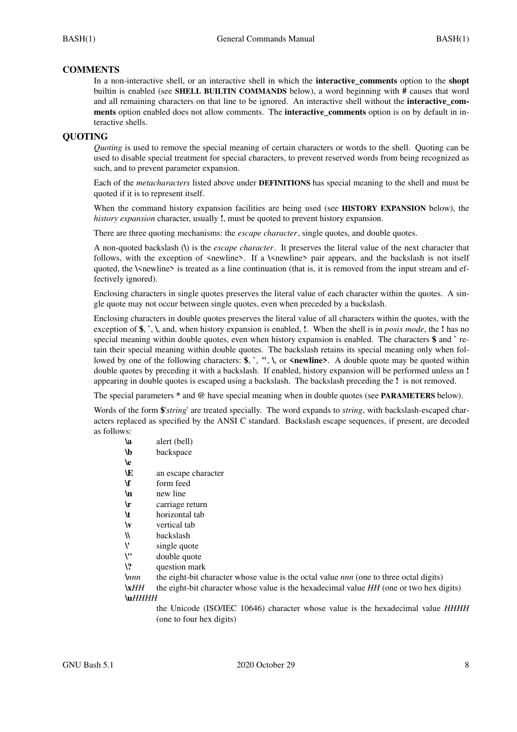## COMMENTS

In a non-interactive shell, or an interactive shell in which the **interactive_comments** option to the **shopt** builtin is enabled (see **SHELL BUILTIN COMMANDS** below), a word beginning with **#** causes that word and all remaining characters on that line to be ignored. An interactive shell without the **interactive_comments** option enabled does not allow comments. The **interactive_comments** option is on by default in interactive shells.

## QUOTING

*Quoting* is used to remove the special meaning of certain characters or words to the shell. Quoting can be used to disable special treatment for special characters, to prevent reserved words from being recognized as such, and to prevent parameter expansion.

Each of the *metacharacters* listed above under **DEFINITIONS** has special meaning to the shell and must be quoted if it is to represent itself.

When the command history expansion facilities are being used (see **HISTORY EXPANSION** below), the *history expansion* character, usually **!**, must be quoted to prevent history expansion.

There are three quoting mechanisms: the *escape character*, single quotes, and double quotes.

A non-quoted backslash (**\**) is the *escape character*. It preserves the literal value of the next character that follows, with the exception of <newline>. If a **\**<newline> pair appears, and the backslash is not itself quoted, the **\**<newline> is treated as a line continuation (that is, it is removed from the input stream and effectively ignored).

Enclosing characters in single quotes preserves the literal value of each character within the quotes. A single quote may not occur between single quotes, even when preceded by a backslash.

Enclosing characters in double quotes preserves the literal value of all characters within the quotes, with the exception of **$**, **`**, **\**, and, when history expansion is enabled, **!**. When the shell is in *posix mode*, the **!** has no special meaning within double quotes, even when history expansion is enabled. The characters **$** and **`** retain their special meaning within double quotes. The backslash retains its special meaning only when followed by one of the following characters: **$**, **`**, **"**, **\**, or **<newline>**. A double quote may be quoted within double quotes by preceding it with a backslash. If enabled, history expansion will be performed unless an **!** appearing in double quotes is escaped using a backslash. The backslash preceding the **!** is not removed.

The special parameters * and @ have special meaning when in double quotes (see **PARAMETERS** below).

Words of the form **$**'*string*' are treated specially. The word expands to *string*, with backslash-escaped characters replaced as specified by the ANSI C standard. Backslash escape sequences, if present, are decoded as follows:

- **\a** alert (bell)
- **\b** backspace
- **\e**
- **\E** an escape character
- **\f** form feed
- **\n** new line
- **\r** carriage return
- **\t** horizontal tab
- **\v** vertical tab
- **\\** backslash
- **\'** single quote
- **\"** double quote
- **\?** question mark
- **\**_nnn_ the eight-bit character whose value is the octal value *nnn* (one to three octal digits)
- **\x**_HH_ the eight-bit character whose value is the hexadecimal value *HH* (one or two hex digits)
- **\u**_HHHH_ the Unicode (ISO/IEC 10646) character whose value is the hexadecimal value *HHHH* (one to four hex digits)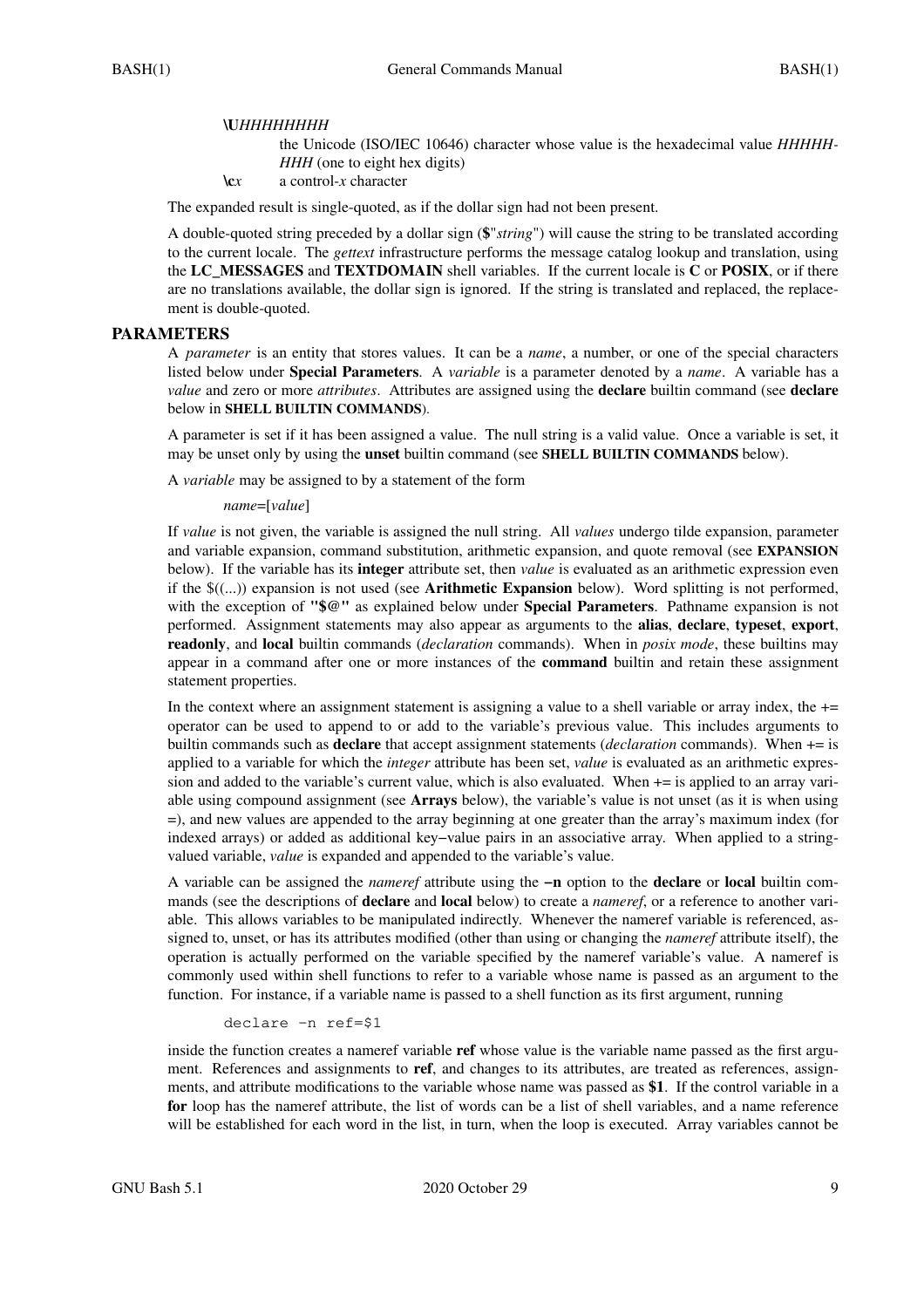**\U**_HHHHHHHH_
: the Unicode (ISO/IEC 10646) character whose value is the hexadecimal value _HHHHHHHH_ (one to eight hex digits)

**\c**_x_
: a control-_x_ character

The expanded result is single-quoted, as if the dollar sign had not been present.

A double-quoted string preceded by a dollar sign (**$**"_string_") will cause the string to be translated according to the current locale. The _gettext_ infrastructure performs the message catalog lookup and translation, using the **LC_MESSAGES** and **TEXTDOMAIN** shell variables. If the current locale is **C** or **POSIX**, or if there are no translations available, the dollar sign is ignored. If the string is translated and replaced, the replacement is double-quoted.

## PARAMETERS

A _parameter_ is an entity that stores values. It can be a _name_, a number, or one of the special characters listed below under **Special Parameters**. A _variable_ is a parameter denoted by a _name_. A variable has a _value_ and zero or more _attributes_. Attributes are assigned using the **declare** builtin command (see **declare** below in **SHELL BUILTIN COMMANDS**).

A parameter is set if it has been assigned a value. The null string is a valid value. Once a variable is set, it may be unset only by using the **unset** builtin command (see **SHELL BUILTIN COMMANDS** below).

A _variable_ may be assigned to by a statement of the form

_name_=[_value_]

If _value_ is not given, the variable is assigned the null string. All _values_ undergo tilde expansion, parameter and variable expansion, command substitution, arithmetic expansion, and quote removal (see **EXPANSION** below). If the variable has its **integer** attribute set, then _value_ is evaluated as an arithmetic expression even if the $((...)) expansion is not used (see **Arithmetic Expansion** below). Word splitting is not performed, with the exception of **"$@"** as explained below under **Special Parameters**. Pathname expansion is not performed. Assignment statements may also appear as arguments to the **alias**, **declare**, **typeset**, **export**, **readonly**, and **local** builtin commands (_declaration_ commands). When in _posix mode_, these builtins may appear in a command after one or more instances of the **command** builtin and retain these assignment statement properties.

In the context where an assignment statement is assigning a value to a shell variable or array index, the += operator can be used to append to or add to the variable's previous value. This includes arguments to builtin commands such as **declare** that accept assignment statements (_declaration_ commands). When += is applied to a variable for which the _integer_ attribute has been set, _value_ is evaluated as an arithmetic expression and added to the variable's current value, which is also evaluated. When += is applied to an array variable using compound assignment (see **Arrays** below), the variable's value is not unset (as it is when using =), and new values are appended to the array beginning at one greater than the array's maximum index (for indexed arrays) or added as additional key−value pairs in an associative array. When applied to a string-valued variable, _value_ is expanded and appended to the variable's value.

A variable can be assigned the _nameref_ attribute using the **−n** option to the **declare** or **local** builtin commands (see the descriptions of **declare** and **local** below) to create a _nameref_, or a reference to another variable. This allows variables to be manipulated indirectly. Whenever the nameref variable is referenced, assigned to, unset, or has its attributes modified (other than using or changing the _nameref_ attribute itself), the operation is actually performed on the variable specified by the nameref variable's value. A nameref is commonly used within shell functions to refer to a variable whose name is passed as an argument to the function. For instance, if a variable name is passed to a shell function as its first argument, running

```
declare −n ref=$1
```

inside the function creates a nameref variable **ref** whose value is the variable name passed as the first argument. References and assignments to **ref**, and changes to its attributes, are treated as references, assignments, and attribute modifications to the variable whose name was passed as **$1**. If the control variable in a **for** loop has the nameref attribute, the list of words can be a list of shell variables, and a name reference will be established for each word in the list, in turn, when the loop is executed. Array variables cannot be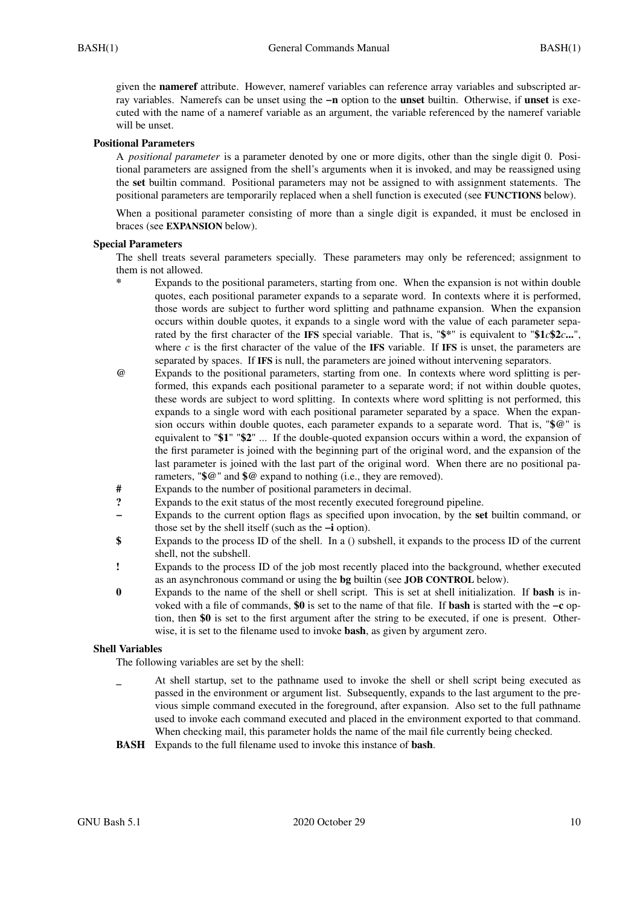given the **nameref** attribute. However, nameref variables can reference array variables and subscripted array variables. Namerefs can be unset using the **−n** option to the **unset** builtin. Otherwise, if **unset** is executed with the name of a nameref variable as an argument, the variable referenced by the nameref variable will be unset.

### Positional Parameters

A *positional parameter* is a parameter denoted by one or more digits, other than the single digit 0. Positional parameters are assigned from the shell's arguments when it is invoked, and may be reassigned using the **set** builtin command. Positional parameters may not be assigned to with assignment statements. The positional parameters are temporarily replaced when a shell function is executed (see **FUNCTIONS** below).

When a positional parameter consisting of more than a single digit is expanded, it must be enclosed in braces (see **EXPANSION** below).

### Special Parameters

The shell treats several parameters specially. These parameters may only be referenced; assignment to them is not allowed.

**\***
: Expands to the positional parameters, starting from one. When the expansion is not within double quotes, each positional parameter expands to a separate word. In contexts where it is performed, those words are subject to further word splitting and pathname expansion. When the expansion occurs within double quotes, it expands to a single word with the value of each parameter separated by the first character of the **IFS** special variable. That is, "**$***" is equivalent to "**$1***c***$2***c***...**", where *c* is the first character of the value of the **IFS** variable. If **IFS** is unset, the parameters are separated by spaces. If **IFS** is null, the parameters are joined without intervening separators.

**@**
: Expands to the positional parameters, starting from one. In contexts where word splitting is performed, this expands each positional parameter to a separate word; if not within double quotes, these words are subject to word splitting. In contexts where word splitting is not performed, this expands to a single word with each positional parameter separated by a space. When the expansion occurs within double quotes, each parameter expands to a separate word. That is, "**$@**" is equivalent to "**$1**" "**$2**" ... If the double-quoted expansion occurs within a word, the expansion of the first parameter is joined with the beginning part of the original word, and the expansion of the last parameter is joined with the last part of the original word. When there are no positional parameters, "**$@**" and **$@** expand to nothing (i.e., they are removed).

**#**
: Expands to the number of positional parameters in decimal.

**?**
: Expands to the exit status of the most recently executed foreground pipeline.

**−**
: Expands to the current option flags as specified upon invocation, by the **set** builtin command, or those set by the shell itself (such as the **−i** option).

**$**
: Expands to the process ID of the shell. In a () subshell, it expands to the process ID of the current shell, not the subshell.

**!**
: Expands to the process ID of the job most recently placed into the background, whether executed as an asynchronous command or using the **bg** builtin (see **JOB CONTROL** below).

**0**
: Expands to the name of the shell or shell script. This is set at shell initialization. If **bash** is invoked with a file of commands, **$0** is set to the name of that file. If **bash** is started with the **−c** option, then **$0** is set to the first argument after the string to be executed, if one is present. Otherwise, it is set to the filename used to invoke **bash**, as given by argument zero.

### Shell Variables

The following variables are set by the shell:

**_**
: At shell startup, set to the pathname used to invoke the shell or shell script being executed as passed in the environment or argument list. Subsequently, expands to the last argument to the previous simple command executed in the foreground, after expansion. Also set to the full pathname used to invoke each command executed and placed in the environment exported to that command. When checking mail, this parameter holds the name of the mail file currently being checked.

**BASH**
: Expands to the full filename used to invoke this instance of **bash**.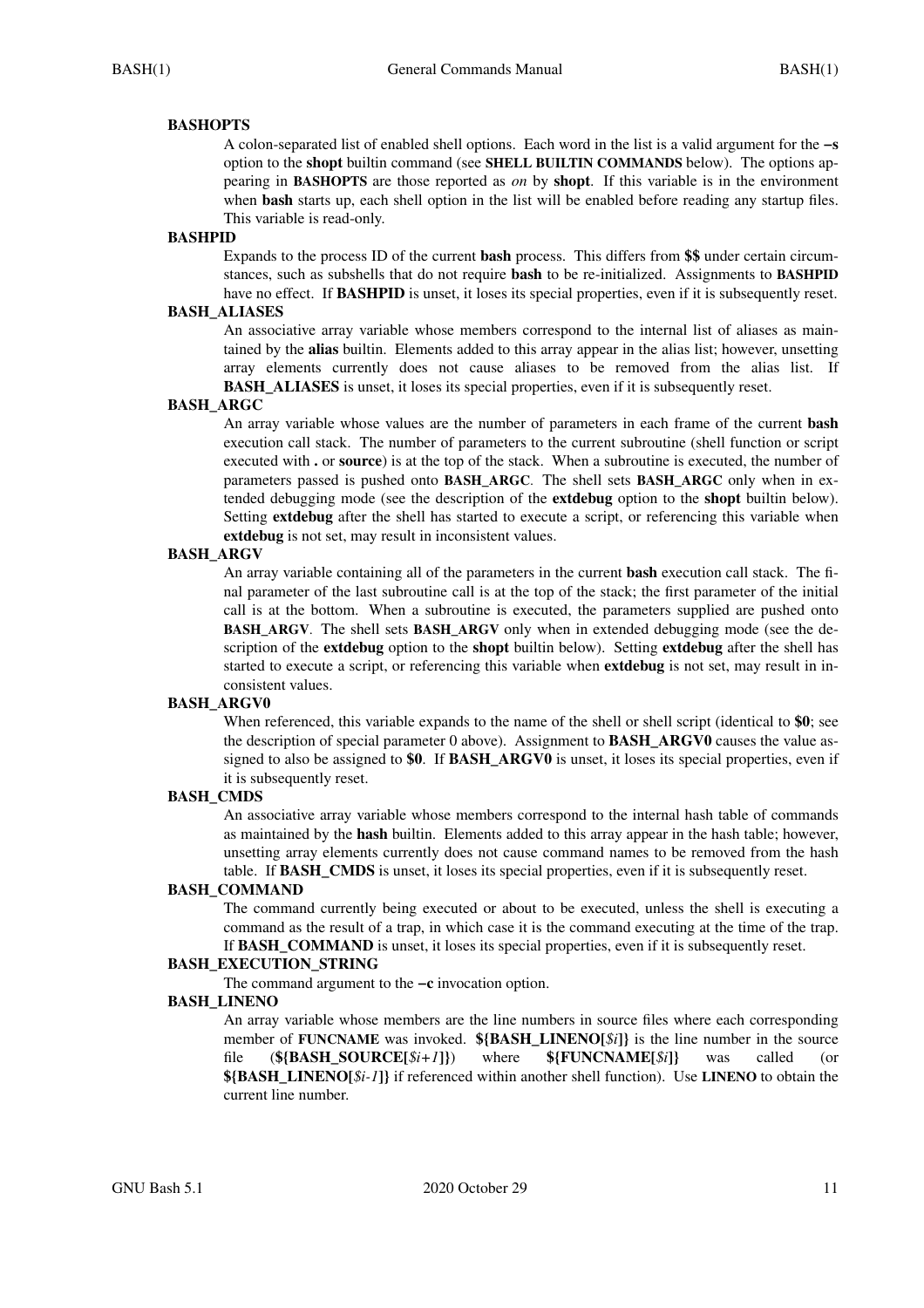**BASHOPTS**

A colon-separated list of enabled shell options. Each word in the list is a valid argument for the **−s** option to the **shopt** builtin command (see **SHELL BUILTIN COMMANDS** below). The options appearing in **BASHOPTS** are those reported as *on* by **shopt**. If this variable is in the environment when **bash** starts up, each shell option in the list will be enabled before reading any startup files. This variable is read-only.

**BASHPID**

Expands to the process ID of the current **bash** process. This differs from **$$** under certain circumstances, such as subshells that do not require **bash** to be re-initialized. Assignments to **BASHPID** have no effect. If **BASHPID** is unset, it loses its special properties, even if it is subsequently reset.

**BASH_ALIASES**

An associative array variable whose members correspond to the internal list of aliases as maintained by the **alias** builtin. Elements added to this array appear in the alias list; however, unsetting array elements currently does not cause aliases to be removed from the alias list. If **BASH_ALIASES** is unset, it loses its special properties, even if it is subsequently reset.

**BASH_ARGC**

An array variable whose values are the number of parameters in each frame of the current **bash** execution call stack. The number of parameters to the current subroutine (shell function or script executed with **.** or **source**) is at the top of the stack. When a subroutine is executed, the number of parameters passed is pushed onto **BASH_ARGC**. The shell sets **BASH_ARGC** only when in extended debugging mode (see the description of the **extdebug** option to the **shopt** builtin below). Setting **extdebug** after the shell has started to execute a script, or referencing this variable when **extdebug** is not set, may result in inconsistent values.

**BASH_ARGV**

An array variable containing all of the parameters in the current **bash** execution call stack. The final parameter of the last subroutine call is at the top of the stack; the first parameter of the initial call is at the bottom. When a subroutine is executed, the parameters supplied are pushed onto **BASH_ARGV**. The shell sets **BASH_ARGV** only when in extended debugging mode (see the description of the **extdebug** option to the **shopt** builtin below). Setting **extdebug** after the shell has started to execute a script, or referencing this variable when **extdebug** is not set, may result in inconsistent values.

**BASH_ARGV0**

When referenced, this variable expands to the name of the shell or shell script (identical to **$0**; see the description of special parameter 0 above). Assignment to **BASH_ARGV0** causes the value assigned to also be assigned to **$0**. If **BASH_ARGV0** is unset, it loses its special properties, even if it is subsequently reset.

**BASH_CMDS**

An associative array variable whose members correspond to the internal hash table of commands as maintained by the **hash** builtin. Elements added to this array appear in the hash table; however, unsetting array elements currently does not cause command names to be removed from the hash table. If **BASH_CMDS** is unset, it loses its special properties, even if it is subsequently reset.

**BASH_COMMAND**

The command currently being executed or about to be executed, unless the shell is executing a command as the result of a trap, in which case it is the command executing at the time of the trap. If **BASH_COMMAND** is unset, it loses its special properties, even if it is subsequently reset.

**BASH_EXECUTION_STRING**

The command argument to the **−c** invocation option.

**BASH_LINENO**

An array variable whose members are the line numbers in source files where each corresponding member of **FUNCNAME** was invoked. **${BASH_LINENO[***$i***]}** is the line number in the source file (**${BASH_SOURCE[***$i+1***]}**) where **${FUNCNAME[***$i***]}** was called (or **${BASH_LINENO[***$i-1***]}** if referenced within another shell function). Use **LINENO** to obtain the current line number.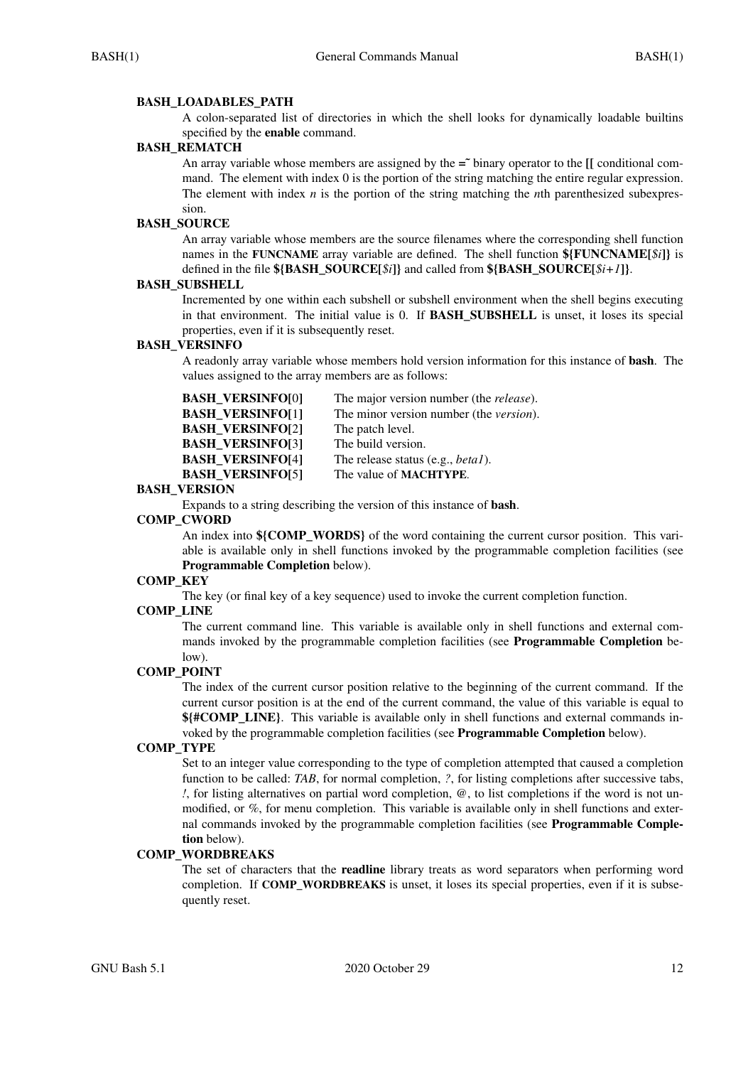**BASH_LOADABLES_PATH**

A colon-separated list of directories in which the shell looks for dynamically loadable builtins specified by the **enable** command.

**BASH_REMATCH**

An array variable whose members are assigned by the **=~** binary operator to the **[[** conditional command. The element with index 0 is the portion of the string matching the entire regular expression. The element with index *n* is the portion of the string matching the *n*th parenthesized subexpression.

**BASH_SOURCE**

An array variable whose members are the source filenames where the corresponding shell function names in the **FUNCNAME** array variable are defined. The shell function **${FUNCNAME[**_$i_**]}** is defined in the file **${BASH_SOURCE[**_$i_**]}** and called from **${BASH_SOURCE[**_$i+1_**]}**.

**BASH_SUBSHELL**

Incremented by one within each subshell or subshell environment when the shell begins executing in that environment. The initial value is 0. If **BASH_SUBSHELL** is unset, it loses its special properties, even if it is subsequently reset.

**BASH_VERSINFO**

A readonly array variable whose members hold version information for this instance of **bash**. The values assigned to the array members are as follows:

| | |
|---|---|
| **BASH_VERSINFO[**0**]** | The major version number (the *release*). |
| **BASH_VERSINFO[**1**]** | The minor version number (the *version*). |
| **BASH_VERSINFO[**2**]** | The patch level. |
| **BASH_VERSINFO[**3**]** | The build version. |
| **BASH_VERSINFO[**4**]** | The release status (e.g., *beta1*). |
| **BASH_VERSINFO[**5**]** | The value of **MACHTYPE**. |

**BASH_VERSION**

Expands to a string describing the version of this instance of **bash**.

**COMP_CWORD**

An index into **${COMP_WORDS}** of the word containing the current cursor position. This variable is available only in shell functions invoked by the programmable completion facilities (see **Programmable Completion** below).

**COMP_KEY**

The key (or final key of a key sequence) used to invoke the current completion function.

**COMP_LINE**

The current command line. This variable is available only in shell functions and external commands invoked by the programmable completion facilities (see **Programmable Completion** below).

**COMP_POINT**

The index of the current cursor position relative to the beginning of the current command. If the current cursor position is at the end of the current command, the value of this variable is equal to **${#COMP_LINE}**. This variable is available only in shell functions and external commands invoked by the programmable completion facilities (see **Programmable Completion** below).

**COMP_TYPE**

Set to an integer value corresponding to the type of completion attempted that caused a completion function to be called: *TAB*, for normal completion, *?*, for listing completions after successive tabs, *!*, for listing alternatives on partial word completion, *@*, to list completions if the word is not unmodified, or *%*, for menu completion. This variable is available only in shell functions and external commands invoked by the programmable completion facilities (see **Programmable Completion** below).

**COMP_WORDBREAKS**

The set of characters that the **readline** library treats as word separators when performing word completion. If **COMP_WORDBREAKS** is unset, it loses its special properties, even if it is subsequently reset.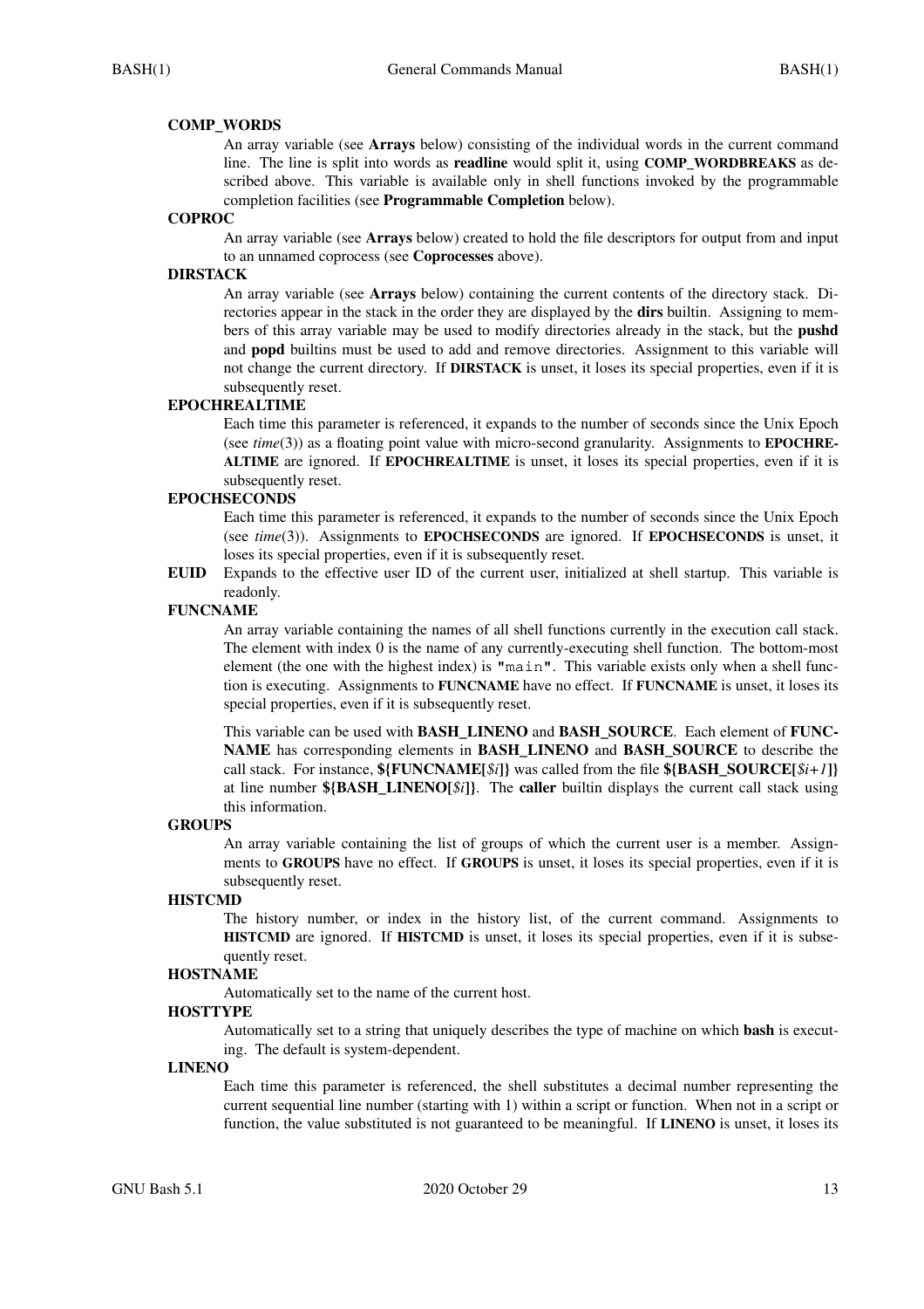**COMP_WORDS**

An array variable (see **Arrays** below) consisting of the individual words in the current command line. The line is split into words as **readline** would split it, using **COMP_WORDBREAKS** as described above. This variable is available only in shell functions invoked by the programmable completion facilities (see **Programmable Completion** below).

**COPROC**

An array variable (see **Arrays** below) created to hold the file descriptors for output from and input to an unnamed coprocess (see **Coprocesses** above).

**DIRSTACK**

An array variable (see **Arrays** below) containing the current contents of the directory stack. Directories appear in the stack in the order they are displayed by the **dirs** builtin. Assigning to members of this array variable may be used to modify directories already in the stack, but the **pushd** and **popd** builtins must be used to add and remove directories. Assignment to this variable will not change the current directory. If **DIRSTACK** is unset, it loses its special properties, even if it is subsequently reset.

**EPOCHREALTIME**

Each time this parameter is referenced, it expands to the number of seconds since the Unix Epoch (see *time*(3)) as a floating point value with micro-second granularity. Assignments to **EPOCHREALTIME** are ignored. If **EPOCHREALTIME** is unset, it loses its special properties, even if it is subsequently reset.

**EPOCHSECONDS**

Each time this parameter is referenced, it expands to the number of seconds since the Unix Epoch (see *time*(3)). Assignments to **EPOCHSECONDS** are ignored. If **EPOCHSECONDS** is unset, it loses its special properties, even if it is subsequently reset.

**EUID** Expands to the effective user ID of the current user, initialized at shell startup. This variable is readonly.

**FUNCNAME**

An array variable containing the names of all shell functions currently in the execution call stack. The element with index 0 is the name of any currently-executing shell function. The bottom-most element (the one with the highest index) is "main". This variable exists only when a shell function is executing. Assignments to **FUNCNAME** have no effect. If **FUNCNAME** is unset, it loses its special properties, even if it is subsequently reset.

This variable can be used with **BASH_LINENO** and **BASH_SOURCE**. Each element of **FUNCNAME** has corresponding elements in **BASH_LINENO** and **BASH_SOURCE** to describe the call stack. For instance, **${FUNCNAME[**_$i_**]}** was called from the file **${BASH_SOURCE[**_$i+1_**]}** at line number **${BASH_LINENO[**_$i_**]}**. The **caller** builtin displays the current call stack using this information.

**GROUPS**

An array variable containing the list of groups of which the current user is a member. Assignments to **GROUPS** have no effect. If **GROUPS** is unset, it loses its special properties, even if it is subsequently reset.

**HISTCMD**

The history number, or index in the history list, of the current command. Assignments to **HISTCMD** are ignored. If **HISTCMD** is unset, it loses its special properties, even if it is subsequently reset.

**HOSTNAME**

Automatically set to the name of the current host.

**HOSTTYPE**

Automatically set to a string that uniquely describes the type of machine on which **bash** is executing. The default is system-dependent.

**LINENO**

Each time this parameter is referenced, the shell substitutes a decimal number representing the current sequential line number (starting with 1) within a script or function. When not in a script or function, the value substituted is not guaranteed to be meaningful. If **LINENO** is unset, it loses its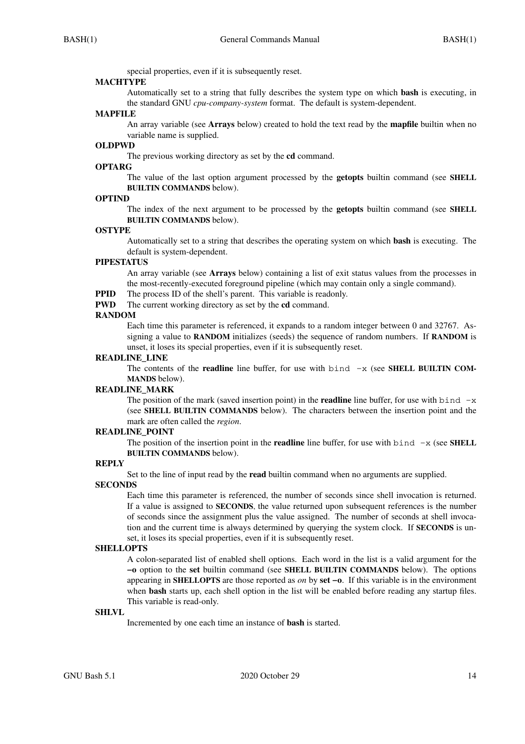special properties, even if it is subsequently reset.

**MACHTYPE**

Automatically set to a string that fully describes the system type on which **bash** is executing, in the standard GNU *cpu-company-system* format. The default is system-dependent.

**MAPFILE**

An array variable (see **Arrays** below) created to hold the text read by the **mapfile** builtin when no variable name is supplied.

**OLDPWD**

The previous working directory as set by the **cd** command.

**OPTARG**

The value of the last option argument processed by the **getopts** builtin command (see **SHELL BUILTIN COMMANDS** below).

**OPTIND**

The index of the next argument to be processed by the **getopts** builtin command (see **SHELL BUILTIN COMMANDS** below).

**OSTYPE**

Automatically set to a string that describes the operating system on which **bash** is executing. The default is system-dependent.

**PIPESTATUS**

An array variable (see **Arrays** below) containing a list of exit status values from the processes in the most-recently-executed foreground pipeline (which may contain only a single command).

**PPID** The process ID of the shell's parent. This variable is readonly.

**PWD** The current working directory as set by the **cd** command.

**RANDOM**

Each time this parameter is referenced, it expands to a random integer between 0 and 32767. Assigning a value to **RANDOM** initializes (seeds) the sequence of random numbers. If **RANDOM** is unset, it loses its special properties, even if it is subsequently reset.

**READLINE_LINE**

The contents of the **readline** line buffer, for use with `bind -x` (see **SHELL BUILTIN COMMANDS** below).

**READLINE_MARK**

The position of the mark (saved insertion point) in the **readline** line buffer, for use with `bind -x` (see **SHELL BUILTIN COMMANDS** below). The characters between the insertion point and the mark are often called the *region*.

**READLINE_POINT**

The position of the insertion point in the **readline** line buffer, for use with `bind -x` (see **SHELL BUILTIN COMMANDS** below).

**REPLY**

Set to the line of input read by the **read** builtin command when no arguments are supplied.

**SECONDS**

Each time this parameter is referenced, the number of seconds since shell invocation is returned. If a value is assigned to **SECONDS**, the value returned upon subsequent references is the number of seconds since the assignment plus the value assigned. The number of seconds at shell invocation and the current time is always determined by querying the system clock. If **SECONDS** is unset, it loses its special properties, even if it is subsequently reset.

**SHELLOPTS**

A colon-separated list of enabled shell options. Each word in the list is a valid argument for the **−o** option to the **set** builtin command (see **SHELL BUILTIN COMMANDS** below). The options appearing in **SHELLOPTS** are those reported as *on* by **set −o**. If this variable is in the environment when **bash** starts up, each shell option in the list will be enabled before reading any startup files. This variable is read-only.

**SHLVL**

Incremented by one each time an instance of **bash** is started.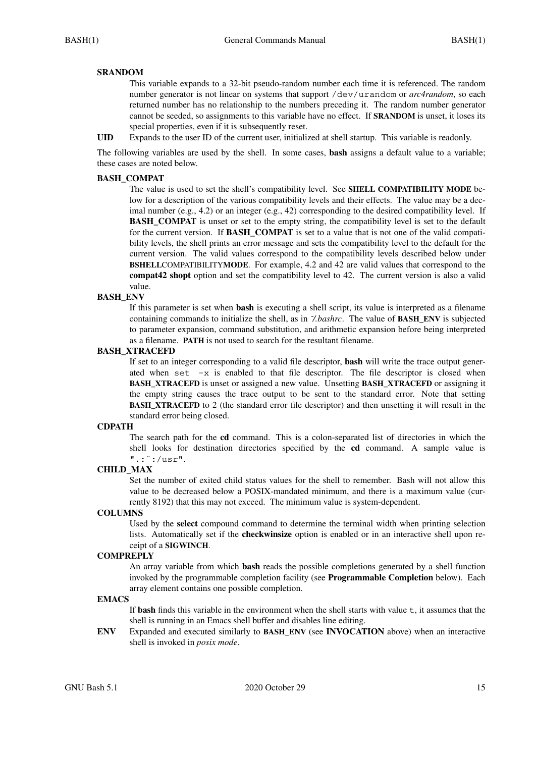**SRANDOM**

This variable expands to a 32-bit pseudo-random number each time it is referenced. The random number generator is not linear on systems that support `/dev/urandom` or *arc4random*, so each returned number has no relationship to the numbers preceding it. The random number generator cannot be seeded, so assignments to this variable have no effect. If **SRANDOM** is unset, it loses its special properties, even if it is subsequently reset.

**UID**

Expands to the user ID of the current user, initialized at shell startup. This variable is readonly.

The following variables are used by the shell. In some cases, **bash** assigns a default value to a variable; these cases are noted below.

**BASH_COMPAT**

The value is used to set the shell's compatibility level. See **SHELL COMPATIBILITY MODE** below for a description of the various compatibility levels and their effects. The value may be a decimal number (e.g., 4.2) or an integer (e.g., 42) corresponding to the desired compatibility level. If **BASH_COMPAT** is unset or set to the empty string, the compatibility level is set to the default for the current version. If **BASH_COMPAT** is set to a value that is not one of the valid compatibility levels, the shell prints an error message and sets the compatibility level to the default for the current version. The valid values correspond to the compatibility levels described below under **BSHELL**COMPATIBILITY**MODE**. For example, 4.2 and 42 are valid values that correspond to the **compat42 shopt** option and set the compatibility level to 42. The current version is also a valid value.

**BASH_ENV**

If this parameter is set when **bash** is executing a shell script, its value is interpreted as a filename containing commands to initialize the shell, as in *~/.bashrc*. The value of **BASH_ENV** is subjected to parameter expansion, command substitution, and arithmetic expansion before being interpreted as a filename. **PATH** is not used to search for the resultant filename.

**BASH_XTRACEFD**

If set to an integer corresponding to a valid file descriptor, **bash** will write the trace output generated when `set -x` is enabled to that file descriptor. The file descriptor is closed when **BASH_XTRACEFD** is unset or assigned a new value. Unsetting **BASH_XTRACEFD** or assigning it the empty string causes the trace output to be sent to the standard error. Note that setting **BASH_XTRACEFD** to 2 (the standard error file descriptor) and then unsetting it will result in the standard error being closed.

**CDPATH**

The search path for the **cd** command. This is a colon-separated list of directories in which the shell looks for destination directories specified by the **cd** command. A sample value is `".:~:/usr"`.

**CHILD_MAX**

Set the number of exited child status values for the shell to remember. Bash will not allow this value to be decreased below a POSIX-mandated minimum, and there is a maximum value (currently 8192) that this may not exceed. The minimum value is system-dependent.

**COLUMNS**

Used by the **select** compound command to determine the terminal width when printing selection lists. Automatically set if the **checkwinsize** option is enabled or in an interactive shell upon receipt of a **SIGWINCH**.

**COMPREPLY**

An array variable from which **bash** reads the possible completions generated by a shell function invoked by the programmable completion facility (see **Programmable Completion** below). Each array element contains one possible completion.

**EMACS**

If **bash** finds this variable in the environment when the shell starts with value `t`, it assumes that the shell is running in an Emacs shell buffer and disables line editing.

**ENV**

Expanded and executed similarly to **BASH_ENV** (see **INVOCATION** above) when an interactive shell is invoked in *posix mode*.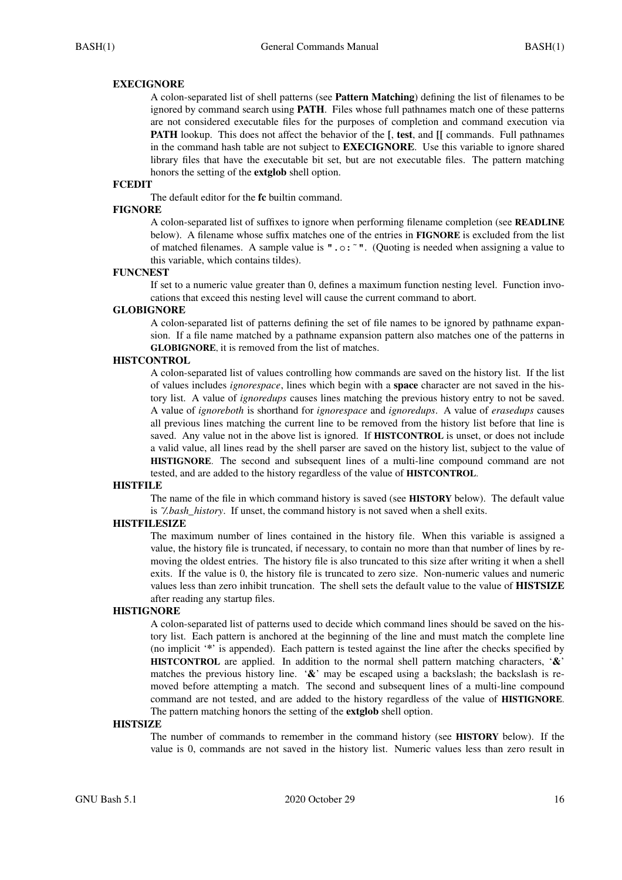**EXECIGNORE**

A colon-separated list of shell patterns (see **Pattern Matching**) defining the list of filenames to be ignored by command search using **PATH**. Files whose full pathnames match one of these patterns are not considered executable files for the purposes of completion and command execution via **PATH** lookup. This does not affect the behavior of the **[**, **test**, and **[[** commands. Full pathnames in the command hash table are not subject to **EXECIGNORE**. Use this variable to ignore shared library files that have the executable bit set, but are not executable files. The pattern matching honors the setting of the **extglob** shell option.

**FCEDIT**

The default editor for the **fc** builtin command.

**FIGNORE**

A colon-separated list of suffixes to ignore when performing filename completion (see **READLINE** below). A filename whose suffix matches one of the entries in **FIGNORE** is excluded from the list of matched filenames. A sample value is **".o:~"**. (Quoting is needed when assigning a value to this variable, which contains tildes).

**FUNCNEST**

If set to a numeric value greater than 0, defines a maximum function nesting level. Function invocations that exceed this nesting level will cause the current command to abort.

**GLOBIGNORE**

A colon-separated list of patterns defining the set of file names to be ignored by pathname expansion. If a file name matched by a pathname expansion pattern also matches one of the patterns in **GLOBIGNORE**, it is removed from the list of matches.

**HISTCONTROL**

A colon-separated list of values controlling how commands are saved on the history list. If the list of values includes *ignorespace*, lines which begin with a **space** character are not saved in the history list. A value of *ignoredups* causes lines matching the previous history entry to not be saved. A value of *ignoreboth* is shorthand for *ignorespace* and *ignoredups*. A value of *erasedups* causes all previous lines matching the current line to be removed from the history list before that line is saved. Any value not in the above list is ignored. If **HISTCONTROL** is unset, or does not include a valid value, all lines read by the shell parser are saved on the history list, subject to the value of **HISTIGNORE**. The second and subsequent lines of a multi-line compound command are not tested, and are added to the history regardless of the value of **HISTCONTROL**.

**HISTFILE**

The name of the file in which command history is saved (see **HISTORY** below). The default value is *~/.bash_history*. If unset, the command history is not saved when a shell exits.

**HISTFILESIZE**

The maximum number of lines contained in the history file. When this variable is assigned a value, the history file is truncated, if necessary, to contain no more than that number of lines by removing the oldest entries. The history file is also truncated to this size after writing it when a shell exits. If the value is 0, the history file is truncated to zero size. Non-numeric values and numeric values less than zero inhibit truncation. The shell sets the default value to the value of **HISTSIZE** after reading any startup files.

**HISTIGNORE**

A colon-separated list of patterns used to decide which command lines should be saved on the history list. Each pattern is anchored at the beginning of the line and must match the complete line (no implicit '*' is appended). Each pattern is tested against the line after the checks specified by **HISTCONTROL** are applied. In addition to the normal shell pattern matching characters, '**&**' matches the previous history line. '**&**' may be escaped using a backslash; the backslash is removed before attempting a match. The second and subsequent lines of a multi-line compound command are not tested, and are added to the history regardless of the value of **HISTIGNORE**. The pattern matching honors the setting of the **extglob** shell option.

**HISTSIZE**

The number of commands to remember in the command history (see **HISTORY** below). If the value is 0, commands are not saved in the history list. Numeric values less than zero result in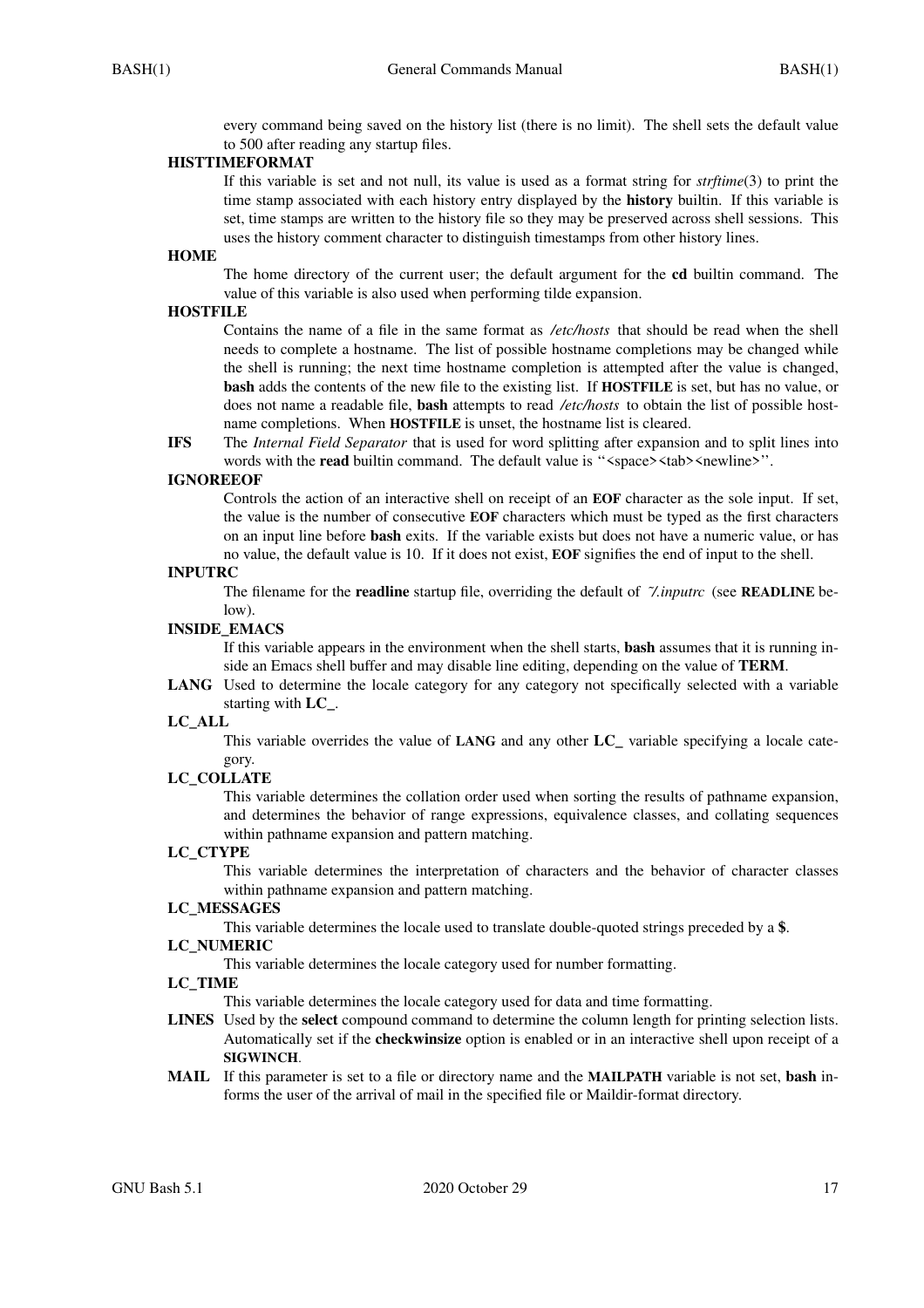every command being saved on the history list (there is no limit). The shell sets the default value to 500 after reading any startup files.

**HISTTIMEFORMAT**

If this variable is set and not null, its value is used as a format string for *strftime*(3) to print the time stamp associated with each history entry displayed by the **history** builtin. If this variable is set, time stamps are written to the history file so they may be preserved across shell sessions. This uses the history comment character to distinguish timestamps from other history lines.

**HOME**

The home directory of the current user; the default argument for the **cd** builtin command. The value of this variable is also used when performing tilde expansion.

**HOSTFILE**

Contains the name of a file in the same format as */etc/hosts* that should be read when the shell needs to complete a hostname. The list of possible hostname completions may be changed while the shell is running; the next time hostname completion is attempted after the value is changed, **bash** adds the contents of the new file to the existing list. If **HOSTFILE** is set, but has no value, or does not name a readable file, **bash** attempts to read */etc/hosts* to obtain the list of possible hostname completions. When **HOSTFILE** is unset, the hostname list is cleared.

**IFS**

The *Internal Field Separator* that is used for word splitting after expansion and to split lines into words with the **read** builtin command. The default value is ''<space><tab><newline>''.

**IGNOREEOF**

Controls the action of an interactive shell on receipt of an **EOF** character as the sole input. If set, the value is the number of consecutive **EOF** characters which must be typed as the first characters on an input line before **bash** exits. If the variable exists but does not have a numeric value, or has no value, the default value is 10. If it does not exist, **EOF** signifies the end of input to the shell.

**INPUTRC**

The filename for the **readline** startup file, overriding the default of *~/.inputrc* (see **READLINE** below).

**INSIDE_EMACS**

If this variable appears in the environment when the shell starts, **bash** assumes that it is running inside an Emacs shell buffer and may disable line editing, depending on the value of **TERM**.

**LANG**

Used to determine the locale category for any category not specifically selected with a variable starting with **LC_**.

**LC_ALL**

This variable overrides the value of **LANG** and any other **LC_** variable specifying a locale category.

**LC_COLLATE**

This variable determines the collation order used when sorting the results of pathname expansion, and determines the behavior of range expressions, equivalence classes, and collating sequences within pathname expansion and pattern matching.

**LC_CTYPE**

This variable determines the interpretation of characters and the behavior of character classes within pathname expansion and pattern matching.

**LC_MESSAGES**

This variable determines the locale used to translate double-quoted strings preceded by a **$**.

**LC_NUMERIC**

This variable determines the locale category used for number formatting.

**LC_TIME**

This variable determines the locale category used for data and time formatting.

**LINES**

Used by the **select** compound command to determine the column length for printing selection lists. Automatically set if the **checkwinsize** option is enabled or in an interactive shell upon receipt of a **SIGWINCH**.

**MAIL**

If this parameter is set to a file or directory name and the **MAILPATH** variable is not set, **bash** informs the user of the arrival of mail in the specified file or Maildir-format directory.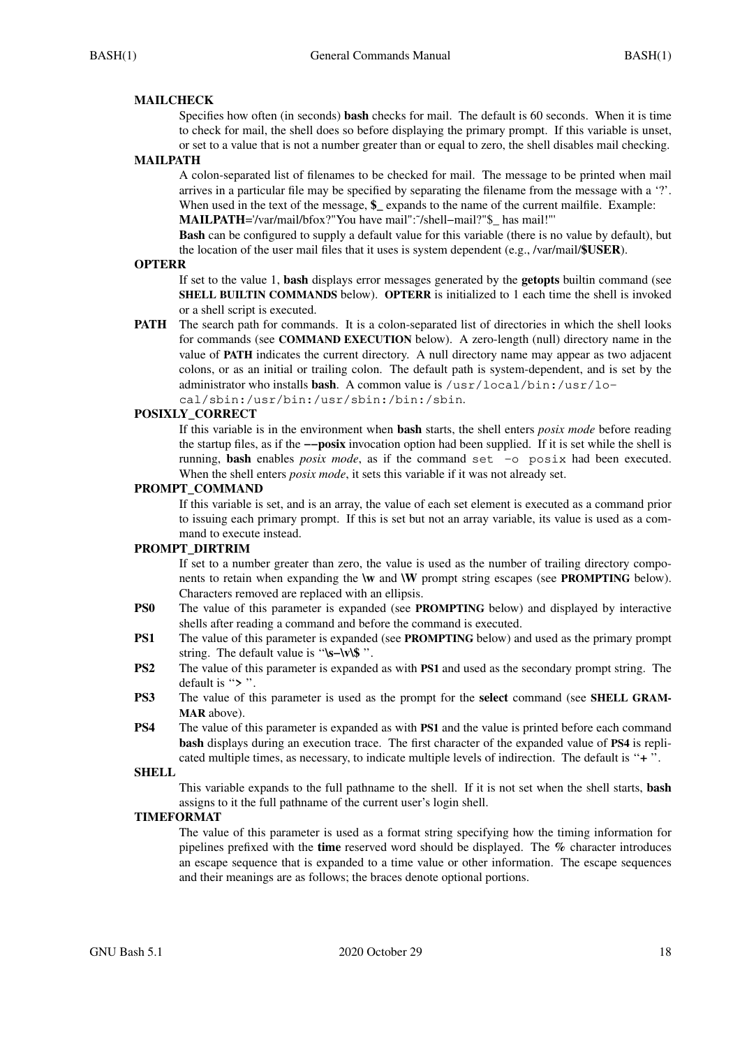**MAILCHECK**

Specifies how often (in seconds) **bash** checks for mail. The default is 60 seconds. When it is time to check for mail, the shell does so before displaying the primary prompt. If this variable is unset, or set to a value that is not a number greater than or equal to zero, the shell disables mail checking.

**MAILPATH**

A colon-separated list of filenames to be checked for mail. The message to be printed when mail arrives in a particular file may be specified by separating the filename from the message with a '?'. When used in the text of the message, **$_** expands to the name of the current mailfile. Example:
**MAILPATH**='/var/mail/bfox?"You have mail":~/shell−mail?"$_ has mail!"'

**Bash** can be configured to supply a default value for this variable (there is no value by default), but the location of the user mail files that it uses is system dependent (e.g., /var/mail/**$USER**).

**OPTERR**

If set to the value 1, **bash** displays error messages generated by the **getopts** builtin command (see **SHELL BUILTIN COMMANDS** below). **OPTERR** is initialized to 1 each time the shell is invoked or a shell script is executed.

**PATH**

The search path for commands. It is a colon-separated list of directories in which the shell looks for commands (see **COMMAND EXECUTION** below). A zero-length (null) directory name in the value of **PATH** indicates the current directory. A null directory name may appear as two adjacent colons, or as an initial or trailing colon. The default path is system-dependent, and is set by the administrator who installs **bash**. A common value is `/usr/local/bin:/usr/local/sbin:/usr/bin:/usr/sbin:/bin:/sbin`.

**POSIXLY_CORRECT**

If this variable is in the environment when **bash** starts, the shell enters *posix mode* before reading the startup files, as if the **−−posix** invocation option had been supplied. If it is set while the shell is running, **bash** enables *posix mode*, as if the command `set -o posix` had been executed. When the shell enters *posix mode*, it sets this variable if it was not already set.

**PROMPT_COMMAND**

If this variable is set, and is an array, the value of each set element is executed as a command prior to issuing each primary prompt. If this is set but not an array variable, its value is used as a command to execute instead.

**PROMPT_DIRTRIM**

If set to a number greater than zero, the value is used as the number of trailing directory components to retain when expanding the **\w** and **\W** prompt string escapes (see **PROMPTING** below). Characters removed are replaced with an ellipsis.

**PS0**

The value of this parameter is expanded (see **PROMPTING** below) and displayed by interactive shells after reading a command and before the command is executed.

**PS1**

The value of this parameter is expanded (see **PROMPTING** below) and used as the primary prompt string. The default value is "**\s−\v\$** ".

**PS2**

The value of this parameter is expanded as with **PS1** and used as the secondary prompt string. The default is "**>** ".

**PS3**

The value of this parameter is used as the prompt for the **select** command (see **SHELL GRAMMAR** above).

**PS4**

The value of this parameter is expanded as with **PS1** and the value is printed before each command **bash** displays during an execution trace. The first character of the expanded value of **PS4** is replicated multiple times, as necessary, to indicate multiple levels of indirection. The default is "**+** ".

**SHELL**

This variable expands to the full pathname to the shell. If it is not set when the shell starts, **bash** assigns to it the full pathname of the current user's login shell.

**TIMEFORMAT**

The value of this parameter is used as a format string specifying how the timing information for pipelines prefixed with the **time** reserved word should be displayed. The **%** character introduces an escape sequence that is expanded to a time value or other information. The escape sequences and their meanings are as follows; the braces denote optional portions.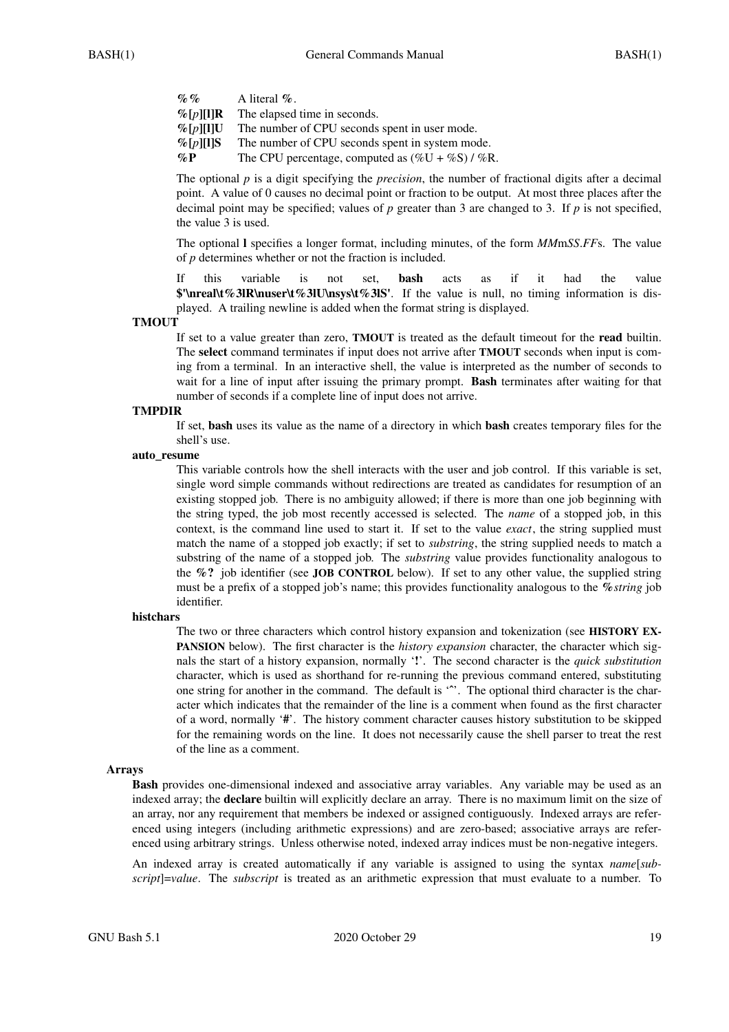**%%** A literal **%**.

**%[***p***][l]R** The elapsed time in seconds.

**%[***p***][l]U** The number of CPU seconds spent in user mode.

**%[***p***][l]S** The number of CPU seconds spent in system mode.

**%P** The CPU percentage, computed as (%U + %S) / %R.

The optional *p* is a digit specifying the *precision*, the number of fractional digits after a decimal point. A value of 0 causes no decimal point or fraction to be output. At most three places after the decimal point may be specified; values of *p* greater than 3 are changed to 3. If *p* is not specified, the value 3 is used.

The optional **l** specifies a longer format, including minutes, of the form *MM*m*SS*.*FF*s. The value of *p* determines whether or not the fraction is included.

If this variable is not set, **bash** acts as if it had the value **$'\nreal\t%3lR\nuser\t%3lU\nsys\t%3lS'**. If the value is null, no timing information is displayed. A trailing newline is added when the format string is displayed.

**TMOUT**

If set to a value greater than zero, **TMOUT** is treated as the default timeout for the **read** builtin. The **select** command terminates if input does not arrive after **TMOUT** seconds when input is coming from a terminal. In an interactive shell, the value is interpreted as the number of seconds to wait for a line of input after issuing the primary prompt. **Bash** terminates after waiting for that number of seconds if a complete line of input does not arrive.

**TMPDIR**

If set, **bash** uses its value as the name of a directory in which **bash** creates temporary files for the shell's use.

**auto_resume**

This variable controls how the shell interacts with the user and job control. If this variable is set, single word simple commands without redirections are treated as candidates for resumption of an existing stopped job. There is no ambiguity allowed; if there is more than one job beginning with the string typed, the job most recently accessed is selected. The *name* of a stopped job, in this context, is the command line used to start it. If set to the value *exact*, the string supplied must match the name of a stopped job exactly; if set to *substring*, the string supplied needs to match a substring of the name of a stopped job. The *substring* value provides functionality analogous to the **%?** job identifier (see **JOB CONTROL** below). If set to any other value, the supplied string must be a prefix of a stopped job's name; this provides functionality analogous to the **%***string* job identifier.

**histchars**

The two or three characters which control history expansion and tokenization (see **HISTORY EXPANSION** below). The first character is the *history expansion* character, the character which signals the start of a history expansion, normally '**!**'. The second character is the *quick substitution* character, which is used as shorthand for re-running the previous command entered, substituting one string for another in the command. The default is '**^**'. The optional third character is the character which indicates that the remainder of the line is a comment when found as the first character of a word, normally '**#**'. The history comment character causes history substitution to be skipped for the remaining words on the line. It does not necessarily cause the shell parser to treat the rest of the line as a comment.

## Arrays

**Bash** provides one-dimensional indexed and associative array variables. Any variable may be used as an indexed array; the **declare** builtin will explicitly declare an array. There is no maximum limit on the size of an array, nor any requirement that members be indexed or assigned contiguously. Indexed arrays are referenced using integers (including arithmetic expressions) and are zero-based; associative arrays are referenced using arbitrary strings. Unless otherwise noted, indexed array indices must be non-negative integers.

An indexed array is created automatically if any variable is assigned to using the syntax *name*[*subscript*]=*value*. The *subscript* is treated as an arithmetic expression that must evaluate to a number. To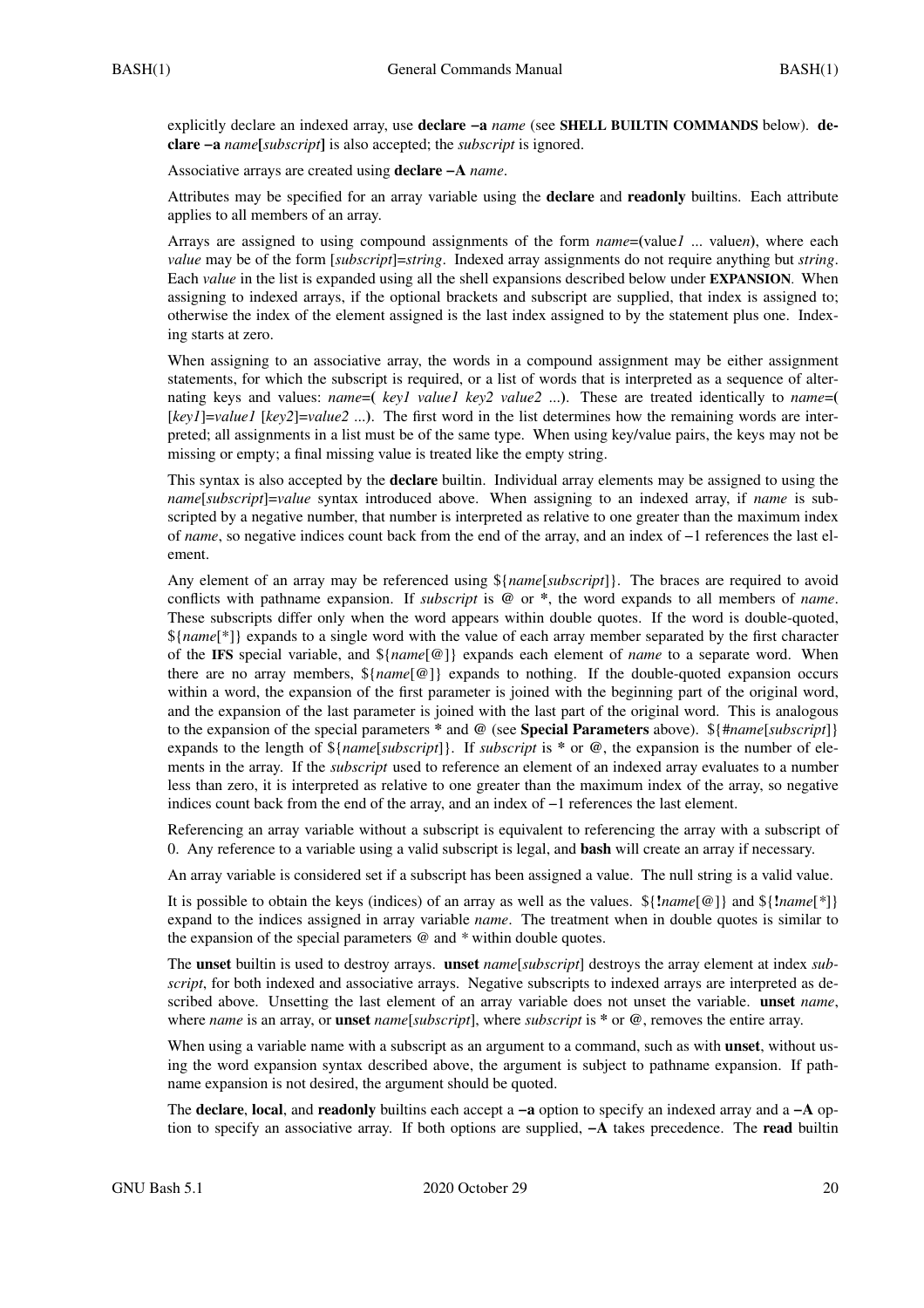explicitly declare an indexed array, use **declare −a** *name* (see **SHELL BUILTIN COMMANDS** below). **declare −a** *name***[***subscript***]** is also accepted; the *subscript* is ignored.

Associative arrays are created using **declare −A** *name*.

Attributes may be specified for an array variable using the **declare** and **readonly** builtins. Each attribute applies to all members of an array.

Arrays are assigned to using compound assignments of the form *name*=**(**value*1* ... value*n***)**, where each *value* may be of the form [*subscript*]=*string*. Indexed array assignments do not require anything but *string*. Each *value* in the list is expanded using all the shell expansions described below under **EXPANSION**. When assigning to indexed arrays, if the optional brackets and subscript are supplied, that index is assigned to; otherwise the index of the element assigned is the last index assigned to by the statement plus one. Indexing starts at zero.

When assigning to an associative array, the words in a compound assignment may be either assignment statements, for which the subscript is required, or a list of words that is interpreted as a sequence of alternating keys and values: *name*=**(** *key1 value1 key2 value2* ...**)**. These are treated identically to *name*=**(** [*key1*]=*value1* [*key2*]=*value2* ...**)**. The first word in the list determines how the remaining words are interpreted; all assignments in a list must be of the same type. When using key/value pairs, the keys may not be missing or empty; a final missing value is treated like the empty string.

This syntax is also accepted by the **declare** builtin. Individual array elements may be assigned to using the *name*[*subscript*]=*value* syntax introduced above. When assigning to an indexed array, if *name* is subscripted by a negative number, that number is interpreted as relative to one greater than the maximum index of *name*, so negative indices count back from the end of the array, and an index of −1 references the last element.

Any element of an array may be referenced using ${*name*[*subscript*]}. The braces are required to avoid conflicts with pathname expansion. If *subscript* is **@** or *****, the word expands to all members of *name*. These subscripts differ only when the word appears within double quotes. If the word is double-quoted, ${*name*[*]} expands to a single word with the value of each array member separated by the first character of the **IFS** special variable, and ${*name*[@]} expands each element of *name* to a separate word. When there are no array members, ${*name*[@]} expands to nothing. If the double-quoted expansion occurs within a word, the expansion of the first parameter is joined with the beginning part of the original word, and the expansion of the last parameter is joined with the last part of the original word. This is analogous to the expansion of the special parameters ***** and **@** (see **Special Parameters** above). ${#*name*[*subscript*]} expands to the length of ${*name*[*subscript*]}. If *subscript* is ***** or **@**, the expansion is the number of elements in the array. If the *subscript* used to reference an element of an indexed array evaluates to a number less than zero, it is interpreted as relative to one greater than the maximum index of the array, so negative indices count back from the end of the array, and an index of −1 references the last element.

Referencing an array variable without a subscript is equivalent to referencing the array with a subscript of 0. Any reference to a variable using a valid subscript is legal, and **bash** will create an array if necessary.

An array variable is considered set if a subscript has been assigned a value. The null string is a valid value.

It is possible to obtain the keys (indices) of an array as well as the values. ${**!***name*[@]} and ${**!***name*[*]} expand to the indices assigned in array variable *name*. The treatment when in double quotes is similar to the expansion of the special parameters @ and * within double quotes.

The **unset** builtin is used to destroy arrays. **unset** *name*[*subscript*] destroys the array element at index *subscript*, for both indexed and associative arrays. Negative subscripts to indexed arrays are interpreted as described above. Unsetting the last element of an array variable does not unset the variable. **unset** *name*, where *name* is an array, or **unset** *name*[*subscript*], where *subscript* is ***** or **@**, removes the entire array.

When using a variable name with a subscript as an argument to a command, such as with **unset**, without using the word expansion syntax described above, the argument is subject to pathname expansion. If pathname expansion is not desired, the argument should be quoted.

The **declare**, **local**, and **readonly** builtins each accept a **−a** option to specify an indexed array and a **−A** option to specify an associative array. If both options are supplied, **−A** takes precedence. The **read** builtin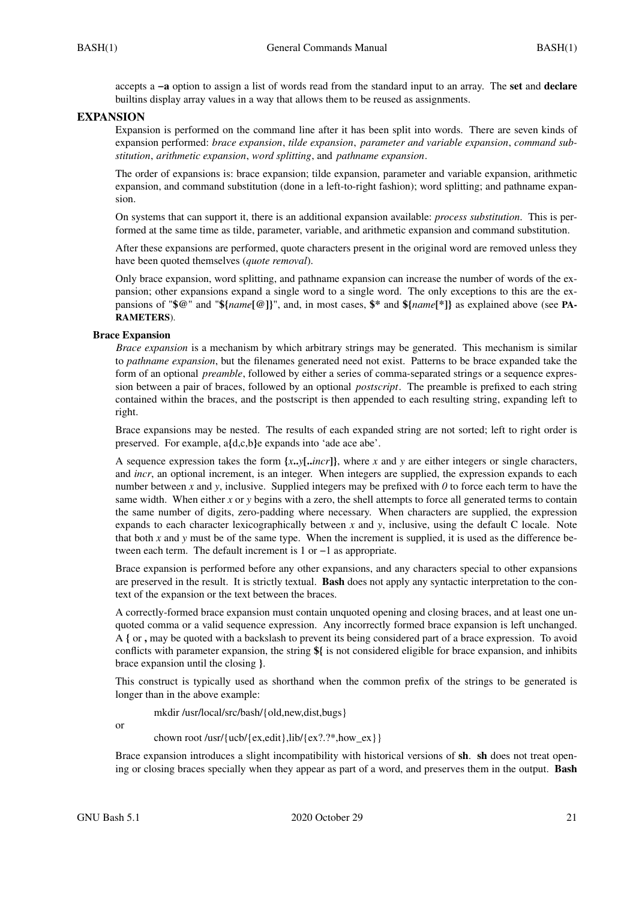accepts a **−a** option to assign a list of words read from the standard input to an array. The **set** and **declare** builtins display array values in a way that allows them to be reused as assignments.

## EXPANSION

Expansion is performed on the command line after it has been split into words. There are seven kinds of expansion performed: *brace expansion*, *tilde expansion*, *parameter and variable expansion*, *command substitution*, *arithmetic expansion*, *word splitting*, and *pathname expansion*.

The order of expansions is: brace expansion; tilde expansion, parameter and variable expansion, arithmetic expansion, and command substitution (done in a left-to-right fashion); word splitting; and pathname expansion.

On systems that can support it, there is an additional expansion available: *process substitution*. This is performed at the same time as tilde, parameter, variable, and arithmetic expansion and command substitution.

After these expansions are performed, quote characters present in the original word are removed unless they have been quoted themselves (*quote removal*).

Only brace expansion, word splitting, and pathname expansion can increase the number of words of the expansion; other expansions expand a single word to a single word. The only exceptions to this are the expansions of "**$@**" and "**${***name***[@]}**", and, in most cases, **$*** and **${***name***[*]}** as explained above (see **PARAMETERS**).

### Brace Expansion

*Brace expansion* is a mechanism by which arbitrary strings may be generated. This mechanism is similar to *pathname expansion*, but the filenames generated need not exist. Patterns to be brace expanded take the form of an optional *preamble*, followed by either a series of comma-separated strings or a sequence expression between a pair of braces, followed by an optional *postscript*. The preamble is prefixed to each string contained within the braces, and the postscript is then appended to each resulting string, expanding left to right.

Brace expansions may be nested. The results of each expanded string are not sorted; left to right order is preserved. For example, a**{**d,c,b**}**e expands into 'ade ace abe'.

A sequence expression takes the form **{***x***..***y***[..***incr***]}**, where *x* and *y* are either integers or single characters, and *incr*, an optional increment, is an integer. When integers are supplied, the expression expands to each number between *x* and *y*, inclusive. Supplied integers may be prefixed with *0* to force each term to have the same width. When either *x* or *y* begins with a zero, the shell attempts to force all generated terms to contain the same number of digits, zero-padding where necessary. When characters are supplied, the expression expands to each character lexicographically between *x* and *y*, inclusive, using the default C locale. Note that both *x* and *y* must be of the same type. When the increment is supplied, it is used as the difference between each term. The default increment is 1 or −1 as appropriate.

Brace expansion is performed before any other expansions, and any characters special to other expansions are preserved in the result. It is strictly textual. **Bash** does not apply any syntactic interpretation to the context of the expansion or the text between the braces.

A correctly-formed brace expansion must contain unquoted opening and closing braces, and at least one unquoted comma or a valid sequence expression. Any incorrectly formed brace expansion is left unchanged. A **{** or **,** may be quoted with a backslash to prevent its being considered part of a brace expression. To avoid conflicts with parameter expansion, the string **${** is not considered eligible for brace expansion, and inhibits brace expansion until the closing **}**.

This construct is typically used as shorthand when the common prefix of the strings to be generated is longer than in the above example:

```
mkdir /usr/local/src/bash/{old,new,dist,bugs}
```

or

```
chown root /usr/{ucb/{ex,edit},lib/{ex?.?*,how_ex}}
```

Brace expansion introduces a slight incompatibility with historical versions of **sh**. **sh** does not treat opening or closing braces specially when they appear as part of a word, and preserves them in the output. **Bash**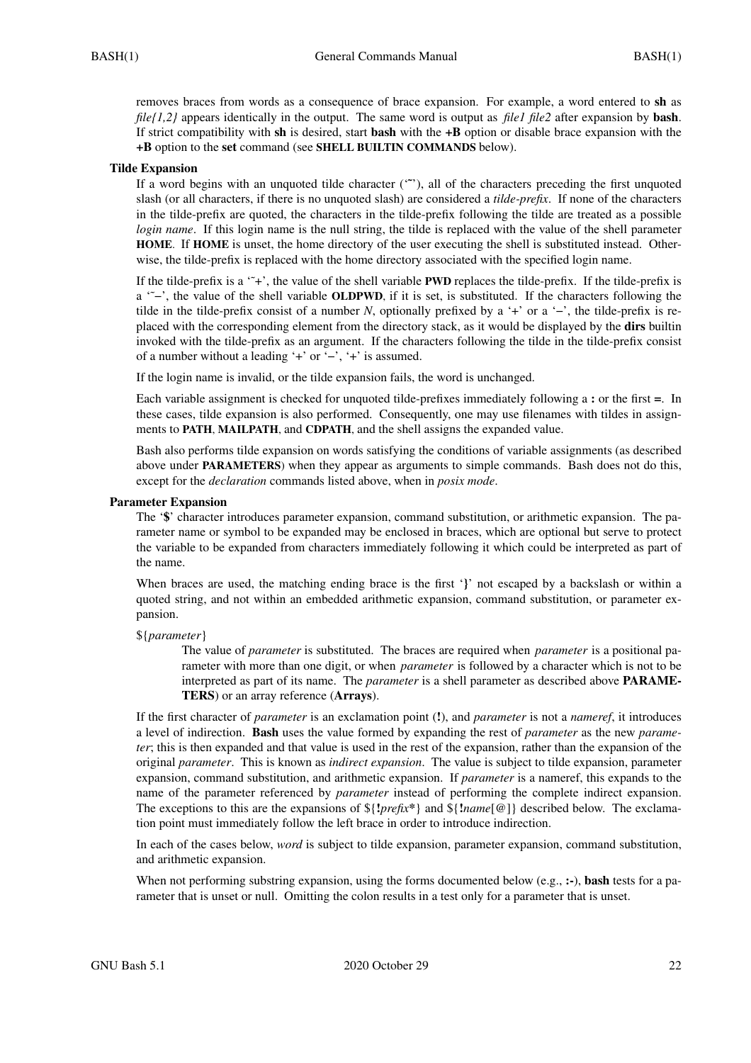removes braces from words as a consequence of brace expansion. For example, a word entered to **sh** as *file{1,2}* appears identically in the output. The same word is output as *file1 file2* after expansion by **bash**. If strict compatibility with **sh** is desired, start **bash** with the **+B** option or disable brace expansion with the **+B** option to the **set** command (see **SHELL BUILTIN COMMANDS** below).

### Tilde Expansion

If a word begins with an unquoted tilde character ('**~**'), all of the characters preceding the first unquoted slash (or all characters, if there is no unquoted slash) are considered a *tilde-prefix*. If none of the characters in the tilde-prefix are quoted, the characters in the tilde-prefix following the tilde are treated as a possible *login name*. If this login name is the null string, the tilde is replaced with the value of the shell parameter **HOME**. If **HOME** is unset, the home directory of the user executing the shell is substituted instead. Otherwise, the tilde-prefix is replaced with the home directory associated with the specified login name.

If the tilde-prefix is a '~+', the value of the shell variable **PWD** replaces the tilde-prefix. If the tilde-prefix is a '~−', the value of the shell variable **OLDPWD**, if it is set, is substituted. If the characters following the tilde in the tilde-prefix consist of a number *N*, optionally prefixed by a '+' or a '−', the tilde-prefix is replaced with the corresponding element from the directory stack, as it would be displayed by the **dirs** builtin invoked with the tilde-prefix as an argument. If the characters following the tilde in the tilde-prefix consist of a number without a leading '+' or '−', '+' is assumed.

If the login name is invalid, or the tilde expansion fails, the word is unchanged.

Each variable assignment is checked for unquoted tilde-prefixes immediately following a **:** or the first **=**. In these cases, tilde expansion is also performed. Consequently, one may use filenames with tildes in assignments to **PATH**, **MAILPATH**, and **CDPATH**, and the shell assigns the expanded value.

Bash also performs tilde expansion on words satisfying the conditions of variable assignments (as described above under **PARAMETERS**) when they appear as arguments to simple commands. Bash does not do this, except for the *declaration* commands listed above, when in *posix mode*.

### Parameter Expansion

The '**$**' character introduces parameter expansion, command substitution, or arithmetic expansion. The parameter name or symbol to be expanded may be enclosed in braces, which are optional but serve to protect the variable to be expanded from characters immediately following it which could be interpreted as part of the name.

When braces are used, the matching ending brace is the first '**}**' not escaped by a backslash or within a quoted string, and not within an embedded arithmetic expansion, command substitution, or parameter expansion.

${*parameter*}

The value of *parameter* is substituted. The braces are required when *parameter* is a positional parameter with more than one digit, or when *parameter* is followed by a character which is not to be interpreted as part of its name. The *parameter* is a shell parameter as described above **PARAMETERS**) or an array reference (**Arrays**).

If the first character of *parameter* is an exclamation point (**!**), and *parameter* is not a *nameref*, it introduces a level of indirection. **Bash** uses the value formed by expanding the rest of *parameter* as the new *parameter*; this is then expanded and that value is used in the rest of the expansion, rather than the expansion of the original *parameter*. This is known as *indirect expansion*. The value is subject to tilde expansion, parameter expansion, command substitution, and arithmetic expansion. If *parameter* is a nameref, this expands to the name of the parameter referenced by *parameter* instead of performing the complete indirect expansion. The exceptions to this are the expansions of ${**!***prefix***\***} and ${**!***name*[*@*]} described below. The exclamation point must immediately follow the left brace in order to introduce indirection.

In each of the cases below, *word* is subject to tilde expansion, parameter expansion, command substitution, and arithmetic expansion.

When not performing substring expansion, using the forms documented below (e.g., **:-**), **bash** tests for a parameter that is unset or null. Omitting the colon results in a test only for a parameter that is unset.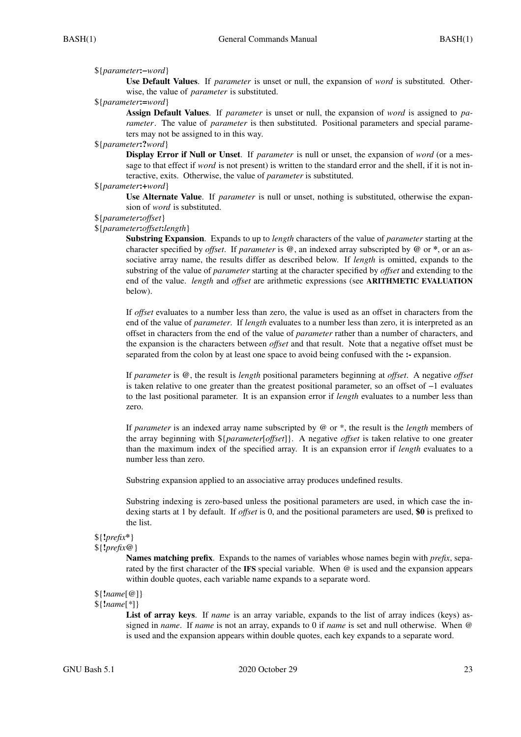${*parameter*:**−***word*}

Use Default Values. If *parameter* is unset or null, the expansion of *word* is substituted. Otherwise, the value of *parameter* is substituted.

${*parameter*:**=***word*}

**Assign Default Values**. If *parameter* is unset or null, the expansion of *word* is assigned to *parameter*. The value of *parameter* is then substituted. Positional parameters and special parameters may not be assigned to in this way.

${*parameter*:**?***word*}

**Display Error if Null or Unset**. If *parameter* is null or unset, the expansion of *word* (or a message to that effect if *word* is not present) is written to the standard error and the shell, if it is not interactive, exits. Otherwise, the value of *parameter* is substituted.

${*parameter*:**+***word*}

**Use Alternate Value**. If *parameter* is null or unset, nothing is substituted, otherwise the expansion of *word* is substituted.

${*parameter*:*offset*}
${*parameter*:*offset*:*length*}

**Substring Expansion**. Expands to up to *length* characters of the value of *parameter* starting at the character specified by *offset*. If *parameter* is **@**, an indexed array subscripted by **@** or **\***, or an associative array name, the results differ as described below. If *length* is omitted, expands to the substring of the value of *parameter* starting at the character specified by *offset* and extending to the end of the value. *length* and *offset* are arithmetic expressions (see **ARITHMETIC EVALUATION** below).

If *offset* evaluates to a number less than zero, the value is used as an offset in characters from the end of the value of *parameter*. If *length* evaluates to a number less than zero, it is interpreted as an offset in characters from the end of the value of *parameter* rather than a number of characters, and the expansion is the characters between *offset* and that result. Note that a negative offset must be separated from the colon by at least one space to avoid being confused with the **:-** expansion.

If *parameter* is **@**, the result is *length* positional parameters beginning at *offset*. A negative *offset* is taken relative to one greater than the greatest positional parameter, so an offset of −1 evaluates to the last positional parameter. It is an expansion error if *length* evaluates to a number less than zero.

If *parameter* is an indexed array name subscripted by @ or *, the result is the *length* members of the array beginning with ${*parameter*[*offset*]}. A negative *offset* is taken relative to one greater than the maximum index of the specified array. It is an expansion error if *length* evaluates to a number less than zero.

Substring expansion applied to an associative array produces undefined results.

Substring indexing is zero-based unless the positional parameters are used, in which case the indexing starts at 1 by default. If *offset* is 0, and the positional parameters are used, **$0** is prefixed to the list.

${**!***prefix***\***}
${**!***prefix***@**}

**Names matching prefix**. Expands to the names of variables whose names begin with *prefix*, separated by the first character of the **IFS** special variable. When *@* is used and the expansion appears within double quotes, each variable name expands to a separate word.

${**!***name*[*@*]}
${**!***name*[*]}

**List of array keys**. If *name* is an array variable, expands to the list of array indices (keys) assigned in *name*. If *name* is not an array, expands to 0 if *name* is set and null otherwise. When *@* is used and the expansion appears within double quotes, each key expands to a separate word.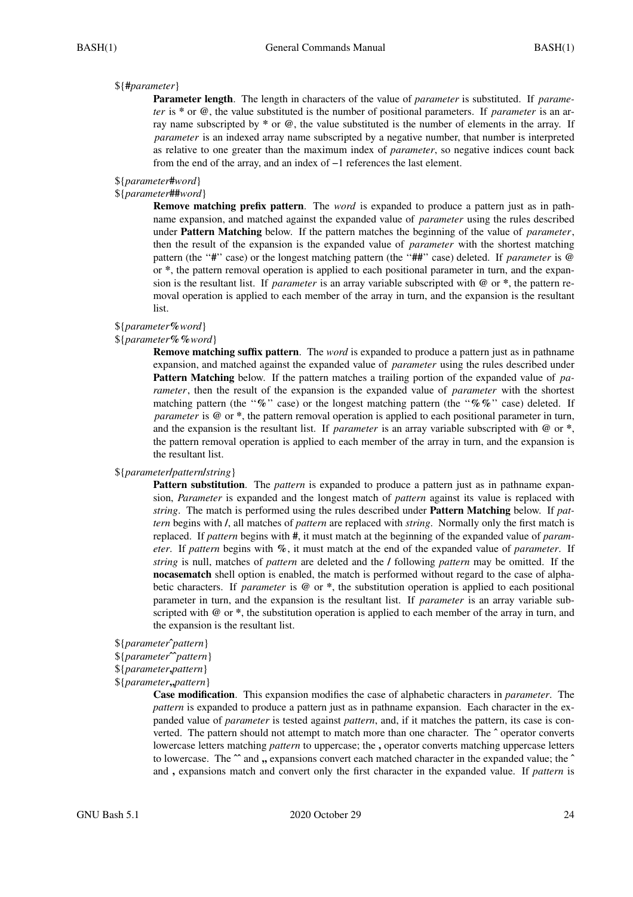${**#***parameter*}

**Parameter length**. The length in characters of the value of *parameter* is substituted. If *parameter* is **\*** or **@**, the value substituted is the number of positional parameters. If *parameter* is an array name subscripted by **\*** or **@**, the value substituted is the number of elements in the array. If *parameter* is an indexed array name subscripted by a negative number, that number is interpreted as relative to one greater than the maximum index of *parameter*, so negative indices count back from the end of the array, and an index of −1 references the last element.

${*parameter***#***word*}
${*parameter***##***word*}

**Remove matching prefix pattern**. The *word* is expanded to produce a pattern just as in pathname expansion, and matched against the expanded value of *parameter* using the rules described under **Pattern Matching** below. If the pattern matches the beginning of the value of *parameter*, then the result of the expansion is the expanded value of *parameter* with the shortest matching pattern (the ''**#**'' case) or the longest matching pattern (the ''**##**'' case) deleted. If *parameter* is **@** or **\***, the pattern removal operation is applied to each positional parameter in turn, and the expansion is the resultant list. If *parameter* is an array variable subscripted with **@** or **\***, the pattern removal operation is applied to each member of the array in turn, and the expansion is the resultant list.

${*parameter***%***word*}
${*parameter***%%***word*}

**Remove matching suffix pattern**. The *word* is expanded to produce a pattern just as in pathname expansion, and matched against the expanded value of *parameter* using the rules described under **Pattern Matching** below. If the pattern matches a trailing portion of the expanded value of *parameter*, then the result of the expansion is the expanded value of *parameter* with the shortest matching pattern (the ''**%**'' case) or the longest matching pattern (the ''**%%**'' case) deleted. If *parameter* is **@** or **\***, the pattern removal operation is applied to each positional parameter in turn, and the expansion is the resultant list. If *parameter* is an array variable subscripted with **@** or **\***, the pattern removal operation is applied to each member of the array in turn, and the expansion is the resultant list.

${*parameter***/***pattern***/***string*}

**Pattern substitution**. The *pattern* is expanded to produce a pattern just as in pathname expansion, *Parameter* is expanded and the longest match of *pattern* against its value is replaced with *string*. The match is performed using the rules described under **Pattern Matching** below. If *pattern* begins with **/**, all matches of *pattern* are replaced with *string*. Normally only the first match is replaced. If *pattern* begins with **#**, it must match at the beginning of the expanded value of *parameter*. If *pattern* begins with **%**, it must match at the end of the expanded value of *parameter*. If *string* is null, matches of *pattern* are deleted and the **/** following *pattern* may be omitted. If the **nocasematch** shell option is enabled, the match is performed without regard to the case of alphabetic characters. If *parameter* is **@** or **\***, the substitution operation is applied to each positional parameter in turn, and the expansion is the resultant list. If *parameter* is an array variable subscripted with **@** or **\***, the substitution operation is applied to each member of the array in turn, and the expansion is the resultant list.

${*parameter***^***pattern*}
${*parameter***^^***pattern*}
${*parameter***,***pattern*}
${*parameter***,,***pattern*}

**Case modification**. This expansion modifies the case of alphabetic characters in *parameter*. The *pattern* is expanded to produce a pattern just as in pathname expansion. Each character in the expanded value of *parameter* is tested against *pattern*, and, if it matches the pattern, its case is converted. The pattern should not attempt to match more than one character. The **^** operator converts lowercase letters matching *pattern* to uppercase; the **,** operator converts matching uppercase letters to lowercase. The **^^** and **,,** expansions convert each matched character in the expanded value; the **^** and **,** expansions match and convert only the first character in the expanded value. If *pattern* is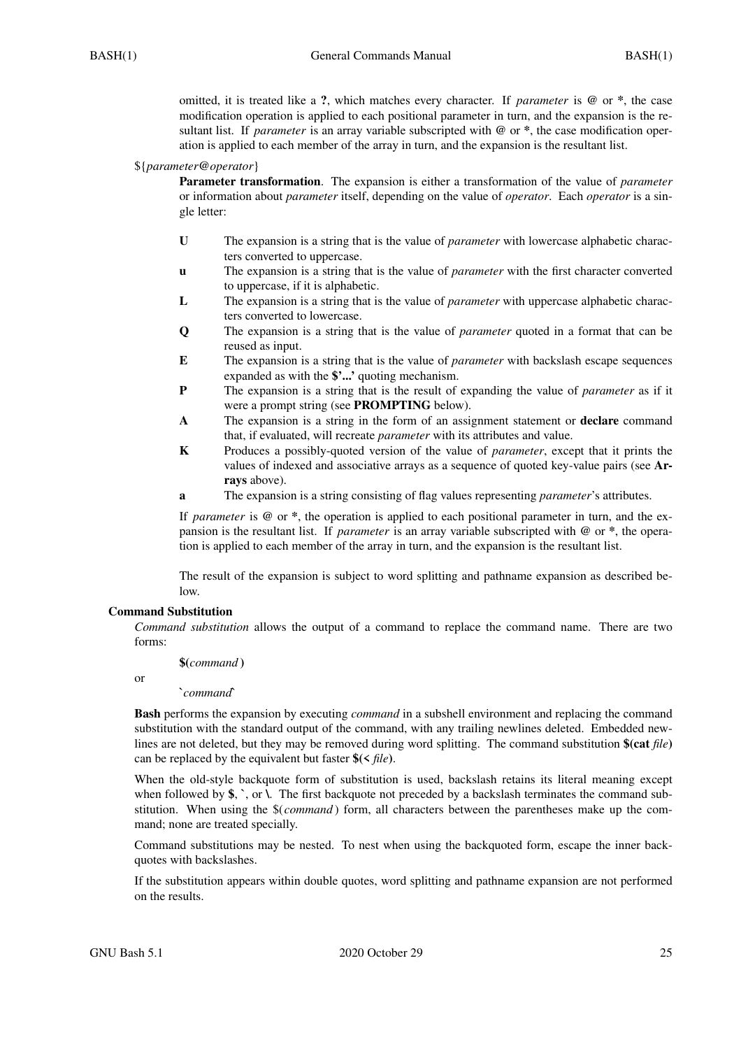omitted, it is treated like a **?**, which matches every character. If *parameter* is **@** or **\***, the case modification operation is applied to each positional parameter in turn, and the expansion is the resultant list. If *parameter* is an array variable subscripted with **@** or **\***, the case modification operation is applied to each member of the array in turn, and the expansion is the resultant list.

${*parameter*@*operator*}

**Parameter transformation**. The expansion is either a transformation of the value of *parameter* or information about *parameter* itself, depending on the value of *operator*. Each *operator* is a single letter:

- **U** The expansion is a string that is the value of *parameter* with lowercase alphabetic characters converted to uppercase.
- **u** The expansion is a string that is the value of *parameter* with the first character converted to uppercase, if it is alphabetic.
- **L** The expansion is a string that is the value of *parameter* with uppercase alphabetic characters converted to lowercase.
- **Q** The expansion is a string that is the value of *parameter* quoted in a format that can be reused as input.
- **E** The expansion is a string that is the value of *parameter* with backslash escape sequences expanded as with the **$'...'** quoting mechanism.
- **P** The expansion is a string that is the result of expanding the value of *parameter* as if it were a prompt string (see **PROMPTING** below).
- **A** The expansion is a string in the form of an assignment statement or **declare** command that, if evaluated, will recreate *parameter* with its attributes and value.
- **K** Produces a possibly-quoted version of the value of *parameter*, except that it prints the values of indexed and associative arrays as a sequence of quoted key-value pairs (see **Arrays** above).
- **a** The expansion is a string consisting of flag values representing *parameter*'s attributes.

If *parameter* is **@** or **\***, the operation is applied to each positional parameter in turn, and the expansion is the resultant list. If *parameter* is an array variable subscripted with **@** or **\***, the operation is applied to each member of the array in turn, and the expansion is the resultant list.

The result of the expansion is subject to word splitting and pathname expansion as described below.

### Command Substitution

*Command substitution* allows the output of a command to replace the command name. There are two forms:

**$(***command* **)**

or

**`***command***`**

**Bash** performs the expansion by executing *command* in a subshell environment and replacing the command substitution with the standard output of the command, with any trailing newlines deleted. Embedded newlines are not deleted, but they may be removed during word splitting. The command substitution **$(cat** *file***)** can be replaced by the equivalent but faster **$(<** *file***)**.

When the old-style backquote form of substitution is used, backslash retains its literal meaning except when followed by **$**, **`**, or **\\**. The first backquote not preceded by a backslash terminates the command substitution. When using the $(*command* ) form, all characters between the parentheses make up the command; none are treated specially.

Command substitutions may be nested. To nest when using the backquoted form, escape the inner backquotes with backslashes.

If the substitution appears within double quotes, word splitting and pathname expansion are not performed on the results.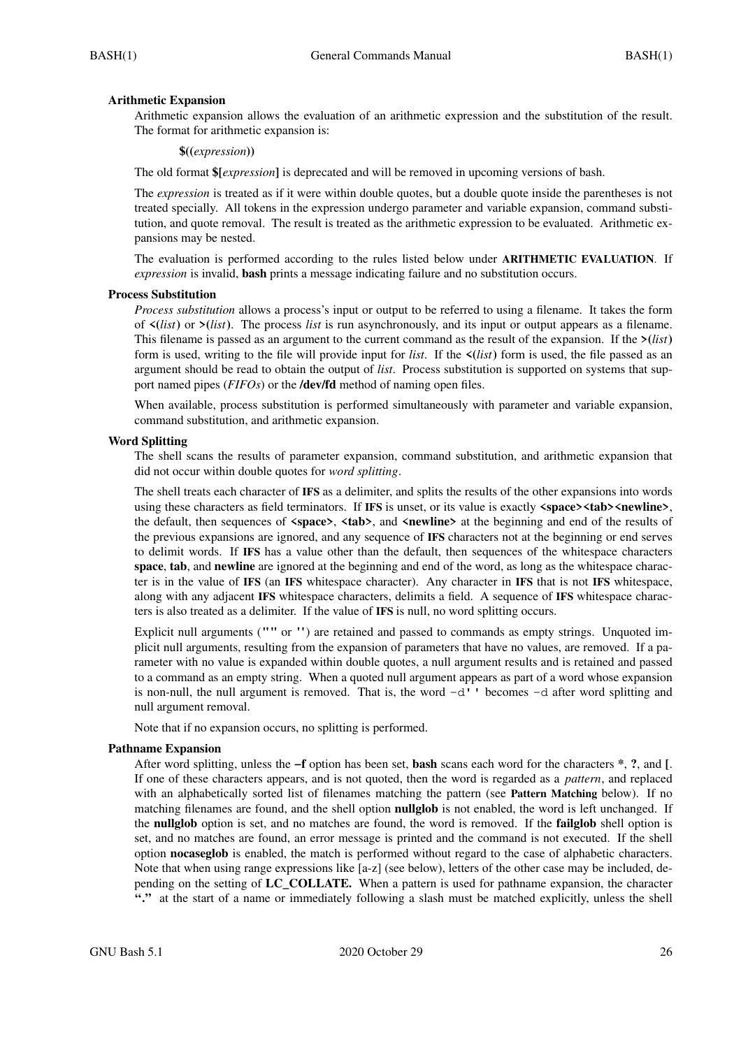### Arithmetic Expansion

Arithmetic expansion allows the evaluation of an arithmetic expression and the substitution of the result. The format for arithmetic expansion is:

**$((***expression***))**

The old format **$[***expression***]** is deprecated and will be removed in upcoming versions of bash.

The *expression* is treated as if it were within double quotes, but a double quote inside the parentheses is not treated specially. All tokens in the expression undergo parameter and variable expansion, command substitution, and quote removal. The result is treated as the arithmetic expression to be evaluated. Arithmetic expansions may be nested.

The evaluation is performed according to the rules listed below under **ARITHMETIC EVALUATION**. If *expression* is invalid, **bash** prints a message indicating failure and no substitution occurs.

### Process Substitution

*Process substitution* allows a process's input or output to be referred to using a filename. It takes the form of **<(***list***)** or **>(***list***)**. The process *list* is run asynchronously, and its input or output appears as a filename. This filename is passed as an argument to the current command as the result of the expansion. If the **>(***list***)** form is used, writing to the file will provide input for *list*. If the **<(***list***)** form is used, the file passed as an argument should be read to obtain the output of *list*. Process substitution is supported on systems that support named pipes (*FIFOs*) or the **/dev/fd** method of naming open files.

When available, process substitution is performed simultaneously with parameter and variable expansion, command substitution, and arithmetic expansion.

### Word Splitting

The shell scans the results of parameter expansion, command substitution, and arithmetic expansion that did not occur within double quotes for *word splitting*.

The shell treats each character of **IFS** as a delimiter, and splits the results of the other expansions into words using these characters as field terminators. If **IFS** is unset, or its value is exactly **<space><tab><newline>**, the default, then sequences of **<space>**, **<tab>**, and **<newline>** at the beginning and end of the results of the previous expansions are ignored, and any sequence of **IFS** characters not at the beginning or end serves to delimit words. If **IFS** has a value other than the default, then sequences of the whitespace characters **space**, **tab**, and **newline** are ignored at the beginning and end of the word, as long as the whitespace character is in the value of **IFS** (an **IFS** whitespace character). Any character in **IFS** that is not **IFS** whitespace, along with any adjacent **IFS** whitespace characters, delimits a field. A sequence of **IFS** whitespace characters is also treated as a delimiter. If the value of **IFS** is null, no word splitting occurs.

Explicit null arguments (**""** or **''**) are retained and passed to commands as empty strings. Unquoted implicit null arguments, resulting from the expansion of parameters that have no values, are removed. If a parameter with no value is expanded within double quotes, a null argument results and is retained and passed to a command as an empty string. When a quoted null argument appears as part of a word whose expansion is non-null, the null argument is removed. That is, the word `-d''` becomes `-d` after word splitting and null argument removal.

Note that if no expansion occurs, no splitting is performed.

### Pathname Expansion

After word splitting, unless the **-f** option has been set, **bash** scans each word for the characters **\***, **?**, and **[**. If one of these characters appears, and is not quoted, then the word is regarded as a *pattern*, and replaced with an alphabetically sorted list of filenames matching the pattern (see **Pattern Matching** below). If no matching filenames are found, and the shell option **nullglob** is not enabled, the word is left unchanged. If the **nullglob** option is set, and no matches are found, the word is removed. If the **failglob** shell option is set, and no matches are found, an error message is printed and the command is not executed. If the shell option **nocaseglob** is enabled, the match is performed without regard to the case of alphabetic characters. Note that when using range expressions like [a-z] (see below), letters of the other case may be included, depending on the setting of **LC_COLLATE.** When a pattern is used for pathname expansion, the character **"."** at the start of a name or immediately following a slash must be matched explicitly, unless the shell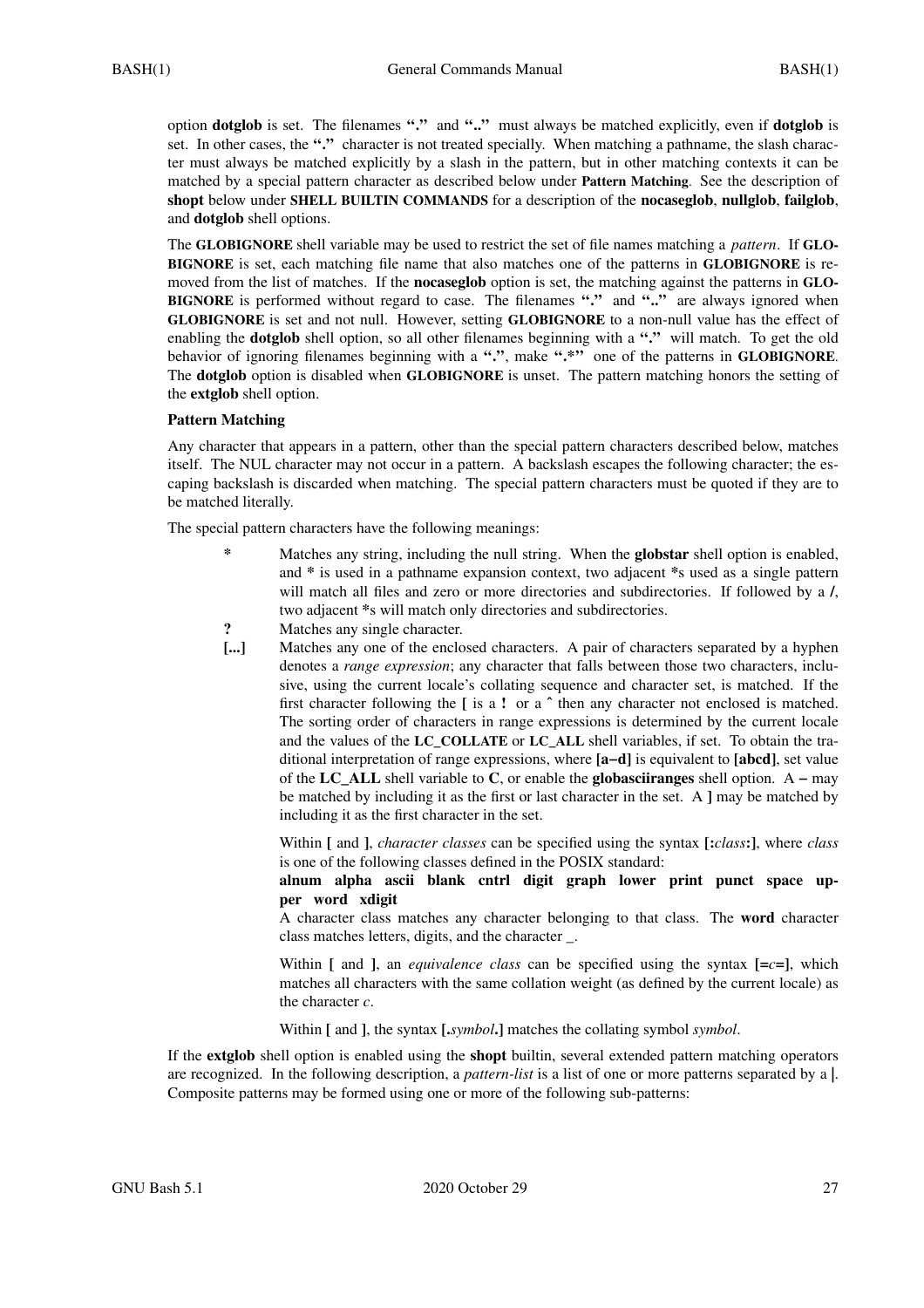option **dotglob** is set. The filenames **"."** and **".."** must always be matched explicitly, even if **dotglob** is set. In other cases, the **"."** character is not treated specially. When matching a pathname, the slash character must always be matched explicitly by a slash in the pattern, but in other matching contexts it can be matched by a special pattern character as described below under **Pattern Matching**. See the description of **shopt** below under **SHELL BUILTIN COMMANDS** for a description of the **nocaseglob**, **nullglob**, **failglob**, and **dotglob** shell options.

The **GLOBIGNORE** shell variable may be used to restrict the set of file names matching a *pattern*. If **GLOBIGNORE** is set, each matching file name that also matches one of the patterns in **GLOBIGNORE** is removed from the list of matches. If the **nocaseglob** option is set, the matching against the patterns in **GLOBIGNORE** is performed without regard to case. The filenames **"."** and **".."** are always ignored when **GLOBIGNORE** is set and not null. However, setting **GLOBIGNORE** to a non-null value has the effect of enabling the **dotglob** shell option, so all other filenames beginning with a **"."** will match. To get the old behavior of ignoring filenames beginning with a **"."**, make **".*"** one of the patterns in **GLOBIGNORE**. The **dotglob** option is disabled when **GLOBIGNORE** is unset. The pattern matching honors the setting of the **extglob** shell option.

**Pattern Matching**

Any character that appears in a pattern, other than the special pattern characters described below, matches itself. The NUL character may not occur in a pattern. A backslash escapes the following character; the escaping backslash is discarded when matching. The special pattern characters must be quoted if they are to be matched literally.

The special pattern characters have the following meanings:

**\***
: Matches any string, including the null string. When the **globstar** shell option is enabled, and * is used in a pathname expansion context, two adjacent *s used as a single pattern will match all files and zero or more directories and subdirectories. If followed by a **/**, two adjacent *s will match only directories and subdirectories.

**?**
: Matches any single character.

**[...]**
: Matches any one of the enclosed characters. A pair of characters separated by a hyphen denotes a *range expression*; any character that falls between those two characters, inclusive, using the current locale's collating sequence and character set, is matched. If the first character following the **[** is a **!** or a **^** then any character not enclosed is matched. The sorting order of characters in range expressions is determined by the current locale and the values of the **LC_COLLATE** or **LC_ALL** shell variables, if set. To obtain the traditional interpretation of range expressions, where **[a−d]** is equivalent to **[abcd]**, set value of the **LC_ALL** shell variable to **C**, or enable the **globasciiranges** shell option. A **−** may be matched by including it as the first or last character in the set. A **]** may be matched by including it as the first character in the set.

  Within **[** and **]**, *character classes* can be specified using the syntax **[:***class***:]**, where *class* is one of the following classes defined in the POSIX standard:
  **alnum alpha ascii blank cntrl digit graph lower print punct space upper word xdigit**
  A character class matches any character belonging to that class. The **word** character class matches letters, digits, and the character _.

  Within **[** and **]**, an *equivalence class* can be specified using the syntax **[=***c***=]**, which matches all characters with the same collation weight (as defined by the current locale) as the character *c*.

  Within **[** and **]**, the syntax **[.***symbol***.]** matches the collating symbol *symbol*.

If the **extglob** shell option is enabled using the **shopt** builtin, several extended pattern matching operators are recognized. In the following description, a *pattern-list* is a list of one or more patterns separated by a **|**. Composite patterns may be formed using one or more of the following sub-patterns: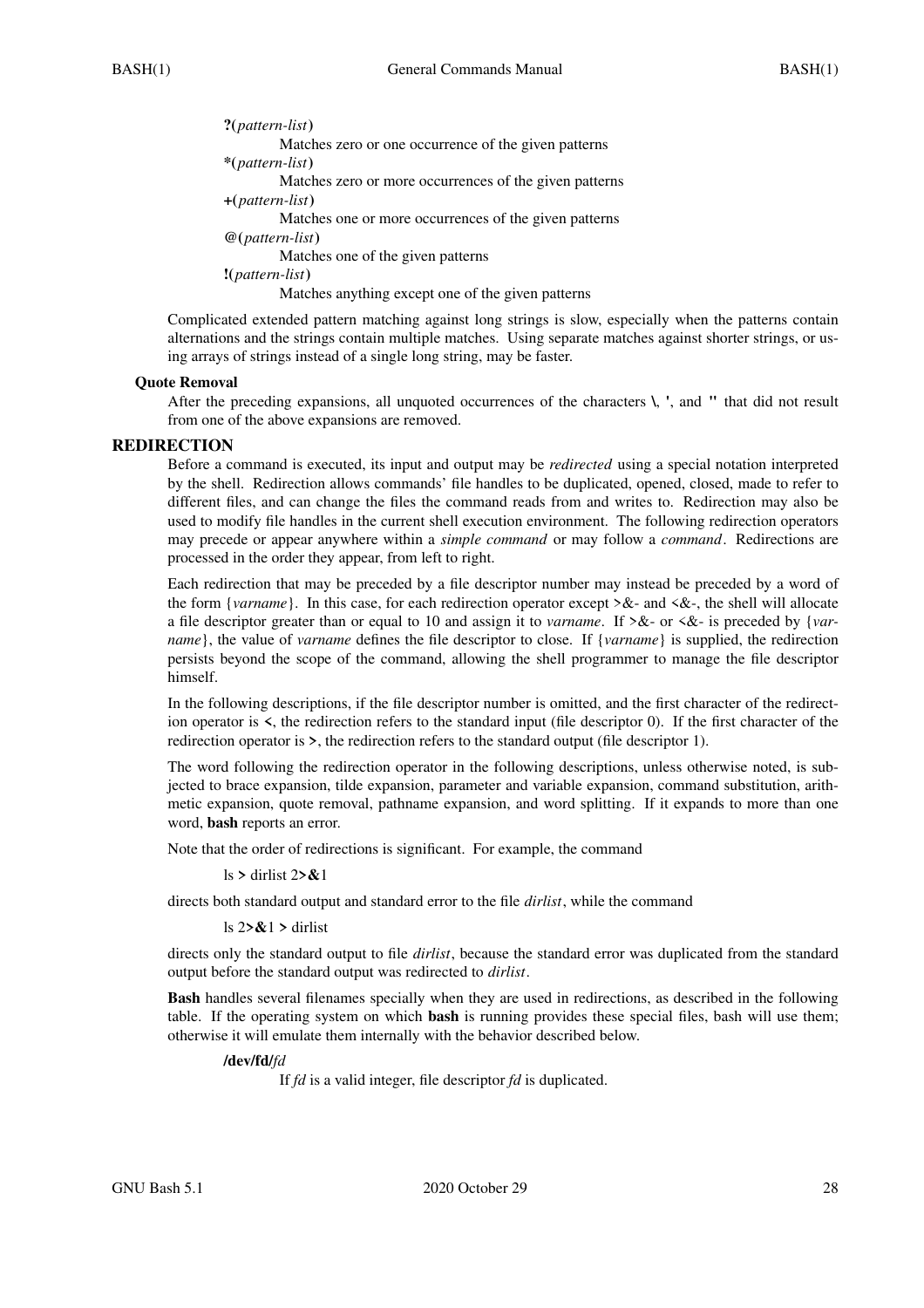**?(***pattern-list***)**
  Matches zero or one occurrence of the given patterns

***(***pattern-list***)**
  Matches zero or more occurrences of the given patterns

**+(***pattern-list***)**
  Matches one or more occurrences of the given patterns

**@(***pattern-list***)**
  Matches one of the given patterns

**!(***pattern-list***)**
  Matches anything except one of the given patterns

Complicated extended pattern matching against long strings is slow, especially when the patterns contain alternations and the strings contain multiple matches. Using separate matches against shorter strings, or using arrays of strings instead of a single long string, may be faster.

### Quote Removal

After the preceding expansions, all unquoted occurrences of the characters **\**, **'**, and **"** that did not result from one of the above expansions are removed.

## REDIRECTION

Before a command is executed, its input and output may be *redirected* using a special notation interpreted by the shell. Redirection allows commands' file handles to be duplicated, opened, closed, made to refer to different files, and can change the files the command reads from and writes to. Redirection may also be used to modify file handles in the current shell execution environment. The following redirection operators may precede or appear anywhere within a *simple command* or may follow a *command*. Redirections are processed in the order they appear, from left to right.

Each redirection that may be preceded by a file descriptor number may instead be preceded by a word of the form {*varname*}. In this case, for each redirection operator except >&- and <&-, the shell will allocate a file descriptor greater than or equal to 10 and assign it to *varname*. If >&- or <&- is preceded by {*varname*}, the value of *varname* defines the file descriptor to close. If {*varname*} is supplied, the redirection persists beyond the scope of the command, allowing the shell programmer to manage the file descriptor himself.

In the following descriptions, if the file descriptor number is omitted, and the first character of the redirection operator is **<**, the redirection refers to the standard input (file descriptor 0). If the first character of the redirection operator is **>**, the redirection refers to the standard output (file descriptor 1).

The word following the redirection operator in the following descriptions, unless otherwise noted, is subjected to brace expansion, tilde expansion, parameter and variable expansion, command substitution, arithmetic expansion, quote removal, pathname expansion, and word splitting. If it expands to more than one word, **bash** reports an error.

Note that the order of redirections is significant. For example, the command

```
ls > dirlist 2>&1
```

directs both standard output and standard error to the file *dirlist*, while the command

```
ls 2>&1 > dirlist
```

directs only the standard output to file *dirlist*, because the standard error was duplicated from the standard output before the standard output was redirected to *dirlist*.

**Bash** handles several filenames specially when they are used in redirections, as described in the following table. If the operating system on which **bash** is running provides these special files, bash will use them; otherwise it will emulate them internally with the behavior described below.

**/dev/fd/***fd*
  If *fd* is a valid integer, file descriptor *fd* is duplicated.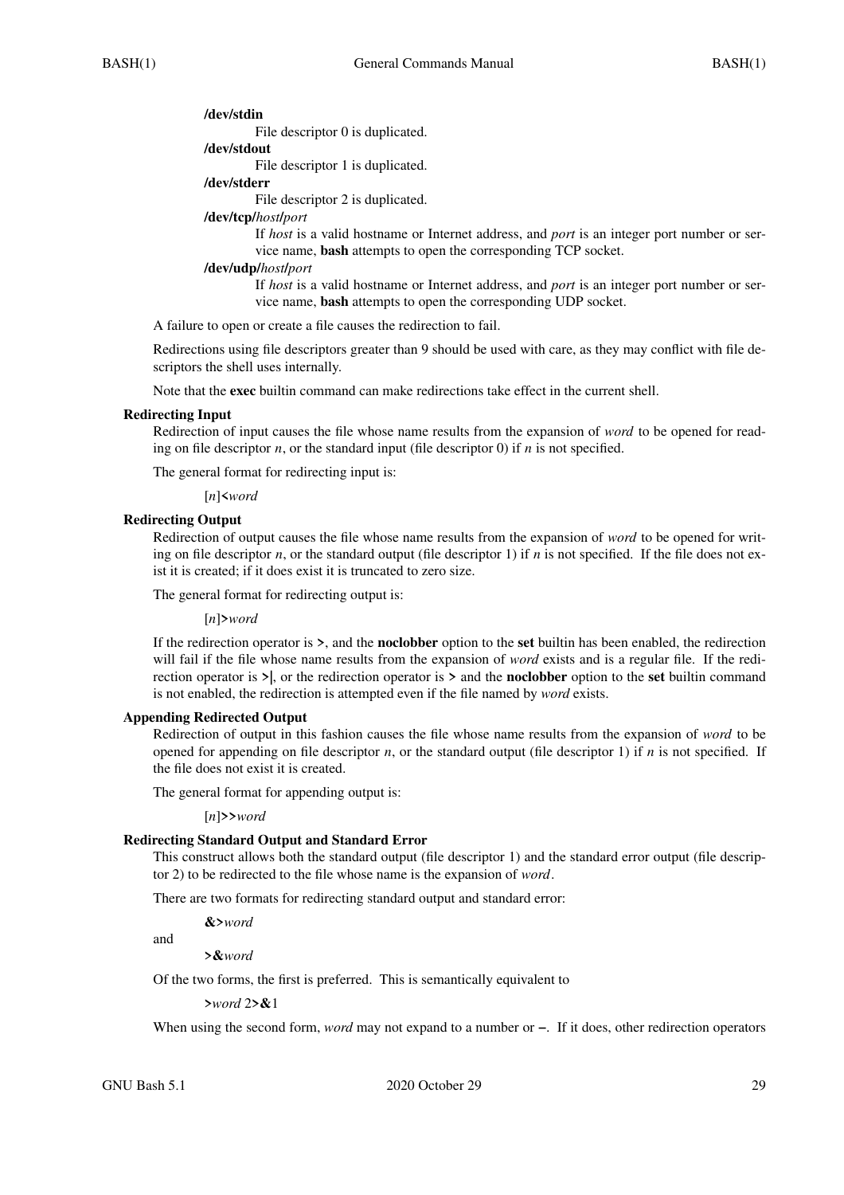**/dev/stdin**
File descriptor 0 is duplicated.

**/dev/stdout**
File descriptor 1 is duplicated.

**/dev/stderr**
File descriptor 2 is duplicated.

**/dev/tcp/***host***/***port*
If *host* is a valid hostname or Internet address, and *port* is an integer port number or service name, **bash** attempts to open the corresponding TCP socket.

**/dev/udp/***host***/***port*
If *host* is a valid hostname or Internet address, and *port* is an integer port number or service name, **bash** attempts to open the corresponding UDP socket.

A failure to open or create a file causes the redirection to fail.

Redirections using file descriptors greater than 9 should be used with care, as they may conflict with file descriptors the shell uses internally.

Note that the **exec** builtin command can make redirections take effect in the current shell.

### Redirecting Input

Redirection of input causes the file whose name results from the expansion of *word* to be opened for reading on file descriptor *n*, or the standard input (file descriptor 0) if *n* is not specified.

The general format for redirecting input is:

[*n*]**<***word*

### Redirecting Output

Redirection of output causes the file whose name results from the expansion of *word* to be opened for writing on file descriptor *n*, or the standard output (file descriptor 1) if *n* is not specified. If the file does not exist it is created; if it does exist it is truncated to zero size.

The general format for redirecting output is:

[*n*]**>***word*

If the redirection operator is **>**, and the **noclobber** option to the **set** builtin has been enabled, the redirection will fail if the file whose name results from the expansion of *word* exists and is a regular file. If the redirection operator is **>|**, or the redirection operator is **>** and the **noclobber** option to the **set** builtin command is not enabled, the redirection is attempted even if the file named by *word* exists.

### Appending Redirected Output

Redirection of output in this fashion causes the file whose name results from the expansion of *word* to be opened for appending on file descriptor *n*, or the standard output (file descriptor 1) if *n* is not specified. If the file does not exist it is created.

The general format for appending output is:

[*n*]**>>***word*

### Redirecting Standard Output and Standard Error

This construct allows both the standard output (file descriptor 1) and the standard error output (file descriptor 2) to be redirected to the file whose name is the expansion of *word*.

There are two formats for redirecting standard output and standard error:

**&>***word*

and

**>&***word*

Of the two forms, the first is preferred. This is semantically equivalent to

**>***word* 2**>&**1

When using the second form, *word* may not expand to a number or **−**. If it does, other redirection operators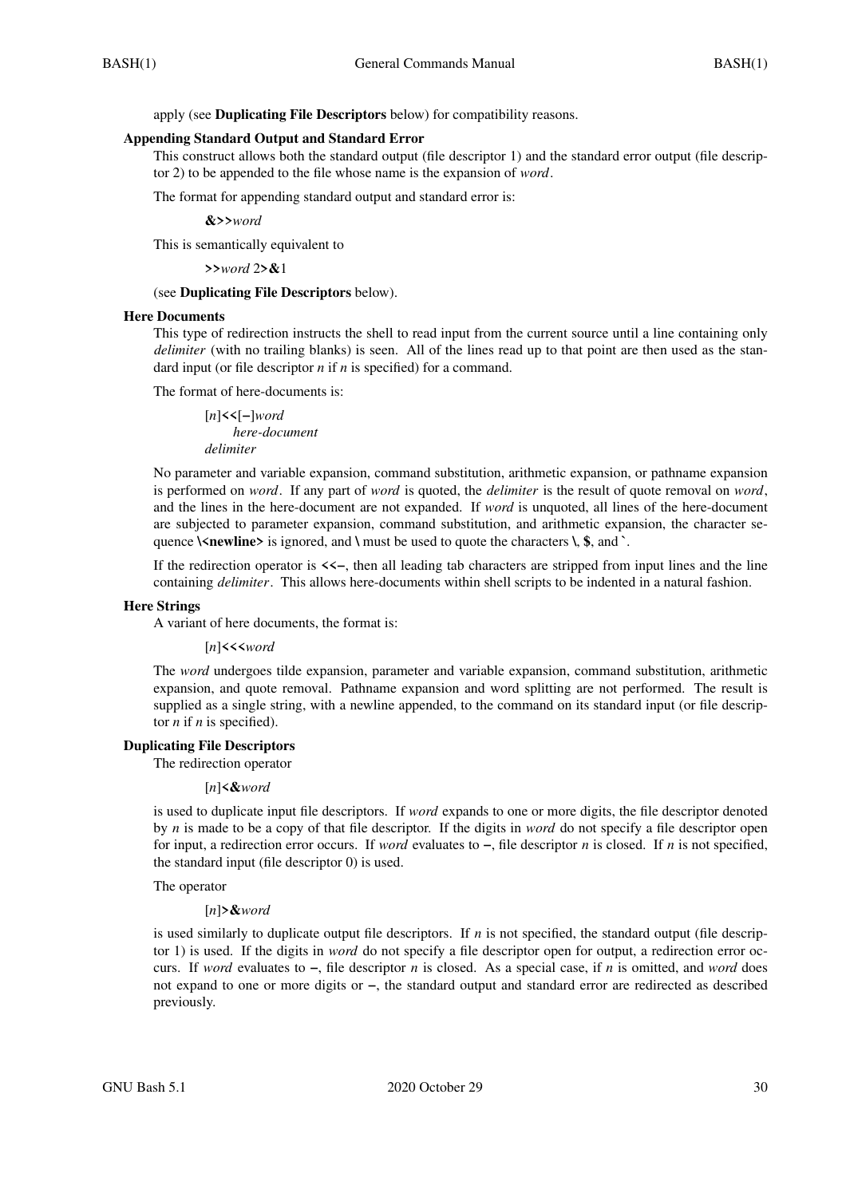apply (see **Duplicating File Descriptors** below) for compatibility reasons.

### Appending Standard Output and Standard Error

This construct allows both the standard output (file descriptor 1) and the standard error output (file descriptor 2) to be appended to the file whose name is the expansion of *word*.

The format for appending standard output and standard error is:

**&>>***word*

This is semantically equivalent to

**>>***word* 2**>&**1

(see **Duplicating File Descriptors** below).

### Here Documents

This type of redirection instructs the shell to read input from the current source until a line containing only *delimiter* (with no trailing blanks) is seen. All of the lines read up to that point are then used as the standard input (or file descriptor *n* if *n* is specified) for a command.

The format of here-documents is:

[*n*]**<<**[**−**]*word*
    *here-document*
*delimiter*

No parameter and variable expansion, command substitution, arithmetic expansion, or pathname expansion is performed on *word*. If any part of *word* is quoted, the *delimiter* is the result of quote removal on *word*, and the lines in the here-document are not expanded. If *word* is unquoted, all lines of the here-document are subjected to parameter expansion, command substitution, and arithmetic expansion, the character sequence **\<newline>** is ignored, and **\** must be used to quote the characters **\**, **$**, and **`**.

If the redirection operator is **<<−**, then all leading tab characters are stripped from input lines and the line containing *delimiter*. This allows here-documents within shell scripts to be indented in a natural fashion.

### Here Strings

A variant of here documents, the format is:

[*n*]**<<<***word*

The *word* undergoes tilde expansion, parameter and variable expansion, command substitution, arithmetic expansion, and quote removal. Pathname expansion and word splitting are not performed. The result is supplied as a single string, with a newline appended, to the command on its standard input (or file descriptor *n* if *n* is specified).

### Duplicating File Descriptors

The redirection operator

[*n*]**<&***word*

is used to duplicate input file descriptors. If *word* expands to one or more digits, the file descriptor denoted by *n* is made to be a copy of that file descriptor. If the digits in *word* do not specify a file descriptor open for input, a redirection error occurs. If *word* evaluates to **−**, file descriptor *n* is closed. If *n* is not specified, the standard input (file descriptor 0) is used.

The operator

[*n*]**>&***word*

is used similarly to duplicate output file descriptors. If *n* is not specified, the standard output (file descriptor 1) is used. If the digits in *word* do not specify a file descriptor open for output, a redirection error occurs. If *word* evaluates to **−**, file descriptor *n* is closed. As a special case, if *n* is omitted, and *word* does not expand to one or more digits or **−**, the standard output and standard error are redirected as described previously.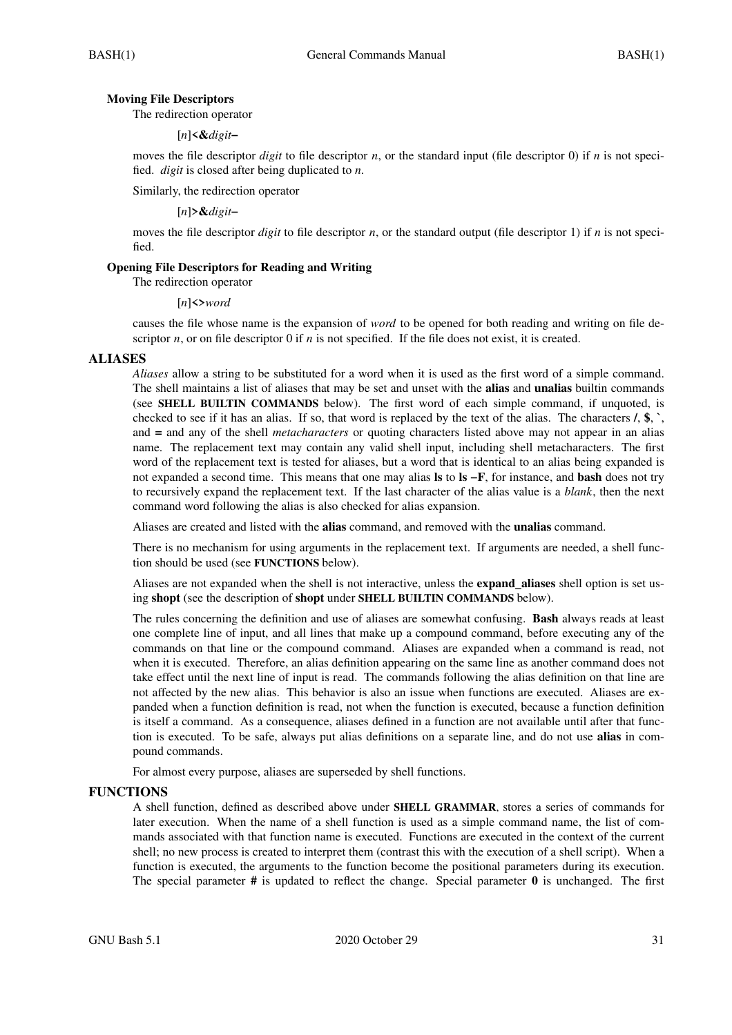### Moving File Descriptors

The redirection operator

[*n*]**<&***digit***−**

moves the file descriptor *digit* to file descriptor *n*, or the standard input (file descriptor 0) if *n* is not specified. *digit* is closed after being duplicated to *n*.

Similarly, the redirection operator

[*n*]**>&***digit***−**

moves the file descriptor *digit* to file descriptor *n*, or the standard output (file descriptor 1) if *n* is not specified.

### Opening File Descriptors for Reading and Writing

The redirection operator

[*n*]**<>***word*

causes the file whose name is the expansion of *word* to be opened for both reading and writing on file descriptor *n*, or on file descriptor 0 if *n* is not specified. If the file does not exist, it is created.

## ALIASES

*Aliases* allow a string to be substituted for a word when it is used as the first word of a simple command. The shell maintains a list of aliases that may be set and unset with the **alias** and **unalias** builtin commands (see **SHELL BUILTIN COMMANDS** below). The first word of each simple command, if unquoted, is checked to see if it has an alias. If so, that word is replaced by the text of the alias. The characters **/**, **$**, **`**, and **=** and any of the shell *metacharacters* or quoting characters listed above may not appear in an alias name. The replacement text may contain any valid shell input, including shell metacharacters. The first word of the replacement text is tested for aliases, but a word that is identical to an alias being expanded is not expanded a second time. This means that one may alias **ls** to **ls −F**, for instance, and **bash** does not try to recursively expand the replacement text. If the last character of the alias value is a *blank*, then the next command word following the alias is also checked for alias expansion.

Aliases are created and listed with the **alias** command, and removed with the **unalias** command.

There is no mechanism for using arguments in the replacement text. If arguments are needed, a shell function should be used (see **FUNCTIONS** below).

Aliases are not expanded when the shell is not interactive, unless the **expand_aliases** shell option is set using **shopt** (see the description of **shopt** under **SHELL BUILTIN COMMANDS** below).

The rules concerning the definition and use of aliases are somewhat confusing. **Bash** always reads at least one complete line of input, and all lines that make up a compound command, before executing any of the commands on that line or the compound command. Aliases are expanded when a command is read, not when it is executed. Therefore, an alias definition appearing on the same line as another command does not take effect until the next line of input is read. The commands following the alias definition on that line are not affected by the new alias. This behavior is also an issue when functions are executed. Aliases are expanded when a function definition is read, not when the function is executed, because a function definition is itself a command. As a consequence, aliases defined in a function are not available until after that function is executed. To be safe, always put alias definitions on a separate line, and do not use **alias** in compound commands.

For almost every purpose, aliases are superseded by shell functions.

## FUNCTIONS

A shell function, defined as described above under **SHELL GRAMMAR**, stores a series of commands for later execution. When the name of a shell function is used as a simple command name, the list of commands associated with that function name is executed. Functions are executed in the context of the current shell; no new process is created to interpret them (contrast this with the execution of a shell script). When a function is executed, the arguments to the function become the positional parameters during its execution. The special parameter **#** is updated to reflect the change. Special parameter **0** is unchanged. The first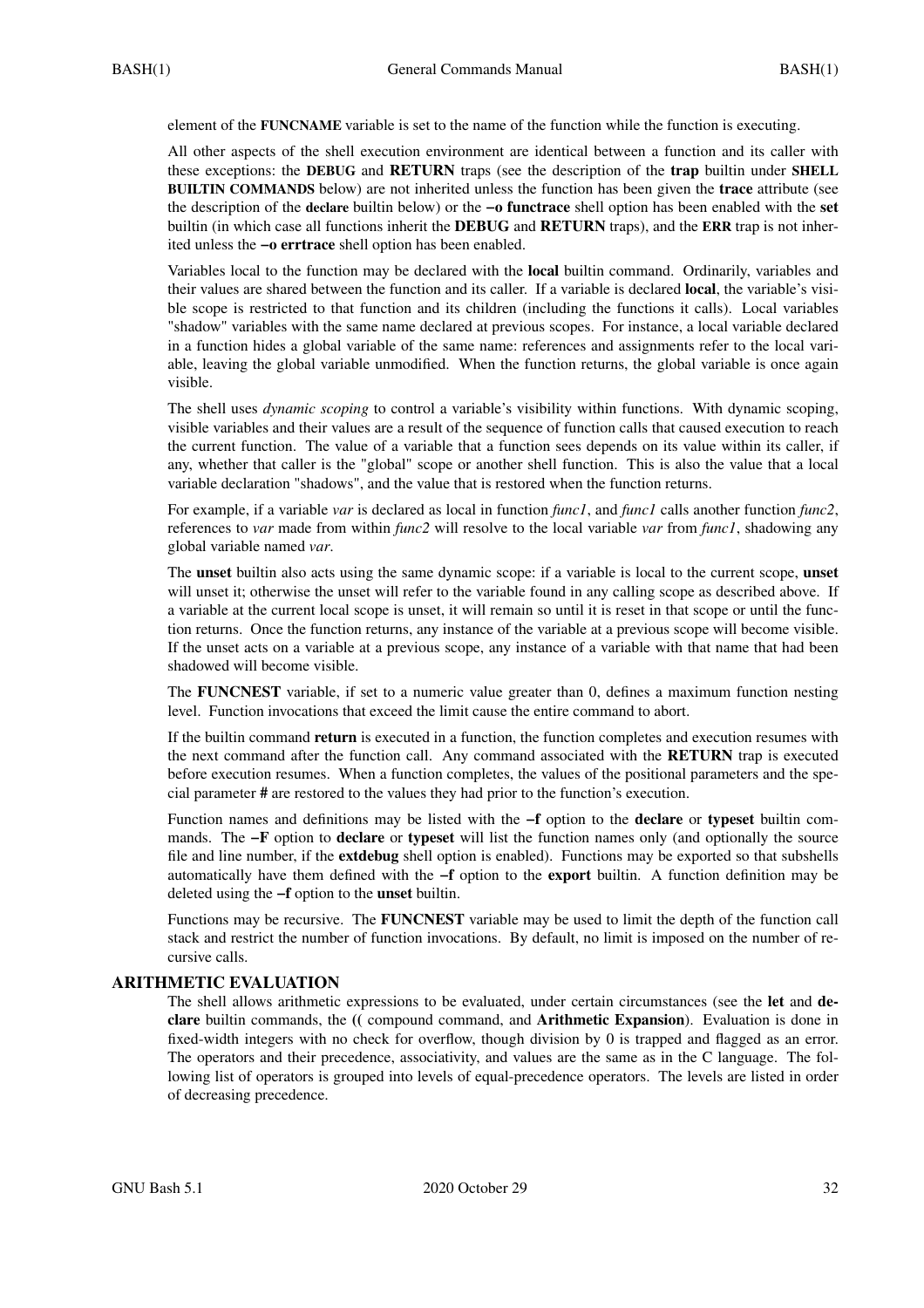element of the **FUNCNAME** variable is set to the name of the function while the function is executing.

All other aspects of the shell execution environment are identical between a function and its caller with these exceptions: the **DEBUG** and **RETURN** traps (see the description of the **trap** builtin under **SHELL BUILTIN COMMANDS** below) are not inherited unless the function has been given the **trace** attribute (see the description of the **declare** builtin below) or the **−o functrace** shell option has been enabled with the **set** builtin (in which case all functions inherit the **DEBUG** and **RETURN** traps), and the **ERR** trap is not inherited unless the **−o errtrace** shell option has been enabled.

Variables local to the function may be declared with the **local** builtin command. Ordinarily, variables and their values are shared between the function and its caller. If a variable is declared **local**, the variable's visible scope is restricted to that function and its children (including the functions it calls). Local variables "shadow" variables with the same name declared at previous scopes. For instance, a local variable declared in a function hides a global variable of the same name: references and assignments refer to the local variable, leaving the global variable unmodified. When the function returns, the global variable is once again visible.

The shell uses *dynamic scoping* to control a variable's visibility within functions. With dynamic scoping, visible variables and their values are a result of the sequence of function calls that caused execution to reach the current function. The value of a variable that a function sees depends on its value within its caller, if any, whether that caller is the "global" scope or another shell function. This is also the value that a local variable declaration "shadows", and the value that is restored when the function returns.

For example, if a variable *var* is declared as local in function *func1*, and *func1* calls another function *func2*, references to *var* made from within *func2* will resolve to the local variable *var* from *func1*, shadowing any global variable named *var*.

The **unset** builtin also acts using the same dynamic scope: if a variable is local to the current scope, **unset** will unset it; otherwise the unset will refer to the variable found in any calling scope as described above. If a variable at the current local scope is unset, it will remain so until it is reset in that scope or until the function returns. Once the function returns, any instance of the variable at a previous scope will become visible. If the unset acts on a variable at a previous scope, any instance of a variable with that name that had been shadowed will become visible.

The **FUNCNEST** variable, if set to a numeric value greater than 0, defines a maximum function nesting level. Function invocations that exceed the limit cause the entire command to abort.

If the builtin command **return** is executed in a function, the function completes and execution resumes with the next command after the function call. Any command associated with the **RETURN** trap is executed before execution resumes. When a function completes, the values of the positional parameters and the special parameter **#** are restored to the values they had prior to the function's execution.

Function names and definitions may be listed with the **−f** option to the **declare** or **typeset** builtin commands. The **−F** option to **declare** or **typeset** will list the function names only (and optionally the source file and line number, if the **extdebug** shell option is enabled). Functions may be exported so that subshells automatically have them defined with the **−f** option to the **export** builtin. A function definition may be deleted using the **−f** option to the **unset** builtin.

Functions may be recursive. The **FUNCNEST** variable may be used to limit the depth of the function call stack and restrict the number of function invocations. By default, no limit is imposed on the number of recursive calls.

## ARITHMETIC EVALUATION

The shell allows arithmetic expressions to be evaluated, under certain circumstances (see the **let** and **declare** builtin commands, the **((** compound command, and **Arithmetic Expansion**). Evaluation is done in fixed-width integers with no check for overflow, though division by 0 is trapped and flagged as an error. The operators and their precedence, associativity, and values are the same as in the C language. The following list of operators is grouped into levels of equal-precedence operators. The levels are listed in order of decreasing precedence.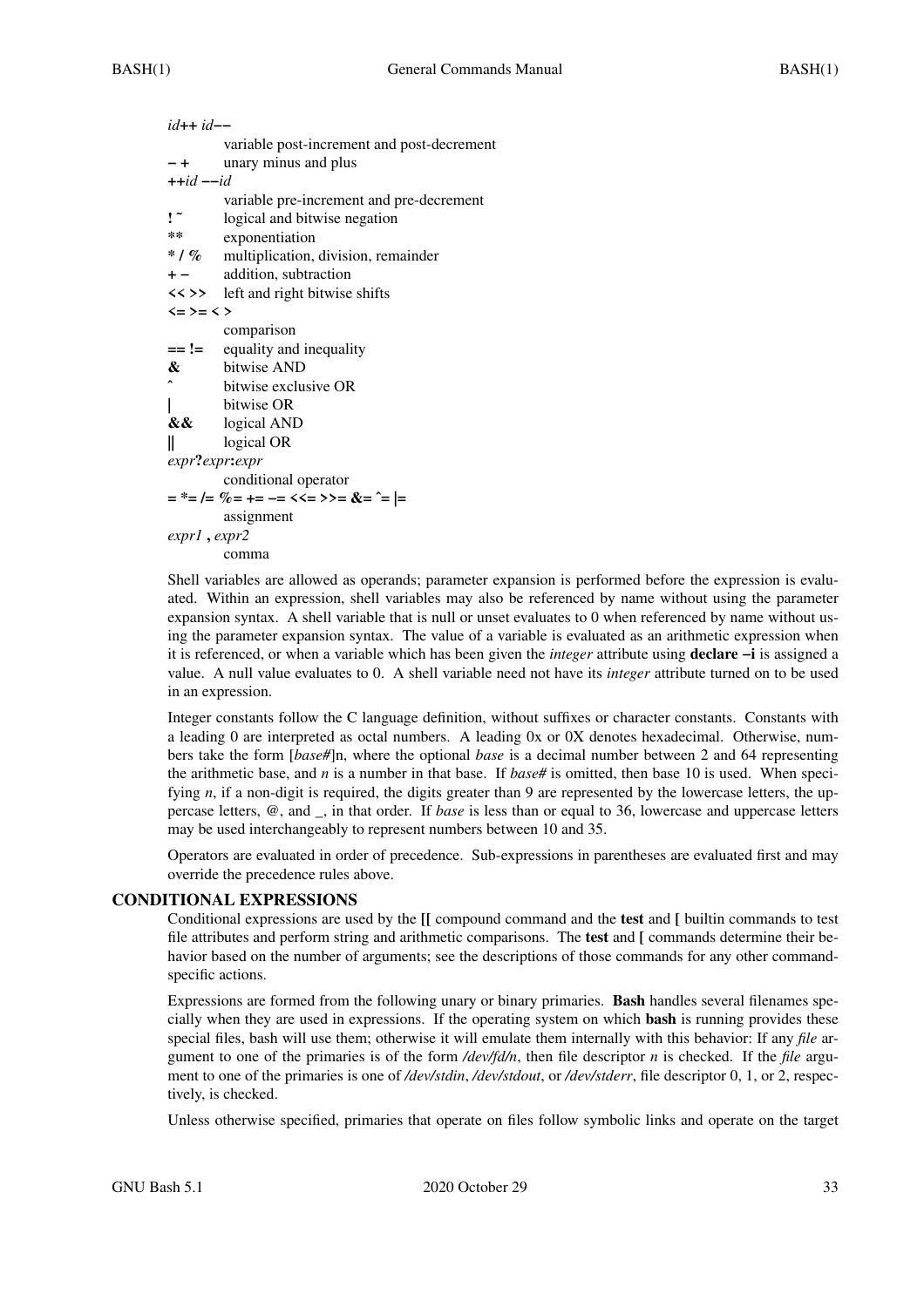*id*++ *id*−−
  variable post-increment and post-decrement

**− +** unary minus and plus

**++***id* **−−***id*
  variable pre-increment and pre-decrement

**! ~** logical and bitwise negation

**\*\*** exponentiation

**\* / %** multiplication, division, remainder

**+ −** addition, subtraction

**<< >>** left and right bitwise shifts

**<= >= < >**
  comparison

**== !=** equality and inequality

**&** bitwise AND

**^** bitwise exclusive OR

**|** bitwise OR

**&&** logical AND

**||** logical OR

*expr***?***expr***:***expr*
  conditional operator

**= *= /= %= += −= <<= >>= &= ^= |=**
  assignment

*expr1* **,** *expr2*
  comma

Shell variables are allowed as operands; parameter expansion is performed before the expression is evaluated. Within an expression, shell variables may also be referenced by name without using the parameter expansion syntax. A shell variable that is null or unset evaluates to 0 when referenced by name without using the parameter expansion syntax. The value of a variable is evaluated as an arithmetic expression when it is referenced, or when a variable which has been given the *integer* attribute using **declare −i** is assigned a value. A null value evaluates to 0. A shell variable need not have its *integer* attribute turned on to be used in an expression.

Integer constants follow the C language definition, without suffixes or character constants. Constants with a leading 0 are interpreted as octal numbers. A leading 0x or 0X denotes hexadecimal. Otherwise, numbers take the form [*base#*]n, where the optional *base* is a decimal number between 2 and 64 representing the arithmetic base, and *n* is a number in that base. If *base#* is omitted, then base 10 is used. When specifying *n*, if a non-digit is required, the digits greater than 9 are represented by the lowercase letters, the uppercase letters, @, and _, in that order. If *base* is less than or equal to 36, lowercase and uppercase letters may be used interchangeably to represent numbers between 10 and 35.

Operators are evaluated in order of precedence. Sub-expressions in parentheses are evaluated first and may override the precedence rules above.

## CONDITIONAL EXPRESSIONS

Conditional expressions are used by the **[[** compound command and the **test** and **[** builtin commands to test file attributes and perform string and arithmetic comparisons. The **test** and **[** commands determine their behavior based on the number of arguments; see the descriptions of those commands for any other command-specific actions.

Expressions are formed from the following unary or binary primaries. **Bash** handles several filenames specially when they are used in expressions. If the operating system on which **bash** is running provides these special files, bash will use them; otherwise it will emulate them internally with this behavior: If any *file* argument to one of the primaries is of the form */dev/fd/n*, then file descriptor *n* is checked. If the *file* argument to one of the primaries is one of */dev/stdin*, */dev/stdout*, or */dev/stderr*, file descriptor 0, 1, or 2, respectively, is checked.

Unless otherwise specified, primaries that operate on files follow symbolic links and operate on the target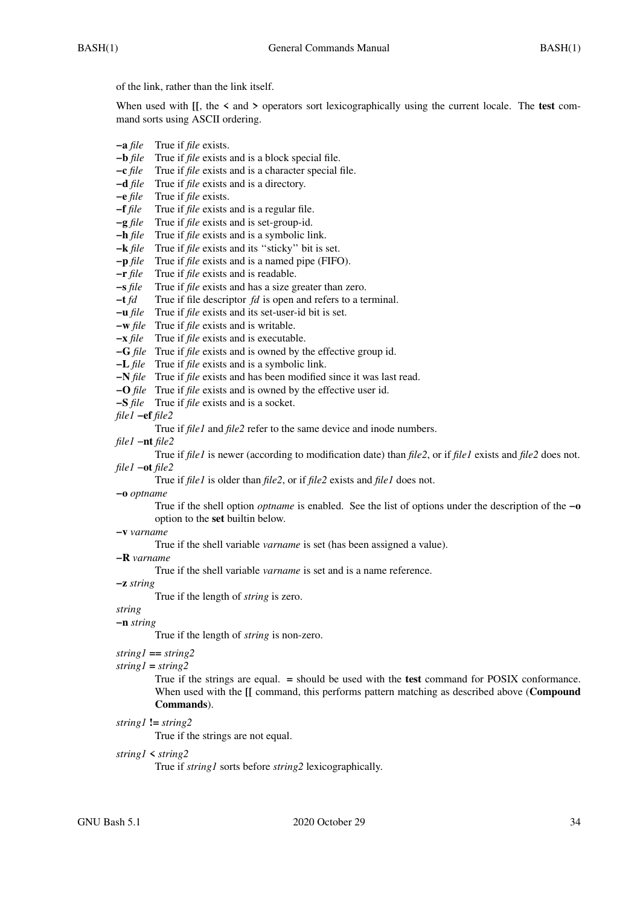of the link, rather than the link itself.

When used with **[[**, the **<** and **>** operators sort lexicographically using the current locale. The **test** command sorts using ASCII ordering.

**−a** *file* True if *file* exists.
**−b** *file* True if *file* exists and is a block special file.
**−c** *file* True if *file* exists and is a character special file.
**−d** *file* True if *file* exists and is a directory.
**−e** *file* True if *file* exists.
**−f** *file* True if *file* exists and is a regular file.
**−g** *file* True if *file* exists and is set-group-id.
**−h** *file* True if *file* exists and is a symbolic link.
**−k** *file* True if *file* exists and its ''sticky'' bit is set.
**−p** *file* True if *file* exists and is a named pipe (FIFO).
**−r** *file* True if *file* exists and is readable.
**−s** *file* True if *file* exists and has a size greater than zero.
**−t** *fd* True if file descriptor *fd* is open and refers to a terminal.
**−u** *file* True if *file* exists and its set-user-id bit is set.
**−w** *file* True if *file* exists and is writable.
**−x** *file* True if *file* exists and is executable.
**−G** *file* True if *file* exists and is owned by the effective group id.
**−L** *file* True if *file* exists and is a symbolic link.
**−N** *file* True if *file* exists and has been modified since it was last read.
**−O** *file* True if *file* exists and is owned by the effective user id.
**−S** *file* True if *file* exists and is a socket.

*file1* **−ef** *file2*
True if *file1* and *file2* refer to the same device and inode numbers.

*file1* **−nt** *file2*
True if *file1* is newer (according to modification date) than *file2*, or if *file1* exists and *file2* does not.

*file1* **−ot** *file2*
True if *file1* is older than *file2*, or if *file2* exists and *file1* does not.

**−o** *optname*
True if the shell option *optname* is enabled. See the list of options under the description of the **−o** option to the **set** builtin below.

**−v** *varname*
True if the shell variable *varname* is set (has been assigned a value).

**−R** *varname*
True if the shell variable *varname* is set and is a name reference.

**−z** *string*
True if the length of *string* is zero.

*string*
**−n** *string*
True if the length of *string* is non-zero.

*string1* **==** *string2*
*string1* **=** *string2*
True if the strings are equal. **=** should be used with the **test** command for POSIX conformance. When used with the **[[** command, this performs pattern matching as described above (**Compound Commands**).

*string1* **!=** *string2*
True if the strings are not equal.

*string1* **<** *string2*
True if *string1* sorts before *string2* lexicographically.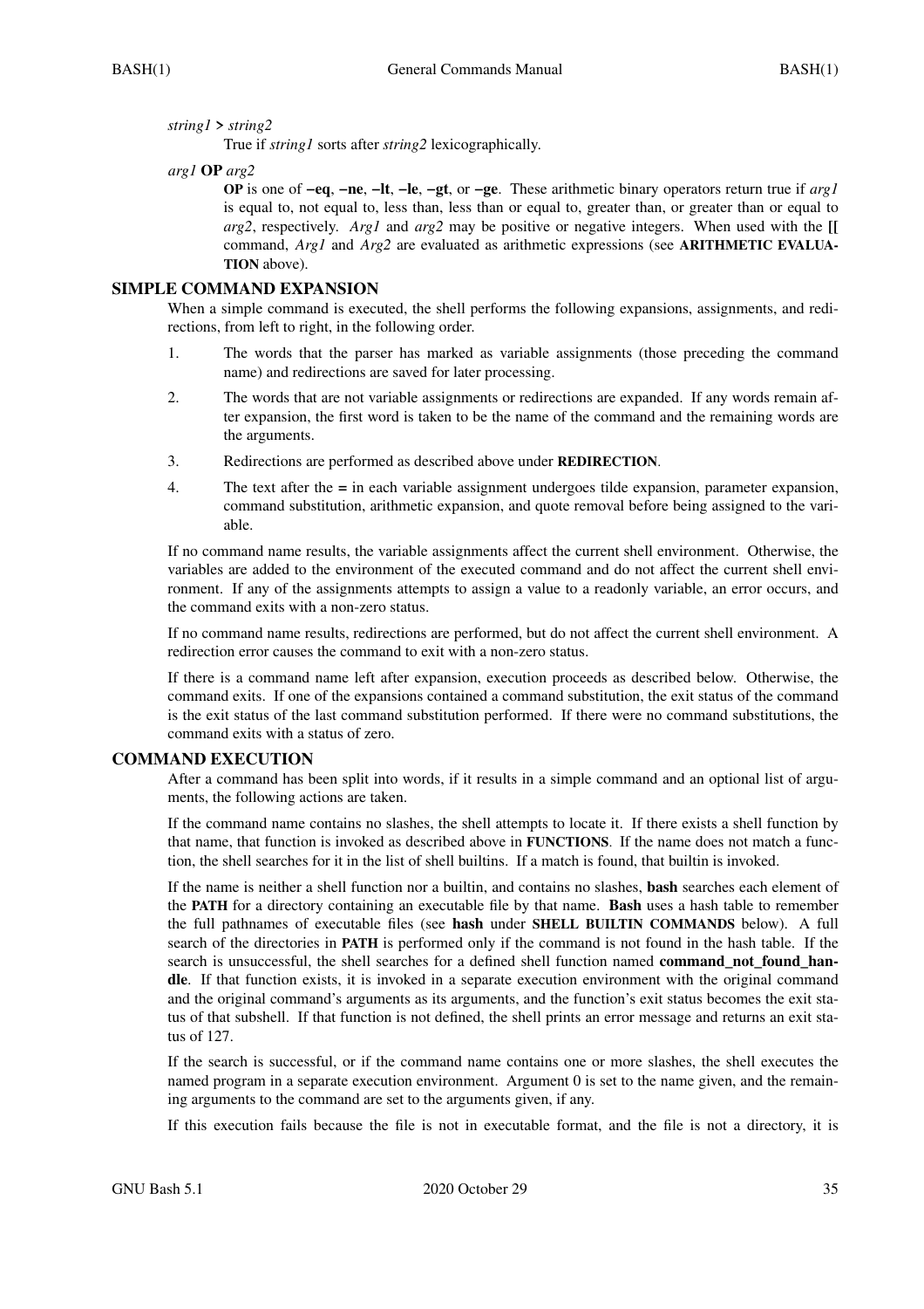*string1* **>** *string2*

True if *string1* sorts after *string2* lexicographically.

*arg1* **OP** *arg2*

**OP** is one of **−eq**, **−ne**, **−lt**, **−le**, **−gt**, or **−ge**. These arithmetic binary operators return true if *arg1* is equal to, not equal to, less than, less than or equal to, greater than, or greater than or equal to *arg2*, respectively. *Arg1* and *arg2* may be positive or negative integers. When used with the **[[** command, *Arg1* and *Arg2* are evaluated as arithmetic expressions (see **ARITHMETIC EVALUATION** above).

## SIMPLE COMMAND EXPANSION

When a simple command is executed, the shell performs the following expansions, assignments, and redirections, from left to right, in the following order.

1. The words that the parser has marked as variable assignments (those preceding the command name) and redirections are saved for later processing.
2. The words that are not variable assignments or redirections are expanded. If any words remain after expansion, the first word is taken to be the name of the command and the remaining words are the arguments.
3. Redirections are performed as described above under **REDIRECTION**.
4. The text after the **=** in each variable assignment undergoes tilde expansion, parameter expansion, command substitution, arithmetic expansion, and quote removal before being assigned to the variable.

If no command name results, the variable assignments affect the current shell environment. Otherwise, the variables are added to the environment of the executed command and do not affect the current shell environment. If any of the assignments attempts to assign a value to a readonly variable, an error occurs, and the command exits with a non-zero status.

If no command name results, redirections are performed, but do not affect the current shell environment. A redirection error causes the command to exit with a non-zero status.

If there is a command name left after expansion, execution proceeds as described below. Otherwise, the command exits. If one of the expansions contained a command substitution, the exit status of the command is the exit status of the last command substitution performed. If there were no command substitutions, the command exits with a status of zero.

## COMMAND EXECUTION

After a command has been split into words, if it results in a simple command and an optional list of arguments, the following actions are taken.

If the command name contains no slashes, the shell attempts to locate it. If there exists a shell function by that name, that function is invoked as described above in **FUNCTIONS**. If the name does not match a function, the shell searches for it in the list of shell builtins. If a match is found, that builtin is invoked.

If the name is neither a shell function nor a builtin, and contains no slashes, **bash** searches each element of the **PATH** for a directory containing an executable file by that name. **Bash** uses a hash table to remember the full pathnames of executable files (see **hash** under **SHELL BUILTIN COMMANDS** below). A full search of the directories in **PATH** is performed only if the command is not found in the hash table. If the search is unsuccessful, the shell searches for a defined shell function named **command_not_found_handle**. If that function exists, it is invoked in a separate execution environment with the original command and the original command's arguments as its arguments, and the function's exit status becomes the exit status of that subshell. If that function is not defined, the shell prints an error message and returns an exit status of 127.

If the search is successful, or if the command name contains one or more slashes, the shell executes the named program in a separate execution environment. Argument 0 is set to the name given, and the remaining arguments to the command are set to the arguments given, if any.

If this execution fails because the file is not in executable format, and the file is not a directory, it is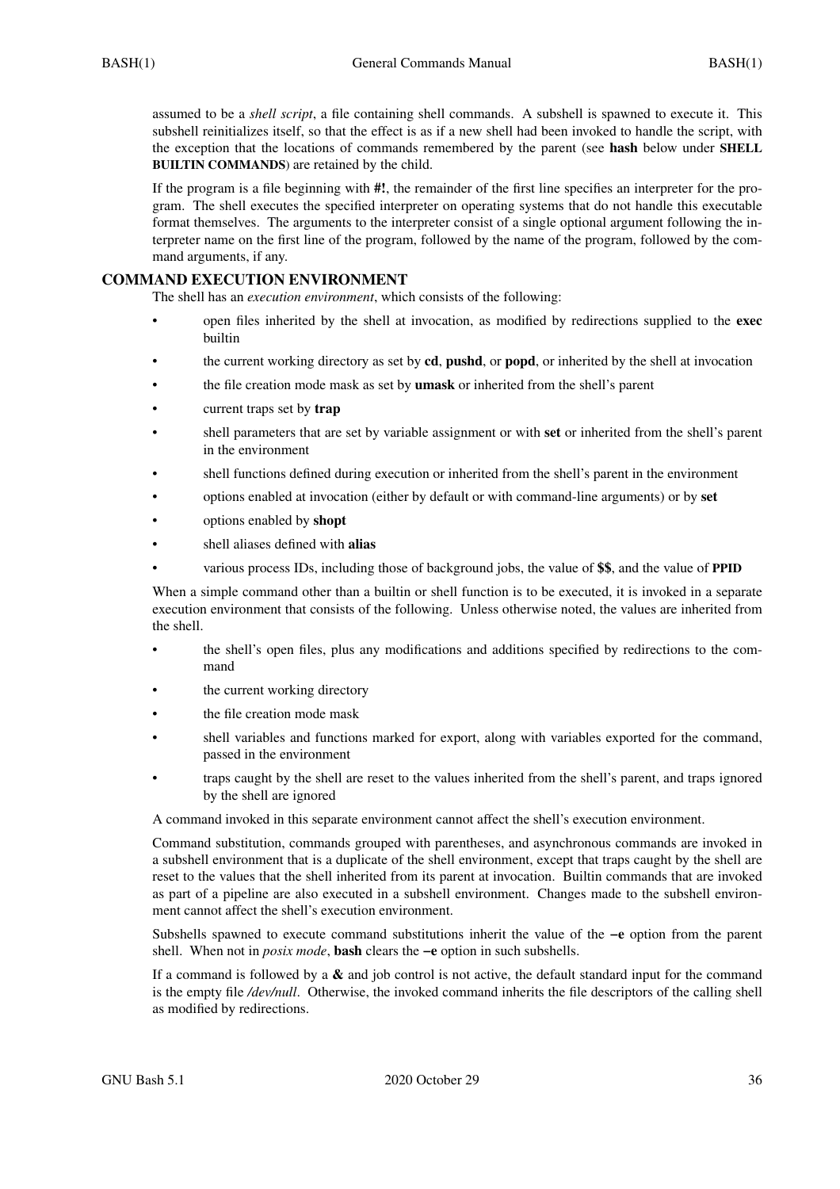assumed to be a *shell script*, a file containing shell commands. A subshell is spawned to execute it. This subshell reinitializes itself, so that the effect is as if a new shell had been invoked to handle the script, with the exception that the locations of commands remembered by the parent (see **hash** below under **SHELL BUILTIN COMMANDS**) are retained by the child.

If the program is a file beginning with **#!**, the remainder of the first line specifies an interpreter for the program. The shell executes the specified interpreter on operating systems that do not handle this executable format themselves. The arguments to the interpreter consist of a single optional argument following the interpreter name on the first line of the program, followed by the name of the program, followed by the command arguments, if any.

## COMMAND EXECUTION ENVIRONMENT

The shell has an *execution environment*, which consists of the following:

- open files inherited by the shell at invocation, as modified by redirections supplied to the **exec** builtin
- the current working directory as set by **cd**, **pushd**, or **popd**, or inherited by the shell at invocation
- the file creation mode mask as set by **umask** or inherited from the shell's parent
- current traps set by **trap**
- shell parameters that are set by variable assignment or with **set** or inherited from the shell's parent in the environment
- shell functions defined during execution or inherited from the shell's parent in the environment
- options enabled at invocation (either by default or with command-line arguments) or by **set**
- options enabled by **shopt**
- shell aliases defined with **alias**
- various process IDs, including those of background jobs, the value of **$$**, and the value of **PPID**

When a simple command other than a builtin or shell function is to be executed, it is invoked in a separate execution environment that consists of the following. Unless otherwise noted, the values are inherited from the shell.

- the shell's open files, plus any modifications and additions specified by redirections to the command
- the current working directory
- the file creation mode mask
- shell variables and functions marked for export, along with variables exported for the command, passed in the environment
- traps caught by the shell are reset to the values inherited from the shell's parent, and traps ignored by the shell are ignored

A command invoked in this separate environment cannot affect the shell's execution environment.

Command substitution, commands grouped with parentheses, and asynchronous commands are invoked in a subshell environment that is a duplicate of the shell environment, except that traps caught by the shell are reset to the values that the shell inherited from its parent at invocation. Builtin commands that are invoked as part of a pipeline are also executed in a subshell environment. Changes made to the subshell environment cannot affect the shell's execution environment.

Subshells spawned to execute command substitutions inherit the value of the **−e** option from the parent shell. When not in *posix mode*, **bash** clears the **−e** option in such subshells.

If a command is followed by a **&** and job control is not active, the default standard input for the command is the empty file */dev/null*. Otherwise, the invoked command inherits the file descriptors of the calling shell as modified by redirections.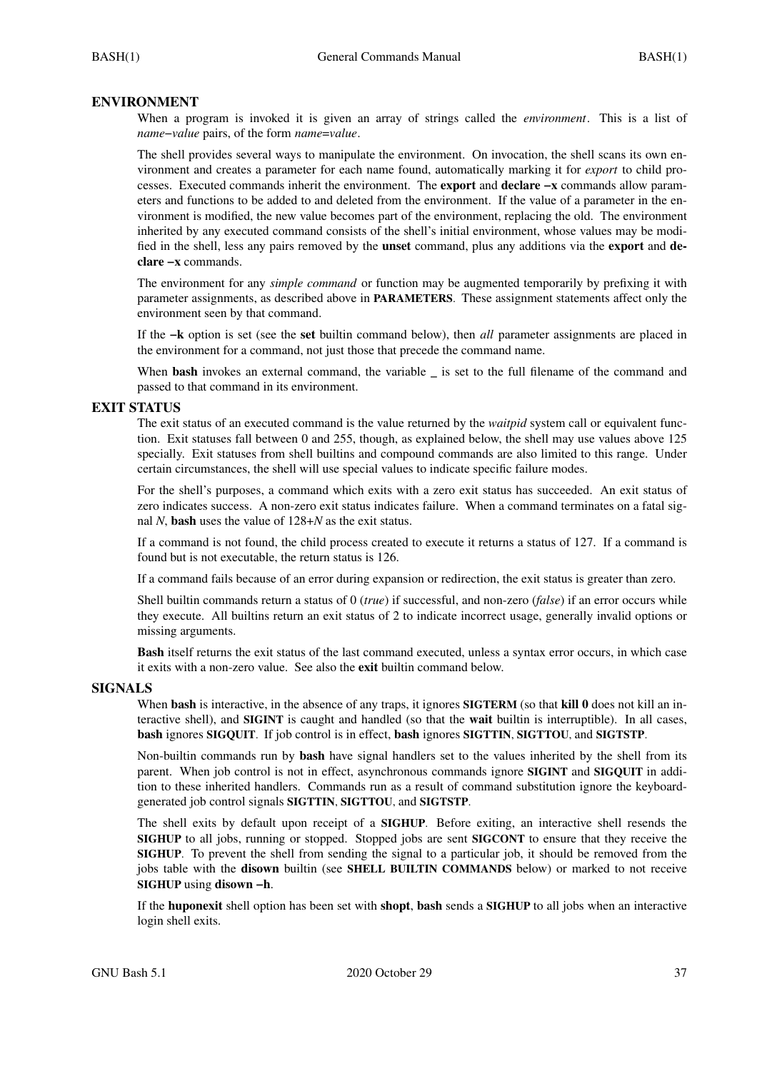## ENVIRONMENT

When a program is invoked it is given an array of strings called the *environment*. This is a list of *name*−*value* pairs, of the form *name*=*value*.

The shell provides several ways to manipulate the environment. On invocation, the shell scans its own environment and creates a parameter for each name found, automatically marking it for *export* to child processes. Executed commands inherit the environment. The **export** and **declare −x** commands allow parameters and functions to be added to and deleted from the environment. If the value of a parameter in the environment is modified, the new value becomes part of the environment, replacing the old. The environment inherited by any executed command consists of the shell's initial environment, whose values may be modified in the shell, less any pairs removed by the **unset** command, plus any additions via the **export** and **declare −x** commands.

The environment for any *simple command* or function may be augmented temporarily by prefixing it with parameter assignments, as described above in **PARAMETERS**. These assignment statements affect only the environment seen by that command.

If the **−k** option is set (see the **set** builtin command below), then *all* parameter assignments are placed in the environment for a command, not just those that precede the command name.

When **bash** invokes an external command, the variable **_** is set to the full filename of the command and passed to that command in its environment.

## EXIT STATUS

The exit status of an executed command is the value returned by the *waitpid* system call or equivalent function. Exit statuses fall between 0 and 255, though, as explained below, the shell may use values above 125 specially. Exit statuses from shell builtins and compound commands are also limited to this range. Under certain circumstances, the shell will use special values to indicate specific failure modes.

For the shell's purposes, a command which exits with a zero exit status has succeeded. An exit status of zero indicates success. A non-zero exit status indicates failure. When a command terminates on a fatal signal *N*, **bash** uses the value of 128+*N* as the exit status.

If a command is not found, the child process created to execute it returns a status of 127. If a command is found but is not executable, the return status is 126.

If a command fails because of an error during expansion or redirection, the exit status is greater than zero.

Shell builtin commands return a status of 0 (*true*) if successful, and non-zero (*false*) if an error occurs while they execute. All builtins return an exit status of 2 to indicate incorrect usage, generally invalid options or missing arguments.

**Bash** itself returns the exit status of the last command executed, unless a syntax error occurs, in which case it exits with a non-zero value. See also the **exit** builtin command below.

## SIGNALS

When **bash** is interactive, in the absence of any traps, it ignores **SIGTERM** (so that **kill 0** does not kill an interactive shell), and **SIGINT** is caught and handled (so that the **wait** builtin is interruptible). In all cases, **bash** ignores **SIGQUIT**. If job control is in effect, **bash** ignores **SIGTTIN**, **SIGTTOU**, and **SIGTSTP**.

Non-builtin commands run by **bash** have signal handlers set to the values inherited by the shell from its parent. When job control is not in effect, asynchronous commands ignore **SIGINT** and **SIGQUIT** in addition to these inherited handlers. Commands run as a result of command substitution ignore the keyboard-generated job control signals **SIGTTIN**, **SIGTTOU**, and **SIGTSTP**.

The shell exits by default upon receipt of a **SIGHUP**. Before exiting, an interactive shell resends the **SIGHUP** to all jobs, running or stopped. Stopped jobs are sent **SIGCONT** to ensure that they receive the **SIGHUP**. To prevent the shell from sending the signal to a particular job, it should be removed from the jobs table with the **disown** builtin (see **SHELL BUILTIN COMMANDS** below) or marked to not receive **SIGHUP** using **disown −h**.

If the **huponexit** shell option has been set with **shopt**, **bash** sends a **SIGHUP** to all jobs when an interactive login shell exits.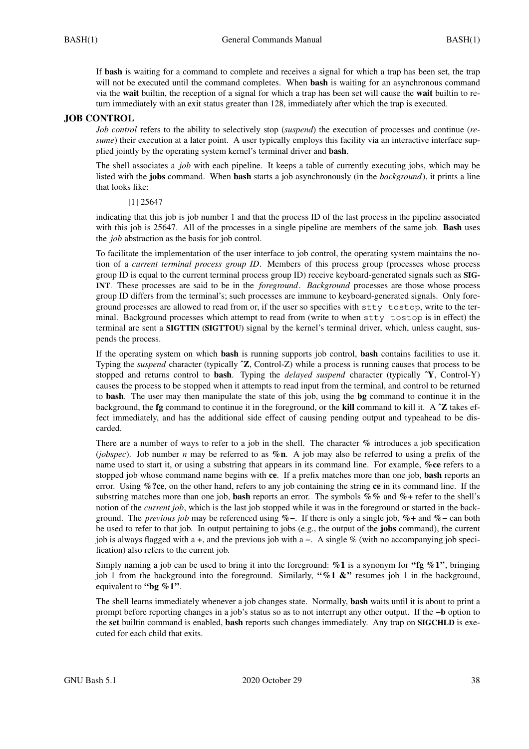If **bash** is waiting for a command to complete and receives a signal for which a trap has been set, the trap will not be executed until the command completes. When **bash** is waiting for an asynchronous command via the **wait** builtin, the reception of a signal for which a trap has been set will cause the **wait** builtin to return immediately with an exit status greater than 128, immediately after which the trap is executed.

## JOB CONTROL

*Job control* refers to the ability to selectively stop (*suspend*) the execution of processes and continue (*resume*) their execution at a later point. A user typically employs this facility via an interactive interface supplied jointly by the operating system kernel's terminal driver and **bash**.

The shell associates a *job* with each pipeline. It keeps a table of currently executing jobs, which may be listed with the **jobs** command. When **bash** starts a job asynchronously (in the *background*), it prints a line that looks like:

[1] 25647

indicating that this job is job number 1 and that the process ID of the last process in the pipeline associated with this job is 25647. All of the processes in a single pipeline are members of the same job. **Bash** uses the *job* abstraction as the basis for job control.

To facilitate the implementation of the user interface to job control, the operating system maintains the notion of a *current terminal process group ID*. Members of this process group (processes whose process group ID is equal to the current terminal process group ID) receive keyboard-generated signals such as **SIGINT**. These processes are said to be in the *foreground*. *Background* processes are those whose process group ID differs from the terminal's; such processes are immune to keyboard-generated signals. Only foreground processes are allowed to read from or, if the user so specifies with `stty tostop`, write to the terminal. Background processes which attempt to read from (write to when `stty tostop` is in effect) the terminal are sent a **SIGTTIN (SIGTTOU)** signal by the kernel's terminal driver, which, unless caught, suspends the process.

If the operating system on which **bash** is running supports job control, **bash** contains facilities to use it. Typing the *suspend* character (typically **^Z**, Control-Z) while a process is running causes that process to be stopped and returns control to **bash**. Typing the *delayed suspend* character (typically **^Y**, Control-Y) causes the process to be stopped when it attempts to read input from the terminal, and control to be returned to **bash**. The user may then manipulate the state of this job, using the **bg** command to continue it in the background, the **fg** command to continue it in the foreground, or the **kill** command to kill it. A **^Z** takes effect immediately, and has the additional side effect of causing pending output and typeahead to be discarded.

There are a number of ways to refer to a job in the shell. The character **%** introduces a job specification (*jobspec*). Job number *n* may be referred to as **%n**. A job may also be referred to using a prefix of the name used to start it, or using a substring that appears in its command line. For example, **%ce** refers to a stopped job whose command name begins with **ce**. If a prefix matches more than one job, **bash** reports an error. Using **%?ce**, on the other hand, refers to any job containing the string **ce** in its command line. If the substring matches more than one job, **bash** reports an error. The symbols **%%** and **%+** refer to the shell's notion of the *current job*, which is the last job stopped while it was in the foreground or started in the background. The *previous job* may be referenced using **%−**. If there is only a single job, **%+** and **%−** can both be used to refer to that job. In output pertaining to jobs (e.g., the output of the **jobs** command), the current job is always flagged with a **+**, and the previous job with a **−**. A single % (with no accompanying job specification) also refers to the current job.

Simply naming a job can be used to bring it into the foreground: **%1** is a synonym for **"fg %1"**, bringing job 1 from the background into the foreground. Similarly, **"%1 &"** resumes job 1 in the background, equivalent to **"bg %1"**.

The shell learns immediately whenever a job changes state. Normally, **bash** waits until it is about to print a prompt before reporting changes in a job's status so as to not interrupt any other output. If the **−b** option to the **set** builtin command is enabled, **bash** reports such changes immediately. Any trap on **SIGCHLD** is executed for each child that exits.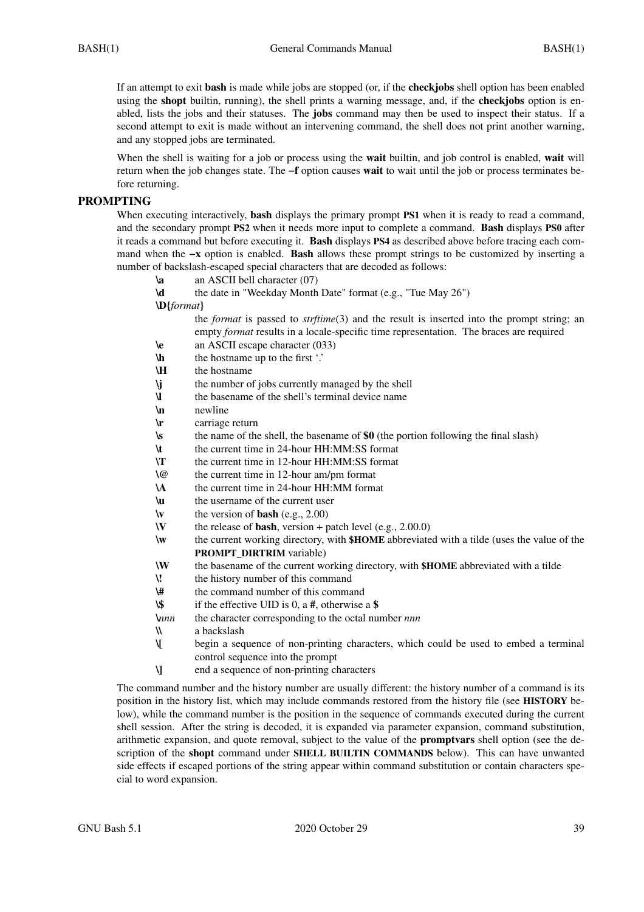If an attempt to exit **bash** is made while jobs are stopped (or, if the **checkjobs** shell option has been enabled using the **shopt** builtin, running), the shell prints a warning message, and, if the **checkjobs** option is enabled, lists the jobs and their statuses. The **jobs** command may then be used to inspect their status. If a second attempt to exit is made without an intervening command, the shell does not print another warning, and any stopped jobs are terminated.

When the shell is waiting for a job or process using the **wait** builtin, and job control is enabled, **wait** will return when the job changes state. The **−f** option causes **wait** to wait until the job or process terminates before returning.

## PROMPTING

When executing interactively, **bash** displays the primary prompt **PS1** when it is ready to read a command, and the secondary prompt **PS2** when it needs more input to complete a command. **Bash** displays **PS0** after it reads a command but before executing it. **Bash** displays **PS4** as described above before tracing each command when the **−x** option is enabled. **Bash** allows these prompt strings to be customized by inserting a number of backslash-escaped special characters that are decoded as follows:

- **\a** an ASCII bell character (07)
- **\d** the date in "Weekday Month Date" format (e.g., "Tue May 26")
- **\D{***format***}** the *format* is passed to *strftime*(3) and the result is inserted into the prompt string; an empty *format* results in a locale-specific time representation. The braces are required
- **\e** an ASCII escape character (033)
- **\h** the hostname up to the first '.'
- **\H** the hostname
- **\j** the number of jobs currently managed by the shell
- **\l** the basename of the shell's terminal device name
- **\n** newline
- **\r** carriage return
- **\s** the name of the shell, the basename of **$0** (the portion following the final slash)
- **\t** the current time in 24-hour HH:MM:SS format
- **\T** the current time in 12-hour HH:MM:SS format
- **\@** the current time in 12-hour am/pm format
- **\A** the current time in 24-hour HH:MM format
- **\u** the username of the current user
- **\v** the version of **bash** (e.g., 2.00)
- **\V** the release of **bash**, version + patch level (e.g., 2.00.0)
- **\w** the current working directory, with **$HOME** abbreviated with a tilde (uses the value of the **PROMPT_DIRTRIM** variable)
- **\W** the basename of the current working directory, with **$HOME** abbreviated with a tilde
- **\!** the history number of this command
- **\#** the command number of this command
- **\$** if the effective UID is 0, a **#**, otherwise a **$**
- **\***nnn* the character corresponding to the octal number *nnn*
- **\\** a backslash
- **\[** begin a sequence of non-printing characters, which could be used to embed a terminal control sequence into the prompt
- **\]** end a sequence of non-printing characters

The command number and the history number are usually different: the history number of a command is its position in the history list, which may include commands restored from the history file (see **HISTORY** below), while the command number is the position in the sequence of commands executed during the current shell session. After the string is decoded, it is expanded via parameter expansion, command substitution, arithmetic expansion, and quote removal, subject to the value of the **promptvars** shell option (see the description of the **shopt** command under **SHELL BUILTIN COMMANDS** below). This can have unwanted side effects if escaped portions of the string appear within command substitution or contain characters special to word expansion.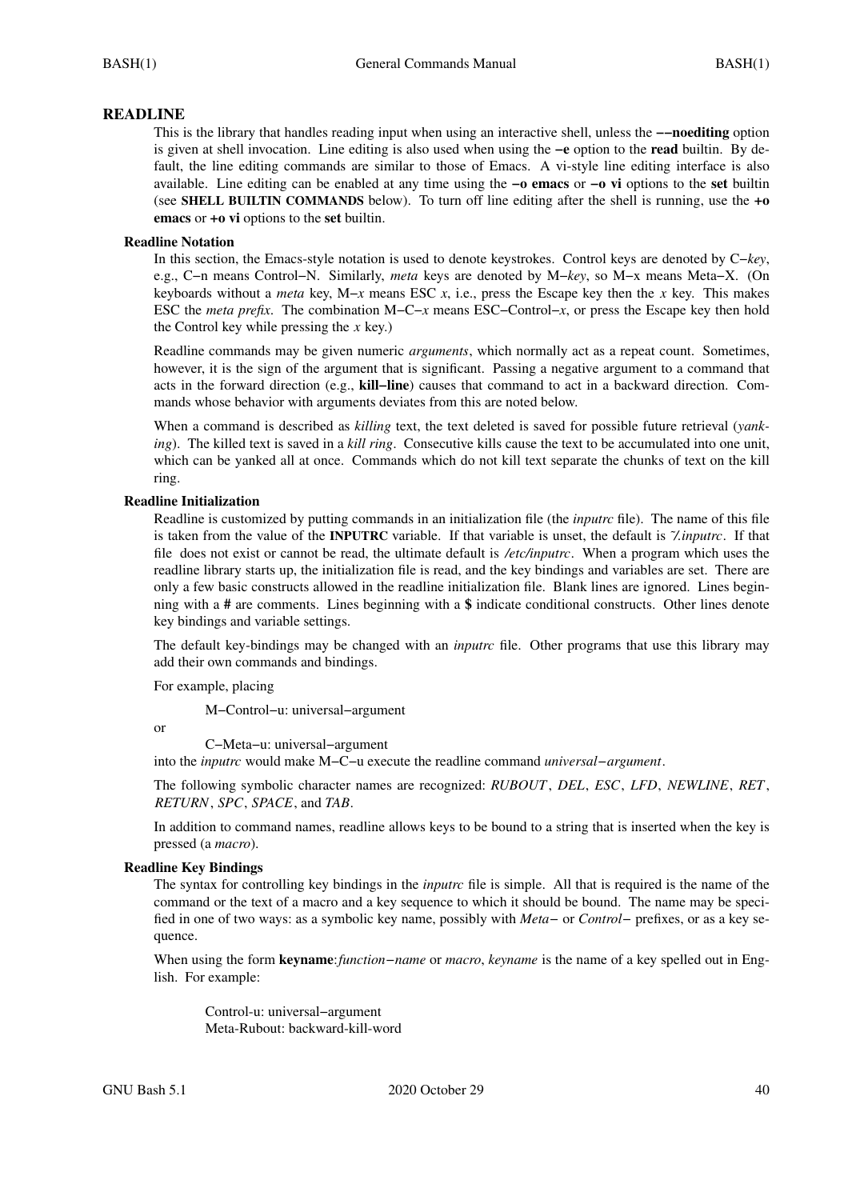## READLINE

This is the library that handles reading input when using an interactive shell, unless the **−−noediting** option is given at shell invocation. Line editing is also used when using the **−e** option to the **read** builtin. By default, the line editing commands are similar to those of Emacs. A vi-style line editing interface is also available. Line editing can be enabled at any time using the **−o emacs** or **−o vi** options to the **set** builtin (see **SHELL BUILTIN COMMANDS** below). To turn off line editing after the shell is running, use the **+o emacs** or **+o vi** options to the **set** builtin.

### Readline Notation

In this section, the Emacs-style notation is used to denote keystrokes. Control keys are denoted by C−*key*, e.g., C−n means Control−N. Similarly, *meta* keys are denoted by M−*key*, so M−x means Meta−X. (On keyboards without a *meta* key, M−*x* means ESC *x*, i.e., press the Escape key then the *x* key. This makes ESC the *meta prefix*. The combination M−C−*x* means ESC−Control−*x*, or press the Escape key then hold the Control key while pressing the *x* key.)

Readline commands may be given numeric *arguments*, which normally act as a repeat count. Sometimes, however, it is the sign of the argument that is significant. Passing a negative argument to a command that acts in the forward direction (e.g., **kill−line**) causes that command to act in a backward direction. Commands whose behavior with arguments deviates from this are noted below.

When a command is described as *killing* text, the text deleted is saved for possible future retrieval (*yanking*). The killed text is saved in a *kill ring*. Consecutive kills cause the text to be accumulated into one unit, which can be yanked all at once. Commands which do not kill text separate the chunks of text on the kill ring.

### Readline Initialization

Readline is customized by putting commands in an initialization file (the *inputrc* file). The name of this file is taken from the value of the **INPUTRC** variable. If that variable is unset, the default is *~/.inputrc*. If that file does not exist or cannot be read, the ultimate default is */etc/inputrc*. When a program which uses the readline library starts up, the initialization file is read, and the key bindings and variables are set. There are only a few basic constructs allowed in the readline initialization file. Blank lines are ignored. Lines beginning with a **#** are comments. Lines beginning with a **$** indicate conditional constructs. Other lines denote key bindings and variable settings.

The default key-bindings may be changed with an *inputrc* file. Other programs that use this library may add their own commands and bindings.

For example, placing

```
M−Control−u: universal−argument
```

or

```
C−Meta−u: universal−argument
```

into the *inputrc* would make M−C−u execute the readline command *universal−argument*.

The following symbolic character names are recognized: *RUBOUT*, *DEL*, *ESC*, *LFD*, *NEWLINE*, *RET*, *RETURN*, *SPC*, *SPACE*, and *TAB*.

In addition to command names, readline allows keys to be bound to a string that is inserted when the key is pressed (a *macro*).

### Readline Key Bindings

The syntax for controlling key bindings in the *inputrc* file is simple. All that is required is the name of the command or the text of a macro and a key sequence to which it should be bound. The name may be specified in one of two ways: as a symbolic key name, possibly with *Meta−* or *Control−* prefixes, or as a key sequence.

When using the form **keyname**:*function−name* or *macro*, *keyname* is the name of a key spelled out in English. For example:

```
Control-u: universal−argument
Meta-Rubout: backward-kill-word
```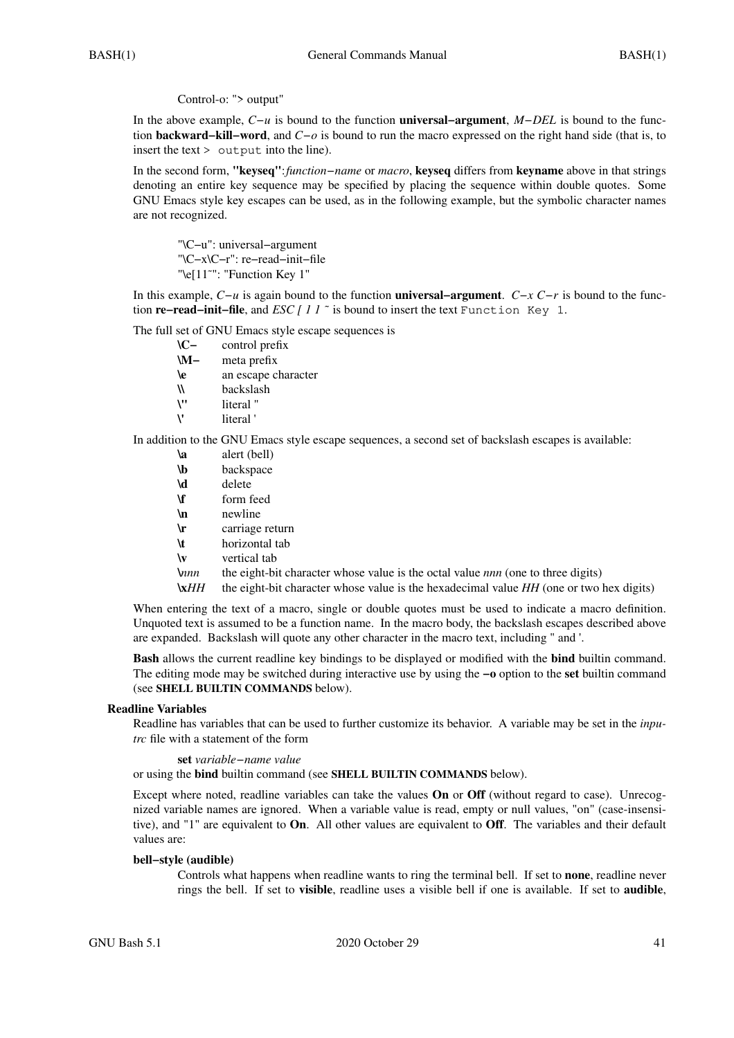Control-o: "> output"

In the above example, *C−u* is bound to the function **universal−argument**, *M−DEL* is bound to the function **backward−kill−word**, and *C−o* is bound to run the macro expressed on the right hand side (that is, to insert the text `> output` into the line).

In the second form, **"keyseq"**:*function−name* or *macro*, **keyseq** differs from **keyname** above in that strings denoting an entire key sequence may be specified by placing the sequence within double quotes. Some GNU Emacs style key escapes can be used, as in the following example, but the symbolic character names are not recognized.

"\C−u": universal−argument
"\C−x\C−r": re−read−init−file
"\e[11~": "Function Key 1"

In this example, *C−u* is again bound to the function **universal−argument**. *C−x C−r* is bound to the function **re−read−init−file**, and *ESC [ 1 1 ~* is bound to insert the text `Function Key 1`.

The full set of GNU Emacs style escape sequences is

- **\C−** control prefix
- **\M−** meta prefix
- **\e** an escape character
- **\\** backslash
- **\"** literal "
- **\'** literal '

In addition to the GNU Emacs style escape sequences, a second set of backslash escapes is available:

- **\a** alert (bell)
- **\b** backspace
- **\d** delete
- **\f** form feed
- **\n** newline
- **\r** carriage return
- **\t** horizontal tab
- **\v** vertical tab
- **\***nnn* the eight-bit character whose value is the octal value *nnn* (one to three digits)
- **\x***HH* the eight-bit character whose value is the hexadecimal value *HH* (one or two hex digits)

When entering the text of a macro, single or double quotes must be used to indicate a macro definition. Unquoted text is assumed to be a function name. In the macro body, the backslash escapes described above are expanded. Backslash will quote any other character in the macro text, including " and '.

**Bash** allows the current readline key bindings to be displayed or modified with the **bind** builtin command. The editing mode may be switched during interactive use by using the **−o** option to the **set** builtin command (see **SHELL BUILTIN COMMANDS** below).

### Readline Variables

Readline has variables that can be used to further customize its behavior. A variable may be set in the *inputrc* file with a statement of the form

**set** *variable−name value*

or using the **bind** builtin command (see **SHELL BUILTIN COMMANDS** below).

Except where noted, readline variables can take the values **On** or **Off** (without regard to case). Unrecognized variable names are ignored. When a variable value is read, empty or null values, "on" (case-insensitive), and "1" are equivalent to **On**. All other values are equivalent to **Off**. The variables and their default values are:

**bell−style (audible)**
Controls what happens when readline wants to ring the terminal bell. If set to **none**, readline never rings the bell. If set to **visible**, readline uses a visible bell if one is available. If set to **audible**,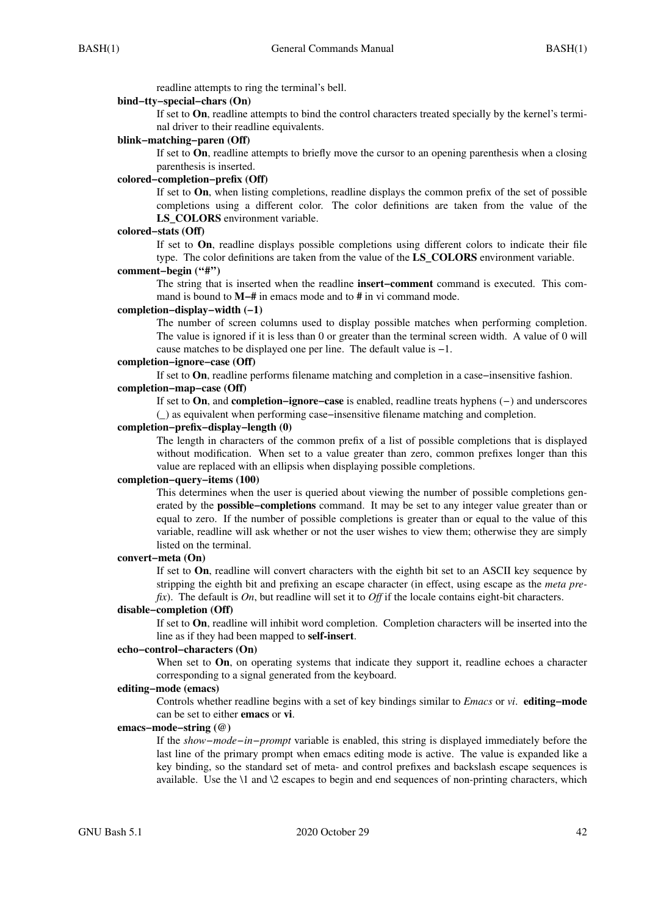readline attempts to ring the terminal's bell.

**bind−tty−special−chars (On)**

If set to **On**, readline attempts to bind the control characters treated specially by the kernel's terminal driver to their readline equivalents.

**blink−matching−paren (Off)**

If set to **On**, readline attempts to briefly move the cursor to an opening parenthesis when a closing parenthesis is inserted.

**colored−completion−prefix (Off)**

If set to **On**, when listing completions, readline displays the common prefix of the set of possible completions using a different color. The color definitions are taken from the value of the **LS_COLORS** environment variable.

**colored−stats (Off)**

If set to **On**, readline displays possible completions using different colors to indicate their file type. The color definitions are taken from the value of the **LS_COLORS** environment variable.

**comment−begin ("#")**

The string that is inserted when the readline **insert−comment** command is executed. This command is bound to **M−#** in emacs mode and to **#** in vi command mode.

**completion−display−width (−1)**

The number of screen columns used to display possible matches when performing completion. The value is ignored if it is less than 0 or greater than the terminal screen width. A value of 0 will cause matches to be displayed one per line. The default value is −1.

**completion−ignore−case (Off)**

If set to **On**, readline performs filename matching and completion in a case−insensitive fashion.

**completion−map−case (Off)**

If set to **On**, and **completion−ignore−case** is enabled, readline treats hyphens (−) and underscores (_) as equivalent when performing case−insensitive filename matching and completion.

**completion−prefix−display−length (0)**

The length in characters of the common prefix of a list of possible completions that is displayed without modification. When set to a value greater than zero, common prefixes longer than this value are replaced with an ellipsis when displaying possible completions.

**completion−query−items (100)**

This determines when the user is queried about viewing the number of possible completions generated by the **possible−completions** command. It may be set to any integer value greater than or equal to zero. If the number of possible completions is greater than or equal to the value of this variable, readline will ask whether or not the user wishes to view them; otherwise they are simply listed on the terminal.

**convert−meta (On)**

If set to **On**, readline will convert characters with the eighth bit set to an ASCII key sequence by stripping the eighth bit and prefixing an escape character (in effect, using escape as the *meta prefix*). The default is *On*, but readline will set it to *Off* if the locale contains eight-bit characters.

**disable−completion (Off)**

If set to **On**, readline will inhibit word completion. Completion characters will be inserted into the line as if they had been mapped to **self-insert**.

**echo−control−characters (On)**

When set to **On**, on operating systems that indicate they support it, readline echoes a character corresponding to a signal generated from the keyboard.

**editing−mode (emacs)**

Controls whether readline begins with a set of key bindings similar to *Emacs* or *vi*. **editing−mode** can be set to either **emacs** or **vi**.

**emacs−mode−string (@)**

If the *show−mode−in−prompt* variable is enabled, this string is displayed immediately before the last line of the primary prompt when emacs editing mode is active. The value is expanded like a key binding, so the standard set of meta- and control prefixes and backslash escape sequences is available. Use the \1 and \2 escapes to begin and end sequences of non-printing characters, which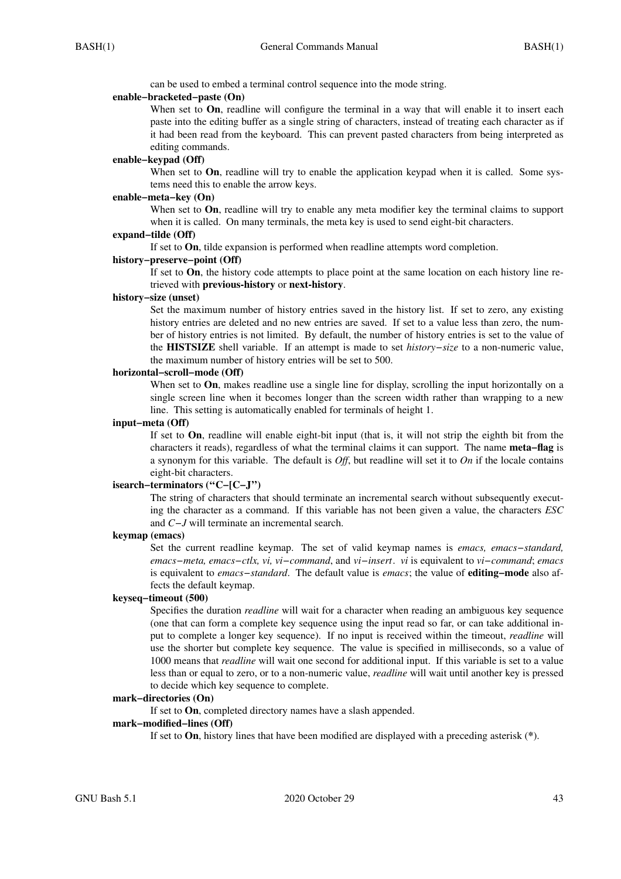can be used to embed a terminal control sequence into the mode string.

**enable−bracketed−paste (On)**

When set to **On**, readline will configure the terminal in a way that will enable it to insert each paste into the editing buffer as a single string of characters, instead of treating each character as if it had been read from the keyboard. This can prevent pasted characters from being interpreted as editing commands.

**enable−keypad (Off)**

When set to **On**, readline will try to enable the application keypad when it is called. Some systems need this to enable the arrow keys.

**enable−meta−key (On)**

When set to **On**, readline will try to enable any meta modifier key the terminal claims to support when it is called. On many terminals, the meta key is used to send eight-bit characters.

**expand−tilde (Off)**

If set to **On**, tilde expansion is performed when readline attempts word completion.

**history−preserve−point (Off)**

If set to **On**, the history code attempts to place point at the same location on each history line retrieved with **previous-history** or **next-history**.

**history−size (unset)**

Set the maximum number of history entries saved in the history list. If set to zero, any existing history entries are deleted and no new entries are saved. If set to a value less than zero, the number of history entries is not limited. By default, the number of history entries is set to the value of the **HISTSIZE** shell variable. If an attempt is made to set *history−size* to a non-numeric value, the maximum number of history entries will be set to 500.

**horizontal−scroll−mode (Off)**

When set to **On**, makes readline use a single line for display, scrolling the input horizontally on a single screen line when it becomes longer than the screen width rather than wrapping to a new line. This setting is automatically enabled for terminals of height 1.

**input−meta (Off)**

If set to **On**, readline will enable eight-bit input (that is, it will not strip the eighth bit from the characters it reads), regardless of what the terminal claims it can support. The name **meta−flag** is a synonym for this variable. The default is *Off*, but readline will set it to *On* if the locale contains eight-bit characters.

**isearch−terminators ("C−[C−J")**

The string of characters that should terminate an incremental search without subsequently executing the character as a command. If this variable has not been given a value, the characters *ESC* and *C−J* will terminate an incremental search.

**keymap (emacs)**

Set the current readline keymap. The set of valid keymap names is *emacs, emacs−standard, emacs−meta, emacs−ctlx, vi, vi−command*, and *vi−insert*. *vi* is equivalent to *vi−command*; *emacs* is equivalent to *emacs−standard*. The default value is *emacs*; the value of **editing−mode** also affects the default keymap.

**keyseq−timeout (500)**

Specifies the duration *readline* will wait for a character when reading an ambiguous key sequence (one that can form a complete key sequence using the input read so far, or can take additional input to complete a longer key sequence). If no input is received within the timeout, *readline* will use the shorter but complete key sequence. The value is specified in milliseconds, so a value of 1000 means that *readline* will wait one second for additional input. If this variable is set to a value less than or equal to zero, or to a non-numeric value, *readline* will wait until another key is pressed to decide which key sequence to complete.

**mark−directories (On)**

If set to **On**, completed directory names have a slash appended.

**mark−modified−lines (Off)**

If set to **On**, history lines that have been modified are displayed with a preceding asterisk (**\***).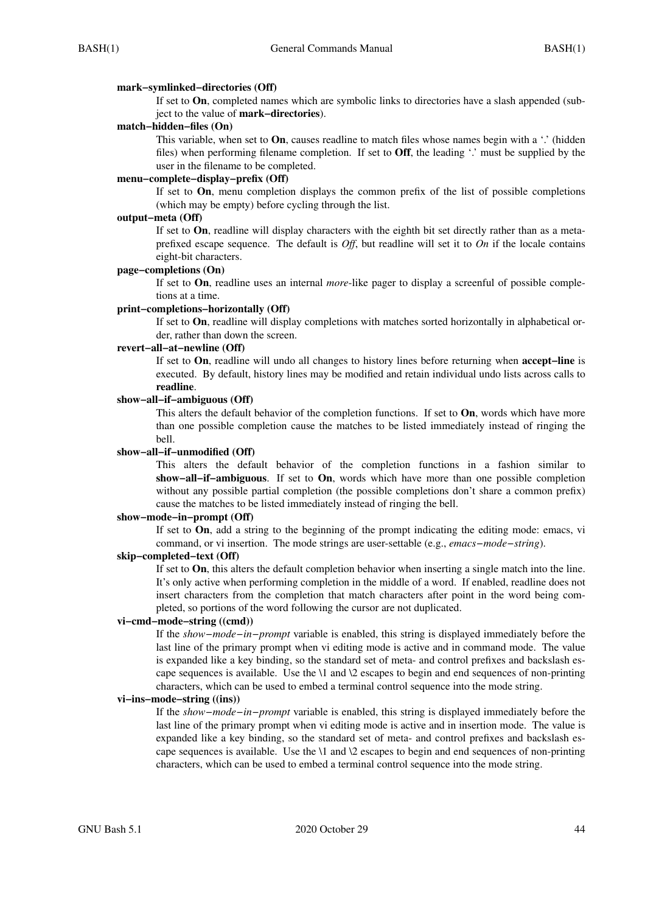**mark−symlinked−directories (Off)**

If set to **On**, completed names which are symbolic links to directories have a slash appended (subject to the value of **mark−directories**).

**match−hidden−files (On)**

This variable, when set to **On**, causes readline to match files whose names begin with a '.' (hidden files) when performing filename completion. If set to **Off**, the leading '.' must be supplied by the user in the filename to be completed.

**menu−complete−display−prefix (Off)**

If set to **On**, menu completion displays the common prefix of the list of possible completions (which may be empty) before cycling through the list.

**output−meta (Off)**

If set to **On**, readline will display characters with the eighth bit set directly rather than as a meta-prefixed escape sequence. The default is *Off*, but readline will set it to *On* if the locale contains eight-bit characters.

**page−completions (On)**

If set to **On**, readline uses an internal *more*-like pager to display a screenful of possible completions at a time.

**print−completions−horizontally (Off)**

If set to **On**, readline will display completions with matches sorted horizontally in alphabetical order, rather than down the screen.

**revert−all−at−newline (Off)**

If set to **On**, readline will undo all changes to history lines before returning when **accept−line** is executed. By default, history lines may be modified and retain individual undo lists across calls to **readline**.

**show−all−if−ambiguous (Off)**

This alters the default behavior of the completion functions. If set to **On**, words which have more than one possible completion cause the matches to be listed immediately instead of ringing the bell.

**show−all−if−unmodified (Off)**

This alters the default behavior of the completion functions in a fashion similar to **show−all−if−ambiguous**. If set to **On**, words which have more than one possible completion without any possible partial completion (the possible completions don't share a common prefix) cause the matches to be listed immediately instead of ringing the bell.

**show−mode−in−prompt (Off)**

If set to **On**, add a string to the beginning of the prompt indicating the editing mode: emacs, vi command, or vi insertion. The mode strings are user-settable (e.g., *emacs−mode−string*).

**skip−completed−text (Off)**

If set to **On**, this alters the default completion behavior when inserting a single match into the line. It's only active when performing completion in the middle of a word. If enabled, readline does not insert characters from the completion that match characters after point in the word being completed, so portions of the word following the cursor are not duplicated.

**vi−cmd−mode−string ((cmd))**

If the *show−mode−in−prompt* variable is enabled, this string is displayed immediately before the last line of the primary prompt when vi editing mode is active and in command mode. The value is expanded like a key binding, so the standard set of meta- and control prefixes and backslash escape sequences is available. Use the \1 and \2 escapes to begin and end sequences of non-printing characters, which can be used to embed a terminal control sequence into the mode string.

**vi−ins−mode−string ((ins))**

If the *show−mode−in−prompt* variable is enabled, this string is displayed immediately before the last line of the primary prompt when vi editing mode is active and in insertion mode. The value is expanded like a key binding, so the standard set of meta- and control prefixes and backslash escape sequences is available. Use the \1 and \2 escapes to begin and end sequences of non-printing characters, which can be used to embed a terminal control sequence into the mode string.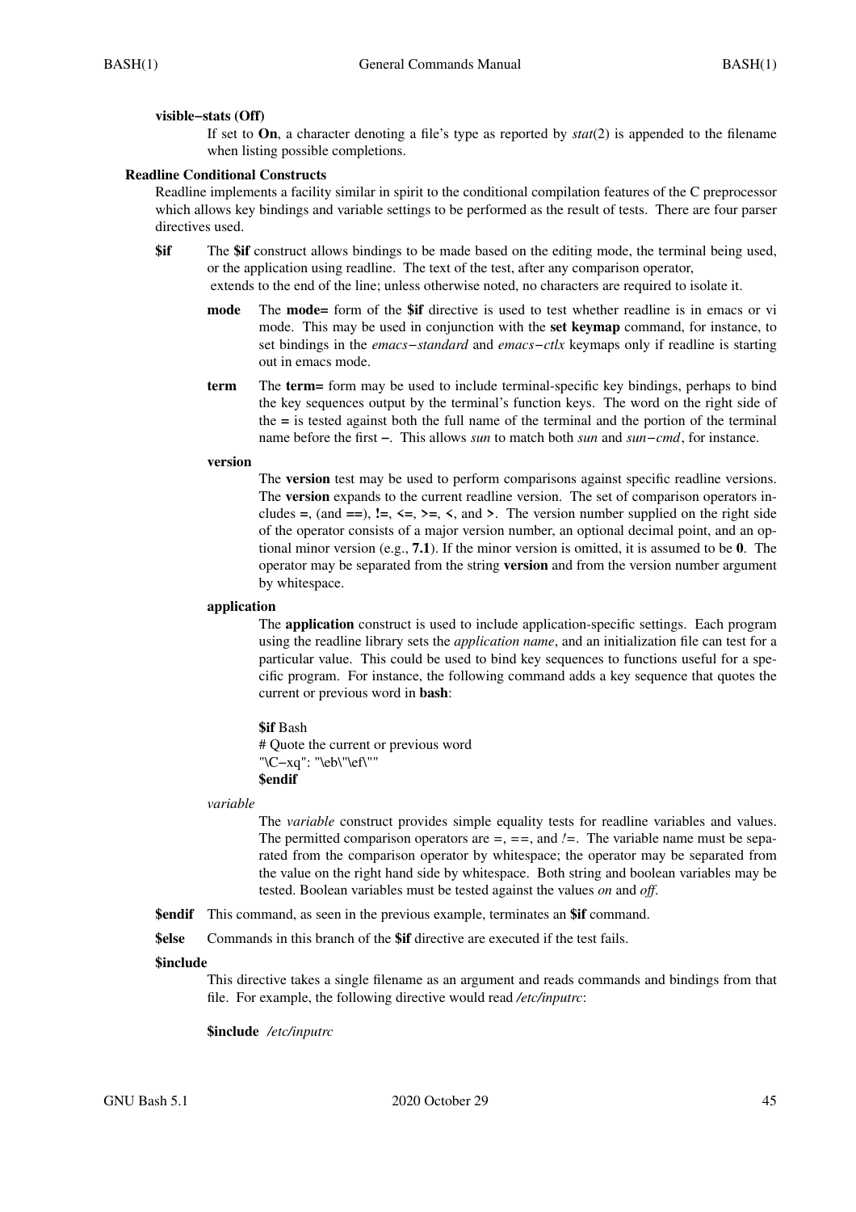**visible−stats (Off)**

If set to **On**, a character denoting a file's type as reported by *stat*(2) is appended to the filename when listing possible completions.

### Readline Conditional Constructs

Readline implements a facility similar in spirit to the conditional compilation features of the C preprocessor which allows key bindings and variable settings to be performed as the result of tests. There are four parser directives used.

**$if**
The **$if** construct allows bindings to be made based on the editing mode, the terminal being used, or the application using readline. The text of the test, after any comparison operator, extends to the end of the line; unless otherwise noted, no characters are required to isolate it.

**mode**
The **mode=** form of the **$if** directive is used to test whether readline is in emacs or vi mode. This may be used in conjunction with the **set keymap** command, for instance, to set bindings in the *emacs−standard* and *emacs−ctlx* keymaps only if readline is starting out in emacs mode.

**term**
The **term=** form may be used to include terminal-specific key bindings, perhaps to bind the key sequences output by the terminal's function keys. The word on the right side of the **=** is tested against both the full name of the terminal and the portion of the terminal name before the first **−**. This allows *sun* to match both *sun* and *sun−cmd*, for instance.

**version**
The **version** test may be used to perform comparisons against specific readline versions. The **version** expands to the current readline version. The set of comparison operators includes **=**, (and **==**), **!=**, **<=**, **>=**, **<**, and **>**. The version number supplied on the right side of the operator consists of a major version number, an optional decimal point, and an optional minor version (e.g., **7.1**). If the minor version is omitted, it is assumed to be **0**. The operator may be separated from the string **version** and from the version number argument by whitespace.

**application**
The **application** construct is used to include application-specific settings. Each program using the readline library sets the *application name*, and an initialization file can test for a particular value. This could be used to bind key sequences to functions useful for a specific program. For instance, the following command adds a key sequence that quotes the current or previous word in **bash**:

```
$if Bash
# Quote the current or previous word
"\C−xq": "\eb\"\ef\""
$endif
```

*variable*
The *variable* construct provides simple equality tests for readline variables and values. The permitted comparison operators are *=*, *==*, and *!=*. The variable name must be separated from the comparison operator by whitespace; the operator may be separated from the value on the right hand side by whitespace. Both string and boolean variables may be tested. Boolean variables must be tested against the values *on* and *off*.

**$endif**
This command, as seen in the previous example, terminates an **$if** command.

**$else**
Commands in this branch of the **$if** directive are executed if the test fails.

**$include**
This directive takes a single filename as an argument and reads commands and bindings from that file. For example, the following directive would read */etc/inputrc*:

**$include** */etc/inputrc*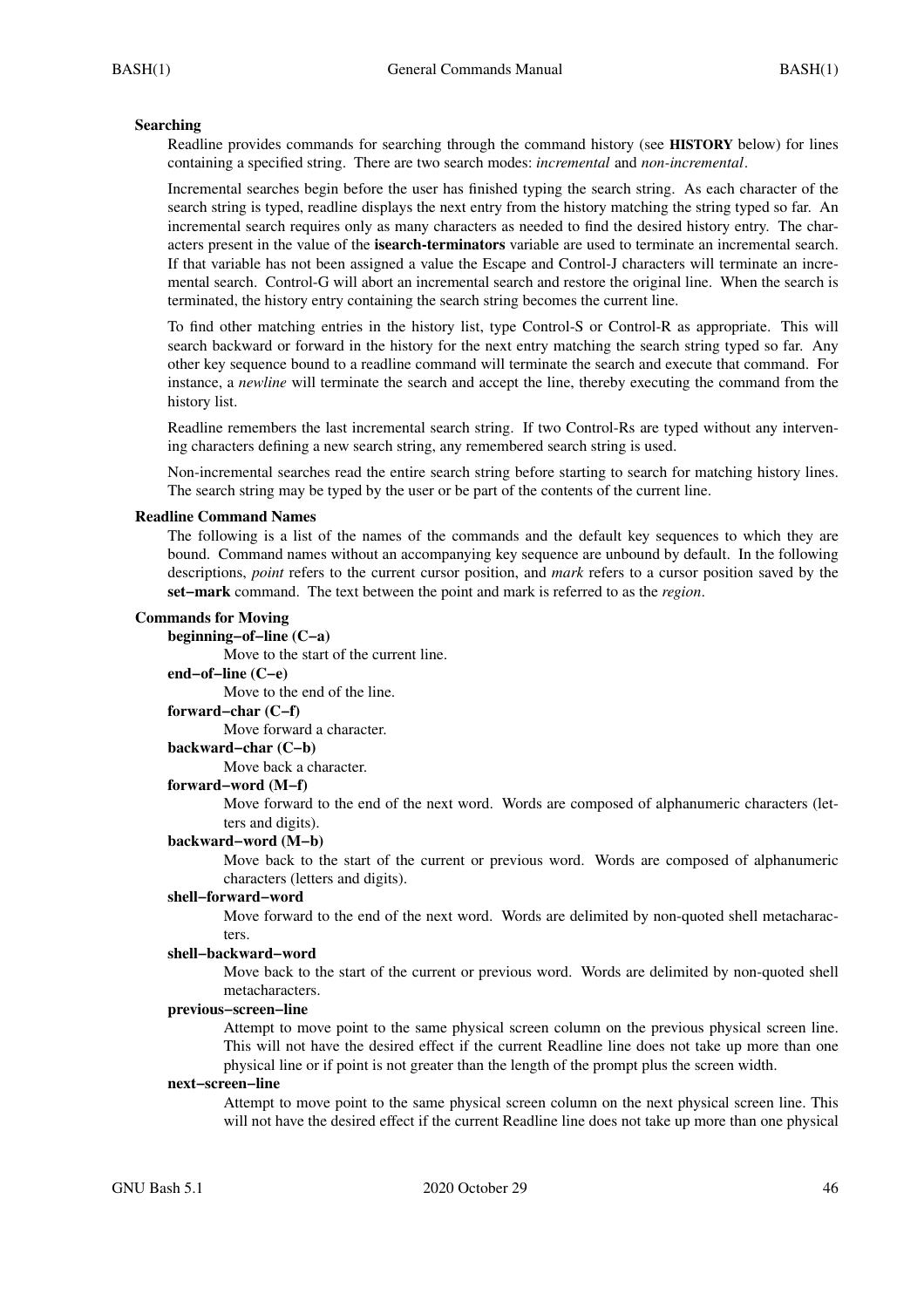### Searching

Readline provides commands for searching through the command history (see **HISTORY** below) for lines containing a specified string. There are two search modes: *incremental* and *non-incremental*.

Incremental searches begin before the user has finished typing the search string. As each character of the search string is typed, readline displays the next entry from the history matching the string typed so far. An incremental search requires only as many characters as needed to find the desired history entry. The characters present in the value of the **isearch-terminators** variable are used to terminate an incremental search. If that variable has not been assigned a value the Escape and Control-J characters will terminate an incremental search. Control-G will abort an incremental search and restore the original line. When the search is terminated, the history entry containing the search string becomes the current line.

To find other matching entries in the history list, type Control-S or Control-R as appropriate. This will search backward or forward in the history for the next entry matching the search string typed so far. Any other key sequence bound to a readline command will terminate the search and execute that command. For instance, a *newline* will terminate the search and accept the line, thereby executing the command from the history list.

Readline remembers the last incremental search string. If two Control-Rs are typed without any intervening characters defining a new search string, any remembered search string is used.

Non-incremental searches read the entire search string before starting to search for matching history lines. The search string may be typed by the user or be part of the contents of the current line.

### Readline Command Names

The following is a list of the names of the commands and the default key sequences to which they are bound. Command names without an accompanying key sequence are unbound by default. In the following descriptions, *point* refers to the current cursor position, and *mark* refers to a cursor position saved by the **set−mark** command. The text between the point and mark is referred to as the *region*.

### Commands for Moving

**beginning−of−line (C−a)**
Move to the start of the current line.

**end−of−line (C−e)**
Move to the end of the line.

**forward−char (C−f)**
Move forward a character.

**backward−char (C−b)**
Move back a character.

**forward−word (M−f)**
Move forward to the end of the next word. Words are composed of alphanumeric characters (letters and digits).

**backward−word (M−b)**
Move back to the start of the current or previous word. Words are composed of alphanumeric characters (letters and digits).

**shell−forward−word**
Move forward to the end of the next word. Words are delimited by non-quoted shell metacharacters.

**shell−backward−word**
Move back to the start of the current or previous word. Words are delimited by non-quoted shell metacharacters.

**previous−screen−line**
Attempt to move point to the same physical screen column on the previous physical screen line. This will not have the desired effect if the current Readline line does not take up more than one physical line or if point is not greater than the length of the prompt plus the screen width.

**next−screen−line**
Attempt to move point to the same physical screen column on the next physical screen line. This will not have the desired effect if the current Readline line does not take up more than one physical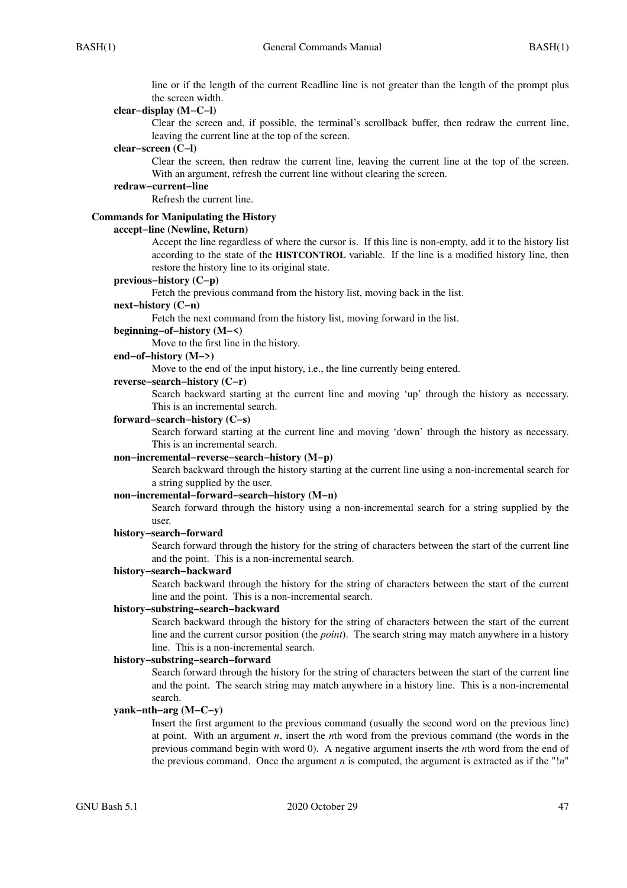line or if the length of the current Readline line is not greater than the length of the prompt plus the screen width.

**clear−display (M−C−l)**
Clear the screen and, if possible, the terminal's scrollback buffer, then redraw the current line, leaving the current line at the top of the screen.

**clear−screen (C−l)**
Clear the screen, then redraw the current line, leaving the current line at the top of the screen. With an argument, refresh the current line without clearing the screen.

**redraw−current−line**
Refresh the current line.

### Commands for Manipulating the History

**accept−line (Newline, Return)**
Accept the line regardless of where the cursor is. If this line is non-empty, add it to the history list according to the state of the **HISTCONTROL** variable. If the line is a modified history line, then restore the history line to its original state.

**previous−history (C−p)**
Fetch the previous command from the history list, moving back in the list.

**next−history (C−n)**
Fetch the next command from the history list, moving forward in the list.

**beginning−of−history (M−<)**
Move to the first line in the history.

**end−of−history (M−>)**
Move to the end of the input history, i.e., the line currently being entered.

**reverse−search−history (C−r)**
Search backward starting at the current line and moving 'up' through the history as necessary. This is an incremental search.

**forward−search−history (C−s)**
Search forward starting at the current line and moving 'down' through the history as necessary. This is an incremental search.

**non−incremental−reverse−search−history (M−p)**
Search backward through the history starting at the current line using a non-incremental search for a string supplied by the user.

**non−incremental−forward−search−history (M−n)**
Search forward through the history using a non-incremental search for a string supplied by the user.

**history−search−forward**
Search forward through the history for the string of characters between the start of the current line and the point. This is a non-incremental search.

**history−search−backward**
Search backward through the history for the string of characters between the start of the current line and the point. This is a non-incremental search.

**history−substring−search−backward**
Search backward through the history for the string of characters between the start of the current line and the current cursor position (the *point*). The search string may match anywhere in a history line. This is a non-incremental search.

**history−substring−search−forward**
Search forward through the history for the string of characters between the start of the current line and the point. The search string may match anywhere in a history line. This is a non-incremental search.

**yank−nth−arg (M−C−y)**
Insert the first argument to the previous command (usually the second word on the previous line) at point. With an argument *n*, insert the *n*th word from the previous command (the words in the previous command begin with word 0). A negative argument inserts the *n*th word from the end of the previous command. Once the argument *n* is computed, the argument is extracted as if the "!*n*"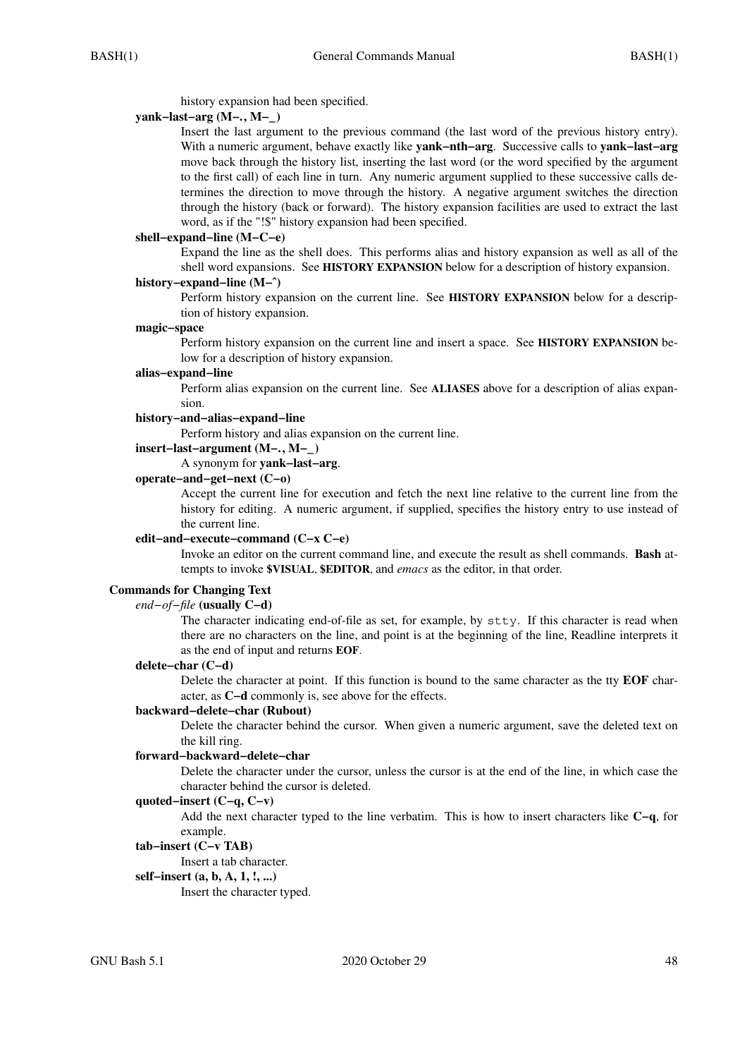history expansion had been specified.

**yank−last−arg (M−., M−_)**

Insert the last argument to the previous command (the last word of the previous history entry). With a numeric argument, behave exactly like **yank−nth−arg**. Successive calls to **yank−last−arg** move back through the history list, inserting the last word (or the word specified by the argument to the first call) of each line in turn. Any numeric argument supplied to these successive calls determines the direction to move through the history. A negative argument switches the direction through the history (back or forward). The history expansion facilities are used to extract the last word, as if the "!$" history expansion had been specified.

**shell−expand−line (M−C−e)**

Expand the line as the shell does. This performs alias and history expansion as well as all of the shell word expansions. See **HISTORY EXPANSION** below for a description of history expansion.

**history−expand−line (M−^)**

Perform history expansion on the current line. See **HISTORY EXPANSION** below for a description of history expansion.

**magic−space**

Perform history expansion on the current line and insert a space. See **HISTORY EXPANSION** below for a description of history expansion.

**alias−expand−line**

Perform alias expansion on the current line. See **ALIASES** above for a description of alias expansion.

**history−and−alias−expand−line**

Perform history and alias expansion on the current line.

**insert−last−argument (M−., M−_)**

A synonym for **yank−last−arg**.

**operate−and−get−next (C−o)**

Accept the current line for execution and fetch the next line relative to the current line from the history for editing. A numeric argument, if supplied, specifies the history entry to use instead of the current line.

**edit−and−execute−command (C−x C−e)**

Invoke an editor on the current command line, and execute the result as shell commands. **Bash** attempts to invoke **$VISUAL**, **$EDITOR**, and *emacs* as the editor, in that order.

## Commands for Changing Text

***end−of−file*** **(usually C−d)**

The character indicating end-of-file as set, for example, by `stty`. If this character is read when there are no characters on the line, and point is at the beginning of the line, Readline interprets it as the end of input and returns **EOF**.

**delete−char (C−d)**

Delete the character at point. If this function is bound to the same character as the tty **EOF** character, as **C−d** commonly is, see above for the effects.

**backward−delete−char (Rubout)**

Delete the character behind the cursor. When given a numeric argument, save the deleted text on the kill ring.

**forward−backward−delete−char**

Delete the character under the cursor, unless the cursor is at the end of the line, in which case the character behind the cursor is deleted.

**quoted−insert (C−q, C−v)**

Add the next character typed to the line verbatim. This is how to insert characters like **C−q**, for example.

**tab−insert (C−v TAB)**

Insert a tab character.

**self−insert (a, b, A, 1, !, ...)**

Insert the character typed.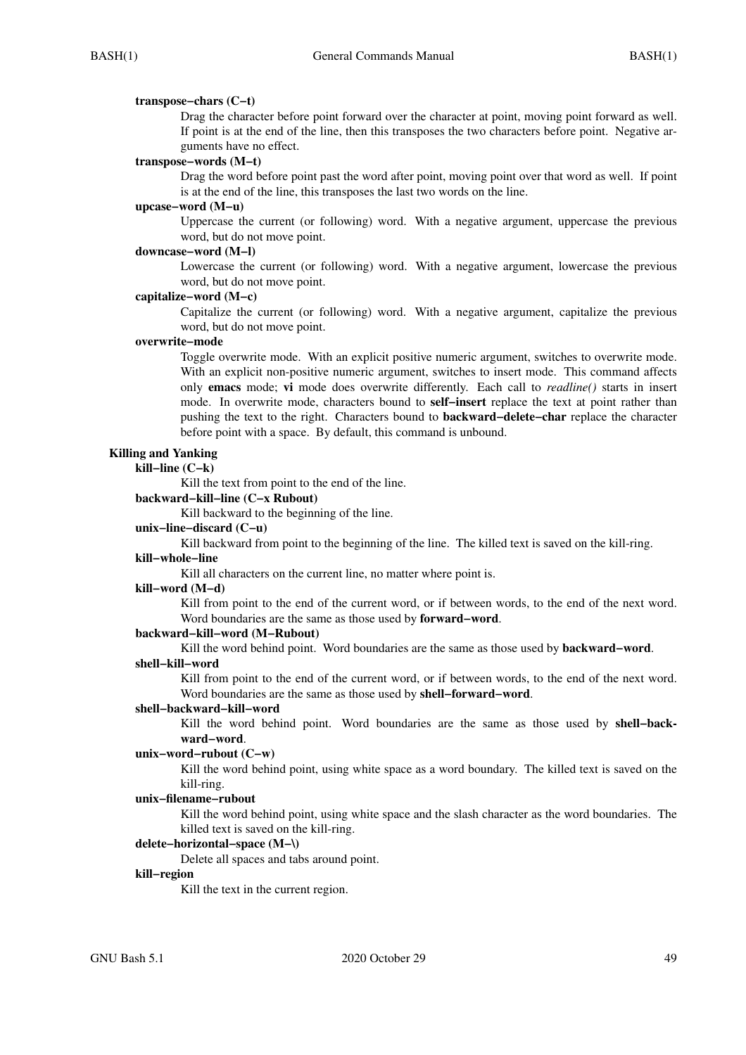**transpose−chars (C−t)**

Drag the character before point forward over the character at point, moving point forward as well. If point is at the end of the line, then this transposes the two characters before point. Negative arguments have no effect.

**transpose−words (M−t)**

Drag the word before point past the word after point, moving point over that word as well. If point is at the end of the line, this transposes the last two words on the line.

**upcase−word (M−u)**

Uppercase the current (or following) word. With a negative argument, uppercase the previous word, but do not move point.

**downcase−word (M−l)**

Lowercase the current (or following) word. With a negative argument, lowercase the previous word, but do not move point.

**capitalize−word (M−c)**

Capitalize the current (or following) word. With a negative argument, capitalize the previous word, but do not move point.

**overwrite−mode**

Toggle overwrite mode. With an explicit positive numeric argument, switches to overwrite mode. With an explicit non-positive numeric argument, switches to insert mode. This command affects only **emacs** mode; **vi** mode does overwrite differently. Each call to *readline()* starts in insert mode. In overwrite mode, characters bound to **self−insert** replace the text at point rather than pushing the text to the right. Characters bound to **backward−delete−char** replace the character before point with a space. By default, this command is unbound.

## Killing and Yanking

**kill−line (C−k)**

Kill the text from point to the end of the line.

**backward−kill−line (C−x Rubout)**

Kill backward to the beginning of the line.

**unix−line−discard (C−u)**

Kill backward from point to the beginning of the line. The killed text is saved on the kill-ring.

**kill−whole−line**

Kill all characters on the current line, no matter where point is.

**kill−word (M−d)**

Kill from point to the end of the current word, or if between words, to the end of the next word. Word boundaries are the same as those used by **forward−word**.

**backward−kill−word (M−Rubout)**

Kill the word behind point. Word boundaries are the same as those used by **backward−word**.

**shell−kill−word**

Kill from point to the end of the current word, or if between words, to the end of the next word. Word boundaries are the same as those used by **shell−forward−word**.

**shell−backward−kill−word**

Kill the word behind point. Word boundaries are the same as those used by **shell−backward−word**.

**unix−word−rubout (C−w)**

Kill the word behind point, using white space as a word boundary. The killed text is saved on the kill-ring.

**unix−filename−rubout**

Kill the word behind point, using white space and the slash character as the word boundaries. The killed text is saved on the kill-ring.

**delete−horizontal−space (M−\)**

Delete all spaces and tabs around point.

**kill−region**

Kill the text in the current region.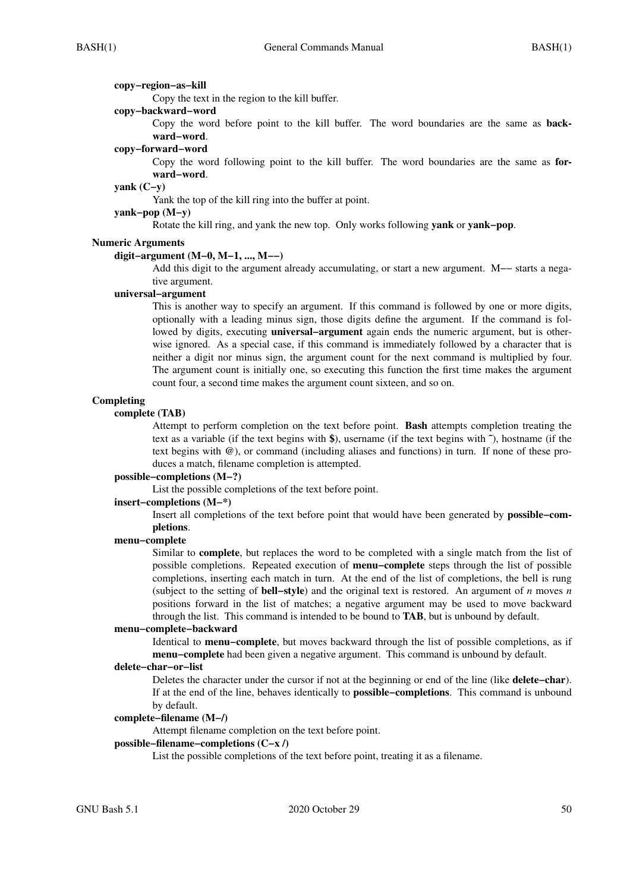**copy−region−as−kill**

Copy the text in the region to the kill buffer.

**copy−backward−word**

Copy the word before point to the kill buffer. The word boundaries are the same as **backward−word**.

**copy−forward−word**

Copy the word following point to the kill buffer. The word boundaries are the same as **forward−word**.

**yank (C−y)**

Yank the top of the kill ring into the buffer at point.

**yank−pop (M−y)**

Rotate the kill ring, and yank the new top. Only works following **yank** or **yank−pop**.

### Numeric Arguments

**digit−argument (M−0, M−1, ..., M−−)**

Add this digit to the argument already accumulating, or start a new argument. M−− starts a negative argument.

**universal−argument**

This is another way to specify an argument. If this command is followed by one or more digits, optionally with a leading minus sign, those digits define the argument. If the command is followed by digits, executing **universal−argument** again ends the numeric argument, but is otherwise ignored. As a special case, if this command is immediately followed by a character that is neither a digit nor minus sign, the argument count for the next command is multiplied by four. The argument count is initially one, so executing this function the first time makes the argument count four, a second time makes the argument count sixteen, and so on.

### Completing

**complete (TAB)**

Attempt to perform completion on the text before point. **Bash** attempts completion treating the text as a variable (if the text begins with **$**), username (if the text begins with **~**), hostname (if the text begins with **@**), or command (including aliases and functions) in turn. If none of these produces a match, filename completion is attempted.

**possible−completions (M−?)**

List the possible completions of the text before point.

**insert−completions (M−*)**

Insert all completions of the text before point that would have been generated by **possible−completions**.

**menu−complete**

Similar to **complete**, but replaces the word to be completed with a single match from the list of possible completions. Repeated execution of **menu−complete** steps through the list of possible completions, inserting each match in turn. At the end of the list of completions, the bell is rung (subject to the setting of **bell−style**) and the original text is restored. An argument of *n* moves *n* positions forward in the list of matches; a negative argument may be used to move backward through the list. This command is intended to be bound to **TAB**, but is unbound by default.

**menu−complete−backward**

Identical to **menu−complete**, but moves backward through the list of possible completions, as if **menu−complete** had been given a negative argument. This command is unbound by default.

**delete−char−or−list**

Deletes the character under the cursor if not at the beginning or end of the line (like **delete−char**). If at the end of the line, behaves identically to **possible−completions**. This command is unbound by default.

**complete−filename (M−/)**

Attempt filename completion on the text before point.

**possible−filename−completions (C−x /)**

List the possible completions of the text before point, treating it as a filename.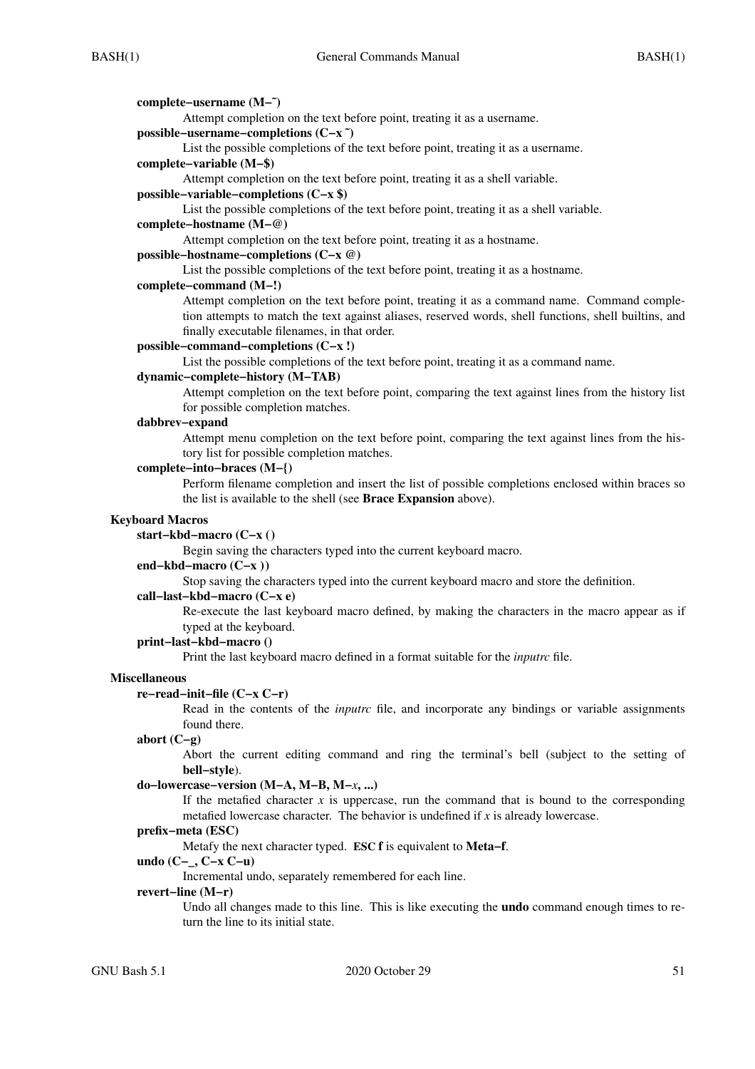**complete−username (M−~)**
Attempt completion on the text before point, treating it as a username.

**possible−username−completions (C−x ~)**
List the possible completions of the text before point, treating it as a username.

**complete−variable (M−$)**
Attempt completion on the text before point, treating it as a shell variable.

**possible−variable−completions (C−x $)**
List the possible completions of the text before point, treating it as a shell variable.

**complete−hostname (M−@)**
Attempt completion on the text before point, treating it as a hostname.

**possible−hostname−completions (C−x @)**
List the possible completions of the text before point, treating it as a hostname.

**complete−command (M−!)**
Attempt completion on the text before point, treating it as a command name. Command completion attempts to match the text against aliases, reserved words, shell functions, shell builtins, and finally executable filenames, in that order.

**possible−command−completions (C−x !)**
List the possible completions of the text before point, treating it as a command name.

**dynamic−complete−history (M−TAB)**
Attempt completion on the text before point, comparing the text against lines from the history list for possible completion matches.

**dabbrev−expand**
Attempt menu completion on the text before point, comparing the text against lines from the history list for possible completion matches.

**complete−into−braces (M−{)**
Perform filename completion and insert the list of possible completions enclosed within braces so the list is available to the shell (see **Brace Expansion** above).

### Keyboard Macros

**start−kbd−macro (C−x ()**
Begin saving the characters typed into the current keyboard macro.

**end−kbd−macro (C−x ))**
Stop saving the characters typed into the current keyboard macro and store the definition.

**call−last−kbd−macro (C−x e)**
Re-execute the last keyboard macro defined, by making the characters in the macro appear as if typed at the keyboard.

**print−last−kbd−macro ()**
Print the last keyboard macro defined in a format suitable for the *inputrc* file.

### Miscellaneous

**re−read−init−file (C−x C−r)**
Read in the contents of the *inputrc* file, and incorporate any bindings or variable assignments found there.

**abort (C−g)**
Abort the current editing command and ring the terminal's bell (subject to the setting of **bell−style**).

**do−lowercase−version (M−A, M−B, M−*x*, ...)**
If the metafied character *x* is uppercase, run the command that is bound to the corresponding metafied lowercase character. The behavior is undefined if *x* is already lowercase.

**prefix−meta (ESC)**
Metafy the next character typed. **ESC f** is equivalent to **Meta−f**.

**undo (C−_, C−x C−u)**
Incremental undo, separately remembered for each line.

**revert−line (M−r)**
Undo all changes made to this line. This is like executing the **undo** command enough times to return the line to its initial state.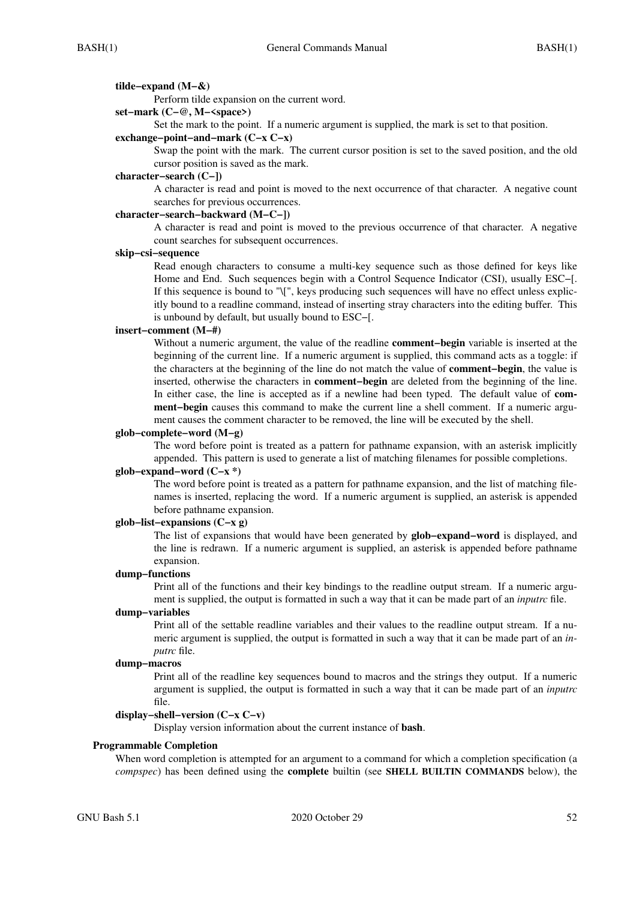**tilde−expand (M−&)**
Perform tilde expansion on the current word.

**set−mark (C−@, M−<space>)**
Set the mark to the point. If a numeric argument is supplied, the mark is set to that position.

**exchange−point−and−mark (C−x C−x)**
Swap the point with the mark. The current cursor position is set to the saved position, and the old cursor position is saved as the mark.

**character−search (C−])**
A character is read and point is moved to the next occurrence of that character. A negative count searches for previous occurrences.

**character−search−backward (M−C−])**
A character is read and point is moved to the previous occurrence of that character. A negative count searches for subsequent occurrences.

**skip−csi−sequence**
Read enough characters to consume a multi-key sequence such as those defined for keys like Home and End. Such sequences begin with a Control Sequence Indicator (CSI), usually ESC−[. If this sequence is bound to "\[", keys producing such sequences will have no effect unless explicitly bound to a readline command, instead of inserting stray characters into the editing buffer. This is unbound by default, but usually bound to ESC−[.

**insert−comment (M−#)**
Without a numeric argument, the value of the readline **comment−begin** variable is inserted at the beginning of the current line. If a numeric argument is supplied, this command acts as a toggle: if the characters at the beginning of the line do not match the value of **comment−begin**, the value is inserted, otherwise the characters in **comment−begin** are deleted from the beginning of the line. In either case, the line is accepted as if a newline had been typed. The default value of **comment−begin** causes this command to make the current line a shell comment. If a numeric argument causes the comment character to be removed, the line will be executed by the shell.

**glob−complete−word (M−g)**
The word before point is treated as a pattern for pathname expansion, with an asterisk implicitly appended. This pattern is used to generate a list of matching filenames for possible completions.

**glob−expand−word (C−x *)**
The word before point is treated as a pattern for pathname expansion, and the list of matching filenames is inserted, replacing the word. If a numeric argument is supplied, an asterisk is appended before pathname expansion.

**glob−list−expansions (C−x g)**
The list of expansions that would have been generated by **glob−expand−word** is displayed, and the line is redrawn. If a numeric argument is supplied, an asterisk is appended before pathname expansion.

**dump−functions**
Print all of the functions and their key bindings to the readline output stream. If a numeric argument is supplied, the output is formatted in such a way that it can be made part of an *inputrc* file.

**dump−variables**
Print all of the settable readline variables and their values to the readline output stream. If a numeric argument is supplied, the output is formatted in such a way that it can be made part of an *inputrc* file.

**dump−macros**
Print all of the readline key sequences bound to macros and the strings they output. If a numeric argument is supplied, the output is formatted in such a way that it can be made part of an *inputrc* file.

**display−shell−version (C−x C−v)**
Display version information about the current instance of **bash**.

### Programmable Completion

When word completion is attempted for an argument to a command for which a completion specification (a *compspec*) has been defined using the **complete** builtin (see **SHELL BUILTIN COMMANDS** below), the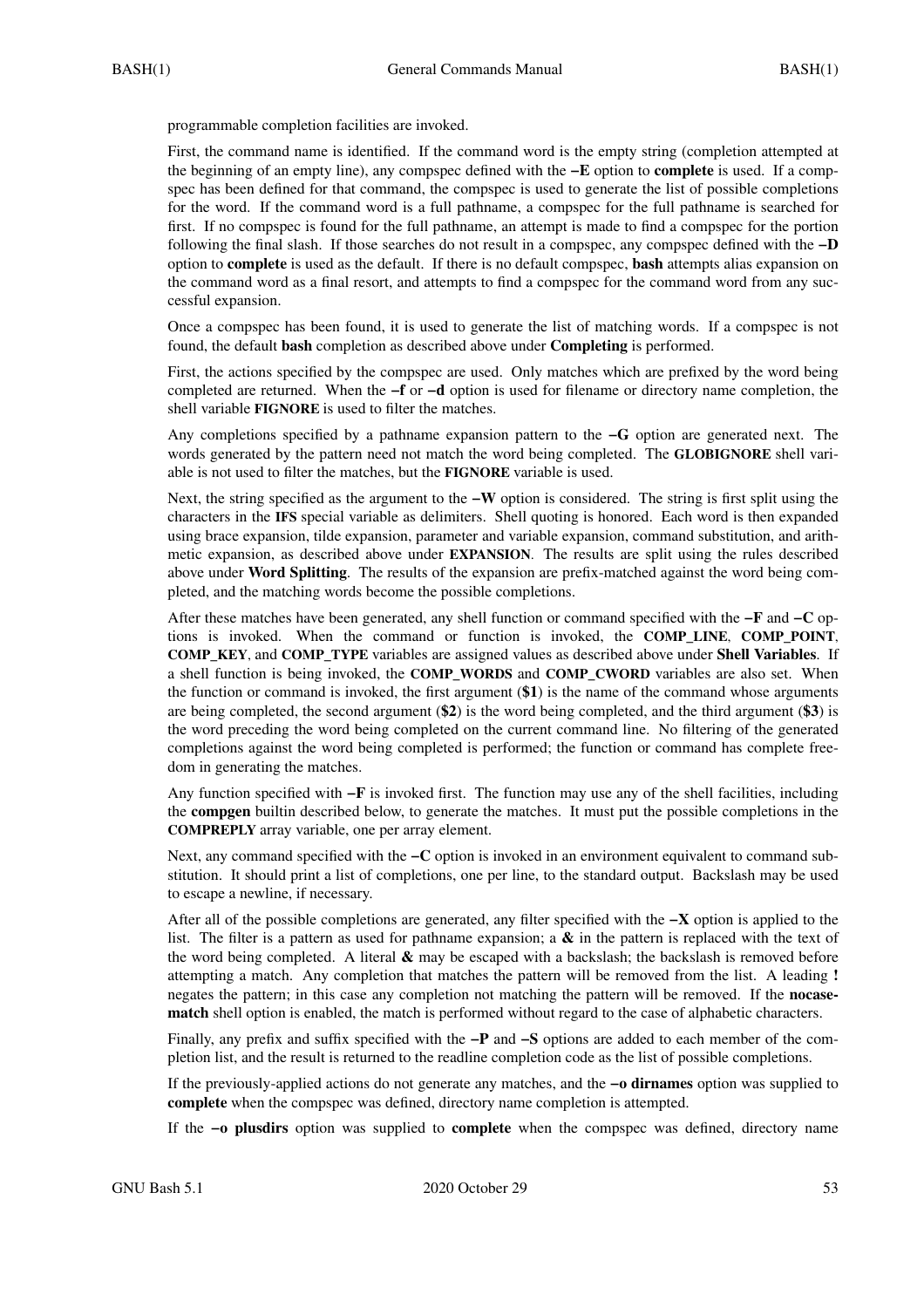programmable completion facilities are invoked.

First, the command name is identified. If the command word is the empty string (completion attempted at the beginning of an empty line), any compspec defined with the **−E** option to **complete** is used. If a compspec has been defined for that command, the compspec is used to generate the list of possible completions for the word. If the command word is a full pathname, a compspec for the full pathname is searched for first. If no compspec is found for the full pathname, an attempt is made to find a compspec for the portion following the final slash. If those searches do not result in a compspec, any compspec defined with the **−D** option to **complete** is used as the default. If there is no default compspec, **bash** attempts alias expansion on the command word as a final resort, and attempts to find a compspec for the command word from any successful expansion.

Once a compspec has been found, it is used to generate the list of matching words. If a compspec is not found, the default **bash** completion as described above under **Completing** is performed.

First, the actions specified by the compspec are used. Only matches which are prefixed by the word being completed are returned. When the **−f** or **−d** option is used for filename or directory name completion, the shell variable **FIGNORE** is used to filter the matches.

Any completions specified by a pathname expansion pattern to the **−G** option are generated next. The words generated by the pattern need not match the word being completed. The **GLOBIGNORE** shell variable is not used to filter the matches, but the **FIGNORE** variable is used.

Next, the string specified as the argument to the **−W** option is considered. The string is first split using the characters in the **IFS** special variable as delimiters. Shell quoting is honored. Each word is then expanded using brace expansion, tilde expansion, parameter and variable expansion, command substitution, and arithmetic expansion, as described above under **EXPANSION**. The results are split using the rules described above under **Word Splitting**. The results of the expansion are prefix-matched against the word being completed, and the matching words become the possible completions.

After these matches have been generated, any shell function or command specified with the **−F** and **−C** options is invoked. When the command or function is invoked, the **COMP_LINE**, **COMP_POINT**, **COMP_KEY**, and **COMP_TYPE** variables are assigned values as described above under **Shell Variables**. If a shell function is being invoked, the **COMP_WORDS** and **COMP_CWORD** variables are also set. When the function or command is invoked, the first argument (**$1**) is the name of the command whose arguments are being completed, the second argument (**$2**) is the word being completed, and the third argument (**$3**) is the word preceding the word being completed on the current command line. No filtering of the generated completions against the word being completed is performed; the function or command has complete freedom in generating the matches.

Any function specified with **−F** is invoked first. The function may use any of the shell facilities, including the **compgen** builtin described below, to generate the matches. It must put the possible completions in the **COMPREPLY** array variable, one per array element.

Next, any command specified with the **−C** option is invoked in an environment equivalent to command substitution. It should print a list of completions, one per line, to the standard output. Backslash may be used to escape a newline, if necessary.

After all of the possible completions are generated, any filter specified with the **−X** option is applied to the list. The filter is a pattern as used for pathname expansion; a **&** in the pattern is replaced with the text of the word being completed. A literal **&** may be escaped with a backslash; the backslash is removed before attempting a match. Any completion that matches the pattern will be removed from the list. A leading **!** negates the pattern; in this case any completion not matching the pattern will be removed. If the **nocasematch** shell option is enabled, the match is performed without regard to the case of alphabetic characters.

Finally, any prefix and suffix specified with the **−P** and **−S** options are added to each member of the completion list, and the result is returned to the readline completion code as the list of possible completions.

If the previously-applied actions do not generate any matches, and the **−o dirnames** option was supplied to **complete** when the compspec was defined, directory name completion is attempted.

If the **−o plusdirs** option was supplied to **complete** when the compspec was defined, directory name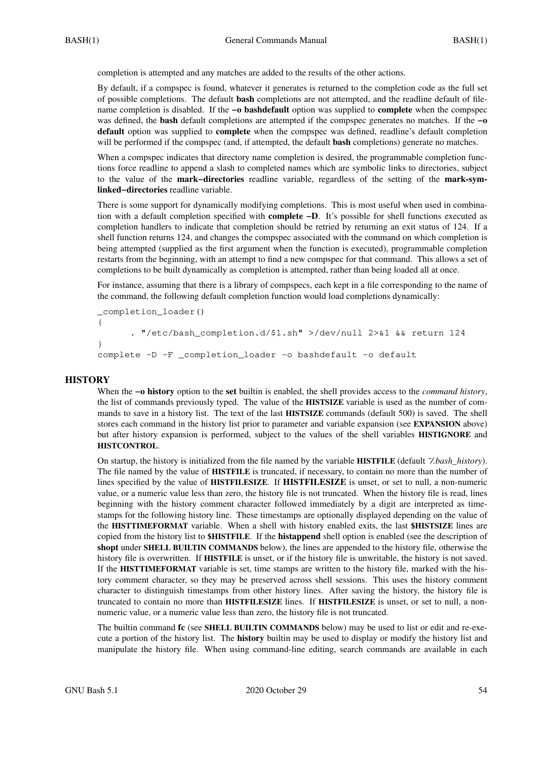completion is attempted and any matches are added to the results of the other actions.

By default, if a compspec is found, whatever it generates is returned to the completion code as the full set of possible completions. The default **bash** completions are not attempted, and the readline default of filename completion is disabled. If the **−o bashdefault** option was supplied to **complete** when the compspec was defined, the **bash** default completions are attempted if the compspec generates no matches. If the **−o default** option was supplied to **complete** when the compspec was defined, readline's default completion will be performed if the compspec (and, if attempted, the default **bash** completions) generate no matches.

When a compspec indicates that directory name completion is desired, the programmable completion functions force readline to append a slash to completed names which are symbolic links to directories, subject to the value of the **mark−directories** readline variable, regardless of the setting of the **mark-symlinked−directories** readline variable.

There is some support for dynamically modifying completions. This is most useful when used in combination with a default completion specified with **complete −D**. It's possible for shell functions executed as completion handlers to indicate that completion should be retried by returning an exit status of 124. If a shell function returns 124, and changes the compspec associated with the command on which completion is being attempted (supplied as the first argument when the function is executed), programmable completion restarts from the beginning, with an attempt to find a new compspec for that command. This allows a set of completions to be built dynamically as completion is attempted, rather than being loaded all at once.

For instance, assuming that there is a library of compspecs, each kept in a file corresponding to the name of the command, the following default completion function would load completions dynamically:

```
_completion_loader()
{
      . "/etc/bash_completion.d/$1.sh" >/dev/null 2>&1 && return 124
}
complete -D -F _completion_loader -o bashdefault -o default
```

## HISTORY

When the **−o history** option to the **set** builtin is enabled, the shell provides access to the *command history*, the list of commands previously typed. The value of the **HISTSIZE** variable is used as the number of commands to save in a history list. The text of the last **HISTSIZE** commands (default 500) is saved. The shell stores each command in the history list prior to parameter and variable expansion (see **EXPANSION** above) but after history expansion is performed, subject to the values of the shell variables **HISTIGNORE** and **HISTCONTROL**.

On startup, the history is initialized from the file named by the variable **HISTFILE** (default *~/.bash_history*). The file named by the value of **HISTFILE** is truncated, if necessary, to contain no more than the number of lines specified by the value of **HISTFILESIZE**. If **HISTFILESIZE** is unset, or set to null, a non-numeric value, or a numeric value less than zero, the history file is not truncated. When the history file is read, lines beginning with the history comment character followed immediately by a digit are interpreted as timestamps for the following history line. These timestamps are optionally displayed depending on the value of the **HISTTIMEFORMAT** variable. When a shell with history enabled exits, the last **$HISTSIZE** lines are copied from the history list to **$HISTFILE**. If the **histappend** shell option is enabled (see the description of **shopt** under **SHELL BUILTIN COMMANDS** below), the lines are appended to the history file, otherwise the history file is overwritten. If **HISTFILE** is unset, or if the history file is unwritable, the history is not saved. If the **HISTTIMEFORMAT** variable is set, time stamps are written to the history file, marked with the history comment character, so they may be preserved across shell sessions. This uses the history comment character to distinguish timestamps from other history lines. After saving the history, the history file is truncated to contain no more than **HISTFILESIZE** lines. If **HISTFILESIZE** is unset, or set to null, a non-numeric value, or a numeric value less than zero, the history file is not truncated.

The builtin command **fc** (see **SHELL BUILTIN COMMANDS** below) may be used to list or edit and re-execute a portion of the history list. The **history** builtin may be used to display or modify the history list and manipulate the history file. When using command-line editing, search commands are available in each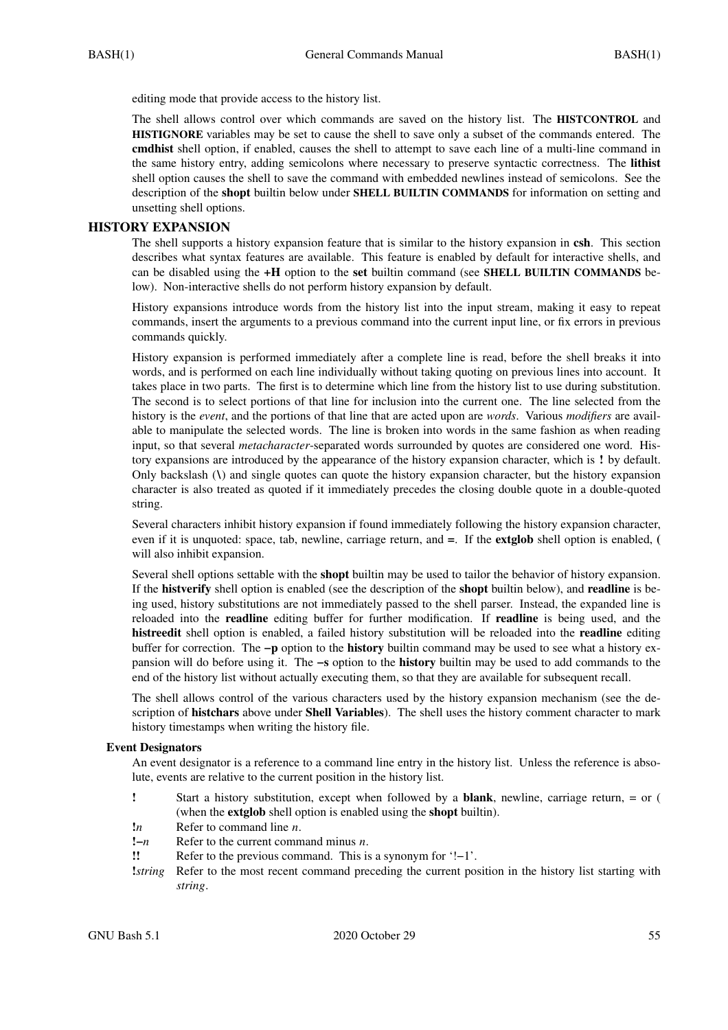editing mode that provide access to the history list.

The shell allows control over which commands are saved on the history list. The **HISTCONTROL** and **HISTIGNORE** variables may be set to cause the shell to save only a subset of the commands entered. The **cmdhist** shell option, if enabled, causes the shell to attempt to save each line of a multi-line command in the same history entry, adding semicolons where necessary to preserve syntactic correctness. The **lithist** shell option causes the shell to save the command with embedded newlines instead of semicolons. See the description of the **shopt** builtin below under **SHELL BUILTIN COMMANDS** for information on setting and unsetting shell options.

## HISTORY EXPANSION

The shell supports a history expansion feature that is similar to the history expansion in **csh**. This section describes what syntax features are available. This feature is enabled by default for interactive shells, and can be disabled using the **+H** option to the **set** builtin command (see **SHELL BUILTIN COMMANDS** below). Non-interactive shells do not perform history expansion by default.

History expansions introduce words from the history list into the input stream, making it easy to repeat commands, insert the arguments to a previous command into the current input line, or fix errors in previous commands quickly.

History expansion is performed immediately after a complete line is read, before the shell breaks it into words, and is performed on each line individually without taking quoting on previous lines into account. It takes place in two parts. The first is to determine which line from the history list to use during substitution. The second is to select portions of that line for inclusion into the current one. The line selected from the history is the *event*, and the portions of that line that are acted upon are *words*. Various *modifiers* are available to manipulate the selected words. The line is broken into words in the same fashion as when reading input, so that several *metacharacter*-separated words surrounded by quotes are considered one word. History expansions are introduced by the appearance of the history expansion character, which is **!** by default. Only backslash (**\**) and single quotes can quote the history expansion character, but the history expansion character is also treated as quoted if it immediately precedes the closing double quote in a double-quoted string.

Several characters inhibit history expansion if found immediately following the history expansion character, even if it is unquoted: space, tab, newline, carriage return, and **=**. If the **extglob** shell option is enabled, **(** will also inhibit expansion.

Several shell options settable with the **shopt** builtin may be used to tailor the behavior of history expansion. If the **histverify** shell option is enabled (see the description of the **shopt** builtin below), and **readline** is being used, history substitutions are not immediately passed to the shell parser. Instead, the expanded line is reloaded into the **readline** editing buffer for further modification. If **readline** is being used, and the **histreedit** shell option is enabled, a failed history substitution will be reloaded into the **readline** editing buffer for correction. The **−p** option to the **history** builtin command may be used to see what a history expansion will do before using it. The **−s** option to the **history** builtin may be used to add commands to the end of the history list without actually executing them, so that they are available for subsequent recall.

The shell allows control of the various characters used by the history expansion mechanism (see the description of **histchars** above under **Shell Variables**). The shell uses the history comment character to mark history timestamps when writing the history file.

### Event Designators

An event designator is a reference to a command line entry in the history list. Unless the reference is absolute, events are relative to the current position in the history list.

**!** Start a history substitution, except when followed by a **blank**, newline, carriage return, = or ( (when the **extglob** shell option is enabled using the **shopt** builtin).

**!***n* Refer to command line *n*.

**!−***n* Refer to the current command minus *n*.

**!!** Refer to the previous command. This is a synonym for '!−1'.

**!***string* Refer to the most recent command preceding the current position in the history list starting with *string*.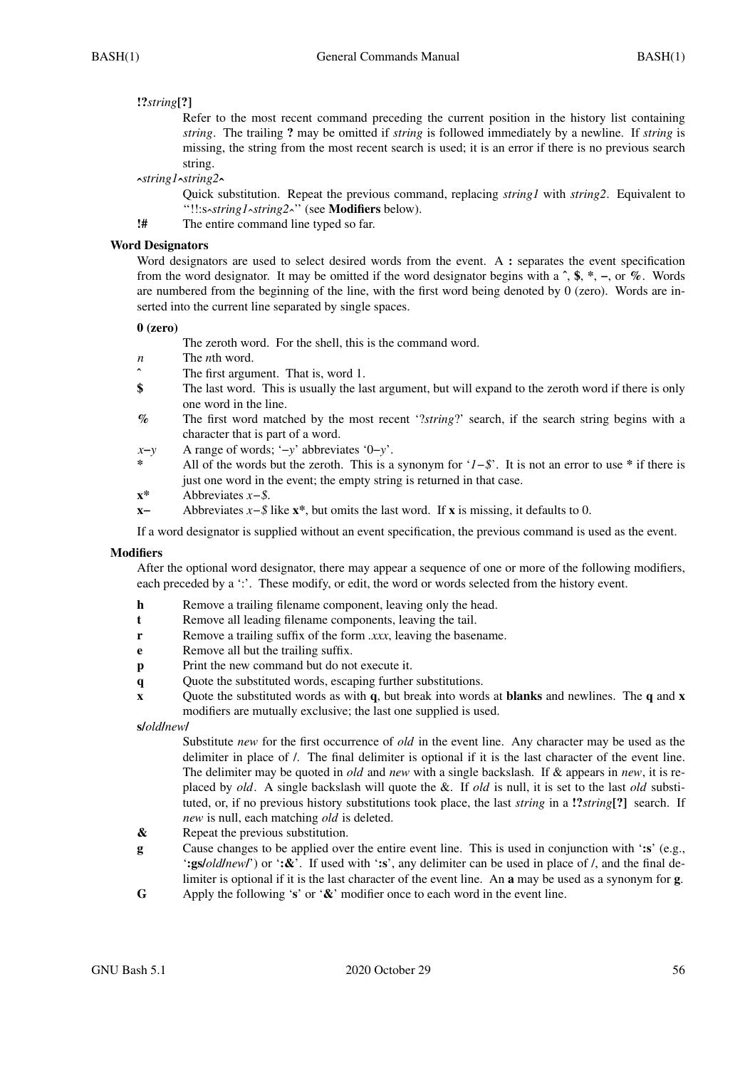**!?*string*[?]**

Refer to the most recent command preceding the current position in the history list containing *string*. The trailing **?** may be omitted if *string* is followed immediately by a newline. If *string* is missing, the string from the most recent search is used; it is an error if there is no previous search string.

**^*string1*^*string2*^**

Quick substitution. Repeat the previous command, replacing *string1* with *string2*. Equivalent to ''!!:s^*string1*^*string2*^'' (see **Modifiers** below).

**!#** The entire command line typed so far.

## Word Designators

Word designators are used to select desired words from the event. A **:** separates the event specification from the word designator. It may be omitted if the word designator begins with a **^**, **$**, **\***, **–**, or **%**. Words are numbered from the beginning of the line, with the first word being denoted by 0 (zero). Words are inserted into the current line separated by single spaces.

**0 (zero)**

The zeroth word. For the shell, this is the command word.

*n* The *n*th word.

**^** The first argument. That is, word 1.

**$** The last word. This is usually the last argument, but will expand to the zeroth word if there is only one word in the line.

**%** The first word matched by the most recent '?*string*?' search, if the search string begins with a character that is part of a word.

*x*–*y* A range of words; '–*y*' abbreviates '0–*y*'.

**\*** All of the words but the zeroth. This is a synonym for '*1–$*'. It is not an error to use **\*** if there is just one word in the event; the empty string is returned in that case.

**x\*** Abbreviates *x–$*.

**x–** Abbreviates *x–$* like **x\***, but omits the last word. If **x** is missing, it defaults to 0.

If a word designator is supplied without an event specification, the previous command is used as the event.

## Modifiers

After the optional word designator, there may appear a sequence of one or more of the following modifiers, each preceded by a ':'. These modify, or edit, the word or words selected from the history event.

**h** Remove a trailing filename component, leaving only the head.

**t** Remove all leading filename components, leaving the tail.

**r** Remove a trailing suffix of the form *.xxx*, leaving the basename.

**e** Remove all but the trailing suffix.

**p** Print the new command but do not execute it.

**q** Quote the substituted words, escaping further substitutions.

**x** Quote the substituted words as with **q**, but break into words at **blanks** and newlines. The **q** and **x** modifiers are mutually exclusive; the last one supplied is used.

**s/*old*/*new*/**

Substitute *new* for the first occurrence of *old* in the event line. Any character may be used as the delimiter in place of /. The final delimiter is optional if it is the last character of the event line. The delimiter may be quoted in *old* and *new* with a single backslash. If & appears in *new*, it is replaced by *old*. A single backslash will quote the &. If *old* is null, it is set to the last *old* substituted, or, if no previous history substitutions took place, the last *string* in a **!?*string*[?]** search. If *new* is null, each matching *old* is deleted.

**&** Repeat the previous substitution.

**g** Cause changes to be applied over the entire event line. This is used in conjunction with '**:s**' (e.g., '**:gs/*old*/*new*/**') or '**:&**'. If used with '**:s**', any delimiter can be used in place of /, and the final delimiter is optional if it is the last character of the event line. An **a** may be used as a synonym for **g**.

**G** Apply the following '**s**' or '**&**' modifier once to each word in the event line.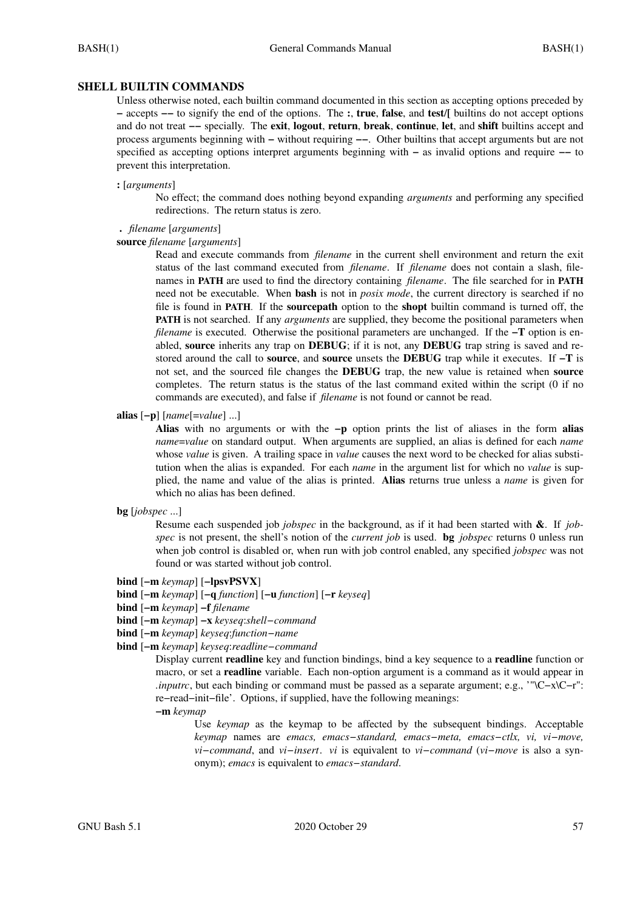## SHELL BUILTIN COMMANDS

Unless otherwise noted, each builtin command documented in this section as accepting options preceded by **−** accepts **−−** to signify the end of the options. The **:**, **true**, **false**, and **test/[** builtins do not accept options and do not treat **−−** specially. The **exit**, **logout**, **return**, **break**, **continue**, **let**, and **shift** builtins accept and process arguments beginning with **−** without requiring **−−**. Other builtins that accept arguments but are not specified as accepting options interpret arguments beginning with **−** as invalid options and require **−−** to prevent this interpretation.

**:** [*arguments*]

No effect; the command does nothing beyond expanding *arguments* and performing any specified redirections. The return status is zero.

**.** *filename* [*arguments*]

**source** *filename* [*arguments*]

Read and execute commands from *filename* in the current shell environment and return the exit status of the last command executed from *filename*. If *filename* does not contain a slash, filenames in **PATH** are used to find the directory containing *filename*. The file searched for in **PATH** need not be executable. When **bash** is not in *posix mode*, the current directory is searched if no file is found in **PATH**. If the **sourcepath** option to the **shopt** builtin command is turned off, the **PATH** is not searched. If any *arguments* are supplied, they become the positional parameters when *filename* is executed. Otherwise the positional parameters are unchanged. If the **−T** option is enabled, **source** inherits any trap on **DEBUG**; if it is not, any **DEBUG** trap string is saved and restored around the call to **source**, and **source** unsets the **DEBUG** trap while it executes. If **−T** is not set, and the sourced file changes the **DEBUG** trap, the new value is retained when **source** completes. The return status is the status of the last command exited within the script (0 if no commands are executed), and false if *filename* is not found or cannot be read.

**alias** [**−p**] [*name*[=*value*] ...]

**Alias** with no arguments or with the **−p** option prints the list of aliases in the form **alias** *name*=*value* on standard output. When arguments are supplied, an alias is defined for each *name* whose *value* is given. A trailing space in *value* causes the next word to be checked for alias substitution when the alias is expanded. For each *name* in the argument list for which no *value* is supplied, the name and value of the alias is printed. **Alias** returns true unless a *name* is given for which no alias has been defined.

**bg** [*jobspec* ...]

Resume each suspended job *jobspec* in the background, as if it had been started with **&**. If *jobspec* is not present, the shell's notion of the *current job* is used. **bg** *jobspec* returns 0 unless run when job control is disabled or, when run with job control enabled, any specified *jobspec* was not found or was started without job control.

**bind** [**−m** *keymap*] [**−lpsvPSVX**]

**bind** [**−m** *keymap*] [**−q** *function*] [**−u** *function*] [**−r** *keyseq*]

**bind** [**−m** *keymap*] **−f** *filename*

**bind** [**−m** *keymap*] **−x** *keyseq*:*shell−command*

**bind** [**−m** *keymap*] *keyseq*:*function−name*

**bind** [**−m** *keymap*] *keyseq*:*readline−command*

Display current **readline** key and function bindings, bind a key sequence to a **readline** function or macro, or set a **readline** variable. Each non-option argument is a command as it would appear in *.inputrc*, but each binding or command must be passed as a separate argument; e.g., '"\C−x\C−r": re−read−init−file'. Options, if supplied, have the following meanings:

**−m** *keymap*

Use *keymap* as the keymap to be affected by the subsequent bindings. Acceptable *keymap* names are *emacs, emacs−standard, emacs−meta, emacs−ctlx, vi, vi−move, vi−command*, and *vi−insert*. *vi* is equivalent to *vi−command* (*vi−move* is also a synonym); *emacs* is equivalent to *emacs−standard*.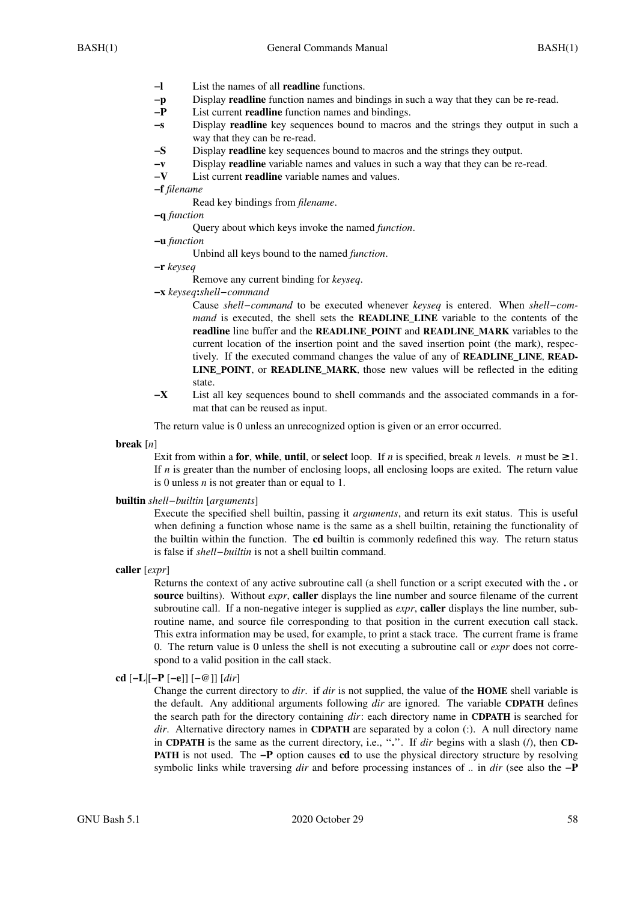**−l** List the names of all **readline** functions.

**−p** Display **readline** function names and bindings in such a way that they can be re-read.

**−P** List current **readline** function names and bindings.

**−s** Display **readline** key sequences bound to macros and the strings they output in such a way that they can be re-read.

**−S** Display **readline** key sequences bound to macros and the strings they output.

**−v** Display **readline** variable names and values in such a way that they can be re-read.

**−V** List current **readline** variable names and values.

**−f** *filename*
Read key bindings from *filename*.

**−q** *function*
Query about which keys invoke the named *function*.

**−u** *function*
Unbind all keys bound to the named *function*.

**−r** *keyseq*
Remove any current binding for *keyseq*.

**−x** *keyseq***:***shell−command*
Cause *shell−command* to be executed whenever *keyseq* is entered. When *shell−command* is executed, the shell sets the **READLINE_LINE** variable to the contents of the **readline** line buffer and the **READLINE_POINT** and **READLINE_MARK** variables to the current location of the insertion point and the saved insertion point (the mark), respectively. If the executed command changes the value of any of **READLINE_LINE**, **READLINE_POINT**, or **READLINE_MARK**, those new values will be reflected in the editing state.

**−X** List all key sequences bound to shell commands and the associated commands in a format that can be reused as input.

The return value is 0 unless an unrecognized option is given or an error occurred.

**break** [*n*]
Exit from within a **for**, **while**, **until**, or **select** loop. If *n* is specified, break *n* levels. *n* must be ≥ 1. If *n* is greater than the number of enclosing loops, all enclosing loops are exited. The return value is 0 unless *n* is not greater than or equal to 1.

**builtin** *shell−builtin* [*arguments*]
Execute the specified shell builtin, passing it *arguments*, and return its exit status. This is useful when defining a function whose name is the same as a shell builtin, retaining the functionality of the builtin within the function. The **cd** builtin is commonly redefined this way. The return status is false if *shell−builtin* is not a shell builtin command.

**caller** [*expr*]
Returns the context of any active subroutine call (a shell function or a script executed with the **.** or **source** builtins). Without *expr*, **caller** displays the line number and source filename of the current subroutine call. If a non-negative integer is supplied as *expr*, **caller** displays the line number, subroutine name, and source file corresponding to that position in the current execution call stack. This extra information may be used, for example, to print a stack trace. The current frame is frame 0. The return value is 0 unless the shell is not executing a subroutine call or *expr* does not correspond to a valid position in the call stack.

**cd** [**−L**|[**−P** [**−e**]] [−@]] [*dir*]
Change the current directory to *dir*. if *dir* is not supplied, the value of the **HOME** shell variable is the default. Any additional arguments following *dir* are ignored. The variable **CDPATH** defines the search path for the directory containing *dir*: each directory name in **CDPATH** is searched for *dir*. Alternative directory names in **CDPATH** are separated by a colon (:). A null directory name in **CDPATH** is the same as the current directory, i.e., "**.**". If *dir* begins with a slash (/), then **CDPATH** is not used. The **−P** option causes **cd** to use the physical directory structure by resolving symbolic links while traversing *dir* and before processing instances of .. in *dir* (see also the **−P**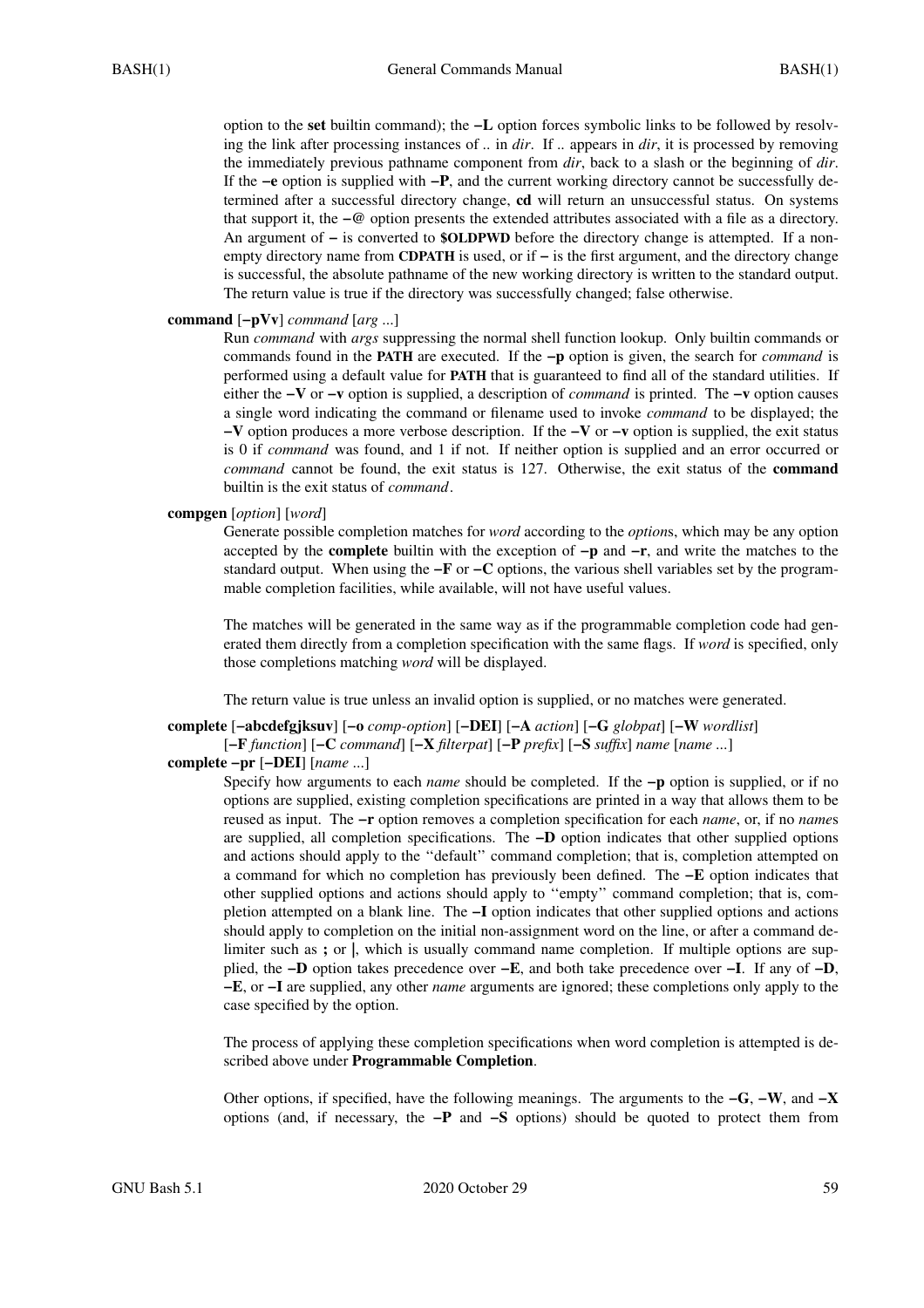option to the **set** builtin command); the **−L** option forces symbolic links to be followed by resolving the link after processing instances of .. in *dir*. If .. appears in *dir*, it is processed by removing the immediately previous pathname component from *dir*, back to a slash or the beginning of *dir*. If the **−e** option is supplied with **−P**, and the current working directory cannot be successfully determined after a successful directory change, **cd** will return an unsuccessful status. On systems that support it, the **−@** option presents the extended attributes associated with a file as a directory. An argument of **−** is converted to **$OLDPWD** before the directory change is attempted. If a non-empty directory name from **CDPATH** is used, or if **−** is the first argument, and the directory change is successful, the absolute pathname of the new working directory is written to the standard output. The return value is true if the directory was successfully changed; false otherwise.

**command** [**−pVv**] *command* [*arg* ...]

Run *command* with *args* suppressing the normal shell function lookup. Only builtin commands or commands found in the **PATH** are executed. If the **−p** option is given, the search for *command* is performed using a default value for **PATH** that is guaranteed to find all of the standard utilities. If either the **−V** or **−v** option is supplied, a description of *command* is printed. The **−v** option causes a single word indicating the command or filename used to invoke *command* to be displayed; the **−V** option produces a more verbose description. If the **−V** or **−v** option is supplied, the exit status is 0 if *command* was found, and 1 if not. If neither option is supplied and an error occurred or *command* cannot be found, the exit status is 127. Otherwise, the exit status of the **command** builtin is the exit status of *command*.

**compgen** [*option*] [*word*]

Generate possible completion matches for *word* according to the *option*s, which may be any option accepted by the **complete** builtin with the exception of **−p** and **−r**, and write the matches to the standard output. When using the **−F** or **−C** options, the various shell variables set by the programmable completion facilities, while available, will not have useful values.

The matches will be generated in the same way as if the programmable completion code had generated them directly from a completion specification with the same flags. If *word* is specified, only those completions matching *word* will be displayed.

The return value is true unless an invalid option is supplied, or no matches were generated.

**complete** [**−abcdefgjksuv**] [**−o** *comp-option*] [**−DEI**] [**−A** *action*] [**−G** *globpat*] [**−W** *wordlist*] [**−F** *function*] [**−C** *command*] [**−X** *filterpat*] [**−P** *prefix*] [**−S** *suffix*] *name* [*name* ...]
**complete −pr** [**−DEI**] [*name* ...]

Specify how arguments to each *name* should be completed. If the **−p** option is supplied, or if no options are supplied, existing completion specifications are printed in a way that allows them to be reused as input. The **−r** option removes a completion specification for each *name*, or, if no *name*s are supplied, all completion specifications. The **−D** option indicates that other supplied options and actions should apply to the ''default'' command completion; that is, completion attempted on a command for which no completion has previously been defined. The **−E** option indicates that other supplied options and actions should apply to ''empty'' command completion; that is, completion attempted on a blank line. The **−I** option indicates that other supplied options and actions should apply to completion on the initial non-assignment word on the line, or after a command delimiter such as **;** or **|**, which is usually command name completion. If multiple options are supplied, the **−D** option takes precedence over **−E**, and both take precedence over **−I**. If any of **−D**, **−E**, or **−I** are supplied, any other *name* arguments are ignored; these completions only apply to the case specified by the option.

The process of applying these completion specifications when word completion is attempted is described above under **Programmable Completion**.

Other options, if specified, have the following meanings. The arguments to the **−G**, **−W**, and **−X** options (and, if necessary, the **−P** and **−S** options) should be quoted to protect them from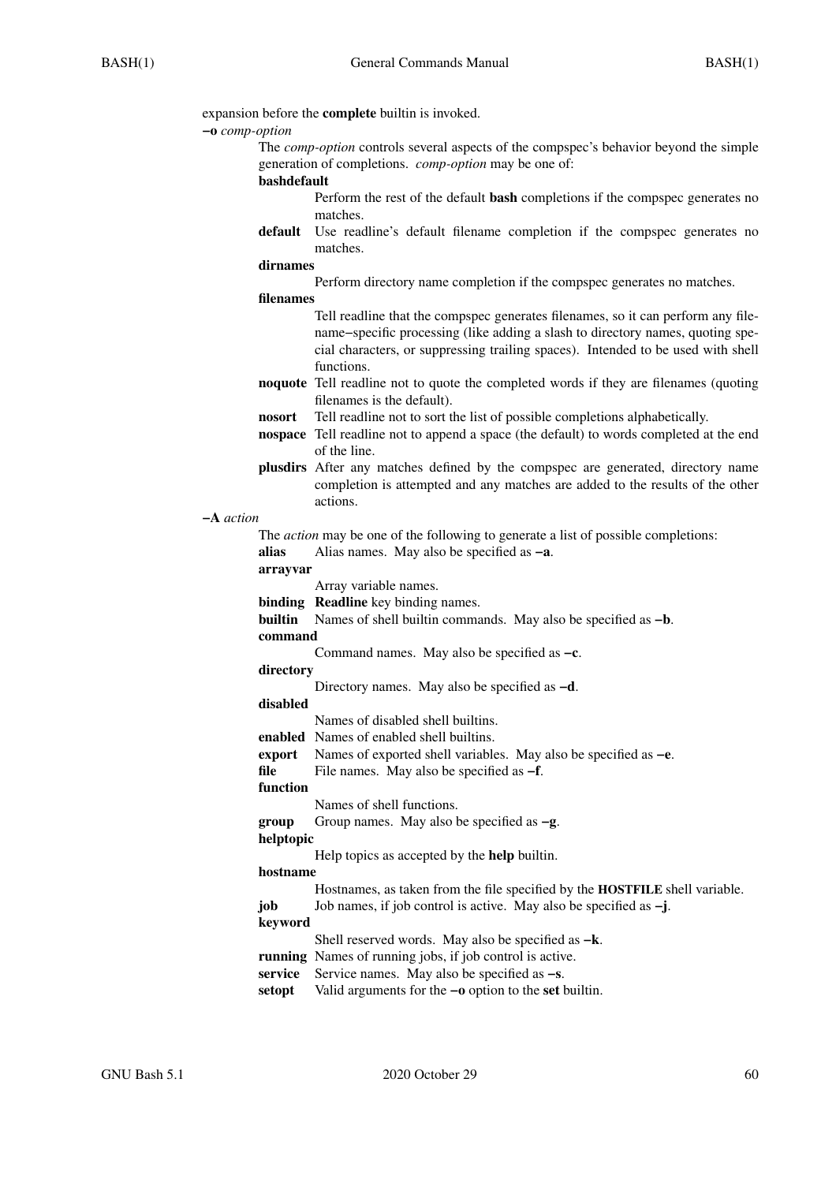expansion before the **complete** builtin is invoked.

**−o** *comp-option*

The *comp-option* controls several aspects of the compspec's behavior beyond the simple generation of completions. *comp-option* may be one of:

**bashdefault**
Perform the rest of the default **bash** completions if the compspec generates no matches.

**default** Use readline's default filename completion if the compspec generates no matches.

**dirnames**
Perform directory name completion if the compspec generates no matches.

**filenames**
Tell readline that the compspec generates filenames, so it can perform any filename−specific processing (like adding a slash to directory names, quoting special characters, or suppressing trailing spaces). Intended to be used with shell functions.

**noquote** Tell readline not to quote the completed words if they are filenames (quoting filenames is the default).

**nosort** Tell readline not to sort the list of possible completions alphabetically.

**nospace** Tell readline not to append a space (the default) to words completed at the end of the line.

**plusdirs** After any matches defined by the compspec are generated, directory name completion is attempted and any matches are added to the results of the other actions.

**−A** *action*

The *action* may be one of the following to generate a list of possible completions:

**alias** Alias names. May also be specified as **−a**.

**arrayvar**
Array variable names.

**binding** **Readline** key binding names.

**builtin** Names of shell builtin commands. May also be specified as **−b**.

**command**
Command names. May also be specified as **−c**.

**directory**
Directory names. May also be specified as **−d**.

**disabled**
Names of disabled shell builtins.

**enabled** Names of enabled shell builtins.

**export** Names of exported shell variables. May also be specified as **−e**.

**file** File names. May also be specified as **−f**.

**function**
Names of shell functions.

**group** Group names. May also be specified as **−g**.

**helptopic**
Help topics as accepted by the **help** builtin.

**hostname**
Hostnames, as taken from the file specified by the **HOSTFILE** shell variable.

**job** Job names, if job control is active. May also be specified as **−j**.

**keyword**
Shell reserved words. May also be specified as **−k**.

**running** Names of running jobs, if job control is active.

**service** Service names. May also be specified as **−s**.

**setopt** Valid arguments for the **−o** option to the **set** builtin.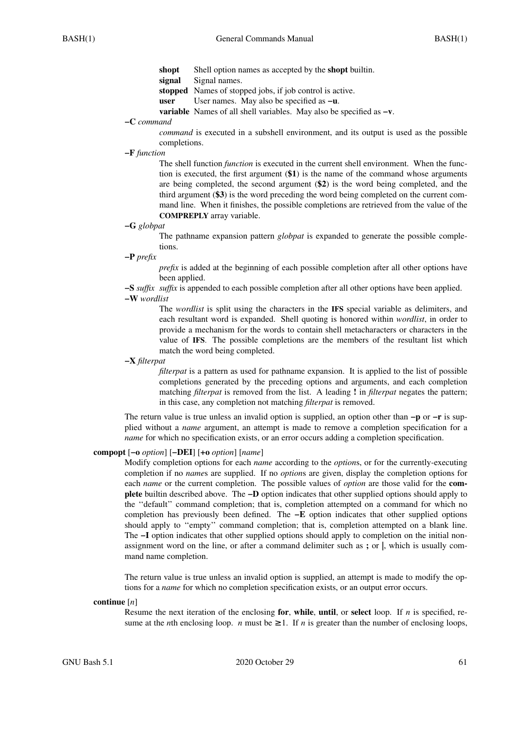**shopt** Shell option names as accepted by the **shopt** builtin.

**signal** Signal names.

**stopped** Names of stopped jobs, if job control is active.

**user** User names. May also be specified as **−u**.

**variable** Names of all shell variables. May also be specified as **−v**.

**−C** *command*

*command* is executed in a subshell environment, and its output is used as the possible completions.

**−F** *function*

The shell function *function* is executed in the current shell environment. When the function is executed, the first argument (**$1**) is the name of the command whose arguments are being completed, the second argument (**$2**) is the word being completed, and the third argument (**$3**) is the word preceding the word being completed on the current command line. When it finishes, the possible completions are retrieved from the value of the **COMPREPLY** array variable.

**−G** *globpat*

The pathname expansion pattern *globpat* is expanded to generate the possible completions.

**−P** *prefix*

*prefix* is added at the beginning of each possible completion after all other options have been applied.

**−S** *suffix* *suffix* is appended to each possible completion after all other options have been applied.

**−W** *wordlist*

The *wordlist* is split using the characters in the **IFS** special variable as delimiters, and each resultant word is expanded. Shell quoting is honored within *wordlist*, in order to provide a mechanism for the words to contain shell metacharacters or characters in the value of **IFS**. The possible completions are the members of the resultant list which match the word being completed.

**−X** *filterpat*

*filterpat* is a pattern as used for pathname expansion. It is applied to the list of possible completions generated by the preceding options and arguments, and each completion matching *filterpat* is removed from the list. A leading **!** in *filterpat* negates the pattern; in this case, any completion not matching *filterpat* is removed.

The return value is true unless an invalid option is supplied, an option other than **−p** or **−r** is supplied without a *name* argument, an attempt is made to remove a completion specification for a *name* for which no specification exists, or an error occurs adding a completion specification.

**compopt** [**−o** *option*] [**−DEI**] [**+o** *option*] [*name*]

Modify completion options for each *name* according to the *option*s, or for the currently-executing completion if no *name*s are supplied. If no *option*s are given, display the completion options for each *name* or the current completion. The possible values of *option* are those valid for the **complete** builtin described above. The **−D** option indicates that other supplied options should apply to the ''default'' command completion; that is, completion attempted on a command for which no completion has previously been defined. The **−E** option indicates that other supplied options should apply to ''empty'' command completion; that is, completion attempted on a blank line. The **−I** option indicates that other supplied options should apply to completion on the initial non-assignment word on the line, or after a command delimiter such as **;** or **|**, which is usually command name completion.

The return value is true unless an invalid option is supplied, an attempt is made to modify the options for a *name* for which no completion specification exists, or an output error occurs.

**continue** [*n*]

Resume the next iteration of the enclosing **for**, **while**, **until**, or **select** loop. If *n* is specified, resume at the *n*th enclosing loop. *n* must be ≥ 1. If *n* is greater than the number of enclosing loops,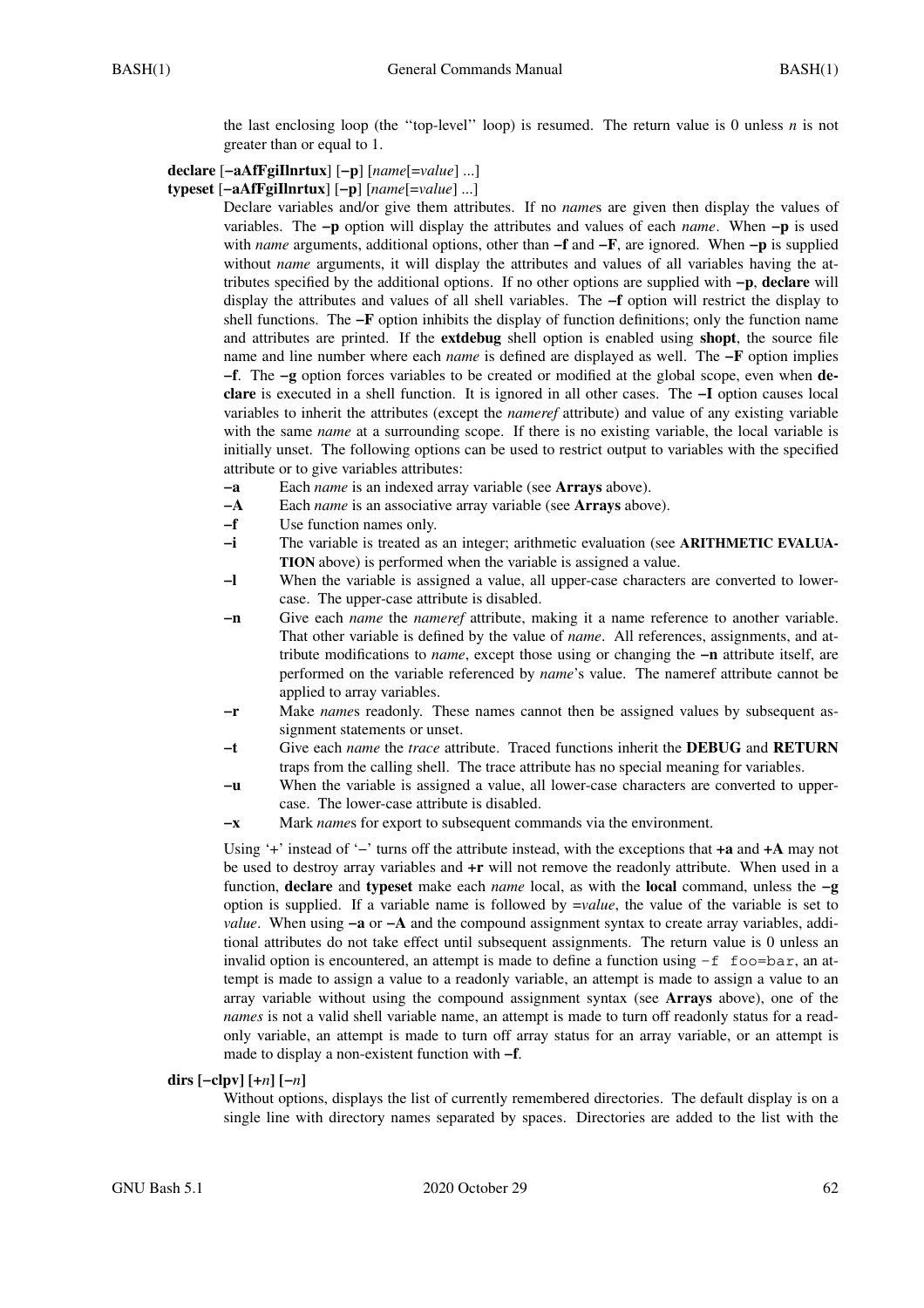the last enclosing loop (the ''top-level'' loop) is resumed. The return value is 0 unless *n* is not greater than or equal to 1.

**declare** [**−aAfFgiIlnrtux**] [**−p**] [*name*[=*value*] ...]
**typeset** [**−aAfFgiIlnrtux**] [**−p**] [*name*[=*value*] ...]

Declare variables and/or give them attributes. If no *name*s are given then display the values of variables. The **−p** option will display the attributes and values of each *name*. When **−p** is used with *name* arguments, additional options, other than **−f** and **−F**, are ignored. When **−p** is supplied without *name* arguments, it will display the attributes and values of all variables having the attributes specified by the additional options. If no other options are supplied with **−p**, **declare** will display the attributes and values of all shell variables. The **−f** option will restrict the display to shell functions. The **−F** option inhibits the display of function definitions; only the function name and attributes are printed. If the **extdebug** shell option is enabled using **shopt**, the source file name and line number where each *name* is defined are displayed as well. The **−F** option implies **−f**. The **−g** option forces variables to be created or modified at the global scope, even when **declare** is executed in a shell function. It is ignored in all other cases. The **−I** option causes local variables to inherit the attributes (except the *nameref* attribute) and value of any existing variable with the same *name* at a surrounding scope. If there is no existing variable, the local variable is initially unset. The following options can be used to restrict output to variables with the specified attribute or to give variables attributes:

- **−a** Each *name* is an indexed array variable (see **Arrays** above).
- **−A** Each *name* is an associative array variable (see **Arrays** above).
- **−f** Use function names only.
- **−i** The variable is treated as an integer; arithmetic evaluation (see **ARITHMETIC EVALUATION** above) is performed when the variable is assigned a value.
- **−l** When the variable is assigned a value, all upper-case characters are converted to lower-case. The upper-case attribute is disabled.
- **−n** Give each *name* the *nameref* attribute, making it a name reference to another variable. That other variable is defined by the value of *name*. All references, assignments, and attribute modifications to *name*, except those using or changing the **−n** attribute itself, are performed on the variable referenced by *name*'s value. The nameref attribute cannot be applied to array variables.
- **−r** Make *name*s readonly. These names cannot then be assigned values by subsequent assignment statements or unset.
- **−t** Give each *name* the *trace* attribute. Traced functions inherit the **DEBUG** and **RETURN** traps from the calling shell. The trace attribute has no special meaning for variables.
- **−u** When the variable is assigned a value, all lower-case characters are converted to upper-case. The lower-case attribute is disabled.
- **−x** Mark *name*s for export to subsequent commands via the environment.

Using '+' instead of '−' turns off the attribute instead, with the exceptions that **+a** and **+A** may not be used to destroy array variables and **+r** will not remove the readonly attribute. When used in a function, **declare** and **typeset** make each *name* local, as with the **local** command, unless the **−g** option is supplied. If a variable name is followed by =*value*, the value of the variable is set to *value*. When using **−a** or **−A** and the compound assignment syntax to create array variables, additional attributes do not take effect until subsequent assignments. The return value is 0 unless an invalid option is encountered, an attempt is made to define a function using `-f foo=bar`, an attempt is made to assign a value to a readonly variable, an attempt is made to assign a value to an array variable without using the compound assignment syntax (see **Arrays** above), one of the *names* is not a valid shell variable name, an attempt is made to turn off readonly status for a readonly variable, an attempt is made to turn off array status for an array variable, or an attempt is made to display a non-existent function with **−f**.

**dirs [−clpv] [+*n*] [−*n*]**

Without options, displays the list of currently remembered directories. The default display is on a single line with directory names separated by spaces. Directories are added to the list with the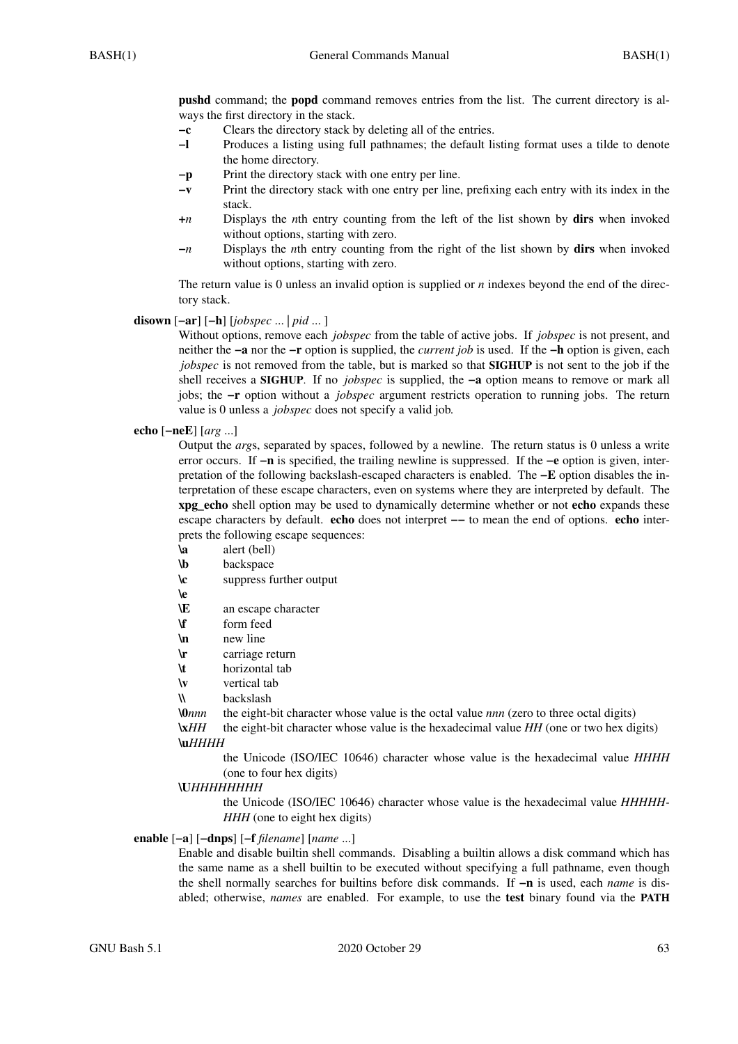**pushd** command; the **popd** command removes entries from the list. The current directory is always the first directory in the stack.

**−c** Clears the directory stack by deleting all of the entries.

**−l** Produces a listing using full pathnames; the default listing format uses a tilde to denote the home directory.

**−p** Print the directory stack with one entry per line.

**−v** Print the directory stack with one entry per line, prefixing each entry with its index in the stack.

**+***n* Displays the *n*th entry counting from the left of the list shown by **dirs** when invoked without options, starting with zero.

**−***n* Displays the *n*th entry counting from the right of the list shown by **dirs** when invoked without options, starting with zero.

The return value is 0 unless an invalid option is supplied or *n* indexes beyond the end of the directory stack.

**disown** [**−ar**] [**−h**] [*jobspec* ... | *pid* ... ]

Without options, remove each *jobspec* from the table of active jobs. If *jobspec* is not present, and neither the **−a** nor the **−r** option is supplied, the *current job* is used. If the **−h** option is given, each *jobspec* is not removed from the table, but is marked so that **SIGHUP** is not sent to the job if the shell receives a **SIGHUP**. If no *jobspec* is supplied, the **−a** option means to remove or mark all jobs; the **−r** option without a *jobspec* argument restricts operation to running jobs. The return value is 0 unless a *jobspec* does not specify a valid job.

**echo** [**−neE**] [*arg* ...]

Output the *arg*s, separated by spaces, followed by a newline. The return status is 0 unless a write error occurs. If **−n** is specified, the trailing newline is suppressed. If the **−e** option is given, interpretation of the following backslash-escaped characters is enabled. The **−E** option disables the interpretation of these escape characters, even on systems where they are interpreted by default. The **xpg_echo** shell option may be used to dynamically determine whether or not **echo** expands these escape characters by default. **echo** does not interpret **−−** to mean the end of options. **echo** interprets the following escape sequences:

**\a** alert (bell)

**\b** backspace

**\c** suppress further output

**\e**

**\E** an escape character

**\f** form feed

**\n** new line

**\r** carriage return

**\t** horizontal tab

**\v** vertical tab

**\\** backslash

**\0***nnn* the eight-bit character whose value is the octal value *nnn* (zero to three octal digits)

**\x***HH* the eight-bit character whose value is the hexadecimal value *HH* (one or two hex digits)

**\u***HHHH*

the Unicode (ISO/IEC 10646) character whose value is the hexadecimal value *HHHH* (one to four hex digits)

**\U***HHHHHHHH*

the Unicode (ISO/IEC 10646) character whose value is the hexadecimal value *HHHHHHHH* (one to eight hex digits)

**enable** [**−a**] [**−dnps**] [**−f** *filename*] [*name* ...]

Enable and disable builtin shell commands. Disabling a builtin allows a disk command which has the same name as a shell builtin to be executed without specifying a full pathname, even though the shell normally searches for builtins before disk commands. If **−n** is used, each *name* is disabled; otherwise, *names* are enabled. For example, to use the **test** binary found via the **PATH**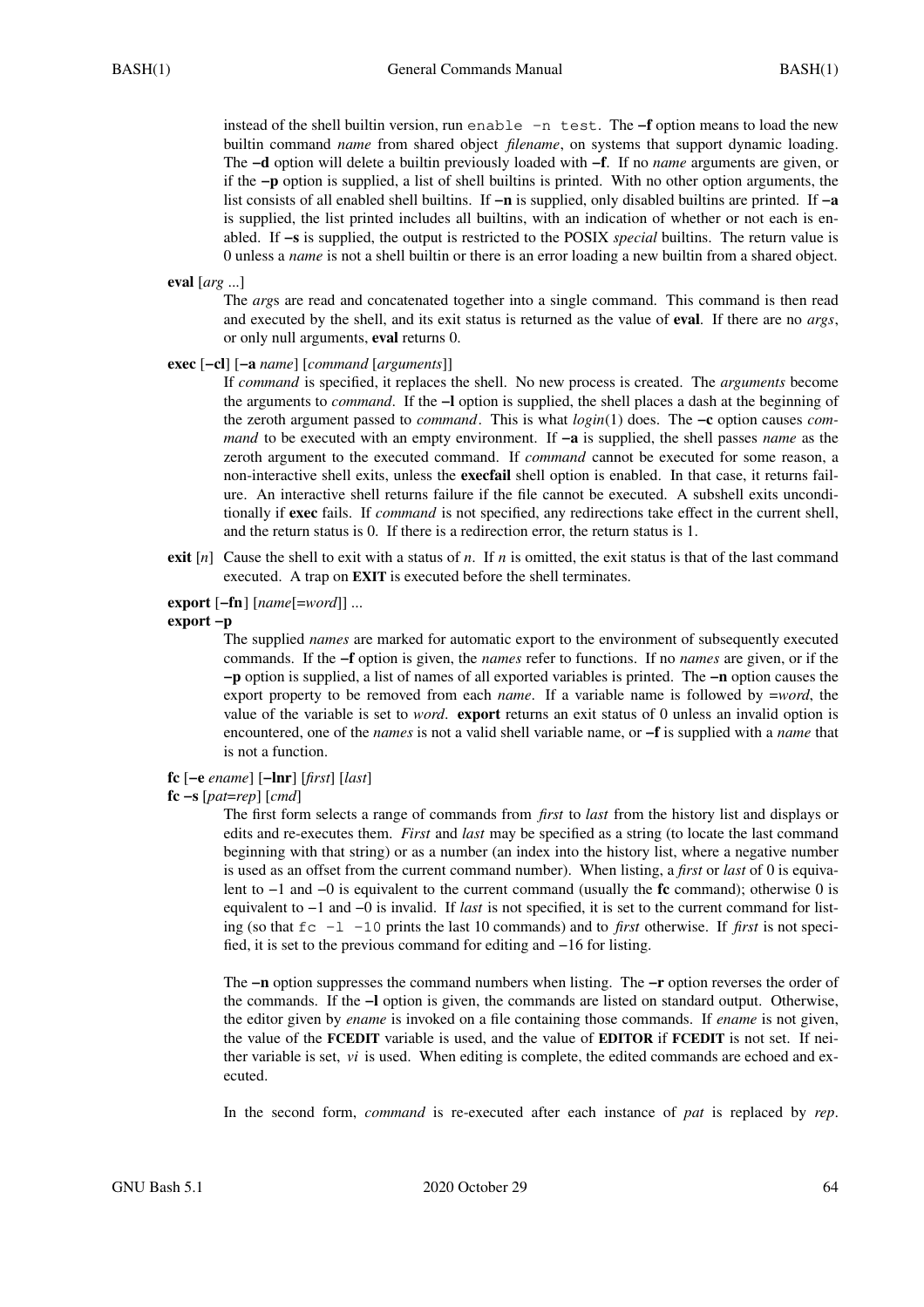instead of the shell builtin version, run `enable -n test`. The **−f** option means to load the new builtin command *name* from shared object *filename*, on systems that support dynamic loading. The **−d** option will delete a builtin previously loaded with **−f**. If no *name* arguments are given, or if the **−p** option is supplied, a list of shell builtins is printed. With no other option arguments, the list consists of all enabled shell builtins. If **−n** is supplied, only disabled builtins are printed. If **−a** is supplied, the list printed includes all builtins, with an indication of whether or not each is enabled. If **−s** is supplied, the output is restricted to the POSIX *special* builtins. The return value is 0 unless a *name* is not a shell builtin or there is an error loading a new builtin from a shared object.

**eval** [*arg* ...]

The *arg*s are read and concatenated together into a single command. This command is then read and executed by the shell, and its exit status is returned as the value of **eval**. If there are no *args*, or only null arguments, **eval** returns 0.

**exec** [**−cl**] [**−a** *name*] [*command* [*arguments*]]

If *command* is specified, it replaces the shell. No new process is created. The *arguments* become the arguments to *command*. If the **−l** option is supplied, the shell places a dash at the beginning of the zeroth argument passed to *command*. This is what *login*(1) does. The **−c** option causes *command* to be executed with an empty environment. If **−a** is supplied, the shell passes *name* as the zeroth argument to the executed command. If *command* cannot be executed for some reason, a non-interactive shell exits, unless the **execfail** shell option is enabled. In that case, it returns failure. An interactive shell returns failure if the file cannot be executed. A subshell exits unconditionally if **exec** fails. If *command* is not specified, any redirections take effect in the current shell, and the return status is 0. If there is a redirection error, the return status is 1.

**exit** [*n*]

Cause the shell to exit with a status of *n*. If *n* is omitted, the exit status is that of the last command executed. A trap on **EXIT** is executed before the shell terminates.

**export** [**−fn**] [*name*[=*word*]] ...
**export −p**

The supplied *names* are marked for automatic export to the environment of subsequently executed commands. If the **−f** option is given, the *names* refer to functions. If no *names* are given, or if the **−p** option is supplied, a list of names of all exported variables is printed. The **−n** option causes the export property to be removed from each *name*. If a variable name is followed by =*word*, the value of the variable is set to *word*. **export** returns an exit status of 0 unless an invalid option is encountered, one of the *names* is not a valid shell variable name, or **−f** is supplied with a *name* that is not a function.

**fc** [**−e** *ename*] [**−lnr**] [*first*] [*last*]
**fc −s** [*pat*=*rep*] [*cmd*]

The first form selects a range of commands from *first* to *last* from the history list and displays or edits and re-executes them. *First* and *last* may be specified as a string (to locate the last command beginning with that string) or as a number (an index into the history list, where a negative number is used as an offset from the current command number). When listing, a *first* or *last* of 0 is equivalent to −1 and −0 is equivalent to the current command (usually the **fc** command); otherwise 0 is equivalent to −1 and −0 is invalid. If *last* is not specified, it is set to the current command for listing (so that `fc -l -10` prints the last 10 commands) and to *first* otherwise. If *first* is not specified, it is set to the previous command for editing and −16 for listing.

The **−n** option suppresses the command numbers when listing. The **−r** option reverses the order of the commands. If the **−l** option is given, the commands are listed on standard output. Otherwise, the editor given by *ename* is invoked on a file containing those commands. If *ename* is not given, the value of the **FCEDIT** variable is used, and the value of **EDITOR** if **FCEDIT** is not set. If neither variable is set, *vi* is used. When editing is complete, the edited commands are echoed and executed.

In the second form, *command* is re-executed after each instance of *pat* is replaced by *rep*.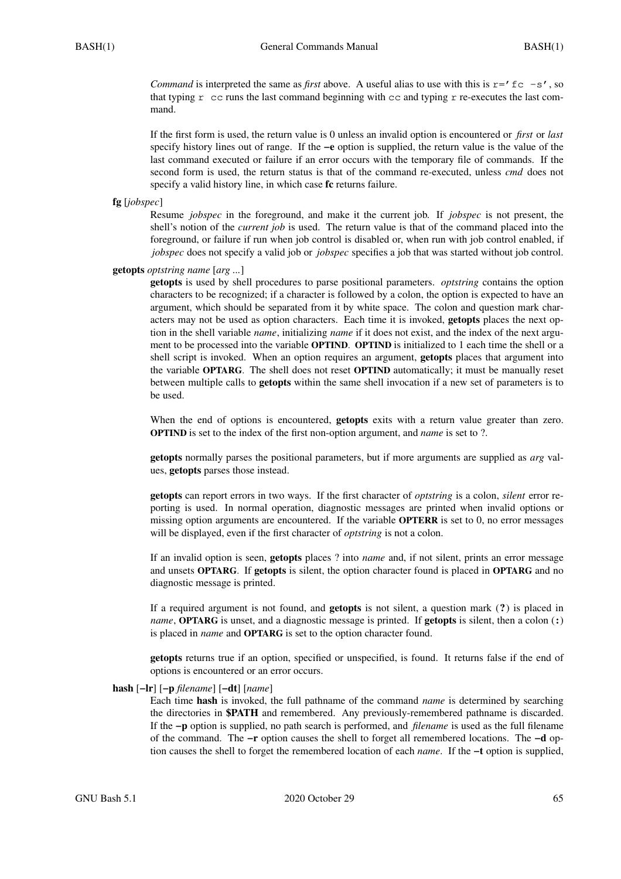*Command* is interpreted the same as *first* above. A useful alias to use with this is `r='fc -s'`, so that typing `r cc` runs the last command beginning with `cc` and typing `r` re-executes the last command.

If the first form is used, the return value is 0 unless an invalid option is encountered or *first* or *last* specify history lines out of range. If the **−e** option is supplied, the return value is the value of the last command executed or failure if an error occurs with the temporary file of commands. If the second form is used, the return status is that of the command re-executed, unless *cmd* does not specify a valid history line, in which case **fc** returns failure.

**fg** [*jobspec*]

Resume *jobspec* in the foreground, and make it the current job. If *jobspec* is not present, the shell's notion of the *current job* is used. The return value is that of the command placed into the foreground, or failure if run when job control is disabled or, when run with job control enabled, if *jobspec* does not specify a valid job or *jobspec* specifies a job that was started without job control.

**getopts** *optstring name* [*arg ...*]

**getopts** is used by shell procedures to parse positional parameters. *optstring* contains the option characters to be recognized; if a character is followed by a colon, the option is expected to have an argument, which should be separated from it by white space. The colon and question mark characters may not be used as option characters. Each time it is invoked, **getopts** places the next option in the shell variable *name*, initializing *name* if it does not exist, and the index of the next argument to be processed into the variable **OPTIND**. **OPTIND** is initialized to 1 each time the shell or a shell script is invoked. When an option requires an argument, **getopts** places that argument into the variable **OPTARG**. The shell does not reset **OPTIND** automatically; it must be manually reset between multiple calls to **getopts** within the same shell invocation if a new set of parameters is to be used.

When the end of options is encountered, **getopts** exits with a return value greater than zero. **OPTIND** is set to the index of the first non-option argument, and *name* is set to ?.

**getopts** normally parses the positional parameters, but if more arguments are supplied as *arg* values, **getopts** parses those instead.

**getopts** can report errors in two ways. If the first character of *optstring* is a colon, *silent* error reporting is used. In normal operation, diagnostic messages are printed when invalid options or missing option arguments are encountered. If the variable **OPTERR** is set to 0, no error messages will be displayed, even if the first character of *optstring* is not a colon.

If an invalid option is seen, **getopts** places ? into *name* and, if not silent, prints an error message and unsets **OPTARG**. If **getopts** is silent, the option character found is placed in **OPTARG** and no diagnostic message is printed.

If a required argument is not found, and **getopts** is not silent, a question mark (**?**) is placed in *name*, **OPTARG** is unset, and a diagnostic message is printed. If **getopts** is silent, then a colon (**:**) is placed in *name* and **OPTARG** is set to the option character found.

**getopts** returns true if an option, specified or unspecified, is found. It returns false if the end of options is encountered or an error occurs.

**hash** [**−lr**] [**−p** *filename*] [**−dt**] [*name*]

Each time **hash** is invoked, the full pathname of the command *name* is determined by searching the directories in **$PATH** and remembered. Any previously-remembered pathname is discarded. If the **−p** option is supplied, no path search is performed, and *filename* is used as the full filename of the command. The **−r** option causes the shell to forget all remembered locations. The **−d** option causes the shell to forget the remembered location of each *name*. If the **−t** option is supplied,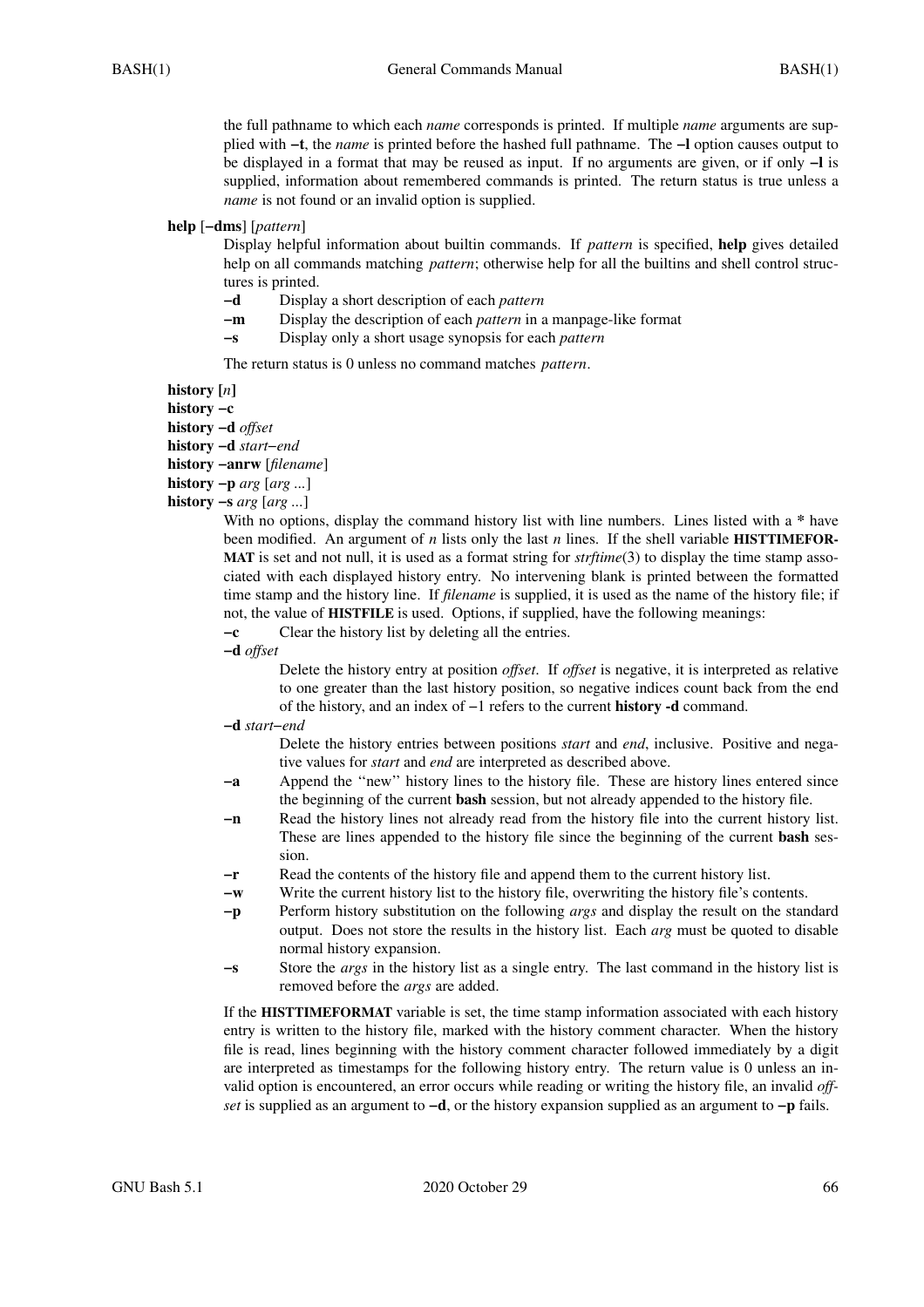the full pathname to which each *name* corresponds is printed. If multiple *name* arguments are supplied with **−t**, the *name* is printed before the hashed full pathname. The **−l** option causes output to be displayed in a format that may be reused as input. If no arguments are given, or if only **−l** is supplied, information about remembered commands is printed. The return status is true unless a *name* is not found or an invalid option is supplied.

**help** [**−dms**] [*pattern*]

Display helpful information about builtin commands. If *pattern* is specified, **help** gives detailed help on all commands matching *pattern*; otherwise help for all the builtins and shell control structures is printed.

- **−d** Display a short description of each *pattern*
- **−m** Display the description of each *pattern* in a manpage-like format
- **−s** Display only a short usage synopsis for each *pattern*

The return status is 0 unless no command matches *pattern*.

**history [***n***]**
**history −c**
**history −d** *offset*
**history −d** *start*−*end*
**history −anrw** [*filename*]
**history −p** *arg* [*arg ...*]
**history −s** *arg* [*arg ...*]

With no options, display the command history list with line numbers. Lines listed with a * have been modified. An argument of *n* lists only the last *n* lines. If the shell variable **HISTTIMEFORMAT** is set and not null, it is used as a format string for *strftime*(3) to display the time stamp associated with each displayed history entry. No intervening blank is printed between the formatted time stamp and the history line. If *filename* is supplied, it is used as the name of the history file; if not, the value of **HISTFILE** is used. Options, if supplied, have the following meanings:

**−c** Clear the history list by deleting all the entries.

**−d** *offset*
Delete the history entry at position *offset*. If *offset* is negative, it is interpreted as relative to one greater than the last history position, so negative indices count back from the end of the history, and an index of −1 refers to the current **history -d** command.

**−d** *start*−*end*
Delete the history entries between positions *start* and *end*, inclusive. Positive and negative values for *start* and *end* are interpreted as described above.

**−a** Append the ''new'' history lines to the history file. These are history lines entered since the beginning of the current **bash** session, but not already appended to the history file.

**−n** Read the history lines not already read from the history file into the current history list. These are lines appended to the history file since the beginning of the current **bash** session.

**−r** Read the contents of the history file and append them to the current history list.

**−w** Write the current history list to the history file, overwriting the history file's contents.

**−p** Perform history substitution on the following *args* and display the result on the standard output. Does not store the results in the history list. Each *arg* must be quoted to disable normal history expansion.

**−s** Store the *args* in the history list as a single entry. The last command in the history list is removed before the *args* are added.

If the **HISTTIMEFORMAT** variable is set, the time stamp information associated with each history entry is written to the history file, marked with the history comment character. When the history file is read, lines beginning with the history comment character followed immediately by a digit are interpreted as timestamps for the following history entry. The return value is 0 unless an invalid option is encountered, an error occurs while reading or writing the history file, an invalid *offset* is supplied as an argument to **−d**, or the history expansion supplied as an argument to **−p** fails.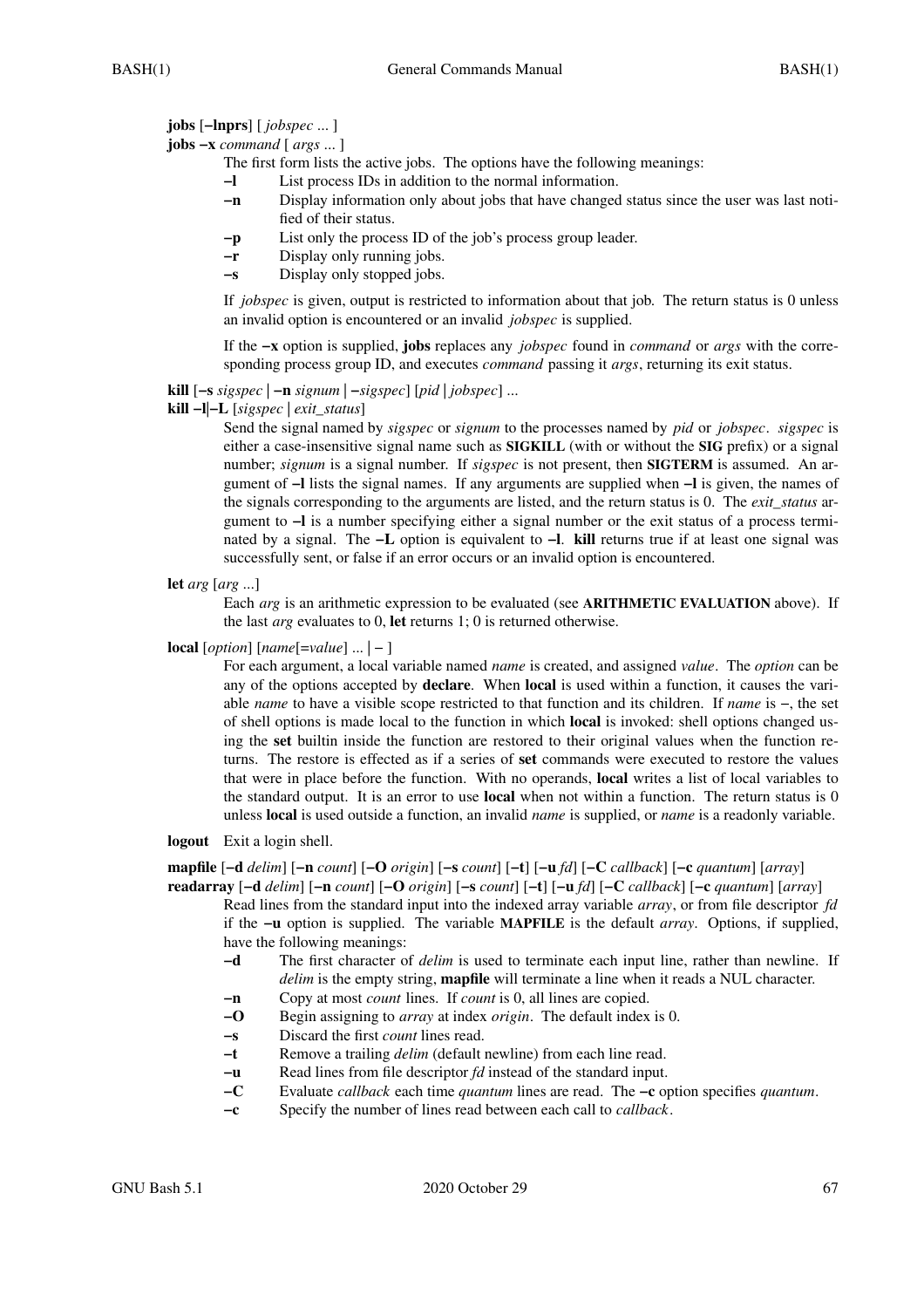**jobs** [**−lnprs**] [ *jobspec* ... ]
**jobs −x** *command* [ *args* ... ]

The first form lists the active jobs. The options have the following meanings:

- **−l** List process IDs in addition to the normal information.
- **−n** Display information only about jobs that have changed status since the user was last notified of their status.
- **−p** List only the process ID of the job's process group leader.
- **−r** Display only running jobs.
- **−s** Display only stopped jobs.

If *jobspec* is given, output is restricted to information about that job. The return status is 0 unless an invalid option is encountered or an invalid *jobspec* is supplied.

If the **−x** option is supplied, **jobs** replaces any *jobspec* found in *command* or *args* with the corresponding process group ID, and executes *command* passing it *args*, returning its exit status.

**kill** [**−s** *sigspec* | **−n** *signum* | **−***sigspec*] [*pid* | *jobspec*] ...
**kill −l**|**−L** [*sigspec* | *exit_status*]

Send the signal named by *sigspec* or *signum* to the processes named by *pid* or *jobspec*. *sigspec* is either a case-insensitive signal name such as **SIGKILL** (with or without the **SIG** prefix) or a signal number; *signum* is a signal number. If *sigspec* is not present, then **SIGTERM** is assumed. An argument of **−l** lists the signal names. If any arguments are supplied when **−l** is given, the names of the signals corresponding to the arguments are listed, and the return status is 0. The *exit_status* argument to **−l** is a number specifying either a signal number or the exit status of a process terminated by a signal. The **−L** option is equivalent to **−l**. **kill** returns true if at least one signal was successfully sent, or false if an error occurs or an invalid option is encountered.

**let** *arg* [*arg* ...]

Each *arg* is an arithmetic expression to be evaluated (see **ARITHMETIC EVALUATION** above). If the last *arg* evaluates to 0, **let** returns 1; 0 is returned otherwise.

**local** [*option*] [*name*[=*value*] ... | − ]

For each argument, a local variable named *name* is created, and assigned *value*. The *option* can be any of the options accepted by **declare**. When **local** is used within a function, it causes the variable *name* to have a visible scope restricted to that function and its children. If *name* is −, the set of shell options is made local to the function in which **local** is invoked: shell options changed using the **set** builtin inside the function are restored to their original values when the function returns. The restore is effected as if a series of **set** commands were executed to restore the values that were in place before the function. With no operands, **local** writes a list of local variables to the standard output. It is an error to use **local** when not within a function. The return status is 0 unless **local** is used outside a function, an invalid *name* is supplied, or *name* is a readonly variable.

**logout** Exit a login shell.

**mapfile** [**−d** *delim*] [**−n** *count*] [**−O** *origin*] [**−s** *count*] [**−t**] [**−u** *fd*] [**−C** *callback*] [**−c** *quantum*] [*array*]
**readarray** [**−d** *delim*] [**−n** *count*] [**−O** *origin*] [**−s** *count*] [**−t**] [**−u** *fd*] [**−C** *callback*] [**−c** *quantum*] [*array*]

Read lines from the standard input into the indexed array variable *array*, or from file descriptor *fd* if the **−u** option is supplied. The variable **MAPFILE** is the default *array*. Options, if supplied, have the following meanings:

- **−d** The first character of *delim* is used to terminate each input line, rather than newline. If *delim* is the empty string, **mapfile** will terminate a line when it reads a NUL character.
- **−n** Copy at most *count* lines. If *count* is 0, all lines are copied.
- **−O** Begin assigning to *array* at index *origin*. The default index is 0.
- **−s** Discard the first *count* lines read.
- **−t** Remove a trailing *delim* (default newline) from each line read.
- **−u** Read lines from file descriptor *fd* instead of the standard input.
- **−C** Evaluate *callback* each time *quantum* lines are read. The **−c** option specifies *quantum*.
- **−c** Specify the number of lines read between each call to *callback*.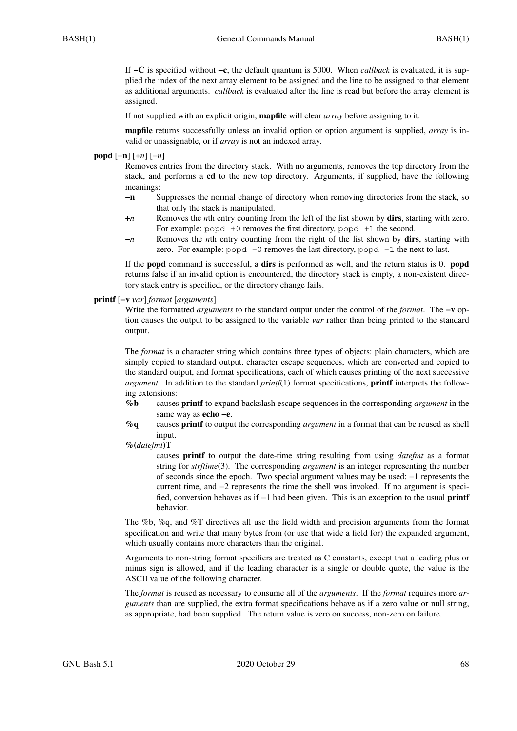If **−C** is specified without **−c**, the default quantum is 5000. When *callback* is evaluated, it is supplied the index of the next array element to be assigned and the line to be assigned to that element as additional arguments. *callback* is evaluated after the line is read but before the array element is assigned.

If not supplied with an explicit origin, **mapfile** will clear *array* before assigning to it.

**mapfile** returns successfully unless an invalid option or option argument is supplied, *array* is invalid or unassignable, or if *array* is not an indexed array.

**popd** [−**n**] [+*n*] [−*n*]

Removes entries from the directory stack. With no arguments, removes the top directory from the stack, and performs a **cd** to the new top directory. Arguments, if supplied, have the following meanings:

**−n**
: Suppresses the normal change of directory when removing directories from the stack, so that only the stack is manipulated.

**+***n*
: Removes the *n*th entry counting from the left of the list shown by **dirs**, starting with zero. For example: `popd +0` removes the first directory, `popd +1` the second.

**−***n*
: Removes the *n*th entry counting from the right of the list shown by **dirs**, starting with zero. For example: `popd -0` removes the last directory, `popd -1` the next to last.

If the **popd** command is successful, a **dirs** is performed as well, and the return status is 0. **popd** returns false if an invalid option is encountered, the directory stack is empty, a non-existent directory stack entry is specified, or the directory change fails.

**printf** [**−v** *var*] *format* [*arguments*]

Write the formatted *arguments* to the standard output under the control of the *format*. The **−v** option causes the output to be assigned to the variable *var* rather than being printed to the standard output.

The *format* is a character string which contains three types of objects: plain characters, which are simply copied to standard output, character escape sequences, which are converted and copied to the standard output, and format specifications, each of which causes printing of the next successive *argument*. In addition to the standard *printf*(1) format specifications, **printf** interprets the following extensions:

**%b**
: causes **printf** to expand backslash escape sequences in the corresponding *argument* in the same way as **echo −e**.

**%q**
: causes **printf** to output the corresponding *argument* in a format that can be reused as shell input.

**%(***datefmt***)T**
: causes **printf** to output the date-time string resulting from using *datefmt* as a format string for *strftime*(3). The corresponding *argument* is an integer representing the number of seconds since the epoch. Two special argument values may be used: −1 represents the current time, and −2 represents the time the shell was invoked. If no argument is specified, conversion behaves as if −1 had been given. This is an exception to the usual **printf** behavior.

The %b, %q, and %T directives all use the field width and precision arguments from the format specification and write that many bytes from (or use that wide a field for) the expanded argument, which usually contains more characters than the original.

Arguments to non-string format specifiers are treated as C constants, except that a leading plus or minus sign is allowed, and if the leading character is a single or double quote, the value is the ASCII value of the following character.

The *format* is reused as necessary to consume all of the *arguments*. If the *format* requires more *arguments* than are supplied, the extra format specifications behave as if a zero value or null string, as appropriate, had been supplied. The return value is zero on success, non-zero on failure.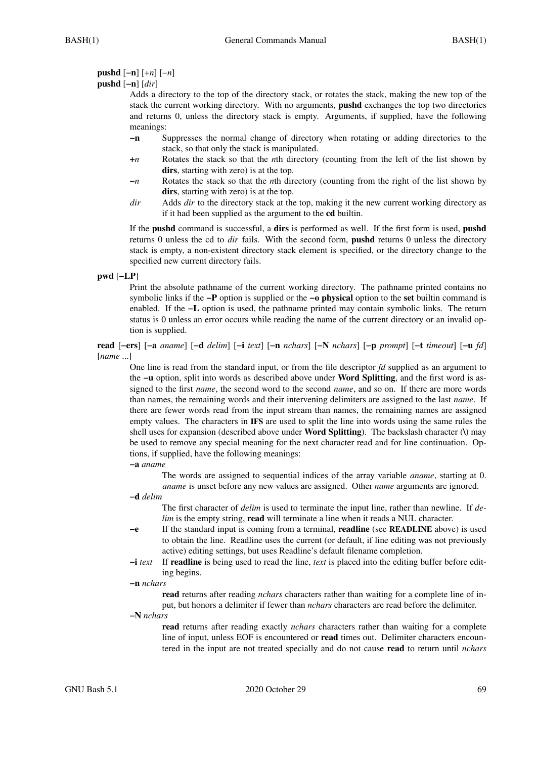**pushd** [**−n**] [+*n*] [−*n*]
**pushd** [**−n**] [*dir*]

Adds a directory to the top of the directory stack, or rotates the stack, making the new top of the stack the current working directory. With no arguments, **pushd** exchanges the top two directories and returns 0, unless the directory stack is empty. Arguments, if supplied, have the following meanings:

**−n** Suppresses the normal change of directory when rotating or adding directories to the stack, so that only the stack is manipulated.

**+***n* Rotates the stack so that the *n*th directory (counting from the left of the list shown by **dirs**, starting with zero) is at the top.

**−***n* Rotates the stack so that the *n*th directory (counting from the right of the list shown by **dirs**, starting with zero) is at the top.

*dir* Adds *dir* to the directory stack at the top, making it the new current working directory as if it had been supplied as the argument to the **cd** builtin.

If the **pushd** command is successful, a **dirs** is performed as well. If the first form is used, **pushd** returns 0 unless the cd to *dir* fails. With the second form, **pushd** returns 0 unless the directory stack is empty, a non-existent directory stack element is specified, or the directory change to the specified new current directory fails.

**pwd** [**−LP**]

Print the absolute pathname of the current working directory. The pathname printed contains no symbolic links if the **−P** option is supplied or the **−o physical** option to the **set** builtin command is enabled. If the **−L** option is used, the pathname printed may contain symbolic links. The return status is 0 unless an error occurs while reading the name of the current directory or an invalid option is supplied.

**read** [**−ers**] [**−a** *aname*] [**−d** *delim*] [**−i** *text*] [**−n** *nchars*] [**−N** *nchars*] [**−p** *prompt*] [**−t** *timeout*] [**−u** *fd*] [*name* ...]

One line is read from the standard input, or from the file descriptor *fd* supplied as an argument to the **−u** option, split into words as described above under **Word Splitting**, and the first word is assigned to the first *name*, the second word to the second *name*, and so on. If there are more words than names, the remaining words and their intervening delimiters are assigned to the last *name*. If there are fewer words read from the input stream than names, the remaining names are assigned empty values. The characters in **IFS** are used to split the line into words using the same rules the shell uses for expansion (described above under **Word Splitting**). The backslash character (**\**) may be used to remove any special meaning for the next character read and for line continuation. Options, if supplied, have the following meanings:

**−a** *aname*
The words are assigned to sequential indices of the array variable *aname*, starting at 0. *aname* is unset before any new values are assigned. Other *name* arguments are ignored.

**−d** *delim*
The first character of *delim* is used to terminate the input line, rather than newline. If *delim* is the empty string, **read** will terminate a line when it reads a NUL character.

**−e** If the standard input is coming from a terminal, **readline** (see **READLINE** above) is used to obtain the line. Readline uses the current (or default, if line editing was not previously active) editing settings, but uses Readline's default filename completion.

**−i** *text* If **readline** is being used to read the line, *text* is placed into the editing buffer before editing begins.

**−n** *nchars*
**read** returns after reading *nchars* characters rather than waiting for a complete line of input, but honors a delimiter if fewer than *nchars* characters are read before the delimiter.

**−N** *nchars*
**read** returns after reading exactly *nchars* characters rather than waiting for a complete line of input, unless EOF is encountered or **read** times out. Delimiter characters encountered in the input are not treated specially and do not cause **read** to return until *nchars*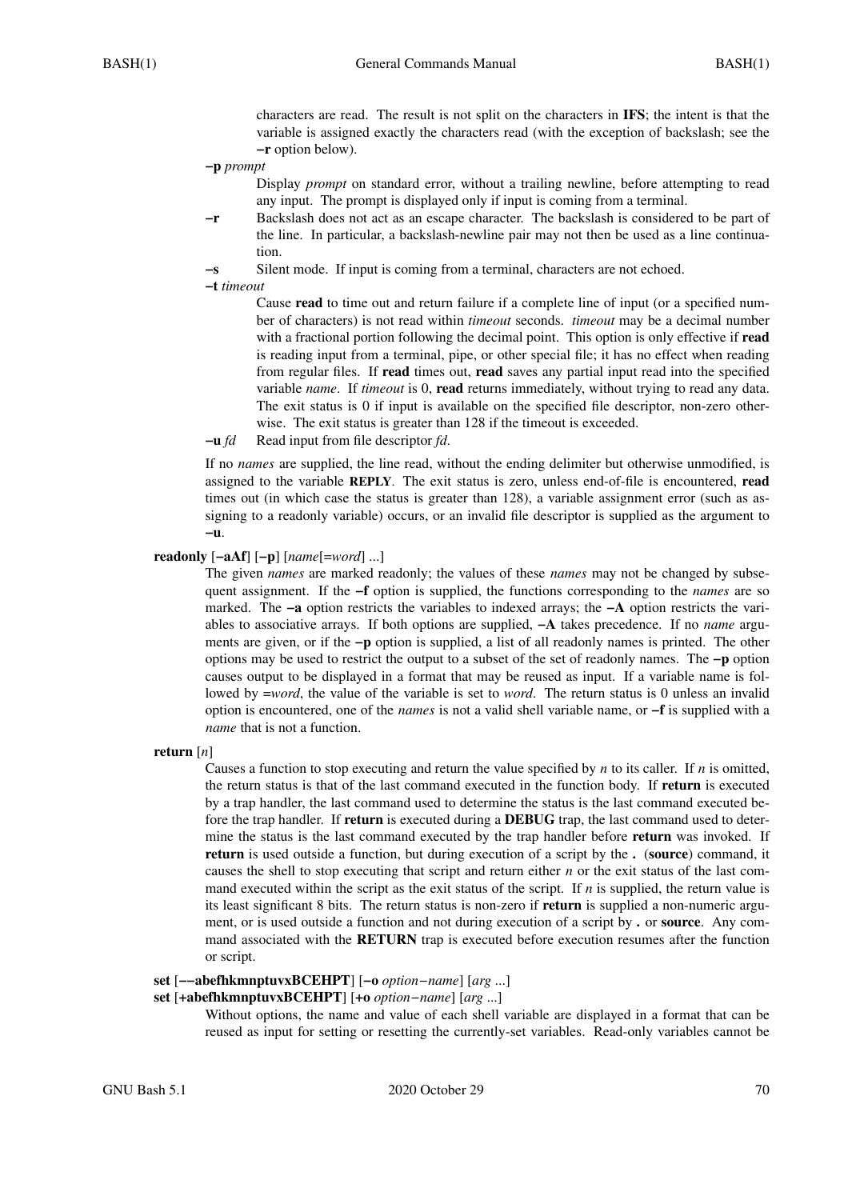characters are read. The result is not split on the characters in **IFS**; the intent is that the variable is assigned exactly the characters read (with the exception of backslash; see the **−r** option below).

**−p** *prompt*
Display *prompt* on standard error, without a trailing newline, before attempting to read any input. The prompt is displayed only if input is coming from a terminal.

**−r** Backslash does not act as an escape character. The backslash is considered to be part of the line. In particular, a backslash-newline pair may not then be used as a line continuation.

**−s** Silent mode. If input is coming from a terminal, characters are not echoed.

**−t** *timeout*
Cause **read** to time out and return failure if a complete line of input (or a specified number of characters) is not read within *timeout* seconds. *timeout* may be a decimal number with a fractional portion following the decimal point. This option is only effective if **read** is reading input from a terminal, pipe, or other special file; it has no effect when reading from regular files. If **read** times out, **read** saves any partial input read into the specified variable *name*. If *timeout* is 0, **read** returns immediately, without trying to read any data. The exit status is 0 if input is available on the specified file descriptor, non-zero otherwise. The exit status is greater than 128 if the timeout is exceeded.

**−u** *fd* Read input from file descriptor *fd*.

If no *names* are supplied, the line read, without the ending delimiter but otherwise unmodified, is assigned to the variable **REPLY**. The exit status is zero, unless end-of-file is encountered, **read** times out (in which case the status is greater than 128), a variable assignment error (such as assigning to a readonly variable) occurs, or an invalid file descriptor is supplied as the argument to **−u**.

**readonly** [**−aAf**] [**−p**] [*name*[=*word*] ...]
The given *names* are marked readonly; the values of these *names* may not be changed by subsequent assignment. If the **−f** option is supplied, the functions corresponding to the *names* are so marked. The **−a** option restricts the variables to indexed arrays; the **−A** option restricts the variables to associative arrays. If both options are supplied, **−A** takes precedence. If no *name* arguments are given, or if the **−p** option is supplied, a list of all readonly names is printed. The other options may be used to restrict the output to a subset of the set of readonly names. The **−p** option causes output to be displayed in a format that may be reused as input. If a variable name is followed by =*word*, the value of the variable is set to *word*. The return status is 0 unless an invalid option is encountered, one of the *names* is not a valid shell variable name, or **−f** is supplied with a *name* that is not a function.

**return** [*n*]
Causes a function to stop executing and return the value specified by *n* to its caller. If *n* is omitted, the return status is that of the last command executed in the function body. If **return** is executed by a trap handler, the last command used to determine the status is the last command executed before the trap handler. If **return** is executed during a **DEBUG** trap, the last command used to determine the status is the last command executed by the trap handler before **return** was invoked. If **return** is used outside a function, but during execution of a script by the **.** (**source**) command, it causes the shell to stop executing that script and return either *n* or the exit status of the last command executed within the script as the exit status of the script. If *n* is supplied, the return value is its least significant 8 bits. The return status is non-zero if **return** is supplied a non-numeric argument, or is used outside a function and not during execution of a script by **.** or **source**. Any command associated with the **RETURN** trap is executed before execution resumes after the function or script.

**set** [**−−abefhkmnptuvxBCEHPT**] [**−o** *option−name*] [*arg* ...]
**set** [**+abefhkmnptuvxBCEHPT**] [**+o** *option−name*] [*arg* ...]
Without options, the name and value of each shell variable are displayed in a format that can be reused as input for setting or resetting the currently-set variables. Read-only variables cannot be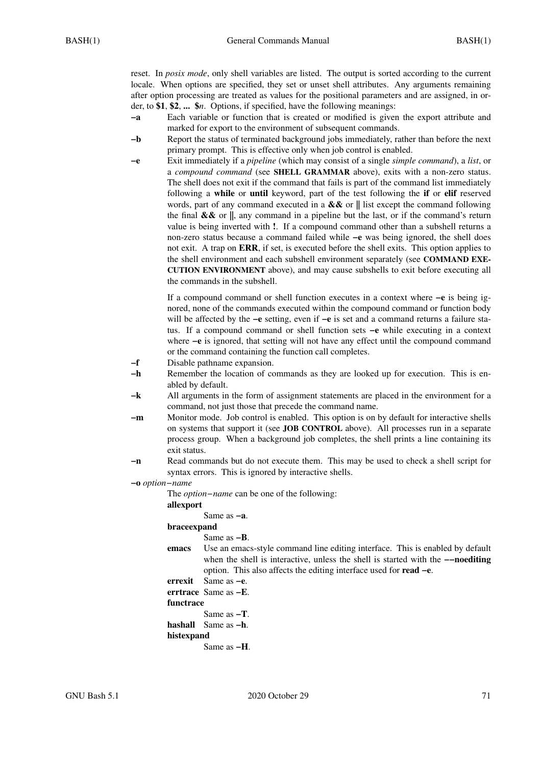reset. In *posix mode*, only shell variables are listed. The output is sorted according to the current locale. When options are specified, they set or unset shell attributes. Any arguments remaining after option processing are treated as values for the positional parameters and are assigned, in order, to **$1**, **$2**, **...** **$***n*. Options, if specified, have the following meanings:

**−a** Each variable or function that is created or modified is given the export attribute and marked for export to the environment of subsequent commands.

**−b** Report the status of terminated background jobs immediately, rather than before the next primary prompt. This is effective only when job control is enabled.

**−e** Exit immediately if a *pipeline* (which may consist of a single *simple command*), a *list*, or a *compound command* (see **SHELL GRAMMAR** above), exits with a non-zero status. The shell does not exit if the command that fails is part of the command list immediately following a **while** or **until** keyword, part of the test following the **if** or **elif** reserved words, part of any command executed in a **&&** or **||** list except the command following the final **&&** or **||**, any command in a pipeline but the last, or if the command's return value is being inverted with **!**. If a compound command other than a subshell returns a non-zero status because a command failed while **−e** was being ignored, the shell does not exit. A trap on **ERR**, if set, is executed before the shell exits. This option applies to the shell environment and each subshell environment separately (see **COMMAND EXECUTION ENVIRONMENT** above), and may cause subshells to exit before executing all the commands in the subshell.

If a compound command or shell function executes in a context where **−e** is being ignored, none of the commands executed within the compound command or function body will be affected by the **−e** setting, even if **−e** is set and a command returns a failure status. If a compound command or shell function sets **−e** while executing in a context where **−e** is ignored, that setting will not have any effect until the compound command or the command containing the function call completes.

**−f** Disable pathname expansion.

**−h** Remember the location of commands as they are looked up for execution. This is enabled by default.

**−k** All arguments in the form of assignment statements are placed in the environment for a command, not just those that precede the command name.

**−m** Monitor mode. Job control is enabled. This option is on by default for interactive shells on systems that support it (see **JOB CONTROL** above). All processes run in a separate process group. When a background job completes, the shell prints a line containing its exit status.

**−n** Read commands but do not execute them. This may be used to check a shell script for syntax errors. This is ignored by interactive shells.

**−o** *option−name*
The *option−name* can be one of the following:

**allexport**
Same as **−a**.

**braceexpand**
Same as **−B**.

**emacs** Use an emacs-style command line editing interface. This is enabled by default when the shell is interactive, unless the shell is started with the **−−noediting** option. This also affects the editing interface used for **read −e**.

**errexit** Same as **−e**.

**errtrace** Same as **−E**.

**functrace**
Same as **−T**.

**hashall** Same as **−h**.

**histexpand**
Same as **−H**.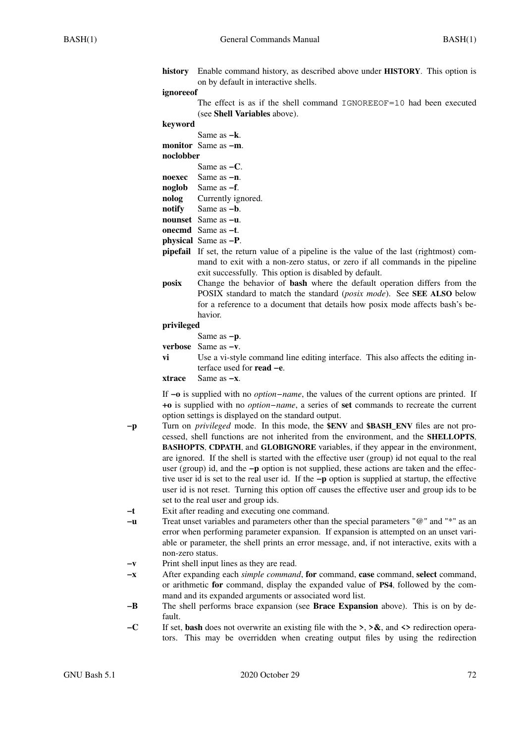**history** Enable command history, as described above under **HISTORY**. This option is on by default in interactive shells.

**ignoreeof**
The effect is as if the shell command `IGNOREEOF=10` had been executed (see **Shell Variables** above).

**keyword**
Same as **−k**.

**monitor** Same as **−m**.

**noclobber**
Same as **−C**.

**noexec** Same as **−n**.

**noglob** Same as **−f**.

**nolog** Currently ignored.

**notify** Same as **−b**.

**nounset** Same as **−u**.

**onecmd** Same as **−t**.

**physical** Same as **−P**.

**pipefail** If set, the return value of a pipeline is the value of the last (rightmost) command to exit with a non-zero status, or zero if all commands in the pipeline exit successfully. This option is disabled by default.

**posix** Change the behavior of **bash** where the default operation differs from the POSIX standard to match the standard (*posix mode*). See **SEE ALSO** below for a reference to a document that details how posix mode affects bash's behavior.

**privileged**
Same as **−p**.

**verbose** Same as **−v**.

**vi** Use a vi-style command line editing interface. This also affects the editing interface used for **read −e**.

**xtrace** Same as **−x**.

If **−o** is supplied with no *option−name*, the values of the current options are printed. If **+o** is supplied with no *option−name*, a series of **set** commands to recreate the current option settings is displayed on the standard output.

**−p** Turn on *privileged* mode. In this mode, the **$ENV** and **$BASH_ENV** files are not processed, shell functions are not inherited from the environment, and the **SHELLOPTS**, **BASHOPTS**, **CDPATH**, and **GLOBIGNORE** variables, if they appear in the environment, are ignored. If the shell is started with the effective user (group) id not equal to the real user (group) id, and the **−p** option is not supplied, these actions are taken and the effective user id is set to the real user id. If the **−p** option is supplied at startup, the effective user id is not reset. Turning this option off causes the effective user and group ids to be set to the real user and group ids.

**−t** Exit after reading and executing one command.

**−u** Treat unset variables and parameters other than the special parameters "@" and "*" as an error when performing parameter expansion. If expansion is attempted on an unset variable or parameter, the shell prints an error message, and, if not interactive, exits with a non-zero status.

**−v** Print shell input lines as they are read.

**−x** After expanding each *simple command*, **for** command, **case** command, **select** command, or arithmetic **for** command, display the expanded value of **PS4**, followed by the command and its expanded arguments or associated word list.

**−B** The shell performs brace expansion (see **Brace Expansion** above). This is on by default.

**−C** If set, **bash** does not overwrite an existing file with the **>**, **>&**, and **<>** redirection operators. This may be overridden when creating output files by using the redirection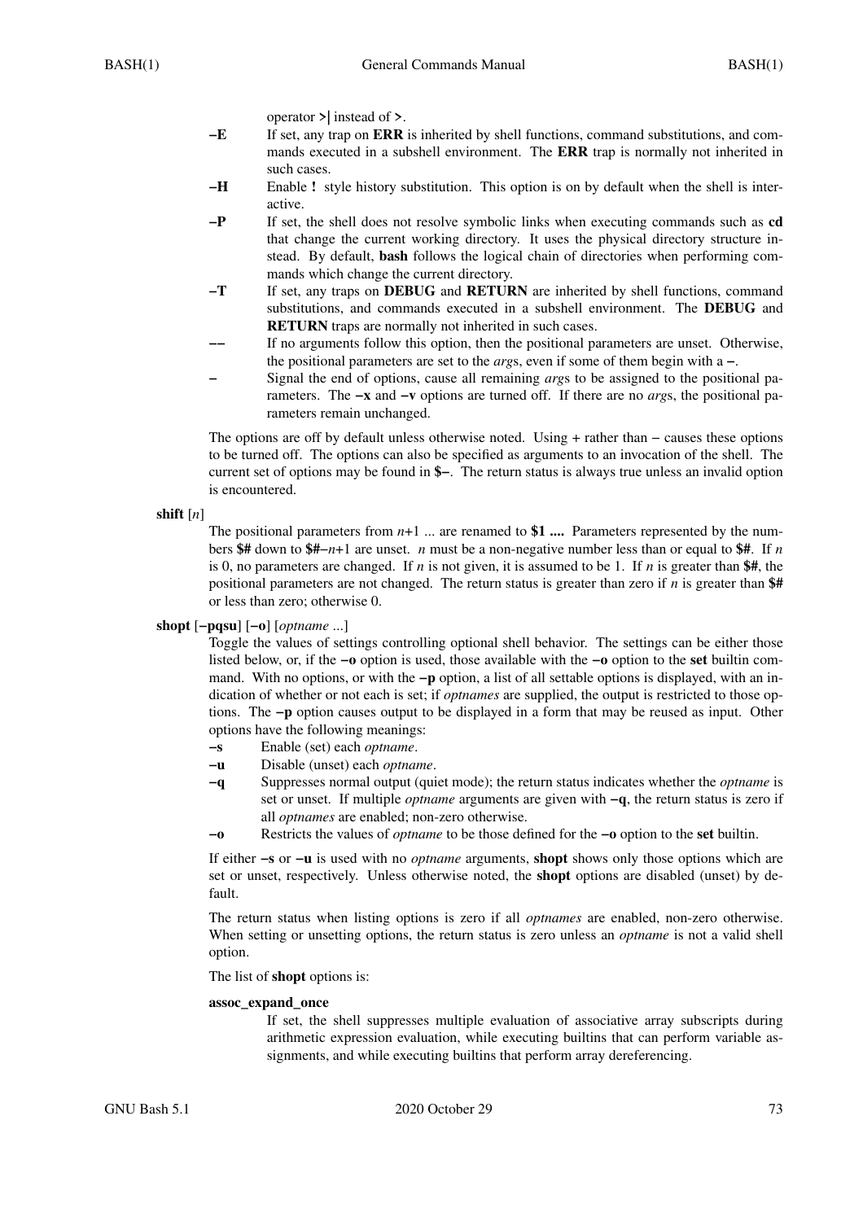operator **>|** instead of **>**.

**−E** If set, any trap on **ERR** is inherited by shell functions, command substitutions, and commands executed in a subshell environment. The **ERR** trap is normally not inherited in such cases.

**−H** Enable **!** style history substitution. This option is on by default when the shell is interactive.

**−P** If set, the shell does not resolve symbolic links when executing commands such as **cd** that change the current working directory. It uses the physical directory structure instead. By default, **bash** follows the logical chain of directories when performing commands which change the current directory.

**−T** If set, any traps on **DEBUG** and **RETURN** are inherited by shell functions, command substitutions, and commands executed in a subshell environment. The **DEBUG** and **RETURN** traps are normally not inherited in such cases.

**−−** If no arguments follow this option, then the positional parameters are unset. Otherwise, the positional parameters are set to the *arg*s, even if some of them begin with a **−**.

**−** Signal the end of options, cause all remaining *arg*s to be assigned to the positional parameters. The **−x** and **−v** options are turned off. If there are no *arg*s, the positional parameters remain unchanged.

The options are off by default unless otherwise noted. Using + rather than − causes these options to be turned off. The options can also be specified as arguments to an invocation of the shell. The current set of options may be found in **$−**. The return status is always true unless an invalid option is encountered.

**shift** [*n*]

The positional parameters from *n*+1 ... are renamed to **$1 ....** Parameters represented by the numbers **$#** down to **$#**−*n*+1 are unset. *n* must be a non-negative number less than or equal to **$#**. If *n* is 0, no parameters are changed. If *n* is not given, it is assumed to be 1. If *n* is greater than **$#**, the positional parameters are not changed. The return status is greater than zero if *n* is greater than **$#** or less than zero; otherwise 0.

**shopt** [**−pqsu**] [**−o**] [*optname* ...]

Toggle the values of settings controlling optional shell behavior. The settings can be either those listed below, or, if the **−o** option is used, those available with the **−o** option to the **set** builtin command. With no options, or with the **−p** option, a list of all settable options is displayed, with an indication of whether or not each is set; if *optnames* are supplied, the output is restricted to those options. The **−p** option causes output to be displayed in a form that may be reused as input. Other options have the following meanings:

**−s** Enable (set) each *optname*.

**−u** Disable (unset) each *optname*.

**−q** Suppresses normal output (quiet mode); the return status indicates whether the *optname* is set or unset. If multiple *optname* arguments are given with **−q**, the return status is zero if all *optnames* are enabled; non-zero otherwise.

**−o** Restricts the values of *optname* to be those defined for the **−o** option to the **set** builtin.

If either **−s** or **−u** is used with no *optname* arguments, **shopt** shows only those options which are set or unset, respectively. Unless otherwise noted, the **shopt** options are disabled (unset) by default.

The return status when listing options is zero if all *optnames* are enabled, non-zero otherwise. When setting or unsetting options, the return status is zero unless an *optname* is not a valid shell option.

The list of **shopt** options is:

**assoc_expand_once**

If set, the shell suppresses multiple evaluation of associative array subscripts during arithmetic expression evaluation, while executing builtins that can perform variable assignments, and while executing builtins that perform array dereferencing.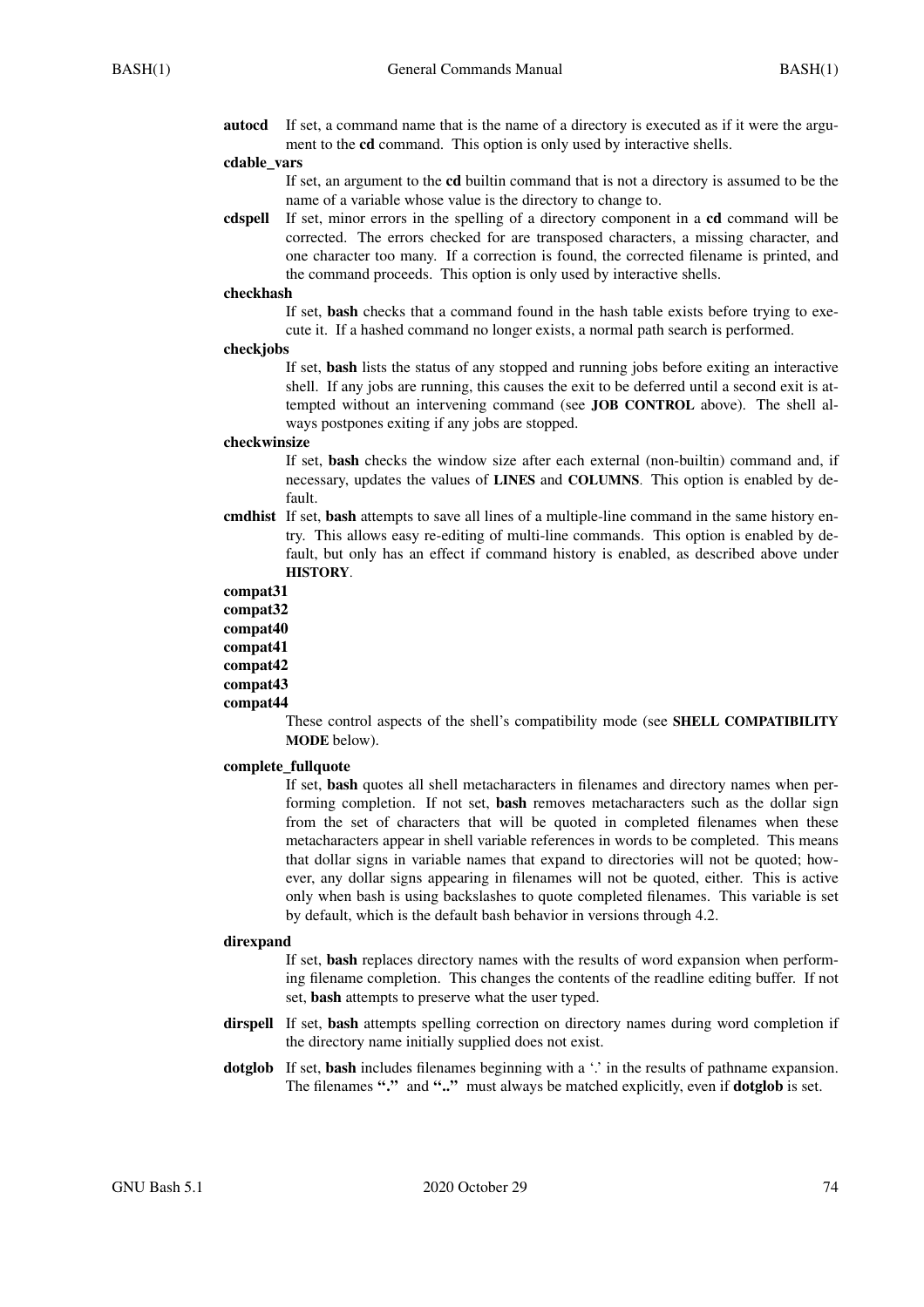**autocd** If set, a command name that is the name of a directory is executed as if it were the argument to the **cd** command. This option is only used by interactive shells.

**cdable_vars**
If set, an argument to the **cd** builtin command that is not a directory is assumed to be the name of a variable whose value is the directory to change to.

**cdspell** If set, minor errors in the spelling of a directory component in a **cd** command will be corrected. The errors checked for are transposed characters, a missing character, and one character too many. If a correction is found, the corrected filename is printed, and the command proceeds. This option is only used by interactive shells.

**checkhash**
If set, **bash** checks that a command found in the hash table exists before trying to execute it. If a hashed command no longer exists, a normal path search is performed.

**checkjobs**
If set, **bash** lists the status of any stopped and running jobs before exiting an interactive shell. If any jobs are running, this causes the exit to be deferred until a second exit is attempted without an intervening command (see **JOB CONTROL** above). The shell always postpones exiting if any jobs are stopped.

**checkwinsize**
If set, **bash** checks the window size after each external (non-builtin) command and, if necessary, updates the values of **LINES** and **COLUMNS**. This option is enabled by default.

**cmdhist** If set, **bash** attempts to save all lines of a multiple-line command in the same history entry. This allows easy re-editing of multi-line commands. This option is enabled by default, but only has an effect if command history is enabled, as described above under **HISTORY**.

**compat31**
**compat32**
**compat40**
**compat41**
**compat42**
**compat43**
**compat44**
These control aspects of the shell's compatibility mode (see **SHELL COMPATIBILITY MODE** below).

**complete_fullquote**
If set, **bash** quotes all shell metacharacters in filenames and directory names when performing completion. If not set, **bash** removes metacharacters such as the dollar sign from the set of characters that will be quoted in completed filenames when these metacharacters appear in shell variable references in words to be completed. This means that dollar signs in variable names that expand to directories will not be quoted; however, any dollar signs appearing in filenames will not be quoted, either. This is active only when bash is using backslashes to quote completed filenames. This variable is set by default, which is the default bash behavior in versions through 4.2.

**direxpand**
If set, **bash** replaces directory names with the results of word expansion when performing filename completion. This changes the contents of the readline editing buffer. If not set, **bash** attempts to preserve what the user typed.

**dirspell** If set, **bash** attempts spelling correction on directory names during word completion if the directory name initially supplied does not exist.

**dotglob** If set, **bash** includes filenames beginning with a '.' in the results of pathname expansion. The filenames **"."** and **".."** must always be matched explicitly, even if **dotglob** is set.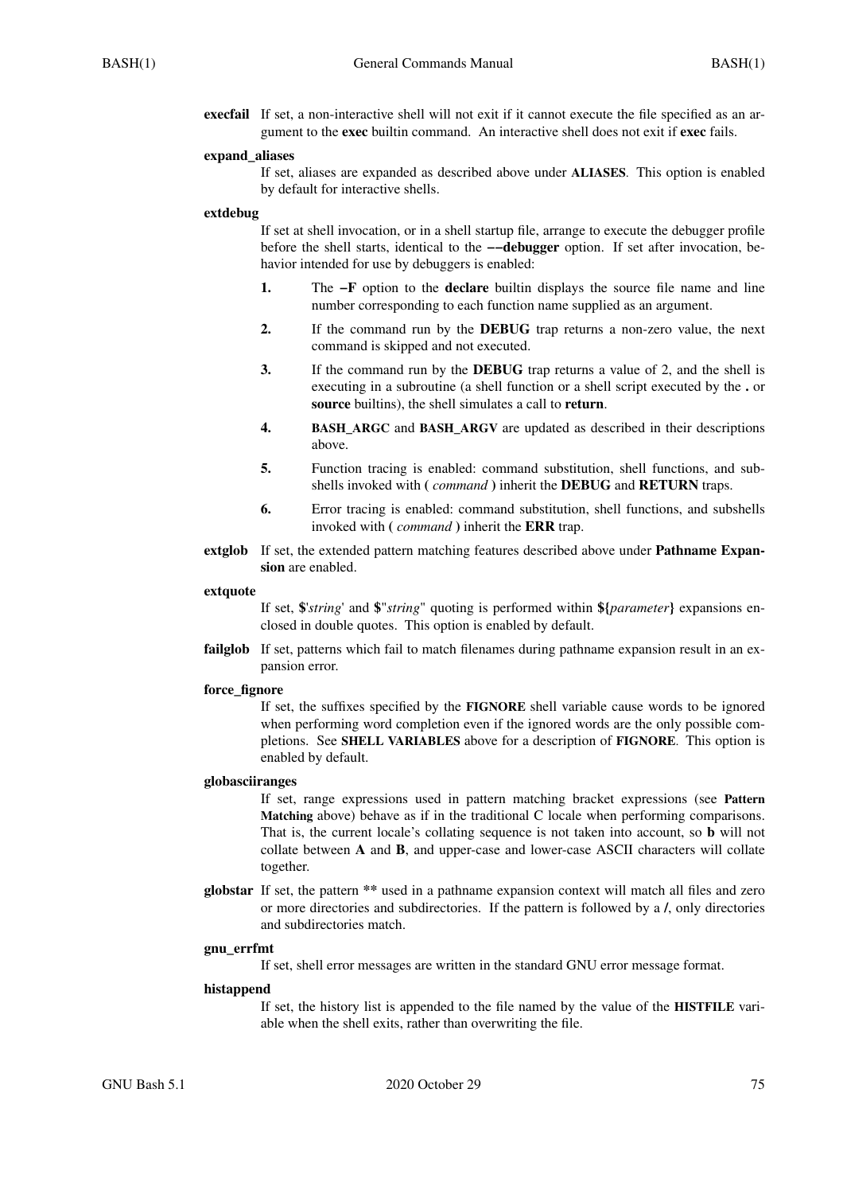**execfail** If set, a non-interactive shell will not exit if it cannot execute the file specified as an argument to the **exec** builtin command. An interactive shell does not exit if **exec** fails.

**expand_aliases**
If set, aliases are expanded as described above under **ALIASES**. This option is enabled by default for interactive shells.

**extdebug**
If set at shell invocation, or in a shell startup file, arrange to execute the debugger profile before the shell starts, identical to the **−−debugger** option. If set after invocation, behavior intended for use by debuggers is enabled:

1. The **−F** option to the **declare** builtin displays the source file name and line number corresponding to each function name supplied as an argument.
2. If the command run by the **DEBUG** trap returns a non-zero value, the next command is skipped and not executed.
3. If the command run by the **DEBUG** trap returns a value of 2, and the shell is executing in a subroutine (a shell function or a shell script executed by the **.** or **source** builtins), the shell simulates a call to **return**.
4. **BASH_ARGC** and **BASH_ARGV** are updated as described in their descriptions above.
5. Function tracing is enabled: command substitution, shell functions, and subshells invoked with **(** *command* **)** inherit the **DEBUG** and **RETURN** traps.
6. Error tracing is enabled: command substitution, shell functions, and subshells invoked with **(** *command* **)** inherit the **ERR** trap.

**extglob** If set, the extended pattern matching features described above under **Pathname Expansion** are enabled.

**extquote**
If set, **$**'*string*' and **$**"*string*" quoting is performed within **${***parameter***}** expansions enclosed in double quotes. This option is enabled by default.

**failglob** If set, patterns which fail to match filenames during pathname expansion result in an expansion error.

**force_fignore**
If set, the suffixes specified by the **FIGNORE** shell variable cause words to be ignored when performing word completion even if the ignored words are the only possible completions. See **SHELL VARIABLES** above for a description of **FIGNORE**. This option is enabled by default.

**globasciiranges**
If set, range expressions used in pattern matching bracket expressions (see **Pattern Matching** above) behave as if in the traditional C locale when performing comparisons. That is, the current locale's collating sequence is not taken into account, so **b** will not collate between **A** and **B**, and upper-case and lower-case ASCII characters will collate together.

**globstar** If set, the pattern ** used in a pathname expansion context will match all files and zero or more directories and subdirectories. If the pattern is followed by a **/**, only directories and subdirectories match.

**gnu_errfmt**
If set, shell error messages are written in the standard GNU error message format.

**histappend**
If set, the history list is appended to the file named by the value of the **HISTFILE** variable when the shell exits, rather than overwriting the file.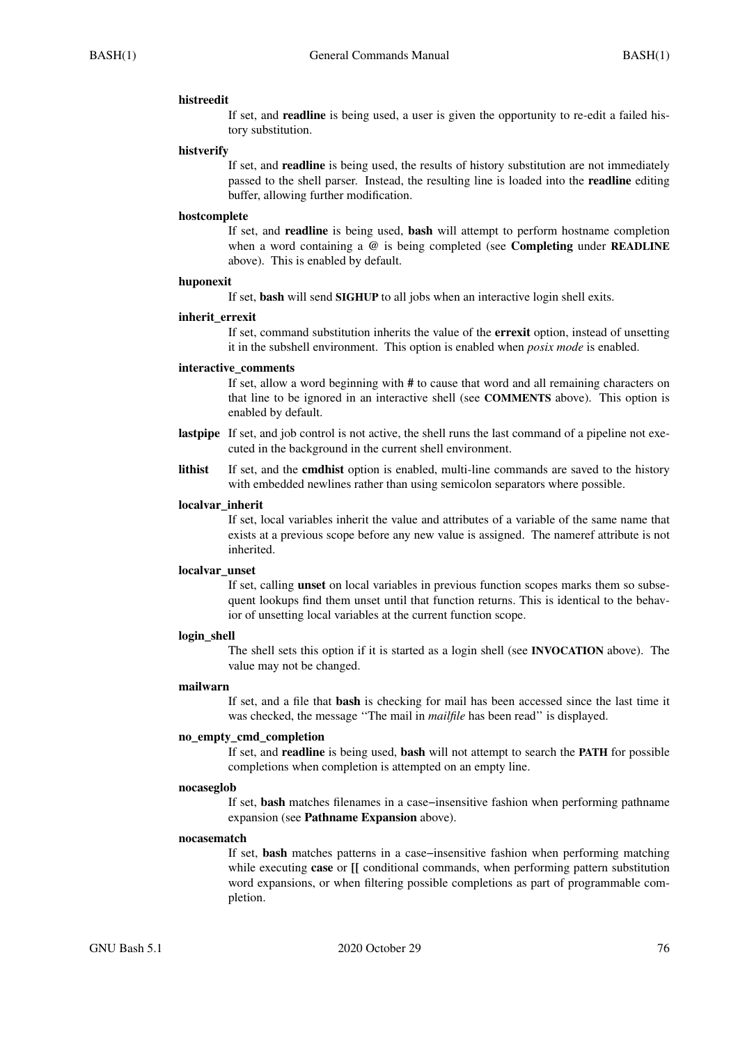**histreedit**
If set, and **readline** is being used, a user is given the opportunity to re-edit a failed history substitution.

**histverify**
If set, and **readline** is being used, the results of history substitution are not immediately passed to the shell parser. Instead, the resulting line is loaded into the **readline** editing buffer, allowing further modification.

**hostcomplete**
If set, and **readline** is being used, **bash** will attempt to perform hostname completion when a word containing a **@** is being completed (see **Completing** under **READLINE** above). This is enabled by default.

**huponexit**
If set, **bash** will send **SIGHUP** to all jobs when an interactive login shell exits.

**inherit_errexit**
If set, command substitution inherits the value of the **errexit** option, instead of unsetting it in the subshell environment. This option is enabled when *posix mode* is enabled.

**interactive_comments**
If set, allow a word beginning with **#** to cause that word and all remaining characters on that line to be ignored in an interactive shell (see **COMMENTS** above). This option is enabled by default.

**lastpipe**
If set, and job control is not active, the shell runs the last command of a pipeline not executed in the background in the current shell environment.

**lithist**
If set, and the **cmdhist** option is enabled, multi-line commands are saved to the history with embedded newlines rather than using semicolon separators where possible.

**localvar_inherit**
If set, local variables inherit the value and attributes of a variable of the same name that exists at a previous scope before any new value is assigned. The nameref attribute is not inherited.

**localvar_unset**
If set, calling **unset** on local variables in previous function scopes marks them so subsequent lookups find them unset until that function returns. This is identical to the behavior of unsetting local variables at the current function scope.

**login_shell**
The shell sets this option if it is started as a login shell (see **INVOCATION** above). The value may not be changed.

**mailwarn**
If set, and a file that **bash** is checking for mail has been accessed since the last time it was checked, the message ''The mail in *mailfile* has been read'' is displayed.

**no_empty_cmd_completion**
If set, and **readline** is being used, **bash** will not attempt to search the **PATH** for possible completions when completion is attempted on an empty line.

**nocaseglob**
If set, **bash** matches filenames in a case−insensitive fashion when performing pathname expansion (see **Pathname Expansion** above).

**nocasematch**
If set, **bash** matches patterns in a case−insensitive fashion when performing matching while executing **case** or **[[** conditional commands, when performing pattern substitution word expansions, or when filtering possible completions as part of programmable completion.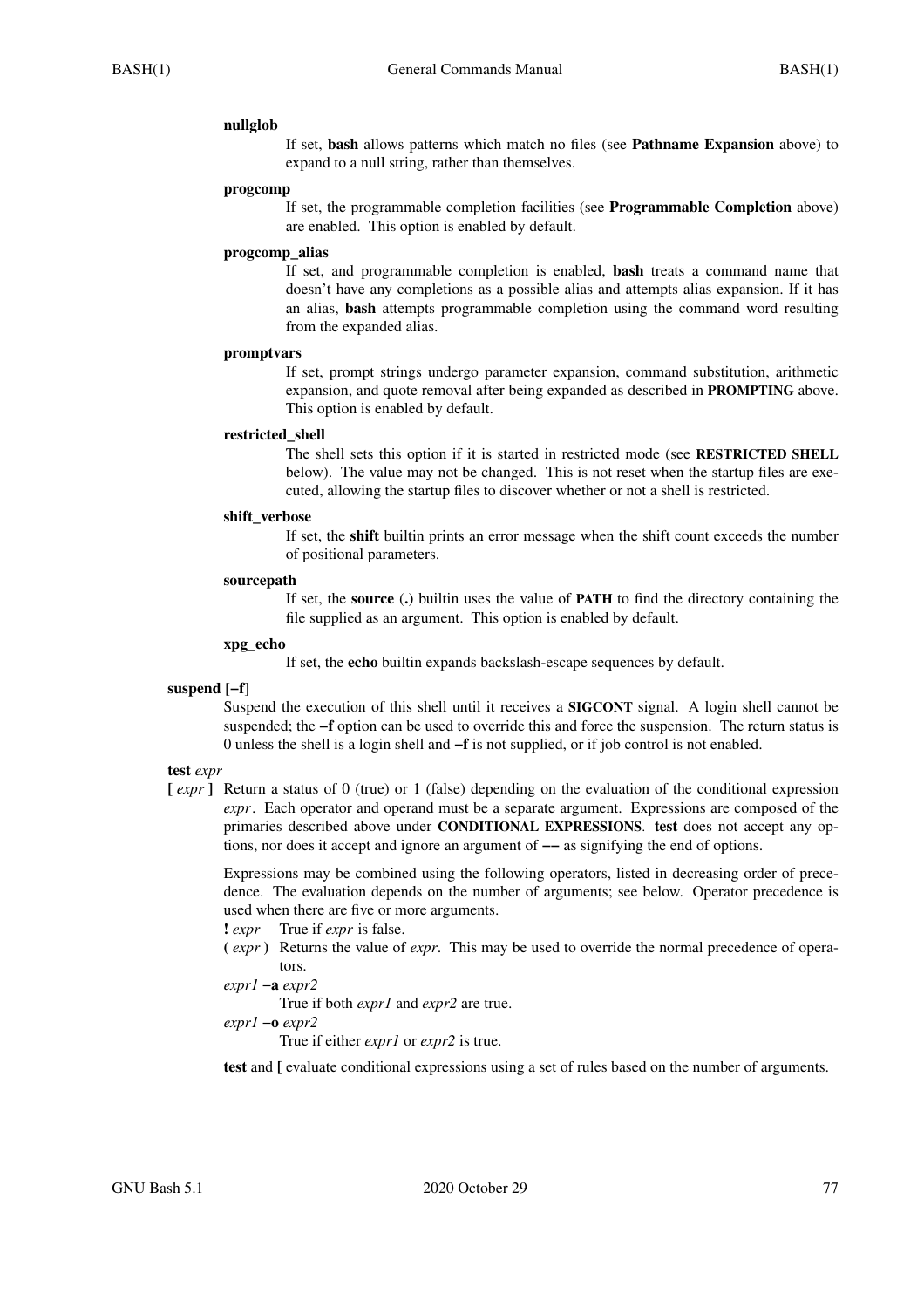**nullglob**

If set, **bash** allows patterns which match no files (see **Pathname Expansion** above) to expand to a null string, rather than themselves.

**progcomp**

If set, the programmable completion facilities (see **Programmable Completion** above) are enabled. This option is enabled by default.

**progcomp_alias**

If set, and programmable completion is enabled, **bash** treats a command name that doesn't have any completions as a possible alias and attempts alias expansion. If it has an alias, **bash** attempts programmable completion using the command word resulting from the expanded alias.

**promptvars**

If set, prompt strings undergo parameter expansion, command substitution, arithmetic expansion, and quote removal after being expanded as described in **PROMPTING** above. This option is enabled by default.

**restricted_shell**

The shell sets this option if it is started in restricted mode (see **RESTRICTED SHELL** below). The value may not be changed. This is not reset when the startup files are executed, allowing the startup files to discover whether or not a shell is restricted.

**shift_verbose**

If set, the **shift** builtin prints an error message when the shift count exceeds the number of positional parameters.

**sourcepath**

If set, the **source** (**.**) builtin uses the value of **PATH** to find the directory containing the file supplied as an argument. This option is enabled by default.

**xpg_echo**

If set, the **echo** builtin expands backslash-escape sequences by default.

**suspend** [**−f**]

Suspend the execution of this shell until it receives a **SIGCONT** signal. A login shell cannot be suspended; the **−f** option can be used to override this and force the suspension. The return status is 0 unless the shell is a login shell and **−f** is not supplied, or if job control is not enabled.

**test** *expr*

**[** *expr* **]** Return a status of 0 (true) or 1 (false) depending on the evaluation of the conditional expression *expr*. Each operator and operand must be a separate argument. Expressions are composed of the primaries described above under **CONDITIONAL EXPRESSIONS**. **test** does not accept any options, nor does it accept and ignore an argument of **−−** as signifying the end of options.

Expressions may be combined using the following operators, listed in decreasing order of precedence. The evaluation depends on the number of arguments; see below. Operator precedence is used when there are five or more arguments.

**!** *expr* True if *expr* is false.

**(** *expr* **)** Returns the value of *expr*. This may be used to override the normal precedence of operators.

*expr1* **−a** *expr2*

True if both *expr1* and *expr2* are true.

*expr1* **−o** *expr2*

True if either *expr1* or *expr2* is true.

**test** and **[** evaluate conditional expressions using a set of rules based on the number of arguments.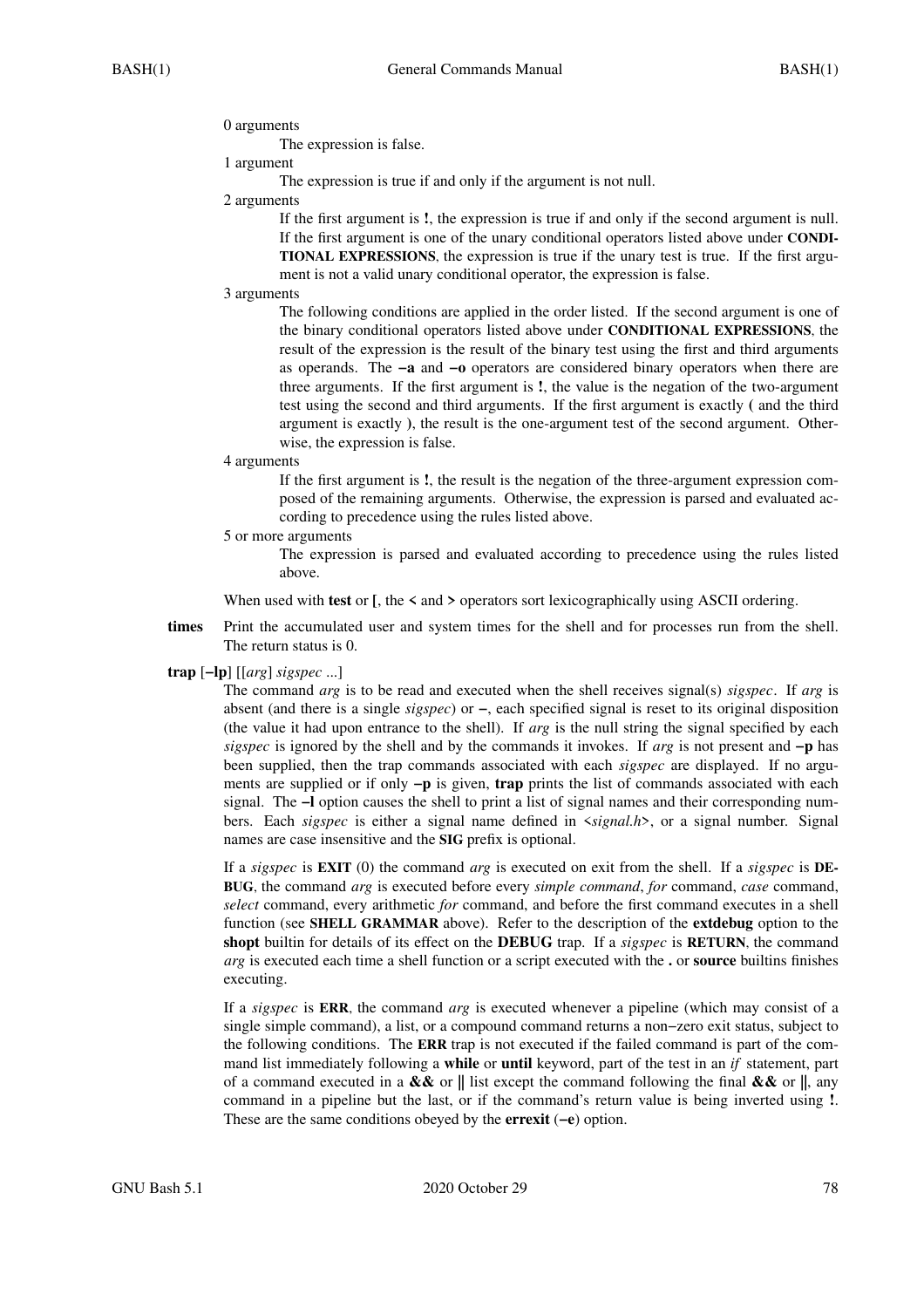0 arguments

The expression is false.

1 argument

The expression is true if and only if the argument is not null.

2 arguments

If the first argument is **!**, the expression is true if and only if the second argument is null. If the first argument is one of the unary conditional operators listed above under **CONDITIONAL EXPRESSIONS**, the expression is true if the unary test is true. If the first argument is not a valid unary conditional operator, the expression is false.

3 arguments

The following conditions are applied in the order listed. If the second argument is one of the binary conditional operators listed above under **CONDITIONAL EXPRESSIONS**, the result of the expression is the result of the binary test using the first and third arguments as operands. The **−a** and **−o** operators are considered binary operators when there are three arguments. If the first argument is **!**, the value is the negation of the two-argument test using the second and third arguments. If the first argument is exactly **(** and the third argument is exactly **)**, the result is the one-argument test of the second argument. Otherwise, the expression is false.

4 arguments

If the first argument is **!**, the result is the negation of the three-argument expression composed of the remaining arguments. Otherwise, the expression is parsed and evaluated according to precedence using the rules listed above.

5 or more arguments

The expression is parsed and evaluated according to precedence using the rules listed above.

When used with **test** or **[**, the **<** and **>** operators sort lexicographically using ASCII ordering.

**times** Print the accumulated user and system times for the shell and for processes run from the shell. The return status is 0.

**trap** [**−lp**] [[*arg*] *sigspec* ...]

The command *arg* is to be read and executed when the shell receives signal(s) *sigspec*. If *arg* is absent (and there is a single *sigspec*) or **−**, each specified signal is reset to its original disposition (the value it had upon entrance to the shell). If *arg* is the null string the signal specified by each *sigspec* is ignored by the shell and by the commands it invokes. If *arg* is not present and **−p** has been supplied, then the trap commands associated with each *sigspec* are displayed. If no arguments are supplied or if only **−p** is given, **trap** prints the list of commands associated with each signal. The **−l** option causes the shell to print a list of signal names and their corresponding numbers. Each *sigspec* is either a signal name defined in <*signal.h*>, or a signal number. Signal names are case insensitive and the **SIG** prefix is optional.

If a *sigspec* is **EXIT** (0) the command *arg* is executed on exit from the shell. If a *sigspec* is **DEBUG**, the command *arg* is executed before every *simple command*, *for* command, *case* command, *select* command, every arithmetic *for* command, and before the first command executes in a shell function (see **SHELL GRAMMAR** above). Refer to the description of the **extdebug** option to the **shopt** builtin for details of its effect on the **DEBUG** trap. If a *sigspec* is **RETURN**, the command *arg* is executed each time a shell function or a script executed with the **.** or **source** builtins finishes executing.

If a *sigspec* is **ERR**, the command *arg* is executed whenever a pipeline (which may consist of a single simple command), a list, or a compound command returns a non−zero exit status, subject to the following conditions. The **ERR** trap is not executed if the failed command is part of the command list immediately following a **while** or **until** keyword, part of the test in an *if* statement, part of a command executed in a **&&** or **||** list except the command following the final **&&** or **||**, any command in a pipeline but the last, or if the command's return value is being inverted using **!**. These are the same conditions obeyed by the **errexit** (**−e**) option.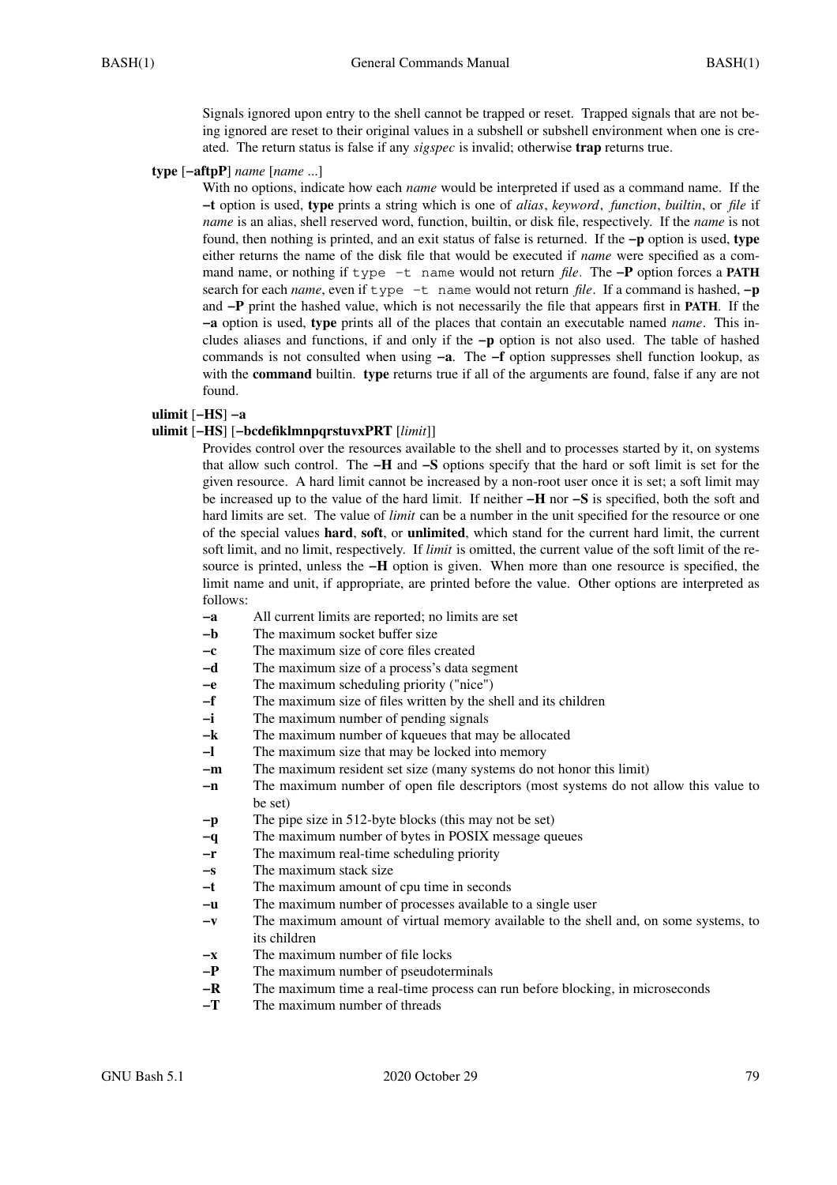Signals ignored upon entry to the shell cannot be trapped or reset. Trapped signals that are not being ignored are reset to their original values in a subshell or subshell environment when one is created. The return status is false if any *sigspec* is invalid; otherwise **trap** returns true.

**type** [**−aftpP**] *name* [*name* ...]

With no options, indicate how each *name* would be interpreted if used as a command name. If the **−t** option is used, **type** prints a string which is one of *alias*, *keyword*, *function*, *builtin*, or *file* if *name* is an alias, shell reserved word, function, builtin, or disk file, respectively. If the *name* is not found, then nothing is printed, and an exit status of false is returned. If the **−p** option is used, **type** either returns the name of the disk file that would be executed if *name* were specified as a command name, or nothing if `type -t name` would not return *file*. The **−P** option forces a **PATH** search for each *name*, even if `type -t name` would not return *file*. If a command is hashed, **−p** and **−P** print the hashed value, which is not necessarily the file that appears first in **PATH**. If the **−a** option is used, **type** prints all of the places that contain an executable named *name*. This includes aliases and functions, if and only if the **−p** option is not also used. The table of hashed commands is not consulted when using **−a**. The **−f** option suppresses shell function lookup, as with the **command** builtin. **type** returns true if all of the arguments are found, false if any are not found.

**ulimit** [**−HS**] **−a**
**ulimit** [**−HS**] [**−bcdefiklmnpqrstuvxPRT** [*limit*]]

Provides control over the resources available to the shell and to processes started by it, on systems that allow such control. The **−H** and **−S** options specify that the hard or soft limit is set for the given resource. A hard limit cannot be increased by a non-root user once it is set; a soft limit may be increased up to the value of the hard limit. If neither **−H** nor **−S** is specified, both the soft and hard limits are set. The value of *limit* can be a number in the unit specified for the resource or one of the special values **hard**, **soft**, or **unlimited**, which stand for the current hard limit, the current soft limit, and no limit, respectively. If *limit* is omitted, the current value of the soft limit of the resource is printed, unless the **−H** option is given. When more than one resource is specified, the limit name and unit, if appropriate, are printed before the value. Other options are interpreted as follows:

- **−a** All current limits are reported; no limits are set
- **−b** The maximum socket buffer size
- **−c** The maximum size of core files created
- **−d** The maximum size of a process's data segment
- **−e** The maximum scheduling priority ("nice")
- **−f** The maximum size of files written by the shell and its children
- **−i** The maximum number of pending signals
- **−k** The maximum number of kqueues that may be allocated
- **−l** The maximum size that may be locked into memory
- **−m** The maximum resident set size (many systems do not honor this limit)
- **−n** The maximum number of open file descriptors (most systems do not allow this value to be set)
- **−p** The pipe size in 512-byte blocks (this may not be set)
- **−q** The maximum number of bytes in POSIX message queues
- **−r** The maximum real-time scheduling priority
- **−s** The maximum stack size
- **−t** The maximum amount of cpu time in seconds
- **−u** The maximum number of processes available to a single user
- **−v** The maximum amount of virtual memory available to the shell and, on some systems, to its children
- **−x** The maximum number of file locks
- **−P** The maximum number of pseudoterminals
- **−R** The maximum time a real-time process can run before blocking, in microseconds
- **−T** The maximum number of threads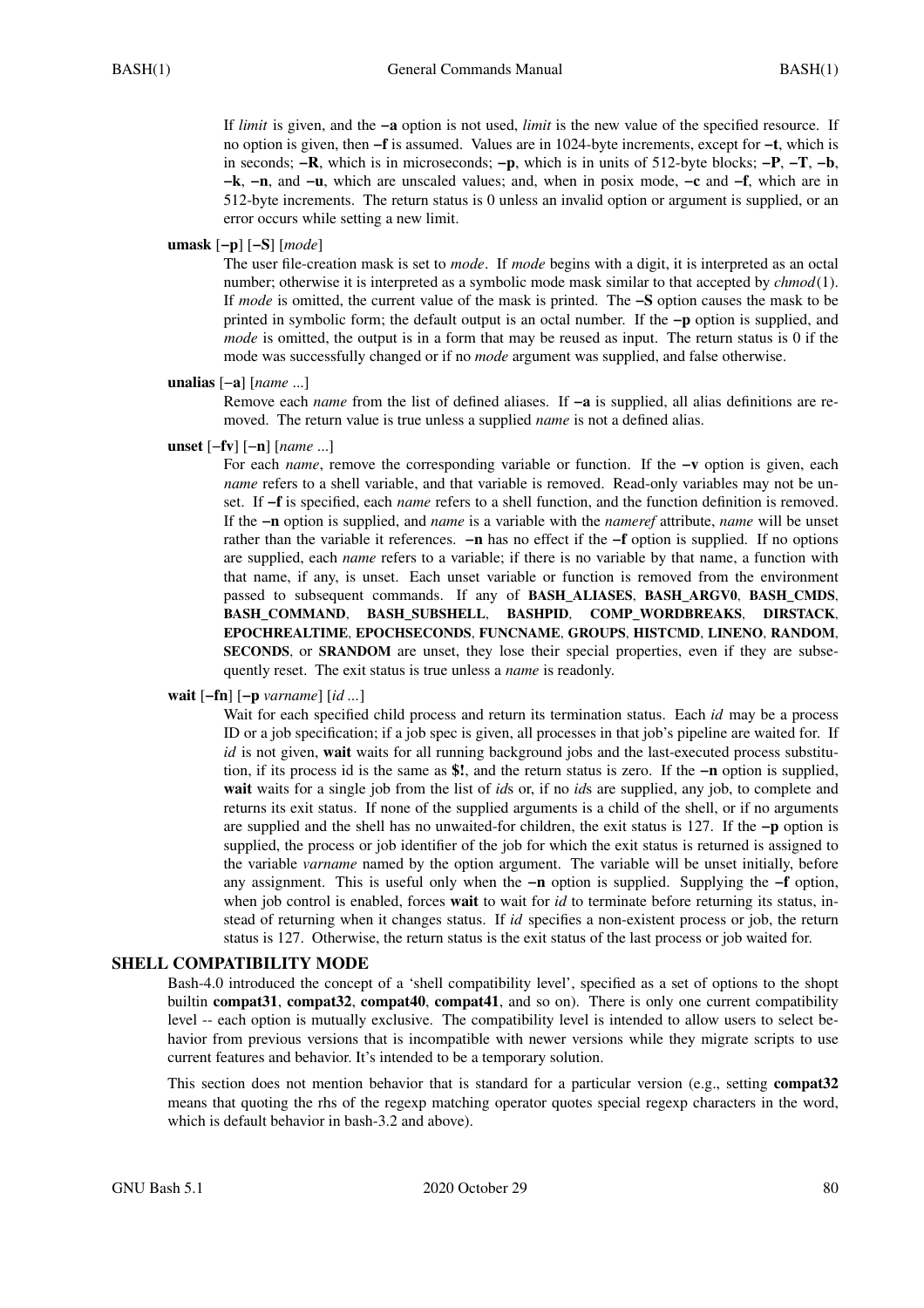If *limit* is given, and the **−a** option is not used, *limit* is the new value of the specified resource. If no option is given, then **−f** is assumed. Values are in 1024-byte increments, except for **−t**, which is in seconds; **−R**, which is in microseconds; **−p**, which is in units of 512-byte blocks; **−P**, **−T**, **−b**, **−k**, **−n**, and **−u**, which are unscaled values; and, when in posix mode, **−c** and **−f**, which are in 512-byte increments. The return status is 0 unless an invalid option or argument is supplied, or an error occurs while setting a new limit.

**umask** [**−p**] [**−S**] [*mode*]
: The user file-creation mask is set to *mode*. If *mode* begins with a digit, it is interpreted as an octal number; otherwise it is interpreted as a symbolic mode mask similar to that accepted by *chmod*(1). If *mode* is omitted, the current value of the mask is printed. The **−S** option causes the mask to be printed in symbolic form; the default output is an octal number. If the **−p** option is supplied, and *mode* is omitted, the output is in a form that may be reused as input. The return status is 0 if the mode was successfully changed or if no *mode* argument was supplied, and false otherwise.

**unalias** [−**a**] [*name* ...]
: Remove each *name* from the list of defined aliases. If **−a** is supplied, all alias definitions are removed. The return value is true unless a supplied *name* is not a defined alias.

**unset** [−**fv**] [−**n**] [*name* ...]
: For each *name*, remove the corresponding variable or function. If the **−v** option is given, each *name* refers to a shell variable, and that variable is removed. Read-only variables may not be unset. If **−f** is specified, each *name* refers to a shell function, and the function definition is removed. If the **−n** option is supplied, and *name* is a variable with the *nameref* attribute, *name* will be unset rather than the variable it references. **−n** has no effect if the **−f** option is supplied. If no options are supplied, each *name* refers to a variable; if there is no variable by that name, a function with that name, if any, is unset. Each unset variable or function is removed from the environment passed to subsequent commands. If any of **BASH_ALIASES**, **BASH_ARGV0**, **BASH_CMDS**, **BASH_COMMAND**, **BASH_SUBSHELL**, **BASHPID**, **COMP_WORDBREAKS**, **DIRSTACK**, **EPOCHREALTIME**, **EPOCHSECONDS**, **FUNCNAME**, **GROUPS**, **HISTCMD**, **LINENO**, **RANDOM**, **SECONDS**, or **SRANDOM** are unset, they lose their special properties, even if they are subsequently reset. The exit status is true unless a *name* is readonly.

**wait** [**−fn**] [**−p** *varname*] [*id ...*]
: Wait for each specified child process and return its termination status. Each *id* may be a process ID or a job specification; if a job spec is given, all processes in that job's pipeline are waited for. If *id* is not given, **wait** waits for all running background jobs and the last-executed process substitution, if its process id is the same as **$!**, and the return status is zero. If the **−n** option is supplied, **wait** waits for a single job from the list of *id*s or, if no *id*s are supplied, any job, to complete and returns its exit status. If none of the supplied arguments is a child of the shell, or if no arguments are supplied and the shell has no unwaited-for children, the exit status is 127. If the **−p** option is supplied, the process or job identifier of the job for which the exit status is returned is assigned to the variable *varname* named by the option argument. The variable will be unset initially, before any assignment. This is useful only when the **−n** option is supplied. Supplying the **−f** option, when job control is enabled, forces **wait** to wait for *id* to terminate before returning its status, instead of returning when it changes status. If *id* specifies a non-existent process or job, the return status is 127. Otherwise, the return status is the exit status of the last process or job waited for.

## SHELL COMPATIBILITY MODE

Bash-4.0 introduced the concept of a 'shell compatibility level', specified as a set of options to the shopt builtin **compat31**, **compat32**, **compat40**, **compat41**, and so on). There is only one current compatibility level -- each option is mutually exclusive. The compatibility level is intended to allow users to select behavior from previous versions that is incompatible with newer versions while they migrate scripts to use current features and behavior. It's intended to be a temporary solution.

This section does not mention behavior that is standard for a particular version (e.g., setting **compat32** means that quoting the rhs of the regexp matching operator quotes special regexp characters in the word, which is default behavior in bash-3.2 and above).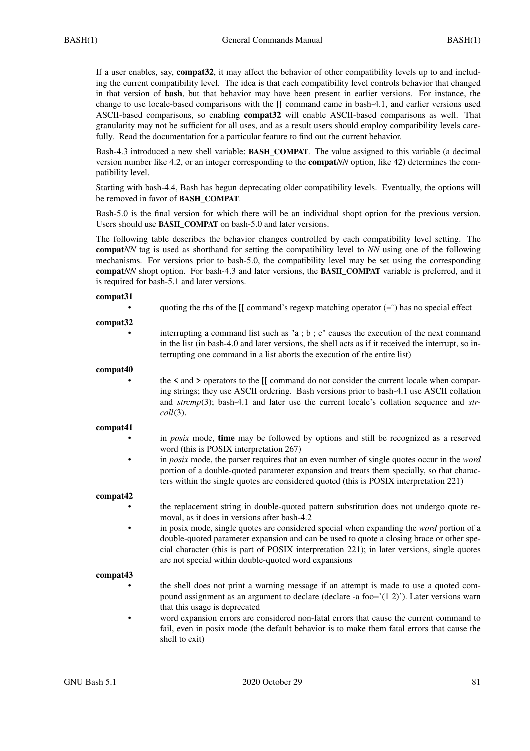If a user enables, say, **compat32**, it may affect the behavior of other compatibility levels up to and including the current compatibility level. The idea is that each compatibility level controls behavior that changed in that version of **bash**, but that behavior may have been present in earlier versions. For instance, the change to use locale-based comparisons with the **[[** command came in bash-4.1, and earlier versions used ASCII-based comparisons, so enabling **compat32** will enable ASCII-based comparisons as well. That granularity may not be sufficient for all uses, and as a result users should employ compatibility levels carefully. Read the documentation for a particular feature to find out the current behavior.

Bash-4.3 introduced a new shell variable: **BASH_COMPAT**. The value assigned to this variable (a decimal version number like 4.2, or an integer corresponding to the **compat***NN* option, like 42) determines the compatibility level.

Starting with bash-4.4, Bash has begun deprecating older compatibility levels. Eventually, the options will be removed in favor of **BASH_COMPAT**.

Bash-5.0 is the final version for which there will be an individual shopt option for the previous version. Users should use **BASH_COMPAT** on bash-5.0 and later versions.

The following table describes the behavior changes controlled by each compatibility level setting. The **compat***NN* tag is used as shorthand for setting the compatibility level to *NN* using one of the following mechanisms. For versions prior to bash-5.0, the compatibility level may be set using the corresponding **compat***NN* shopt option. For bash-4.3 and later versions, the **BASH_COMPAT** variable is preferred, and it is required for bash-5.1 and later versions.

**compat31**

- quoting the rhs of the **[[** command's regexp matching operator (=~) has no special effect

**compat32**

- interrupting a command list such as "a ; b ; c" causes the execution of the next command in the list (in bash-4.0 and later versions, the shell acts as if it received the interrupt, so interrupting one command in a list aborts the execution of the entire list)

**compat40**

- the **<** and **>** operators to the **[[** command do not consider the current locale when comparing strings; they use ASCII ordering. Bash versions prior to bash-4.1 use ASCII collation and *strcmp*(3); bash-4.1 and later use the current locale's collation sequence and *strcoll*(3).

**compat41**

- in *posix* mode, **time** may be followed by options and still be recognized as a reserved word (this is POSIX interpretation 267)
- in *posix* mode, the parser requires that an even number of single quotes occur in the *word* portion of a double-quoted parameter expansion and treats them specially, so that characters within the single quotes are considered quoted (this is POSIX interpretation 221)

**compat42**

- the replacement string in double-quoted pattern substitution does not undergo quote removal, as it does in versions after bash-4.2
- in posix mode, single quotes are considered special when expanding the *word* portion of a double-quoted parameter expansion and can be used to quote a closing brace or other special character (this is part of POSIX interpretation 221); in later versions, single quotes are not special within double-quoted word expansions

**compat43**

- the shell does not print a warning message if an attempt is made to use a quoted compound assignment as an argument to declare (declare -a foo='(1 2)'). Later versions warn that this usage is deprecated
- word expansion errors are considered non-fatal errors that cause the current command to fail, even in posix mode (the default behavior is to make them fatal errors that cause the shell to exit)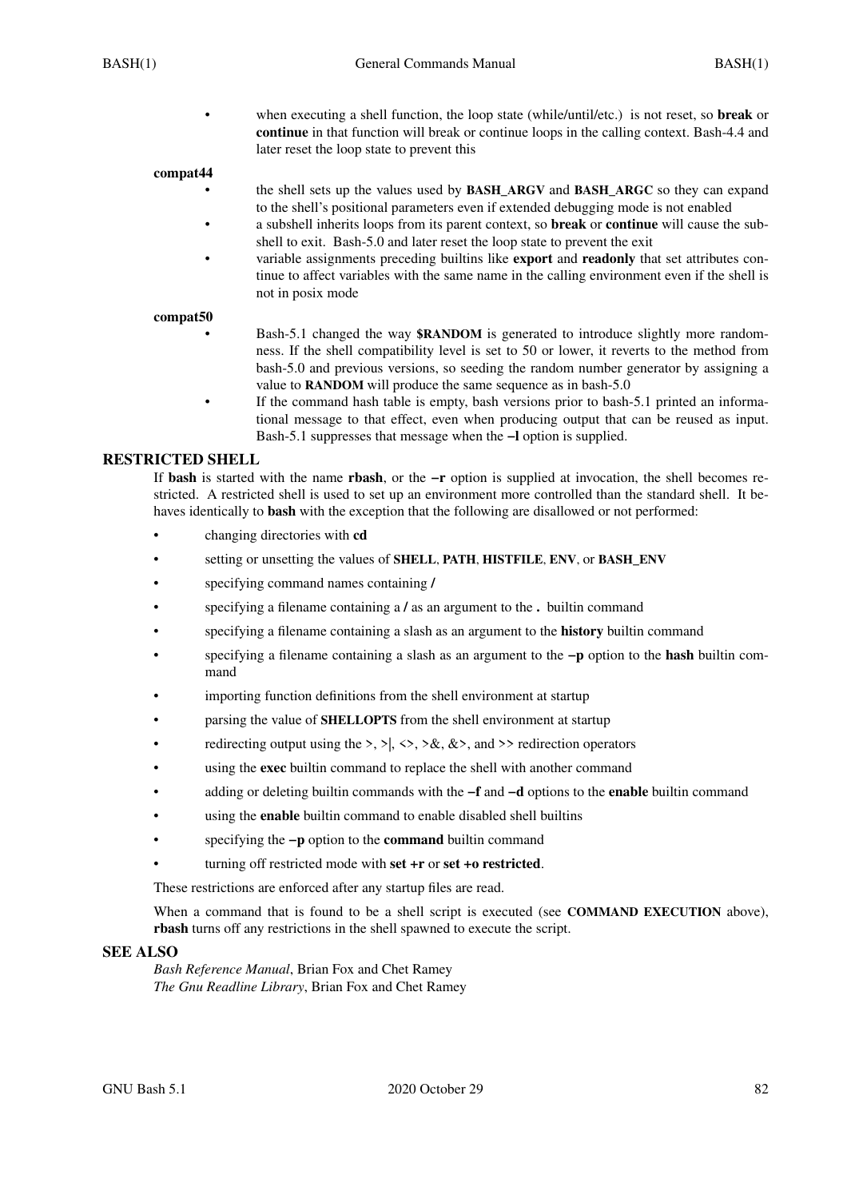- when executing a shell function, the loop state (while/until/etc.) is not reset, so **break** or **continue** in that function will break or continue loops in the calling context. Bash-4.4 and later reset the loop state to prevent this

**compat44**

- the shell sets up the values used by **BASH_ARGV** and **BASH_ARGC** so they can expand to the shell's positional parameters even if extended debugging mode is not enabled
- a subshell inherits loops from its parent context, so **break** or **continue** will cause the subshell to exit. Bash-5.0 and later reset the loop state to prevent the exit
- variable assignments preceding builtins like **export** and **readonly** that set attributes continue to affect variables with the same name in the calling environment even if the shell is not in posix mode

**compat50**

- Bash-5.1 changed the way **$RANDOM** is generated to introduce slightly more randomness. If the shell compatibility level is set to 50 or lower, it reverts to the method from bash-5.0 and previous versions, so seeding the random number generator by assigning a value to **RANDOM** will produce the same sequence as in bash-5.0
- If the command hash table is empty, bash versions prior to bash-5.1 printed an informational message to that effect, even when producing output that can be reused as input. Bash-5.1 suppresses that message when the **−l** option is supplied.

## RESTRICTED SHELL

If **bash** is started with the name **rbash**, or the **−r** option is supplied at invocation, the shell becomes restricted. A restricted shell is used to set up an environment more controlled than the standard shell. It behaves identically to **bash** with the exception that the following are disallowed or not performed:

- changing directories with **cd**
- setting or unsetting the values of **SHELL**, **PATH**, **HISTFILE**, **ENV**, or **BASH_ENV**
- specifying command names containing **/**
- specifying a filename containing a **/** as an argument to the **.** builtin command
- specifying a filename containing a slash as an argument to the **history** builtin command
- specifying a filename containing a slash as an argument to the **−p** option to the **hash** builtin command
- importing function definitions from the shell environment at startup
- parsing the value of **SHELLOPTS** from the shell environment at startup
- redirecting output using the >, >|, <>, >&, &>, and >> redirection operators
- using the **exec** builtin command to replace the shell with another command
- adding or deleting builtin commands with the **−f** and **−d** options to the **enable** builtin command
- using the **enable** builtin command to enable disabled shell builtins
- specifying the **−p** option to the **command** builtin command
- turning off restricted mode with **set +r** or **set +o restricted**.

These restrictions are enforced after any startup files are read.

When a command that is found to be a shell script is executed (see **COMMAND EXECUTION** above), **rbash** turns off any restrictions in the shell spawned to execute the script.

## SEE ALSO

*Bash Reference Manual*, Brian Fox and Chet Ramey
*The Gnu Readline Library*, Brian Fox and Chet Ramey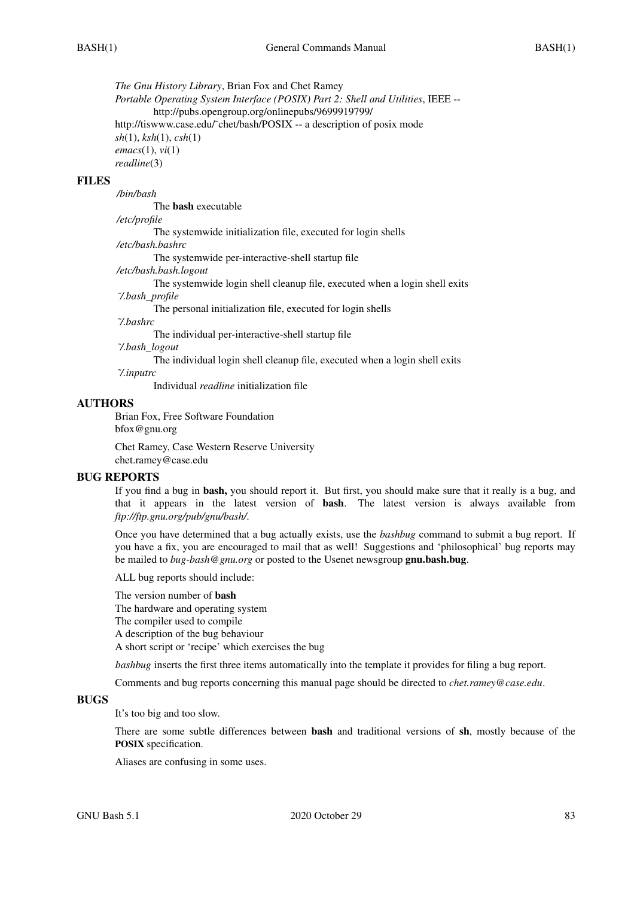*The Gnu History Library*, Brian Fox and Chet Ramey
*Portable Operating System Interface (POSIX) Part 2: Shell and Utilities*, IEEE --
http://pubs.opengroup.org/onlinepubs/9699919799/
http://tiswww.case.edu/~chet/bash/POSIX -- a description of posix mode
*sh*(1), *ksh*(1), *csh*(1)
*emacs*(1), *vi*(1)
*readline*(3)

## FILES

*/bin/bash*
: The **bash** executable

*/etc/profile*
: The systemwide initialization file, executed for login shells

*/etc/bash.bashrc*
: The systemwide per-interactive-shell startup file

*/etc/bash.bash.logout*
: The systemwide login shell cleanup file, executed when a login shell exits

*~/.bash_profile*
: The personal initialization file, executed for login shells

*~/.bashrc*
: The individual per-interactive-shell startup file

*~/.bash_logout*
: The individual login shell cleanup file, executed when a login shell exits

*~/.inputrc*
: Individual *readline* initialization file

## AUTHORS

Brian Fox, Free Software Foundation
bfox@gnu.org

Chet Ramey, Case Western Reserve University
chet.ramey@case.edu

## BUG REPORTS

If you find a bug in **bash,** you should report it. But first, you should make sure that it really is a bug, and that it appears in the latest version of **bash**. The latest version is always available from *ftp://ftp.gnu.org/pub/gnu/bash/*.

Once you have determined that a bug actually exists, use the *bashbug* command to submit a bug report. If you have a fix, you are encouraged to mail that as well! Suggestions and 'philosophical' bug reports may be mailed to *bug-bash@gnu.org* or posted to the Usenet newsgroup **gnu.bash.bug**.

ALL bug reports should include:

The version number of **bash**
The hardware and operating system
The compiler used to compile
A description of the bug behaviour
A short script or 'recipe' which exercises the bug

*bashbug* inserts the first three items automatically into the template it provides for filing a bug report.

Comments and bug reports concerning this manual page should be directed to *chet.ramey@case.edu*.

## BUGS

It's too big and too slow.

There are some subtle differences between **bash** and traditional versions of **sh**, mostly because of the **POSIX** specification.

Aliases are confusing in some uses.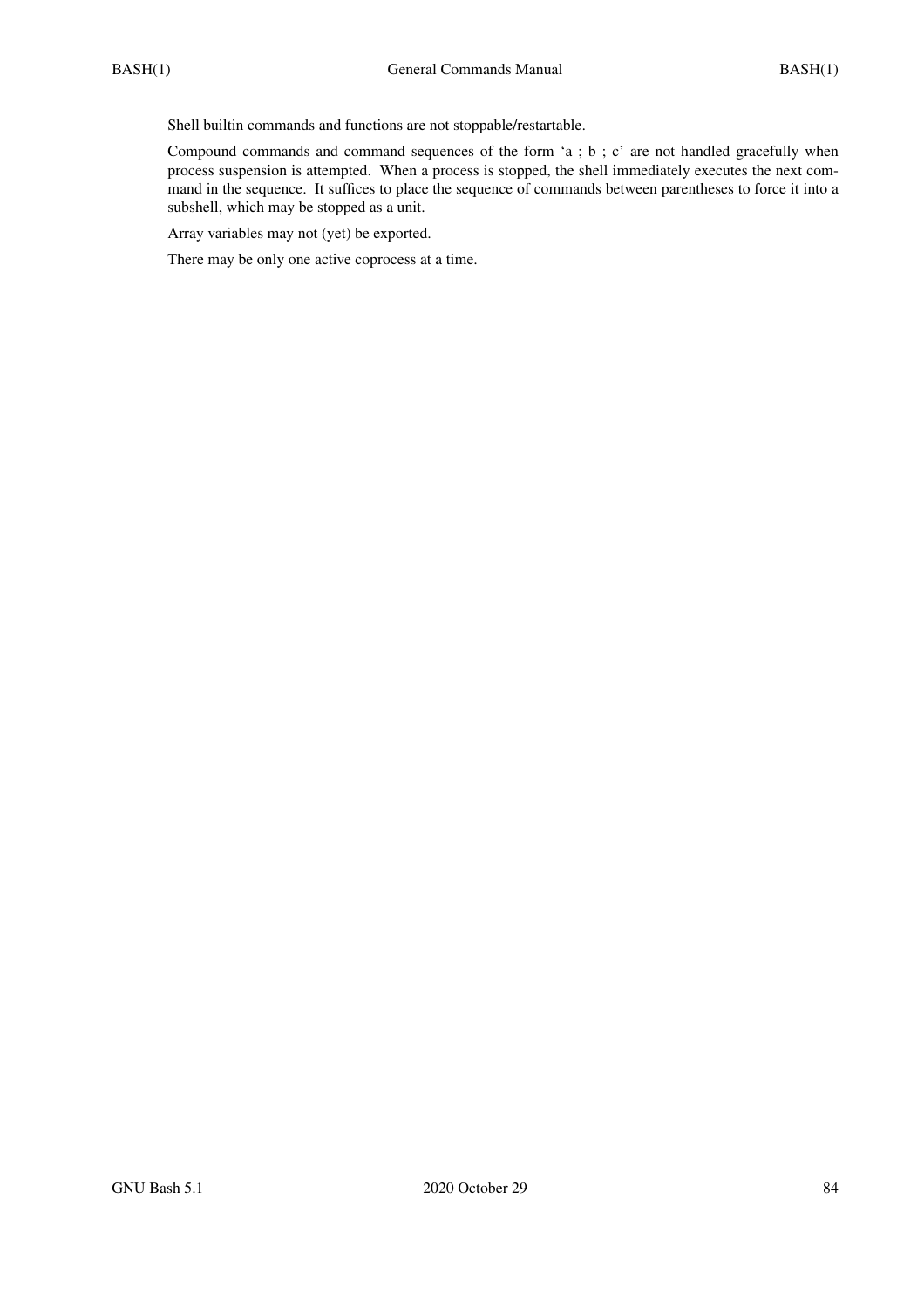Shell builtin commands and functions are not stoppable/restartable.

Compound commands and command sequences of the form 'a ; b ; c' are not handled gracefully when process suspension is attempted. When a process is stopped, the shell immediately executes the next command in the sequence. It suffices to place the sequence of commands between parentheses to force it into a subshell, which may be stopped as a unit.

Array variables may not (yet) be exported.

There may be only one active coprocess at a time.